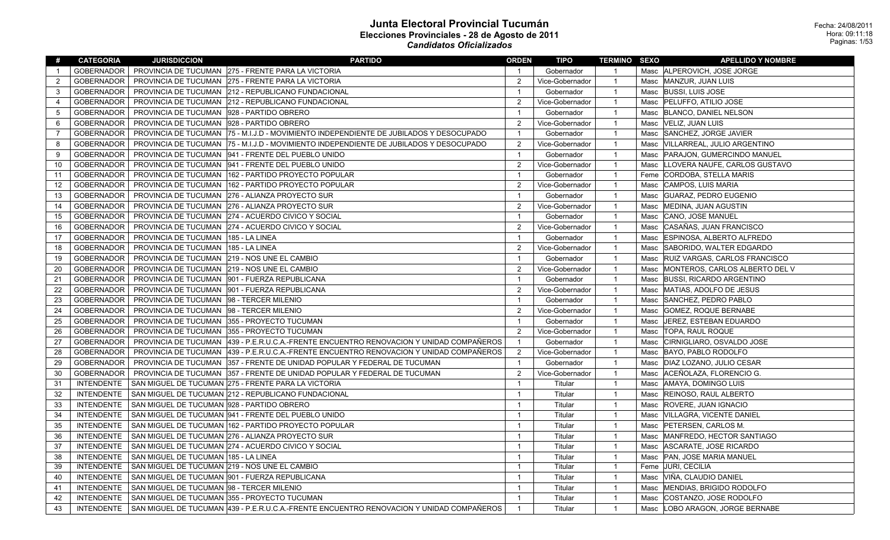# Junta Electoral Provincial Tucumán

## Elecciones Provinciales - 28 de Agosto de 2011

### *Candidatos Oficializados*

Fecha: 24/08/2011
Hora: 09:11:18

| # | CATEGORIA | JURISDICCION | PARTIDO | ORDEN | TIPO | TERMINO | SEXO | APELLIDO Y NOMBRE |
|---|---|---|---|---|---|---|---|---|
| 1 | GOBERNADOR | PROVINCIA DE TUCUMAN | 275 - FRENTE PARA LA VICTORIA | 1 | Gobernador | 1 | Masc | ALPEROVICH, JOSE JORGE |
| 2 | GOBERNADOR | PROVINCIA DE TUCUMAN | 275 - FRENTE PARA LA VICTORIA | 2 | Vice-Gobernador | 1 | Masc | MANZUR, JUAN LUIS |
| 3 | GOBERNADOR | PROVINCIA DE TUCUMAN | 212 - REPUBLICANO FUNDACIONAL | 1 | Gobernador | 1 | Masc | BUSSI, LUIS JOSE |
| 4 | GOBERNADOR | PROVINCIA DE TUCUMAN | 212 - REPUBLICANO FUNDACIONAL | 2 | Vice-Gobernador | 1 | Masc | PELUFFO, ATILIO JOSE |
| 5 | GOBERNADOR | PROVINCIA DE TUCUMAN | 928 - PARTIDO OBRERO | 1 | Gobernador | 1 | Masc | BLANCO, DANIEL NELSON |
| 6 | GOBERNADOR | PROVINCIA DE TUCUMAN | 928 - PARTIDO OBRERO | 2 | Vice-Gobernador | 1 | Masc | VELIZ, JUAN LUIS |
| 7 | GOBERNADOR | PROVINCIA DE TUCUMAN | 75 - M.I.J.D - MOVIMIENTO INDEPENDIENTE DE JUBILADOS Y DESOCUPADO | 1 | Gobernador | 1 | Masc | SANCHEZ, JORGE JAVIER |
| 8 | GOBERNADOR | PROVINCIA DE TUCUMAN | 75 - M.I.J.D - MOVIMIENTO INDEPENDIENTE DE JUBILADOS Y DESOCUPADO | 2 | Vice-Gobernador | 1 | Masc | VILLARREAL, JULIO ARGENTINO |
| 9 | GOBERNADOR | PROVINCIA DE TUCUMAN | 941 - FRENTE DEL PUEBLO UNIDO | 1 | Gobernador | 1 | Masc | PARAJON, GUMERCINDO MANUEL |
| 10 | GOBERNADOR | PROVINCIA DE TUCUMAN | 941 - FRENTE DEL PUEBLO UNIDO | 2 | Vice-Gobernador | 1 | Masc | LLOVERA NAUFE, CARLOS GUSTAVO |
| 11 | GOBERNADOR | PROVINCIA DE TUCUMAN | 162 - PARTIDO PROYECTO POPULAR | 1 | Gobernador | 1 | Feme | CORDOBA, STELLA MARIS |
| 12 | GOBERNADOR | PROVINCIA DE TUCUMAN | 162 - PARTIDO PROYECTO POPULAR | 2 | Vice-Gobernador | 1 | Masc | CAMPOS, LUIS MARIA |
| 13 | GOBERNADOR | PROVINCIA DE TUCUMAN | 276 - ALIANZA PROYECTO SUR | 1 | Gobernador | 1 | Masc | GUARAZ, PEDRO EUGENIO |
| 14 | GOBERNADOR | PROVINCIA DE TUCUMAN | 276 - ALIANZA PROYECTO SUR | 2 | Vice-Gobernador | 1 | Masc | MEDINA, JUAN AGUSTIN |
| 15 | GOBERNADOR | PROVINCIA DE TUCUMAN | 274 - ACUERDO CIVICO Y SOCIAL | 1 | Gobernador | 1 | Masc | CANO, JOSE MANUEL |
| 16 | GOBERNADOR | PROVINCIA DE TUCUMAN | 274 - ACUERDO CIVICO Y SOCIAL | 2 | Vice-Gobernador | 1 | Masc | CASAÑAS, JUAN FRANCISCO |
| 17 | GOBERNADOR | PROVINCIA DE TUCUMAN | 185 - LA LINEA | 1 | Gobernador | 1 | Masc | ESPINOSA, ALBERTO ALFREDO |
| 18 | GOBERNADOR | PROVINCIA DE TUCUMAN | 185 - LA LINEA | 2 | Vice-Gobernador | 1 | Masc | SABORIDO, WALTER EDGARDO |
| 19 | GOBERNADOR | PROVINCIA DE TUCUMAN | 219 - NOS UNE EL CAMBIO | 1 | Gobernador | 1 | Masc | RUIZ VARGAS, CARLOS FRANCISCO |
| 20 | GOBERNADOR | PROVINCIA DE TUCUMAN | 219 - NOS UNE EL CAMBIO | 2 | Vice-Gobernador | 1 | Masc | MONTEROS, CARLOS ALBERTO DEL V |
| 21 | GOBERNADOR | PROVINCIA DE TUCUMAN | 901 - FUERZA REPUBLICANA | 1 | Gobernador | 1 | Masc | BUSSI, RICARDO ARGENTINO |
| 22 | GOBERNADOR | PROVINCIA DE TUCUMAN | 901 - FUERZA REPUBLICANA | 2 | Vice-Gobernador | 1 | Masc | MATIAS, ADOLFO DE JESUS |
| 23 | GOBERNADOR | PROVINCIA DE TUCUMAN | 98 - TERCER MILENIO | 1 | Gobernador | 1 | Masc | SANCHEZ, PEDRO PABLO |
| 24 | GOBERNADOR | PROVINCIA DE TUCUMAN | 98 - TERCER MILENIO | 2 | Vice-Gobernador | 1 | Masc | GOMEZ, ROQUE BERNABE |
| 25 | GOBERNADOR | PROVINCIA DE TUCUMAN | 355 - PROYECTO TUCUMAN | 1 | Gobernador | 1 | Masc | JEREZ, ESTEBAN EDUARDO |
| 26 | GOBERNADOR | PROVINCIA DE TUCUMAN | 355 - PROYECTO TUCUMAN | 2 | Vice-Gobernador | 1 | Masc | TOPA, RAUL ROQUE |
| 27 | GOBERNADOR | PROVINCIA DE TUCUMAN | 439 - P.E.R.U.C.A.-FRENTE ENCUENTRO RENOVACION Y UNIDAD COMPAÑEROS | 1 | Gobernador | 1 | Masc | CIRNIGLIARO, OSVALDO JOSE |
| 28 | GOBERNADOR | PROVINCIA DE TUCUMAN | 439 - P.E.R.U.C.A.-FRENTE ENCUENTRO RENOVACION Y UNIDAD COMPAÑEROS | 2 | Vice-Gobernador | 1 | Masc | BAYO, PABLO RODOLFO |
| 29 | GOBERNADOR | PROVINCIA DE TUCUMAN | 357 - FRENTE DE UNIDAD POPULAR Y FEDERAL DE TUCUMAN | 1 | Gobernador | 1 | Masc | DIAZ LOZANO, JULIO CESAR |
| 30 | GOBERNADOR | PROVINCIA DE TUCUMAN | 357 - FRENTE DE UNIDAD POPULAR Y FEDERAL DE TUCUMAN | 2 | Vice-Gobernador | 1 | Masc | ACEÑOLAZA, FLORENCIO G. |
| 31 | INTENDENTE | SAN MIGUEL DE TUCUMAN | 275 - FRENTE PARA LA VICTORIA | 1 | Titular | 1 | Masc | AMAYA, DOMINGO LUIS |
| 32 | INTENDENTE | SAN MIGUEL DE TUCUMAN | 212 - REPUBLICANO FUNDACIONAL | 1 | Titular | 1 | Masc | REINOSO, RAUL ALBERTO |
| 33 | INTENDENTE | SAN MIGUEL DE TUCUMAN | 928 - PARTIDO OBRERO | 1 | Titular | 1 | Masc | ROVERE, JUAN IGNACIO |
| 34 | INTENDENTE | SAN MIGUEL DE TUCUMAN | 941 - FRENTE DEL PUEBLO UNIDO | 1 | Titular | 1 | Masc | VILLAGRA, VICENTE DANIEL |
| 35 | INTENDENTE | SAN MIGUEL DE TUCUMAN | 162 - PARTIDO PROYECTO POPULAR | 1 | Titular | 1 | Masc | PETERSEN, CARLOS M. |
| 36 | INTENDENTE | SAN MIGUEL DE TUCUMAN | 276 - ALIANZA PROYECTO SUR | 1 | Titular | 1 | Masc | MANFREDO, HECTOR SANTIAGO |
| 37 | INTENDENTE | SAN MIGUEL DE TUCUMAN | 274 - ACUERDO CIVICO Y SOCIAL | 1 | Titular | 1 | Masc | ASCARATE, JOSE RICARDO |
| 38 | INTENDENTE | SAN MIGUEL DE TUCUMAN | 185 - LA LINEA | 1 | Titular | 1 | Masc | PAN, JOSE MARIA MANUEL |
| 39 | INTENDENTE | SAN MIGUEL DE TUCUMAN | 219 - NOS UNE EL CAMBIO | 1 | Titular | 1 | Feme | JURI, CECILIA |
| 40 | INTENDENTE | SAN MIGUEL DE TUCUMAN | 901 - FUERZA REPUBLICANA | 1 | Titular | 1 | Masc | VIÑA, CLAUDIO DANIEL |
| 41 | INTENDENTE | SAN MIGUEL DE TUCUMAN | 98 - TERCER MILENIO | 1 | Titular | 1 | Masc | MENDIAS, BRIGIDO RODOLFO |
| 42 | INTENDENTE | SAN MIGUEL DE TUCUMAN | 355 - PROYECTO TUCUMAN | 1 | Titular | 1 | Masc | COSTANZO, JOSE RODOLFO |
| 43 | INTENDENTE | SAN MIGUEL DE TUCUMAN | 439 - P.E.R.U.C.A.-FRENTE ENCUENTRO RENOVACION Y UNIDAD COMPAÑEROS | 1 | Titular | 1 | Masc | LOBO ARAGON, JORGE BERNABE |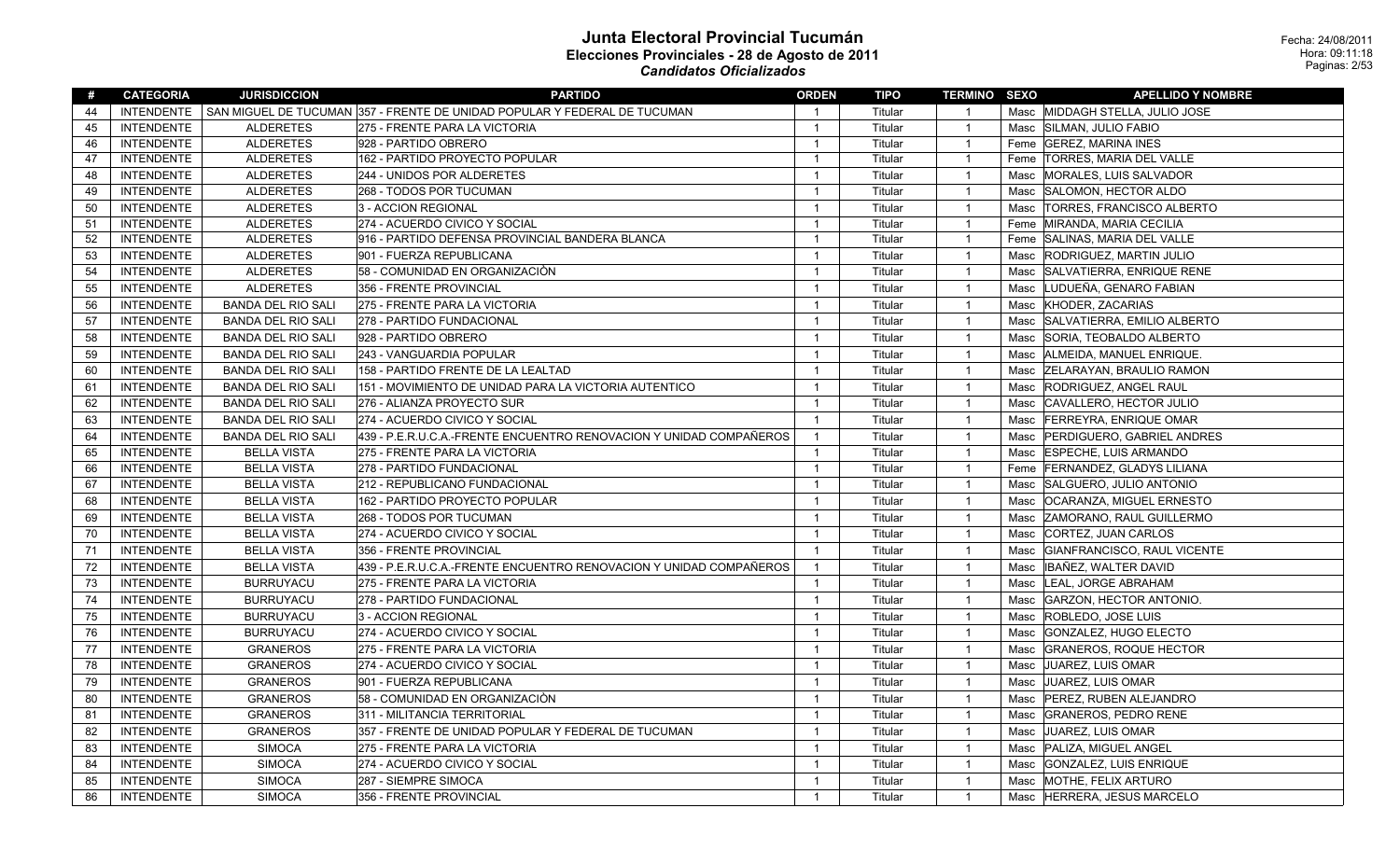# Junta Electoral Provincial Tucumán

## Elecciones Provinciales - 28 de Agosto de 2011

### *Candidatos Oficializados*

Fecha: 24/08/2011
Hora: 09:11:18

| # | CATEGORIA | JURISDICCION | PARTIDO | ORDEN | TIPO | TERMINO | SEXO | APELLIDO Y NOMBRE |
|---|---|---|---|---|---|---|---|---|
| 44 | INTENDENTE | SAN MIGUEL DE TUCUMAN | 357 - FRENTE DE UNIDAD POPULAR Y FEDERAL DE TUCUMAN | 1 | Titular | 1 | Masc | MIDDAGH STELLA, JULIO JOSE |
| 45 | INTENDENTE | ALDERETES | 275 - FRENTE PARA LA VICTORIA | 1 | Titular | 1 | Masc | SILMAN, JULIO FABIO |
| 46 | INTENDENTE | ALDERETES | 928 - PARTIDO OBRERO | 1 | Titular | 1 | Feme | GEREZ, MARINA INES |
| 47 | INTENDENTE | ALDERETES | 162 - PARTIDO PROYECTO POPULAR | 1 | Titular | 1 | Feme | TORRES, MARIA DEL VALLE |
| 48 | INTENDENTE | ALDERETES | 244 - UNIDOS POR ALDERETES | 1 | Titular | 1 | Masc | MORALES, LUIS SALVADOR |
| 49 | INTENDENTE | ALDERETES | 268 - TODOS POR TUCUMAN | 1 | Titular | 1 | Masc | SALOMON, HECTOR ALDO |
| 50 | INTENDENTE | ALDERETES | 3 - ACCION REGIONAL | 1 | Titular | 1 | Masc | TORRES, FRANCISCO ALBERTO |
| 51 | INTENDENTE | ALDERETES | 274 - ACUERDO CIVICO Y SOCIAL | 1 | Titular | 1 | Feme | MIRANDA, MARIA CECILIA |
| 52 | INTENDENTE | ALDERETES | 916 - PARTIDO DEFENSA PROVINCIAL BANDERA BLANCA | 1 | Titular | 1 | Feme | SALINAS, MARIA DEL VALLE |
| 53 | INTENDENTE | ALDERETES | 901 - FUERZA REPUBLICANA | 1 | Titular | 1 | Masc | RODRIGUEZ, MARTIN JULIO |
| 54 | INTENDENTE | ALDERETES | 58 - COMUNIDAD EN ORGANIZACIÒN | 1 | Titular | 1 | Masc | SALVATIERRA, ENRIQUE RENE |
| 55 | INTENDENTE | ALDERETES | 356 - FRENTE PROVINCIAL | 1 | Titular | 1 | Masc | LUDUEÑA, GENARO FABIAN |
| 56 | INTENDENTE | BANDA DEL RIO SALI | 275 - FRENTE PARA LA VICTORIA | 1 | Titular | 1 | Masc | KHODER, ZACARIAS |
| 57 | INTENDENTE | BANDA DEL RIO SALI | 278 - PARTIDO FUNDACIONAL | 1 | Titular | 1 | Masc | SALVATIERRA, EMILIO ALBERTO |
| 58 | INTENDENTE | BANDA DEL RIO SALI | 928 - PARTIDO OBRERO | 1 | Titular | 1 | Masc | SORIA, TEOBALDO ALBERTO |
| 59 | INTENDENTE | BANDA DEL RIO SALI | 243 - VANGUARDIA POPULAR | 1 | Titular | 1 | Masc | ALMEIDA, MANUEL ENRIQUE. |
| 60 | INTENDENTE | BANDA DEL RIO SALI | 158 - PARTIDO FRENTE DE LA LEALTAD | 1 | Titular | 1 | Masc | ZELARAYAN, BRAULIO RAMON |
| 61 | INTENDENTE | BANDA DEL RIO SALI | 151 - MOVIMIENTO DE UNIDAD PARA LA VICTORIA AUTENTICO | 1 | Titular | 1 | Masc | RODRIGUEZ, ANGEL RAUL |
| 62 | INTENDENTE | BANDA DEL RIO SALI | 276 - ALIANZA PROYECTO SUR | 1 | Titular | 1 | Masc | CAVALLERO, HECTOR JULIO |
| 63 | INTENDENTE | BANDA DEL RIO SALI | 274 - ACUERDO CIVICO Y SOCIAL | 1 | Titular | 1 | Masc | FERREYRA, ENRIQUE OMAR |
| 64 | INTENDENTE | BANDA DEL RIO SALI | 439 - P.E.R.U.C.A.-FRENTE ENCUENTRO RENOVACION Y UNIDAD COMPAÑEROS | 1 | Titular | 1 | Masc | PERDIGUERO, GABRIEL ANDRES |
| 65 | INTENDENTE | BELLA VISTA | 275 - FRENTE PARA LA VICTORIA | 1 | Titular | 1 | Masc | ESPECHE, LUIS ARMANDO |
| 66 | INTENDENTE | BELLA VISTA | 278 - PARTIDO FUNDACIONAL | 1 | Titular | 1 | Feme | FERNANDEZ, GLADYS LILIANA |
| 67 | INTENDENTE | BELLA VISTA | 212 - REPUBLICANO FUNDACIONAL | 1 | Titular | 1 | Masc | SALGUERO, JULIO ANTONIO |
| 68 | INTENDENTE | BELLA VISTA | 162 - PARTIDO PROYECTO POPULAR | 1 | Titular | 1 | Masc | OCARANZA, MIGUEL ERNESTO |
| 69 | INTENDENTE | BELLA VISTA | 268 - TODOS POR TUCUMAN | 1 | Titular | 1 | Masc | ZAMORANO, RAUL GUILLERMO |
| 70 | INTENDENTE | BELLA VISTA | 274 - ACUERDO CIVICO Y SOCIAL | 1 | Titular | 1 | Masc | CORTEZ, JUAN CARLOS |
| 71 | INTENDENTE | BELLA VISTA | 356 - FRENTE PROVINCIAL | 1 | Titular | 1 | Masc | GIANFRANCISCO, RAUL VICENTE |
| 72 | INTENDENTE | BELLA VISTA | 439 - P.E.R.U.C.A.-FRENTE ENCUENTRO RENOVACION Y UNIDAD COMPAÑEROS | 1 | Titular | 1 | Masc | IBAÑEZ, WALTER DAVID |
| 73 | INTENDENTE | BURRUYACU | 275 - FRENTE PARA LA VICTORIA | 1 | Titular | 1 | Masc | LEAL, JORGE ABRAHAM |
| 74 | INTENDENTE | BURRUYACU | 278 - PARTIDO FUNDACIONAL | 1 | Titular | 1 | Masc | GARZON, HECTOR ANTONIO. |
| 75 | INTENDENTE | BURRUYACU | 3 - ACCION REGIONAL | 1 | Titular | 1 | Masc | ROBLEDO, JOSE LUIS |
| 76 | INTENDENTE | BURRUYACU | 274 - ACUERDO CIVICO Y SOCIAL | 1 | Titular | 1 | Masc | GONZALEZ, HUGO ELECTO |
| 77 | INTENDENTE | GRANEROS | 275 - FRENTE PARA LA VICTORIA | 1 | Titular | 1 | Masc | GRANEROS, ROQUE HECTOR |
| 78 | INTENDENTE | GRANEROS | 274 - ACUERDO CIVICO Y SOCIAL | 1 | Titular | 1 | Masc | JUAREZ, LUIS OMAR |
| 79 | INTENDENTE | GRANEROS | 901 - FUERZA REPUBLICANA | 1 | Titular | 1 | Masc | JUAREZ, LUIS OMAR |
| 80 | INTENDENTE | GRANEROS | 58 - COMUNIDAD EN ORGANIZACIÒN | 1 | Titular | 1 | Masc | PEREZ, RUBEN ALEJANDRO |
| 81 | INTENDENTE | GRANEROS | 311 - MILITANCIA TERRITORIAL | 1 | Titular | 1 | Masc | GRANEROS, PEDRO RENE |
| 82 | INTENDENTE | GRANEROS | 357 - FRENTE DE UNIDAD POPULAR Y FEDERAL DE TUCUMAN | 1 | Titular | 1 | Masc | JUAREZ, LUIS OMAR |
| 83 | INTENDENTE | SIMOCA | 275 - FRENTE PARA LA VICTORIA | 1 | Titular | 1 | Masc | PALIZA, MIGUEL ANGEL |
| 84 | INTENDENTE | SIMOCA | 274 - ACUERDO CIVICO Y SOCIAL | 1 | Titular | 1 | Masc | GONZALEZ, LUIS ENRIQUE |
| 85 | INTENDENTE | SIMOCA | 287 - SIEMPRE SIMOCA | 1 | Titular | 1 | Masc | MOTHE, FELIX ARTURO |
| 86 | INTENDENTE | SIMOCA | 356 - FRENTE PROVINCIAL | 1 | Titular | 1 | Masc | HERRERA, JESUS MARCELO |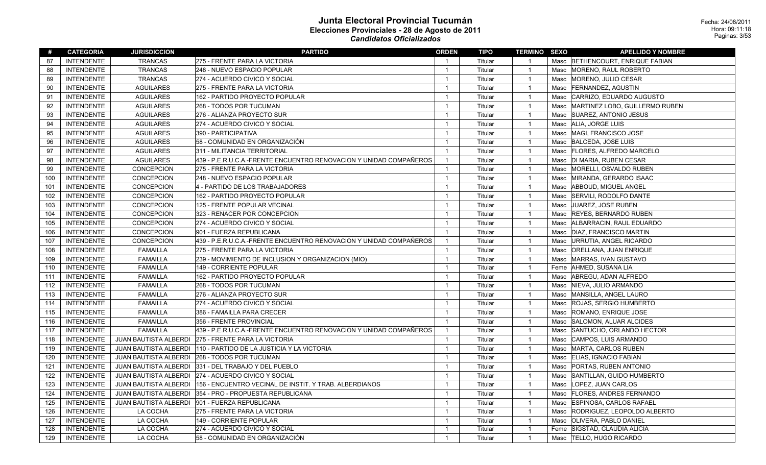# Junta Electoral Provincial Tucumán

## Elecciones Provinciales - 28 de Agosto de 2011

### *Candidatos Oficializados*

Fecha: 24/08/2011
Hora: 09:11:18

| # | CATEGORIA | JURISDICCION | PARTIDO | ORDEN | TIPO | TERMINO | SEXO | APELLIDO Y NOMBRE |
|---|---|---|---|---|---|---|---|---|
| 87 | INTENDENTE | TRANCAS | 275 - FRENTE PARA LA VICTORIA | 1 | Titular | 1 | Masc | BETHENCOURT, ENRIQUE FABIAN |
| 88 | INTENDENTE | TRANCAS | 248 - NUEVO ESPACIO POPULAR | 1 | Titular | 1 | Masc | MORENO, RAUL ROBERTO |
| 89 | INTENDENTE | TRANCAS | 274 - ACUERDO CIVICO Y SOCIAL | 1 | Titular | 1 | Masc | MORENO, JULIO CESAR |
| 90 | INTENDENTE | AGUILARES | 275 - FRENTE PARA LA VICTORIA | 1 | Titular | 1 | Masc | FERNANDEZ, AGUSTIN |
| 91 | INTENDENTE | AGUILARES | 162 - PARTIDO PROYECTO POPULAR | 1 | Titular | 1 | Masc | CARRIZO, EDUARDO AUGUSTO |
| 92 | INTENDENTE | AGUILARES | 268 - TODOS POR TUCUMAN | 1 | Titular | 1 | Masc | MARTINEZ LOBO, GUILLERMO RUBEN |
| 93 | INTENDENTE | AGUILARES | 276 - ALIANZA PROYECTO SUR | 1 | Titular | 1 | Masc | SUAREZ, ANTONIO JESUS |
| 94 | INTENDENTE | AGUILARES | 274 - ACUERDO CIVICO Y SOCIAL | 1 | Titular | 1 | Masc | ALIA, JORGE LUIS |
| 95 | INTENDENTE | AGUILARES | 390 - PARTICIPATIVA | 1 | Titular | 1 | Masc | MAGI, FRANCISCO JOSE |
| 96 | INTENDENTE | AGUILARES | 58 - COMUNIDAD EN ORGANIZACIÒN | 1 | Titular | 1 | Masc | BALCEDA, JOSE LUIS |
| 97 | INTENDENTE | AGUILARES | 311 - MILITANCIA TERRITORIAL | 1 | Titular | 1 | Masc | FLORES, ALFREDO MARCELO |
| 98 | INTENDENTE | AGUILARES | 439 - P.E.R.U.C.A.-FRENTE ENCUENTRO RENOVACION Y UNIDAD COMPAÑEROS | 1 | Titular | 1 | Masc | DI MARIA, RUBEN CESAR |
| 99 | INTENDENTE | CONCEPCION | 275 - FRENTE PARA LA VICTORIA | 1 | Titular | 1 | Masc | MORELLI, OSVALDO RUBEN |
| 100 | INTENDENTE | CONCEPCION | 248 - NUEVO ESPACIO POPULAR | 1 | Titular | 1 | Masc | MIRANDA, GERARDO ISAAC |
| 101 | INTENDENTE | CONCEPCION | 4 - PARTIDO DE LOS TRABAJADORES | 1 | Titular | 1 | Masc | ABBOUD, MIGUEL ANGEL |
| 102 | INTENDENTE | CONCEPCION | 162 - PARTIDO PROYECTO POPULAR | 1 | Titular | 1 | Masc | SERVILI, RODOLFO DANTE |
| 103 | INTENDENTE | CONCEPCION | 125 - FRENTE POPULAR VECINAL | 1 | Titular | 1 | Masc | JUAREZ, JOSE RUBEN |
| 104 | INTENDENTE | CONCEPCION | 323 - RENACER POR CONCEPCION | 1 | Titular | 1 | Masc | REYES, BERNARDO RUBEN |
| 105 | INTENDENTE | CONCEPCION | 274 - ACUERDO CIVICO Y SOCIAL | 1 | Titular | 1 | Masc | ALBARRACIN, RAUL EDUARDO |
| 106 | INTENDENTE | CONCEPCION | 901 - FUERZA REPUBLICANA | 1 | Titular | 1 | Masc | DIAZ, FRANCISCO MARTIN |
| 107 | INTENDENTE | CONCEPCION | 439 - P.E.R.U.C.A.-FRENTE ENCUENTRO RENOVACION Y UNIDAD COMPAÑEROS | 1 | Titular | 1 | Masc | URRUTIA, ANGEL RICARDO |
| 108 | INTENDENTE | FAMAILLA | 275 - FRENTE PARA LA VICTORIA | 1 | Titular | 1 | Masc | ORELLANA, JUAN ENRIQUE |
| 109 | INTENDENTE | FAMAILLA | 239 - MOVIMIENTO DE INCLUSION Y ORGANIZACION (MIO) | 1 | Titular | 1 | Masc | MARRAS, IVAN GUSTAVO |
| 110 | INTENDENTE | FAMAILLA | 149 - CORRIENTE POPULAR | 1 | Titular | 1 | Feme | AHMED, SUSANA LIA |
| 111 | INTENDENTE | FAMAILLA | 162 - PARTIDO PROYECTO POPULAR | 1 | Titular | 1 | Masc | ABREGU, ADAN ALFREDO |
| 112 | INTENDENTE | FAMAILLA | 268 - TODOS POR TUCUMAN | 1 | Titular | 1 | Masc | NIEVA, JULIO ARMANDO |
| 113 | INTENDENTE | FAMAILLA | 276 - ALIANZA PROYECTO SUR | 1 | Titular | 1 | Masc | MANSILLA, ANGEL LAURO |
| 114 | INTENDENTE | FAMAILLA | 274 - ACUERDO CIVICO Y SOCIAL | 1 | Titular | 1 | Masc | ROJAS, SERGIO HUMBERTO |
| 115 | INTENDENTE | FAMAILLA | 386 - FAMAILLA PARA CRECER | 1 | Titular | 1 | Masc | ROMANO, ENRIQUE JOSE |
| 116 | INTENDENTE | FAMAILLA | 356 - FRENTE PROVINCIAL | 1 | Titular | 1 | Masc | SALOMON, ALUAR ALCIDES |
| 117 | INTENDENTE | FAMAILLA | 439 - P.E.R.U.C.A.-FRENTE ENCUENTRO RENOVACION Y UNIDAD COMPAÑEROS | 1 | Titular | 1 | Masc | SANTUCHO, ORLANDO HECTOR |
| 118 | INTENDENTE | JUAN BAUTISTA ALBERDI | 275 - FRENTE PARA LA VICTORIA | 1 | Titular | 1 | Masc | CAMPOS, LUIS ARMANDO |
| 119 | INTENDENTE | JUAN BAUTISTA ALBERDI | 110 - PARTIDO DE LA JUSTICIA Y LA VICTORIA | 1 | Titular | 1 | Masc | MARTA, CARLOS RUBEN |
| 120 | INTENDENTE | JUAN BAUTISTA ALBERDI | 268 - TODOS POR TUCUMAN | 1 | Titular | 1 | Masc | ELIAS, IGNACIO FABIAN |
| 121 | INTENDENTE | JUAN BAUTISTA ALBERDI | 331 - DEL TRABAJO Y DEL PUEBLO | 1 | Titular | 1 | Masc | PORTAS, RUBEN ANTONIO |
| 122 | INTENDENTE | JUAN BAUTISTA ALBERDI | 274 - ACUERDO CIVICO Y SOCIAL | 1 | Titular | 1 | Masc | SANTILLAN, GUIDO HUMBERTO |
| 123 | INTENDENTE | JUAN BAUTISTA ALBERDI | 156 - ENCUENTRO VECINAL DE INSTIT. Y TRAB. ALBERDIANOS | 1 | Titular | 1 | Masc | LOPEZ, JUAN CARLOS |
| 124 | INTENDENTE | JUAN BAUTISTA ALBERDI | 354 - PRO - PROPUESTA REPUBLICANA | 1 | Titular | 1 | Masc | FLORES, ANDRES FERNANDO |
| 125 | INTENDENTE | JUAN BAUTISTA ALBERDI | 901 - FUERZA REPUBLICANA | 1 | Titular | 1 | Masc | ESPINOSA, CARLOS RAFAEL |
| 126 | INTENDENTE | LA COCHA | 275 - FRENTE PARA LA VICTORIA | 1 | Titular | 1 | Masc | RODRIGUEZ, LEOPOLDO ALBERTO |
| 127 | INTENDENTE | LA COCHA | 149 - CORRIENTE POPULAR | 1 | Titular | 1 | Masc | OLIVERA, PABLO DANIEL |
| 128 | INTENDENTE | LA COCHA | 274 - ACUERDO CIVICO Y SOCIAL | 1 | Titular | 1 | Feme | SIGSTAD, CLAUDIA ALICIA |
| 129 | INTENDENTE | LA COCHA | 58 - COMUNIDAD EN ORGANIZACIÒN | 1 | Titular | 1 | Masc | TELLO, HUGO RICARDO |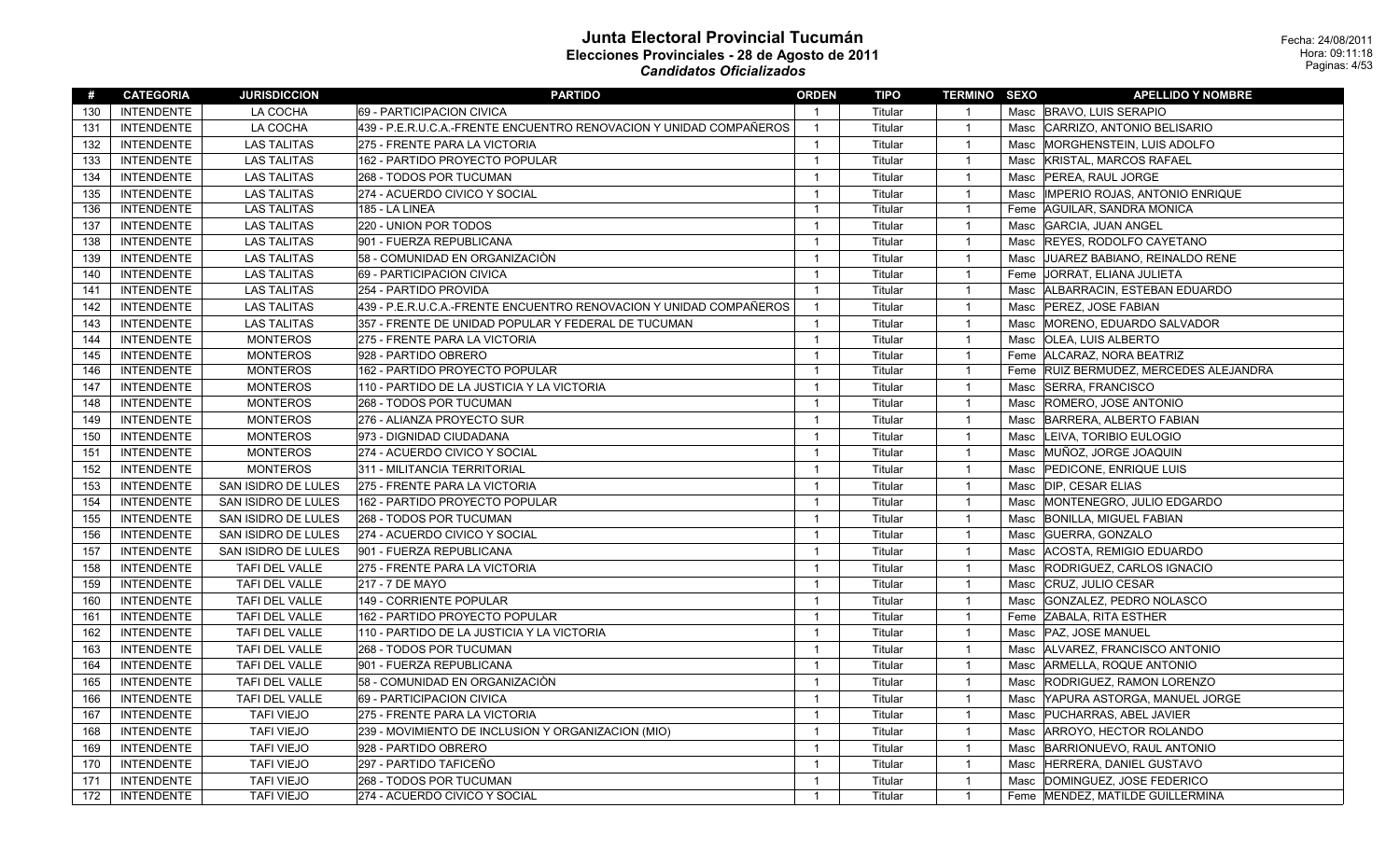# Junta Electoral Provincial Tucumán

## Elecciones Provinciales - 28 de Agosto de 2011

### *Candidatos Oficializados*

Fecha: 24/08/2011
Hora: 09:11:18

| # | CATEGORIA | JURISDICCION | PARTIDO | ORDEN | TIPO | TERMINO | SEXO | APELLIDO Y NOMBRE |
|---|---|---|---|---|---|---|---|---|
| 130 | INTENDENTE | LA COCHA | 69 - PARTICIPACION CIVICA | 1 | Titular | 1 | Masc | BRAVO, LUIS SERAPIO |
| 131 | INTENDENTE | LA COCHA | 439 - P.E.R.U.C.A.-FRENTE ENCUENTRO RENOVACION Y UNIDAD COMPAÑEROS | 1 | Titular | 1 | Masc | CARRIZO, ANTONIO BELISARIO |
| 132 | INTENDENTE | LAS TALITAS | 275 - FRENTE PARA LA VICTORIA | 1 | Titular | 1 | Masc | MORGHENSTEIN, LUIS ADOLFO |
| 133 | INTENDENTE | LAS TALITAS | 162 - PARTIDO PROYECTO POPULAR | 1 | Titular | 1 | Masc | KRISTAL, MARCOS RAFAEL |
| 134 | INTENDENTE | LAS TALITAS | 268 - TODOS POR TUCUMAN | 1 | Titular | 1 | Masc | PEREA, RAUL JORGE |
| 135 | INTENDENTE | LAS TALITAS | 274 - ACUERDO CIVICO Y SOCIAL | 1 | Titular | 1 | Masc | IMPERIO ROJAS, ANTONIO ENRIQUE |
| 136 | INTENDENTE | LAS TALITAS | 185 - LA LINEA | 1 | Titular | 1 | Feme | AGUILAR, SANDRA MONICA |
| 137 | INTENDENTE | LAS TALITAS | 220 - UNION POR TODOS | 1 | Titular | 1 | Masc | GARCIA, JUAN ANGEL |
| 138 | INTENDENTE | LAS TALITAS | 901 - FUERZA REPUBLICANA | 1 | Titular | 1 | Masc | REYES, RODOLFO CAYETANO |
| 139 | INTENDENTE | LAS TALITAS | 58 - COMUNIDAD EN ORGANIZACIÒN | 1 | Titular | 1 | Masc | JUAREZ BABIANO, REINALDO RENE |
| 140 | INTENDENTE | LAS TALITAS | 69 - PARTICIPACION CIVICA | 1 | Titular | 1 | Feme | JORRAT, ELIANA JULIETA |
| 141 | INTENDENTE | LAS TALITAS | 254 - PARTIDO PROVIDA | 1 | Titular | 1 | Masc | ALBARRACIN, ESTEBAN EDUARDO |
| 142 | INTENDENTE | LAS TALITAS | 439 - P.E.R.U.C.A.-FRENTE ENCUENTRO RENOVACION Y UNIDAD COMPAÑEROS | 1 | Titular | 1 | Masc | PEREZ, JOSE FABIAN |
| 143 | INTENDENTE | LAS TALITAS | 357 - FRENTE DE UNIDAD POPULAR Y FEDERAL DE TUCUMAN | 1 | Titular | 1 | Masc | MORENO, EDUARDO SALVADOR |
| 144 | INTENDENTE | MONTEROS | 275 - FRENTE PARA LA VICTORIA | 1 | Titular | 1 | Masc | OLEA, LUIS ALBERTO |
| 145 | INTENDENTE | MONTEROS | 928 - PARTIDO OBRERO | 1 | Titular | 1 | Feme | ALCARAZ, NORA BEATRIZ |
| 146 | INTENDENTE | MONTEROS | 162 - PARTIDO PROYECTO POPULAR | 1 | Titular | 1 | Feme | RUIZ BERMUDEZ, MERCEDES ALEJANDRA |
| 147 | INTENDENTE | MONTEROS | 110 - PARTIDO DE LA JUSTICIA Y LA VICTORIA | 1 | Titular | 1 | Masc | SERRA, FRANCISCO |
| 148 | INTENDENTE | MONTEROS | 268 - TODOS POR TUCUMAN | 1 | Titular | 1 | Masc | ROMERO, JOSE ANTONIO |
| 149 | INTENDENTE | MONTEROS | 276 - ALIANZA PROYECTO SUR | 1 | Titular | 1 | Masc | BARRERA, ALBERTO FABIAN |
| 150 | INTENDENTE | MONTEROS | 973 - DIGNIDAD CIUDADANA | 1 | Titular | 1 | Masc | LEIVA, TORIBIO EULOGIO |
| 151 | INTENDENTE | MONTEROS | 274 - ACUERDO CIVICO Y SOCIAL | 1 | Titular | 1 | Masc | MUÑOZ, JORGE JOAQUIN |
| 152 | INTENDENTE | MONTEROS | 311 - MILITANCIA TERRITORIAL | 1 | Titular | 1 | Masc | PEDICONE, ENRIQUE LUIS |
| 153 | INTENDENTE | SAN ISIDRO DE LULES | 275 - FRENTE PARA LA VICTORIA | 1 | Titular | 1 | Masc | DIP, CESAR ELIAS |
| 154 | INTENDENTE | SAN ISIDRO DE LULES | 162 - PARTIDO PROYECTO POPULAR | 1 | Titular | 1 | Masc | MONTENEGRO, JULIO EDGARDO |
| 155 | INTENDENTE | SAN ISIDRO DE LULES | 268 - TODOS POR TUCUMAN | 1 | Titular | 1 | Masc | BONILLA, MIGUEL FABIAN |
| 156 | INTENDENTE | SAN ISIDRO DE LULES | 274 - ACUERDO CIVICO Y SOCIAL | 1 | Titular | 1 | Masc | GUERRA, GONZALO |
| 157 | INTENDENTE | SAN ISIDRO DE LULES | 901 - FUERZA REPUBLICANA | 1 | Titular | 1 | Masc | ACOSTA, REMIGIO EDUARDO |
| 158 | INTENDENTE | TAFI DEL VALLE | 275 - FRENTE PARA LA VICTORIA | 1 | Titular | 1 | Masc | RODRIGUEZ, CARLOS IGNACIO |
| 159 | INTENDENTE | TAFI DEL VALLE | 217 - 7 DE MAYO | 1 | Titular | 1 | Masc | CRUZ, JULIO CESAR |
| 160 | INTENDENTE | TAFI DEL VALLE | 149 - CORRIENTE POPULAR | 1 | Titular | 1 | Masc | GONZALEZ, PEDRO NOLASCO |
| 161 | INTENDENTE | TAFI DEL VALLE | 162 - PARTIDO PROYECTO POPULAR | 1 | Titular | 1 | Feme | ZABALA, RITA ESTHER |
| 162 | INTENDENTE | TAFI DEL VALLE | 110 - PARTIDO DE LA JUSTICIA Y LA VICTORIA | 1 | Titular | 1 | Masc | PAZ, JOSE MANUEL |
| 163 | INTENDENTE | TAFI DEL VALLE | 268 - TODOS POR TUCUMAN | 1 | Titular | 1 | Masc | ALVAREZ, FRANCISCO ANTONIO |
| 164 | INTENDENTE | TAFI DEL VALLE | 901 - FUERZA REPUBLICANA | 1 | Titular | 1 | Masc | ARMELLA, ROQUE ANTONIO |
| 165 | INTENDENTE | TAFI DEL VALLE | 58 - COMUNIDAD EN ORGANIZACIÒN | 1 | Titular | 1 | Masc | RODRIGUEZ, RAMON LORENZO |
| 166 | INTENDENTE | TAFI DEL VALLE | 69 - PARTICIPACION CIVICA | 1 | Titular | 1 | Masc | YAPURA ASTORGA, MANUEL JORGE |
| 167 | INTENDENTE | TAFI VIEJO | 275 - FRENTE PARA LA VICTORIA | 1 | Titular | 1 | Masc | PUCHARRAS, ABEL JAVIER |
| 168 | INTENDENTE | TAFI VIEJO | 239 - MOVIMIENTO DE INCLUSION Y ORGANIZACION (MIO) | 1 | Titular | 1 | Masc | ARROYO, HECTOR ROLANDO |
| 169 | INTENDENTE | TAFI VIEJO | 928 - PARTIDO OBRERO | 1 | Titular | 1 | Masc | BARRIONUEVO, RAUL ANTONIO |
| 170 | INTENDENTE | TAFI VIEJO | 297 - PARTIDO TAFICEÑO | 1 | Titular | 1 | Masc | HERRERA, DANIEL GUSTAVO |
| 171 | INTENDENTE | TAFI VIEJO | 268 - TODOS POR TUCUMAN | 1 | Titular | 1 | Masc | DOMINGUEZ, JOSE FEDERICO |
| 172 | INTENDENTE | TAFI VIEJO | 274 - ACUERDO CIVICO Y SOCIAL | 1 | Titular | 1 | Feme | MENDEZ, MATILDE GUILLERMINA |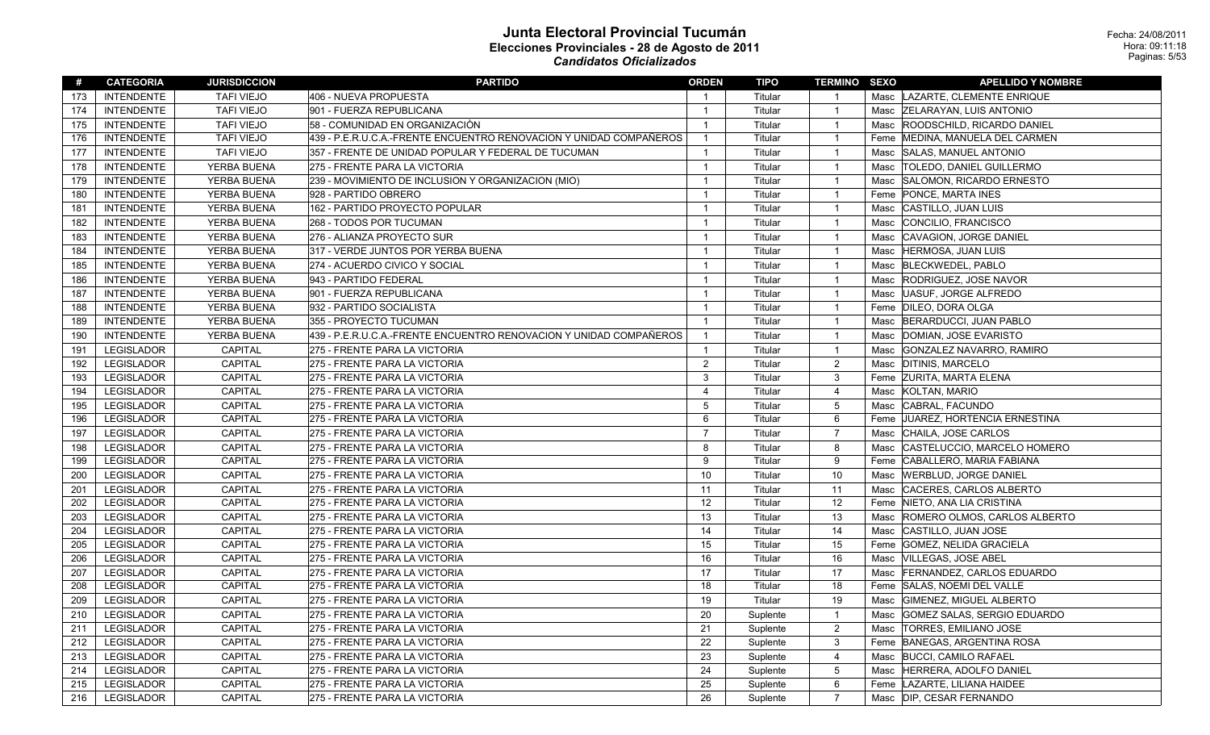# Junta Electoral Provincial Tucumán

## Elecciones Provinciales - 28 de Agosto de 2011

### *Candidatos Oficializados*

Fecha: 24/08/2011
Hora: 09:11:18

| # | CATEGORIA | JURISDICCION | PARTIDO | ORDEN | TIPO | TERMINO | SEXO | APELLIDO Y NOMBRE |
|---|---|---|---|---|---|---|---|---|
| 173 | INTENDENTE | TAFI VIEJO | 406 - NUEVA PROPUESTA | 1 | Titular | 1 | Masc | LAZARTE, CLEMENTE ENRIQUE |
| 174 | INTENDENTE | TAFI VIEJO | 901 - FUERZA REPUBLICANA | 1 | Titular | 1 | Masc | ZELARAYAN, LUIS ANTONIO |
| 175 | INTENDENTE | TAFI VIEJO | 58 - COMUNIDAD EN ORGANIZACIÒN | 1 | Titular | 1 | Masc | ROODSCHILD, RICARDO DANIEL |
| 176 | INTENDENTE | TAFI VIEJO | 439 - P.E.R.U.C.A.-FRENTE ENCUENTRO RENOVACION Y UNIDAD COMPAÑEROS | 1 | Titular | 1 | Feme | MEDINA, MANUELA DEL CARMEN |
| 177 | INTENDENTE | TAFI VIEJO | 357 - FRENTE DE UNIDAD POPULAR Y FEDERAL DE TUCUMAN | 1 | Titular | 1 | Masc | SALAS, MANUEL ANTONIO |
| 178 | INTENDENTE | YERBA BUENA | 275 - FRENTE PARA LA VICTORIA | 1 | Titular | 1 | Masc | TOLEDO, DANIEL GUILLERMO |
| 179 | INTENDENTE | YERBA BUENA | 239 - MOVIMIENTO DE INCLUSION Y ORGANIZACION (MIO) | 1 | Titular | 1 | Masc | SALOMON, RICARDO ERNESTO |
| 180 | INTENDENTE | YERBA BUENA | 928 - PARTIDO OBRERO | 1 | Titular | 1 | Feme | PONCE, MARTA INES |
| 181 | INTENDENTE | YERBA BUENA | 162 - PARTIDO PROYECTO POPULAR | 1 | Titular | 1 | Masc | CASTILLO, JUAN LUIS |
| 182 | INTENDENTE | YERBA BUENA | 268 - TODOS POR TUCUMAN | 1 | Titular | 1 | Masc | CONCILIO, FRANCISCO |
| 183 | INTENDENTE | YERBA BUENA | 276 - ALIANZA PROYECTO SUR | 1 | Titular | 1 | Masc | CAVAGION, JORGE DANIEL |
| 184 | INTENDENTE | YERBA BUENA | 317 - VERDE JUNTOS POR YERBA BUENA | 1 | Titular | 1 | Masc | HERMOSA, JUAN LUIS |
| 185 | INTENDENTE | YERBA BUENA | 274 - ACUERDO CIVICO Y SOCIAL | 1 | Titular | 1 | Masc | BLECKWEDEL, PABLO |
| 186 | INTENDENTE | YERBA BUENA | 943 - PARTIDO FEDERAL | 1 | Titular | 1 | Masc | RODRIGUEZ, JOSE NAVOR |
| 187 | INTENDENTE | YERBA BUENA | 901 - FUERZA REPUBLICANA | 1 | Titular | 1 | Masc | UASUF, JORGE ALFREDO |
| 188 | INTENDENTE | YERBA BUENA | 932 - PARTIDO SOCIALISTA | 1 | Titular | 1 | Feme | DILEO, DORA OLGA |
| 189 | INTENDENTE | YERBA BUENA | 355 - PROYECTO TUCUMAN | 1 | Titular | 1 | Masc | BERARDUCCI, JUAN PABLO |
| 190 | INTENDENTE | YERBA BUENA | 439 - P.E.R.U.C.A.-FRENTE ENCUENTRO RENOVACION Y UNIDAD COMPAÑEROS | 1 | Titular | 1 | Masc | DOMIAN, JOSE EVARISTO |
| 191 | LEGISLADOR | CAPITAL | 275 - FRENTE PARA LA VICTORIA | 1 | Titular | 1 | Masc | GONZALEZ NAVARRO, RAMIRO |
| 192 | LEGISLADOR | CAPITAL | 275 - FRENTE PARA LA VICTORIA | 2 | Titular | 2 | Masc | DITINIS, MARCELO |
| 193 | LEGISLADOR | CAPITAL | 275 - FRENTE PARA LA VICTORIA | 3 | Titular | 3 | Feme | ZURITA, MARTA ELENA |
| 194 | LEGISLADOR | CAPITAL | 275 - FRENTE PARA LA VICTORIA | 4 | Titular | 4 | Masc | KOLTAN, MARIO |
| 195 | LEGISLADOR | CAPITAL | 275 - FRENTE PARA LA VICTORIA | 5 | Titular | 5 | Masc | CABRAL, FACUNDO |
| 196 | LEGISLADOR | CAPITAL | 275 - FRENTE PARA LA VICTORIA | 6 | Titular | 6 | Feme | JUAREZ, HORTENCIA ERNESTINA |
| 197 | LEGISLADOR | CAPITAL | 275 - FRENTE PARA LA VICTORIA | 7 | Titular | 7 | Masc | CHAILA, JOSE CARLOS |
| 198 | LEGISLADOR | CAPITAL | 275 - FRENTE PARA LA VICTORIA | 8 | Titular | 8 | Masc | CASTELUCCIO, MARCELO HOMERO |
| 199 | LEGISLADOR | CAPITAL | 275 - FRENTE PARA LA VICTORIA | 9 | Titular | 9 | Feme | CABALLERO, MARIA FABIANA |
| 200 | LEGISLADOR | CAPITAL | 275 - FRENTE PARA LA VICTORIA | 10 | Titular | 10 | Masc | WERBLUD, JORGE DANIEL |
| 201 | LEGISLADOR | CAPITAL | 275 - FRENTE PARA LA VICTORIA | 11 | Titular | 11 | Masc | CACERES, CARLOS ALBERTO |
| 202 | LEGISLADOR | CAPITAL | 275 - FRENTE PARA LA VICTORIA | 12 | Titular | 12 | Feme | NIETO, ANA LIA CRISTINA |
| 203 | LEGISLADOR | CAPITAL | 275 - FRENTE PARA LA VICTORIA | 13 | Titular | 13 | Masc | ROMERO OLMOS, CARLOS ALBERTO |
| 204 | LEGISLADOR | CAPITAL | 275 - FRENTE PARA LA VICTORIA | 14 | Titular | 14 | Masc | CASTILLO, JUAN JOSE |
| 205 | LEGISLADOR | CAPITAL | 275 - FRENTE PARA LA VICTORIA | 15 | Titular | 15 | Feme | GOMEZ, NELIDA GRACIELA |
| 206 | LEGISLADOR | CAPITAL | 275 - FRENTE PARA LA VICTORIA | 16 | Titular | 16 | Masc | VILLEGAS, JOSE ABEL |
| 207 | LEGISLADOR | CAPITAL | 275 - FRENTE PARA LA VICTORIA | 17 | Titular | 17 | Masc | FERNANDEZ, CARLOS EDUARDO |
| 208 | LEGISLADOR | CAPITAL | 275 - FRENTE PARA LA VICTORIA | 18 | Titular | 18 | Feme | SALAS, NOEMI DEL VALLE |
| 209 | LEGISLADOR | CAPITAL | 275 - FRENTE PARA LA VICTORIA | 19 | Titular | 19 | Masc | GIMENEZ, MIGUEL ALBERTO |
| 210 | LEGISLADOR | CAPITAL | 275 - FRENTE PARA LA VICTORIA | 20 | Suplente | 1 | Masc | GOMEZ SALAS, SERGIO EDUARDO |
| 211 | LEGISLADOR | CAPITAL | 275 - FRENTE PARA LA VICTORIA | 21 | Suplente | 2 | Masc | TORRES, EMILIANO JOSE |
| 212 | LEGISLADOR | CAPITAL | 275 - FRENTE PARA LA VICTORIA | 22 | Suplente | 3 | Feme | BANEGAS, ARGENTINA ROSA |
| 213 | LEGISLADOR | CAPITAL | 275 - FRENTE PARA LA VICTORIA | 23 | Suplente | 4 | Masc | BUCCI, CAMILO RAFAEL |
| 214 | LEGISLADOR | CAPITAL | 275 - FRENTE PARA LA VICTORIA | 24 | Suplente | 5 | Masc | HERRERA, ADOLFO DANIEL |
| 215 | LEGISLADOR | CAPITAL | 275 - FRENTE PARA LA VICTORIA | 25 | Suplente | 6 | Feme | LAZARTE, LILIANA HAIDEE |
| 216 | LEGISLADOR | CAPITAL | 275 - FRENTE PARA LA VICTORIA | 26 | Suplente | 7 | Masc | DIP, CESAR FERNANDO |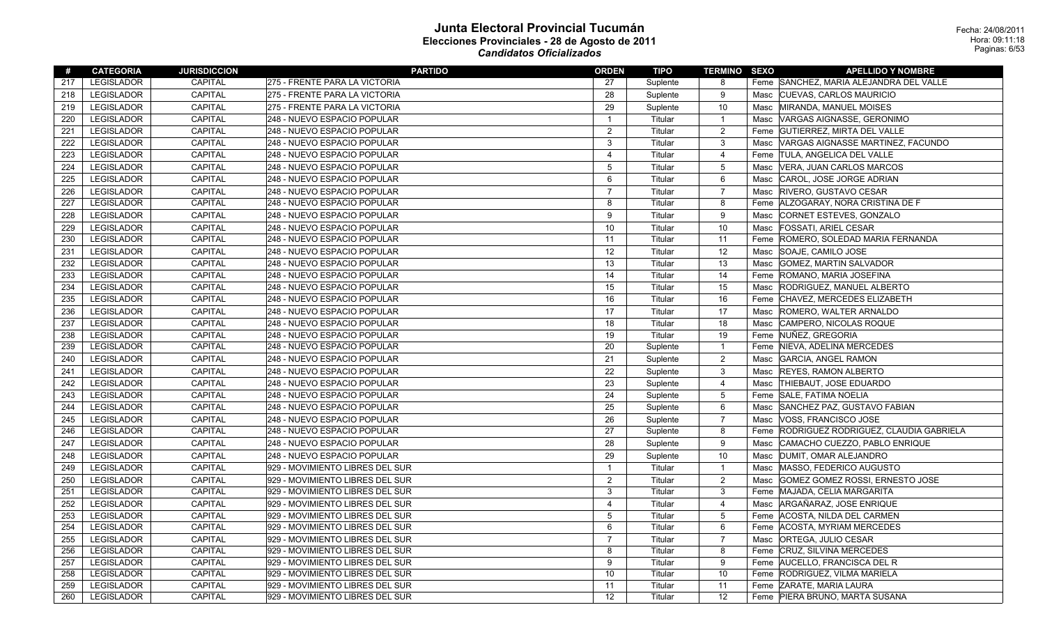# Junta Electoral Provincial Tucumán

## Elecciones Provinciales - 28 de Agosto de 2011

### *Candidatos Oficializados*

Fecha: 24/08/2011
Hora: 09:11:18

| # | CATEGORIA | JURISDICCION | PARTIDO | ORDEN | TIPO | TERMINO | SEXO | APELLIDO Y NOMBRE |
|---|---|---|---|---|---|---|---|---|
| 217 | LEGISLADOR | CAPITAL | 275 - FRENTE PARA LA VICTORIA | 27 | Suplente | 8 | Feme | SANCHEZ, MARIA ALEJANDRA DEL VALLE |
| 218 | LEGISLADOR | CAPITAL | 275 - FRENTE PARA LA VICTORIA | 28 | Suplente | 9 | Masc | CUEVAS, CARLOS MAURICIO |
| 219 | LEGISLADOR | CAPITAL | 275 - FRENTE PARA LA VICTORIA | 29 | Suplente | 10 | Masc | MIRANDA, MANUEL MOISES |
| 220 | LEGISLADOR | CAPITAL | 248 - NUEVO ESPACIO POPULAR | 1 | Titular | 1 | Masc | VARGAS AIGNASSE, GERONIMO |
| 221 | LEGISLADOR | CAPITAL | 248 - NUEVO ESPACIO POPULAR | 2 | Titular | 2 | Feme | GUTIERREZ, MIRTA DEL VALLE |
| 222 | LEGISLADOR | CAPITAL | 248 - NUEVO ESPACIO POPULAR | 3 | Titular | 3 | Masc | VARGAS AIGNASSE MARTINEZ, FACUNDO |
| 223 | LEGISLADOR | CAPITAL | 248 - NUEVO ESPACIO POPULAR | 4 | Titular | 4 | Feme | TULA, ANGELICA DEL VALLE |
| 224 | LEGISLADOR | CAPITAL | 248 - NUEVO ESPACIO POPULAR | 5 | Titular | 5 | Masc | VERA, JUAN CARLOS MARCOS |
| 225 | LEGISLADOR | CAPITAL | 248 - NUEVO ESPACIO POPULAR | 6 | Titular | 6 | Masc | CAROL, JOSE JORGE ADRIAN |
| 226 | LEGISLADOR | CAPITAL | 248 - NUEVO ESPACIO POPULAR | 7 | Titular | 7 | Masc | RIVERO, GUSTAVO CESAR |
| 227 | LEGISLADOR | CAPITAL | 248 - NUEVO ESPACIO POPULAR | 8 | Titular | 8 | Feme | ALZOGARAY, NORA CRISTINA DE F |
| 228 | LEGISLADOR | CAPITAL | 248 - NUEVO ESPACIO POPULAR | 9 | Titular | 9 | Masc | CORNET ESTEVES, GONZALO |
| 229 | LEGISLADOR | CAPITAL | 248 - NUEVO ESPACIO POPULAR | 10 | Titular | 10 | Masc | FOSSATI, ARIEL CESAR |
| 230 | LEGISLADOR | CAPITAL | 248 - NUEVO ESPACIO POPULAR | 11 | Titular | 11 | Feme | ROMERO, SOLEDAD MARIA FERNANDA |
| 231 | LEGISLADOR | CAPITAL | 248 - NUEVO ESPACIO POPULAR | 12 | Titular | 12 | Masc | SOAJE, CAMILO JOSE |
| 232 | LEGISLADOR | CAPITAL | 248 - NUEVO ESPACIO POPULAR | 13 | Titular | 13 | Masc | GOMEZ, MARTIN SALVADOR |
| 233 | LEGISLADOR | CAPITAL | 248 - NUEVO ESPACIO POPULAR | 14 | Titular | 14 | Feme | ROMANO, MARIA JOSEFINA |
| 234 | LEGISLADOR | CAPITAL | 248 - NUEVO ESPACIO POPULAR | 15 | Titular | 15 | Masc | RODRIGUEZ, MANUEL ALBERTO |
| 235 | LEGISLADOR | CAPITAL | 248 - NUEVO ESPACIO POPULAR | 16 | Titular | 16 | Feme | CHAVEZ, MERCEDES ELIZABETH |
| 236 | LEGISLADOR | CAPITAL | 248 - NUEVO ESPACIO POPULAR | 17 | Titular | 17 | Masc | ROMERO, WALTER ARNALDO |
| 237 | LEGISLADOR | CAPITAL | 248 - NUEVO ESPACIO POPULAR | 18 | Titular | 18 | Masc | CAMPERO, NICOLAS ROQUE |
| 238 | LEGISLADOR | CAPITAL | 248 - NUEVO ESPACIO POPULAR | 19 | Titular | 19 | Feme | NUÑEZ, GREGORIA |
| 239 | LEGISLADOR | CAPITAL | 248 - NUEVO ESPACIO POPULAR | 20 | Suplente | 1 | Feme | NIEVA, ADELINA MERCEDES |
| 240 | LEGISLADOR | CAPITAL | 248 - NUEVO ESPACIO POPULAR | 21 | Suplente | 2 | Masc | GARCIA, ANGEL RAMON |
| 241 | LEGISLADOR | CAPITAL | 248 - NUEVO ESPACIO POPULAR | 22 | Suplente | 3 | Masc | REYES, RAMON ALBERTO |
| 242 | LEGISLADOR | CAPITAL | 248 - NUEVO ESPACIO POPULAR | 23 | Suplente | 4 | Masc | THIEBAUT, JOSE EDUARDO |
| 243 | LEGISLADOR | CAPITAL | 248 - NUEVO ESPACIO POPULAR | 24 | Suplente | 5 | Feme | SALE, FATIMA NOELIA |
| 244 | LEGISLADOR | CAPITAL | 248 - NUEVO ESPACIO POPULAR | 25 | Suplente | 6 | Masc | SANCHEZ PAZ, GUSTAVO FABIAN |
| 245 | LEGISLADOR | CAPITAL | 248 - NUEVO ESPACIO POPULAR | 26 | Suplente | 7 | Masc | VOSS, FRANCISCO JOSE |
| 246 | LEGISLADOR | CAPITAL | 248 - NUEVO ESPACIO POPULAR | 27 | Suplente | 8 | Feme | RODRIGUEZ RODRIGUEZ, CLAUDIA GABRIELA |
| 247 | LEGISLADOR | CAPITAL | 248 - NUEVO ESPACIO POPULAR | 28 | Suplente | 9 | Masc | CAMACHO CUEZZO, PABLO ENRIQUE |
| 248 | LEGISLADOR | CAPITAL | 248 - NUEVO ESPACIO POPULAR | 29 | Suplente | 10 | Masc | DUMIT, OMAR ALEJANDRO |
| 249 | LEGISLADOR | CAPITAL | 929 - MOVIMIENTO LIBRES DEL SUR | 1 | Titular | 1 | Masc | MASSO, FEDERICO AUGUSTO |
| 250 | LEGISLADOR | CAPITAL | 929 - MOVIMIENTO LIBRES DEL SUR | 2 | Titular | 2 | Masc | GOMEZ GOMEZ ROSSI, ERNESTO JOSE |
| 251 | LEGISLADOR | CAPITAL | 929 - MOVIMIENTO LIBRES DEL SUR | 3 | Titular | 3 | Feme | MAJADA, CELIA MARGARITA |
| 252 | LEGISLADOR | CAPITAL | 929 - MOVIMIENTO LIBRES DEL SUR | 4 | Titular | 4 | Masc | ARGAÑARAZ, JOSE ENRIQUE |
| 253 | LEGISLADOR | CAPITAL | 929 - MOVIMIENTO LIBRES DEL SUR | 5 | Titular | 5 | Feme | ACOSTA, NILDA DEL CARMEN |
| 254 | LEGISLADOR | CAPITAL | 929 - MOVIMIENTO LIBRES DEL SUR | 6 | Titular | 6 | Feme | ACOSTA, MYRIAM MERCEDES |
| 255 | LEGISLADOR | CAPITAL | 929 - MOVIMIENTO LIBRES DEL SUR | 7 | Titular | 7 | Masc | ORTEGA, JULIO CESAR |
| 256 | LEGISLADOR | CAPITAL | 929 - MOVIMIENTO LIBRES DEL SUR | 8 | Titular | 8 | Feme | CRUZ, SILVINA MERCEDES |
| 257 | LEGISLADOR | CAPITAL | 929 - MOVIMIENTO LIBRES DEL SUR | 9 | Titular | 9 | Feme | AUCELLO, FRANCISCA DEL R |
| 258 | LEGISLADOR | CAPITAL | 929 - MOVIMIENTO LIBRES DEL SUR | 10 | Titular | 10 | Feme | RODRIGUEZ, VILMA MARIELA |
| 259 | LEGISLADOR | CAPITAL | 929 - MOVIMIENTO LIBRES DEL SUR | 11 | Titular | 11 | Feme | ZARATE, MARIA LAURA |
| 260 | LEGISLADOR | CAPITAL | 929 - MOVIMIENTO LIBRES DEL SUR | 12 | Titular | 12 | Feme | PIERA BRUNO, MARTA SUSANA |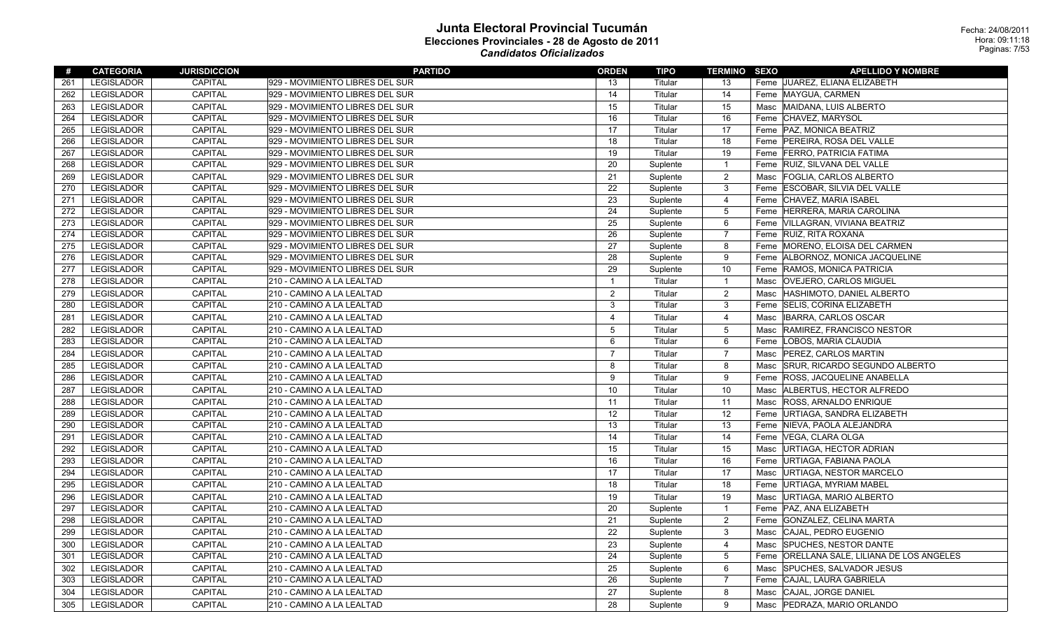# Junta Electoral Provincial Tucumán
## Elecciones Provinciales - 28 de Agosto de 2011
### *Candidatos Oficializados*

Fecha: 24/08/2011
Hora: 09:11:18

| # | CATEGORIA | JURISDICCION | PARTIDO | ORDEN | TIPO | TERMINO | SEXO | APELLIDO Y NOMBRE |
|---|---|---|---|---|---|---|---|---|
| 261 | LEGISLADOR | CAPITAL | 929 - MOVIMIENTO LIBRES DEL SUR | 13 | Titular | 13 | Feme | JUAREZ, ELIANA ELIZABETH |
| 262 | LEGISLADOR | CAPITAL | 929 - MOVIMIENTO LIBRES DEL SUR | 14 | Titular | 14 | Feme | MAYGUA, CARMEN |
| 263 | LEGISLADOR | CAPITAL | 929 - MOVIMIENTO LIBRES DEL SUR | 15 | Titular | 15 | Masc | MAIDANA, LUIS ALBERTO |
| 264 | LEGISLADOR | CAPITAL | 929 - MOVIMIENTO LIBRES DEL SUR | 16 | Titular | 16 | Feme | CHAVEZ, MARYSOL |
| 265 | LEGISLADOR | CAPITAL | 929 - MOVIMIENTO LIBRES DEL SUR | 17 | Titular | 17 | Feme | PAZ, MONICA BEATRIZ |
| 266 | LEGISLADOR | CAPITAL | 929 - MOVIMIENTO LIBRES DEL SUR | 18 | Titular | 18 | Feme | PEREIRA, ROSA DEL VALLE |
| 267 | LEGISLADOR | CAPITAL | 929 - MOVIMIENTO LIBRES DEL SUR | 19 | Titular | 19 | Feme | FERRO, PATRICIA FATIMA |
| 268 | LEGISLADOR | CAPITAL | 929 - MOVIMIENTO LIBRES DEL SUR | 20 | Suplente | 1 | Feme | RUIZ, SILVANA DEL VALLE |
| 269 | LEGISLADOR | CAPITAL | 929 - MOVIMIENTO LIBRES DEL SUR | 21 | Suplente | 2 | Masc | FOGLIA, CARLOS ALBERTO |
| 270 | LEGISLADOR | CAPITAL | 929 - MOVIMIENTO LIBRES DEL SUR | 22 | Suplente | 3 | Feme | ESCOBAR, SILVIA DEL VALLE |
| 271 | LEGISLADOR | CAPITAL | 929 - MOVIMIENTO LIBRES DEL SUR | 23 | Suplente | 4 | Feme | CHAVEZ, MARIA ISABEL |
| 272 | LEGISLADOR | CAPITAL | 929 - MOVIMIENTO LIBRES DEL SUR | 24 | Suplente | 5 | Feme | HERRERA, MARIA CAROLINA |
| 273 | LEGISLADOR | CAPITAL | 929 - MOVIMIENTO LIBRES DEL SUR | 25 | Suplente | 6 | Feme | VILLAGRAN, VIVIANA BEATRIZ |
| 274 | LEGISLADOR | CAPITAL | 929 - MOVIMIENTO LIBRES DEL SUR | 26 | Suplente | 7 | Feme | RUIZ, RITA ROXANA |
| 275 | LEGISLADOR | CAPITAL | 929 - MOVIMIENTO LIBRES DEL SUR | 27 | Suplente | 8 | Feme | MORENO, ELOISA DEL CARMEN |
| 276 | LEGISLADOR | CAPITAL | 929 - MOVIMIENTO LIBRES DEL SUR | 28 | Suplente | 9 | Feme | ALBORNOZ, MONICA JACQUELINE |
| 277 | LEGISLADOR | CAPITAL | 929 - MOVIMIENTO LIBRES DEL SUR | 29 | Suplente | 10 | Feme | RAMOS, MONICA PATRICIA |
| 278 | LEGISLADOR | CAPITAL | 210 - CAMINO A LA LEALTAD | 1 | Titular | 1 | Masc | OVEJERO, CARLOS MIGUEL |
| 279 | LEGISLADOR | CAPITAL | 210 - CAMINO A LA LEALTAD | 2 | Titular | 2 | Masc | HASHIMOTO, DANIEL ALBERTO |
| 280 | LEGISLADOR | CAPITAL | 210 - CAMINO A LA LEALTAD | 3 | Titular | 3 | Feme | SELIS, CORINA ELIZABETH |
| 281 | LEGISLADOR | CAPITAL | 210 - CAMINO A LA LEALTAD | 4 | Titular | 4 | Masc | IBARRA, CARLOS OSCAR |
| 282 | LEGISLADOR | CAPITAL | 210 - CAMINO A LA LEALTAD | 5 | Titular | 5 | Masc | RAMIREZ, FRANCISCO NESTOR |
| 283 | LEGISLADOR | CAPITAL | 210 - CAMINO A LA LEALTAD | 6 | Titular | 6 | Feme | LOBOS, MARIA CLAUDIA |
| 284 | LEGISLADOR | CAPITAL | 210 - CAMINO A LA LEALTAD | 7 | Titular | 7 | Masc | PEREZ, CARLOS MARTIN |
| 285 | LEGISLADOR | CAPITAL | 210 - CAMINO A LA LEALTAD | 8 | Titular | 8 | Masc | SRUR, RICARDO SEGUNDO ALBERTO |
| 286 | LEGISLADOR | CAPITAL | 210 - CAMINO A LA LEALTAD | 9 | Titular | 9 | Feme | ROSS, JACQUELINE ANABELLA |
| 287 | LEGISLADOR | CAPITAL | 210 - CAMINO A LA LEALTAD | 10 | Titular | 10 | Masc | ALBERTUS, HECTOR ALFREDO |
| 288 | LEGISLADOR | CAPITAL | 210 - CAMINO A LA LEALTAD | 11 | Titular | 11 | Masc | ROSS, ARNALDO ENRIQUE |
| 289 | LEGISLADOR | CAPITAL | 210 - CAMINO A LA LEALTAD | 12 | Titular | 12 | Feme | URTIAGA, SANDRA ELIZABETH |
| 290 | LEGISLADOR | CAPITAL | 210 - CAMINO A LA LEALTAD | 13 | Titular | 13 | Feme | NIEVA, PAOLA ALEJANDRA |
| 291 | LEGISLADOR | CAPITAL | 210 - CAMINO A LA LEALTAD | 14 | Titular | 14 | Feme | VEGA, CLARA OLGA |
| 292 | LEGISLADOR | CAPITAL | 210 - CAMINO A LA LEALTAD | 15 | Titular | 15 | Masc | URTIAGA, HECTOR ADRIAN |
| 293 | LEGISLADOR | CAPITAL | 210 - CAMINO A LA LEALTAD | 16 | Titular | 16 | Feme | URTIAGA, FABIANA PAOLA |
| 294 | LEGISLADOR | CAPITAL | 210 - CAMINO A LA LEALTAD | 17 | Titular | 17 | Masc | URTIAGA, NESTOR MARCELO |
| 295 | LEGISLADOR | CAPITAL | 210 - CAMINO A LA LEALTAD | 18 | Titular | 18 | Feme | URTIAGA, MYRIAM MABEL |
| 296 | LEGISLADOR | CAPITAL | 210 - CAMINO A LA LEALTAD | 19 | Titular | 19 | Masc | URTIAGA, MARIO ALBERTO |
| 297 | LEGISLADOR | CAPITAL | 210 - CAMINO A LA LEALTAD | 20 | Suplente | 1 | Feme | PAZ, ANA ELIZABETH |
| 298 | LEGISLADOR | CAPITAL | 210 - CAMINO A LA LEALTAD | 21 | Suplente | 2 | Feme | GONZALEZ, CELINA MARTA |
| 299 | LEGISLADOR | CAPITAL | 210 - CAMINO A LA LEALTAD | 22 | Suplente | 3 | Masc | CAJAL, PEDRO EUGENIO |
| 300 | LEGISLADOR | CAPITAL | 210 - CAMINO A LA LEALTAD | 23 | Suplente | 4 | Masc | SPUCHES, NESTOR DANTE |
| 301 | LEGISLADOR | CAPITAL | 210 - CAMINO A LA LEALTAD | 24 | Suplente | 5 | Feme | ORELLANA SALE, LILIANA DE LOS ANGELES |
| 302 | LEGISLADOR | CAPITAL | 210 - CAMINO A LA LEALTAD | 25 | Suplente | 6 | Masc | SPUCHES, SALVADOR JESUS |
| 303 | LEGISLADOR | CAPITAL | 210 - CAMINO A LA LEALTAD | 26 | Suplente | 7 | Feme | CAJAL, LAURA GABRIELA |
| 304 | LEGISLADOR | CAPITAL | 210 - CAMINO A LA LEALTAD | 27 | Suplente | 8 | Masc | CAJAL, JORGE DANIEL |
| 305 | LEGISLADOR | CAPITAL | 210 - CAMINO A LA LEALTAD | 28 | Suplente | 9 | Masc | PEDRAZA, MARIO ORLANDO |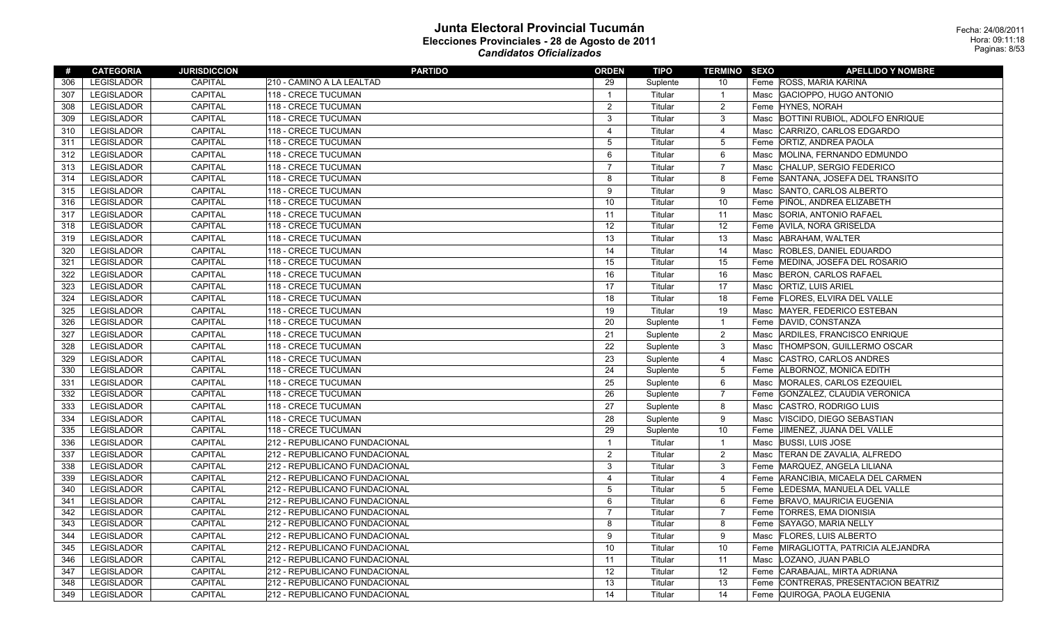# Junta Electoral Provincial Tucumán

## Elecciones Provinciales - 28 de Agosto de 2011

### *Candidatos Oficializados*

Fecha: 24/08/2011
Hora: 09:11:18

| # | CATEGORIA | JURISDICCION | PARTIDO | ORDEN | TIPO | TERMINO | SEXO | APELLIDO Y NOMBRE |
|---|---|---|---|---|---|---|---|---|
| 306 | LEGISLADOR | CAPITAL | 210 - CAMINO A LA LEALTAD | 29 | Suplente | 10 | Feme | ROSS, MARIA KARINA |
| 307 | LEGISLADOR | CAPITAL | 118 - CRECE TUCUMAN | 1 | Titular | 1 | Masc | GACIOPPO, HUGO ANTONIO |
| 308 | LEGISLADOR | CAPITAL | 118 - CRECE TUCUMAN | 2 | Titular | 2 | Feme | HYNES, NORAH |
| 309 | LEGISLADOR | CAPITAL | 118 - CRECE TUCUMAN | 3 | Titular | 3 | Masc | BOTTINI RUBIOL, ADOLFO ENRIQUE |
| 310 | LEGISLADOR | CAPITAL | 118 - CRECE TUCUMAN | 4 | Titular | 4 | Masc | CARRIZO, CARLOS EDGARDO |
| 311 | LEGISLADOR | CAPITAL | 118 - CRECE TUCUMAN | 5 | Titular | 5 | Feme | ORTIZ, ANDREA PAOLA |
| 312 | LEGISLADOR | CAPITAL | 118 - CRECE TUCUMAN | 6 | Titular | 6 | Masc | MOLINA, FERNANDO EDMUNDO |
| 313 | LEGISLADOR | CAPITAL | 118 - CRECE TUCUMAN | 7 | Titular | 7 | Masc | CHALUP, SERGIO FEDERICO |
| 314 | LEGISLADOR | CAPITAL | 118 - CRECE TUCUMAN | 8 | Titular | 8 | Feme | SANTANA, JOSEFA DEL TRANSITO |
| 315 | LEGISLADOR | CAPITAL | 118 - CRECE TUCUMAN | 9 | Titular | 9 | Masc | SANTO, CARLOS ALBERTO |
| 316 | LEGISLADOR | CAPITAL | 118 - CRECE TUCUMAN | 10 | Titular | 10 | Feme | PIÑOL, ANDREA ELIZABETH |
| 317 | LEGISLADOR | CAPITAL | 118 - CRECE TUCUMAN | 11 | Titular | 11 | Masc | SORIA, ANTONIO RAFAEL |
| 318 | LEGISLADOR | CAPITAL | 118 - CRECE TUCUMAN | 12 | Titular | 12 | Feme | AVILA, NORA GRISELDA |
| 319 | LEGISLADOR | CAPITAL | 118 - CRECE TUCUMAN | 13 | Titular | 13 | Masc | ABRAHAM, WALTER |
| 320 | LEGISLADOR | CAPITAL | 118 - CRECE TUCUMAN | 14 | Titular | 14 | Masc | ROBLES, DANIEL EDUARDO |
| 321 | LEGISLADOR | CAPITAL | 118 - CRECE TUCUMAN | 15 | Titular | 15 | Feme | MEDINA, JOSEFA DEL ROSARIO |
| 322 | LEGISLADOR | CAPITAL | 118 - CRECE TUCUMAN | 16 | Titular | 16 | Masc | BERON, CARLOS RAFAEL |
| 323 | LEGISLADOR | CAPITAL | 118 - CRECE TUCUMAN | 17 | Titular | 17 | Masc | ORTIZ, LUIS ARIEL |
| 324 | LEGISLADOR | CAPITAL | 118 - CRECE TUCUMAN | 18 | Titular | 18 | Feme | FLORES, ELVIRA DEL VALLE |
| 325 | LEGISLADOR | CAPITAL | 118 - CRECE TUCUMAN | 19 | Titular | 19 | Masc | MAYER, FEDERICO ESTEBAN |
| 326 | LEGISLADOR | CAPITAL | 118 - CRECE TUCUMAN | 20 | Suplente | 1 | Feme | DAVID, CONSTANZA |
| 327 | LEGISLADOR | CAPITAL | 118 - CRECE TUCUMAN | 21 | Suplente | 2 | Masc | ARDILES, FRANCISCO ENRIQUE |
| 328 | LEGISLADOR | CAPITAL | 118 - CRECE TUCUMAN | 22 | Suplente | 3 | Masc | THOMPSON, GUILLERMO OSCAR |
| 329 | LEGISLADOR | CAPITAL | 118 - CRECE TUCUMAN | 23 | Suplente | 4 | Masc | CASTRO, CARLOS ANDRES |
| 330 | LEGISLADOR | CAPITAL | 118 - CRECE TUCUMAN | 24 | Suplente | 5 | Feme | ALBORNOZ, MONICA EDITH |
| 331 | LEGISLADOR | CAPITAL | 118 - CRECE TUCUMAN | 25 | Suplente | 6 | Masc | MORALES, CARLOS EZEQUIEL |
| 332 | LEGISLADOR | CAPITAL | 118 - CRECE TUCUMAN | 26 | Suplente | 7 | Feme | GONZALEZ, CLAUDIA VERONICA |
| 333 | LEGISLADOR | CAPITAL | 118 - CRECE TUCUMAN | 27 | Suplente | 8 | Masc | CASTRO, RODRIGO LUIS |
| 334 | LEGISLADOR | CAPITAL | 118 - CRECE TUCUMAN | 28 | Suplente | 9 | Masc | VISCIDO, DIEGO SEBASTIAN |
| 335 | LEGISLADOR | CAPITAL | 118 - CRECE TUCUMAN | 29 | Suplente | 10 | Feme | JIMENEZ, JUANA DEL VALLE |
| 336 | LEGISLADOR | CAPITAL | 212 - REPUBLICANO FUNDACIONAL | 1 | Titular | 1 | Masc | BUSSI, LUIS JOSE |
| 337 | LEGISLADOR | CAPITAL | 212 - REPUBLICANO FUNDACIONAL | 2 | Titular | 2 | Masc | TERAN DE ZAVALIA, ALFREDO |
| 338 | LEGISLADOR | CAPITAL | 212 - REPUBLICANO FUNDACIONAL | 3 | Titular | 3 | Feme | MARQUEZ, ANGELA LILIANA |
| 339 | LEGISLADOR | CAPITAL | 212 - REPUBLICANO FUNDACIONAL | 4 | Titular | 4 | Feme | ARANCIBIA, MICAELA DEL CARMEN |
| 340 | LEGISLADOR | CAPITAL | 212 - REPUBLICANO FUNDACIONAL | 5 | Titular | 5 | Feme | LEDESMA, MANUELA DEL VALLE |
| 341 | LEGISLADOR | CAPITAL | 212 - REPUBLICANO FUNDACIONAL | 6 | Titular | 6 | Feme | BRAVO, MAURICIA EUGENIA |
| 342 | LEGISLADOR | CAPITAL | 212 - REPUBLICANO FUNDACIONAL | 7 | Titular | 7 | Feme | TORRES, EMA DIONISIA |
| 343 | LEGISLADOR | CAPITAL | 212 - REPUBLICANO FUNDACIONAL | 8 | Titular | 8 | Feme | SAYAGO, MARIA NELLY |
| 344 | LEGISLADOR | CAPITAL | 212 - REPUBLICANO FUNDACIONAL | 9 | Titular | 9 | Masc | FLORES, LUIS ALBERTO |
| 345 | LEGISLADOR | CAPITAL | 212 - REPUBLICANO FUNDACIONAL | 10 | Titular | 10 | Feme | MIRAGLIOTTA, PATRICIA ALEJANDRA |
| 346 | LEGISLADOR | CAPITAL | 212 - REPUBLICANO FUNDACIONAL | 11 | Titular | 11 | Masc | LOZANO, JUAN PABLO |
| 347 | LEGISLADOR | CAPITAL | 212 - REPUBLICANO FUNDACIONAL | 12 | Titular | 12 | Feme | CARABAJAL, MIRTA ADRIANA |
| 348 | LEGISLADOR | CAPITAL | 212 - REPUBLICANO FUNDACIONAL | 13 | Titular | 13 | Feme | CONTRERAS, PRESENTACION BEATRIZ |
| 349 | LEGISLADOR | CAPITAL | 212 - REPUBLICANO FUNDACIONAL | 14 | Titular | 14 | Feme | QUIROGA, PAOLA EUGENIA |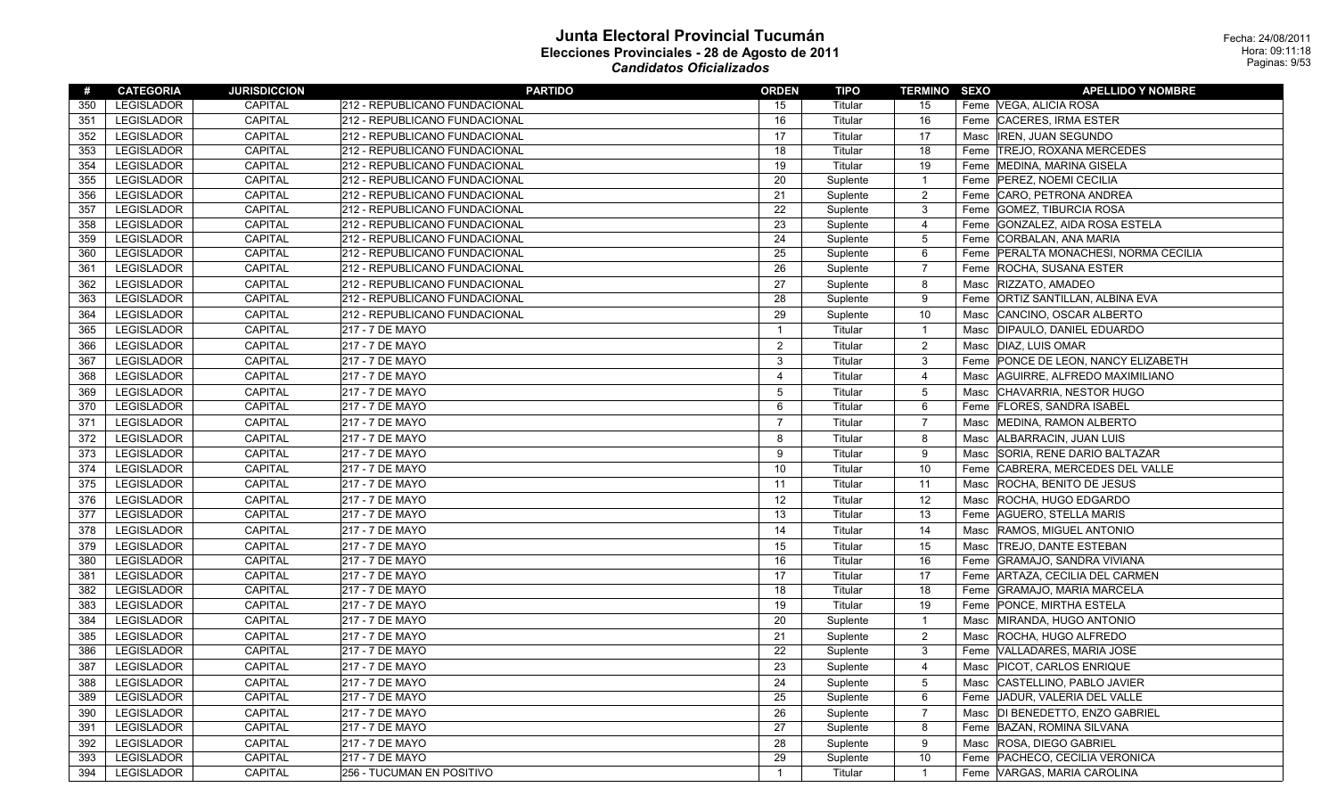# Junta Electoral Provincial Tucumán

## Elecciones Provinciales - 28 de Agosto de 2011

### *Candidatos Oficializados*

Fecha: 24/08/2011
Hora: 09:11:18

| # | CATEGORIA | JURISDICCION | PARTIDO | ORDEN | TIPO | TERMINO | SEXO | APELLIDO Y NOMBRE |
|---|---|---|---|---|---|---|---|---|
| 350 | LEGISLADOR | CAPITAL | 212 - REPUBLICANO FUNDACIONAL | 15 | Titular | 15 | Feme | VEGA, ALICIA ROSA |
| 351 | LEGISLADOR | CAPITAL | 212 - REPUBLICANO FUNDACIONAL | 16 | Titular | 16 | Feme | CACERES, IRMA ESTER |
| 352 | LEGISLADOR | CAPITAL | 212 - REPUBLICANO FUNDACIONAL | 17 | Titular | 17 | Masc | IREN, JUAN SEGUNDO |
| 353 | LEGISLADOR | CAPITAL | 212 - REPUBLICANO FUNDACIONAL | 18 | Titular | 18 | Feme | TREJO, ROXANA MERCEDES |
| 354 | LEGISLADOR | CAPITAL | 212 - REPUBLICANO FUNDACIONAL | 19 | Titular | 19 | Feme | MEDINA, MARINA GISELA |
| 355 | LEGISLADOR | CAPITAL | 212 - REPUBLICANO FUNDACIONAL | 20 | Suplente | 1 | Feme | PEREZ, NOEMI CECILIA |
| 356 | LEGISLADOR | CAPITAL | 212 - REPUBLICANO FUNDACIONAL | 21 | Suplente | 2 | Feme | CARO, PETRONA ANDREA |
| 357 | LEGISLADOR | CAPITAL | 212 - REPUBLICANO FUNDACIONAL | 22 | Suplente | 3 | Feme | GOMEZ, TIBURCIA ROSA |
| 358 | LEGISLADOR | CAPITAL | 212 - REPUBLICANO FUNDACIONAL | 23 | Suplente | 4 | Feme | GONZALEZ, AIDA ROSA ESTELA |
| 359 | LEGISLADOR | CAPITAL | 212 - REPUBLICANO FUNDACIONAL | 24 | Suplente | 5 | Feme | CORBALAN, ANA MARIA |
| 360 | LEGISLADOR | CAPITAL | 212 - REPUBLICANO FUNDACIONAL | 25 | Suplente | 6 | Feme | PERALTA MONACHESI, NORMA CECILIA |
| 361 | LEGISLADOR | CAPITAL | 212 - REPUBLICANO FUNDACIONAL | 26 | Suplente | 7 | Feme | ROCHA, SUSANA ESTER |
| 362 | LEGISLADOR | CAPITAL | 212 - REPUBLICANO FUNDACIONAL | 27 | Suplente | 8 | Masc | RIZZATO, AMADEO |
| 363 | LEGISLADOR | CAPITAL | 212 - REPUBLICANO FUNDACIONAL | 28 | Suplente | 9 | Feme | ORTIZ SANTILLAN, ALBINA EVA |
| 364 | LEGISLADOR | CAPITAL | 212 - REPUBLICANO FUNDACIONAL | 29 | Suplente | 10 | Masc | CANCINO, OSCAR ALBERTO |
| 365 | LEGISLADOR | CAPITAL | 217 - 7 DE MAYO | 1 | Titular | 1 | Masc | DIPAULO, DANIEL EDUARDO |
| 366 | LEGISLADOR | CAPITAL | 217 - 7 DE MAYO | 2 | Titular | 2 | Masc | DIAZ, LUIS OMAR |
| 367 | LEGISLADOR | CAPITAL | 217 - 7 DE MAYO | 3 | Titular | 3 | Feme | PONCE DE LEON, NANCY ELIZABETH |
| 368 | LEGISLADOR | CAPITAL | 217 - 7 DE MAYO | 4 | Titular | 4 | Masc | AGUIRRE, ALFREDO MAXIMILIANO |
| 369 | LEGISLADOR | CAPITAL | 217 - 7 DE MAYO | 5 | Titular | 5 | Masc | CHAVARRIA, NESTOR HUGO |
| 370 | LEGISLADOR | CAPITAL | 217 - 7 DE MAYO | 6 | Titular | 6 | Feme | FLORES, SANDRA ISABEL |
| 371 | LEGISLADOR | CAPITAL | 217 - 7 DE MAYO | 7 | Titular | 7 | Masc | MEDINA, RAMON ALBERTO |
| 372 | LEGISLADOR | CAPITAL | 217 - 7 DE MAYO | 8 | Titular | 8 | Masc | ALBARRACIN, JUAN LUIS |
| 373 | LEGISLADOR | CAPITAL | 217 - 7 DE MAYO | 9 | Titular | 9 | Masc | SORIA, RENE DARIO BALTAZAR |
| 374 | LEGISLADOR | CAPITAL | 217 - 7 DE MAYO | 10 | Titular | 10 | Feme | CABRERA, MERCEDES DEL VALLE |
| 375 | LEGISLADOR | CAPITAL | 217 - 7 DE MAYO | 11 | Titular | 11 | Masc | ROCHA, BENITO DE JESUS |
| 376 | LEGISLADOR | CAPITAL | 217 - 7 DE MAYO | 12 | Titular | 12 | Masc | ROCHA, HUGO EDGARDO |
| 377 | LEGISLADOR | CAPITAL | 217 - 7 DE MAYO | 13 | Titular | 13 | Feme | AGUERO, STELLA MARIS |
| 378 | LEGISLADOR | CAPITAL | 217 - 7 DE MAYO | 14 | Titular | 14 | Masc | RAMOS, MIGUEL ANTONIO |
| 379 | LEGISLADOR | CAPITAL | 217 - 7 DE MAYO | 15 | Titular | 15 | Masc | TREJO, DANTE ESTEBAN |
| 380 | LEGISLADOR | CAPITAL | 217 - 7 DE MAYO | 16 | Titular | 16 | Feme | GRAMAJO, SANDRA VIVIANA |
| 381 | LEGISLADOR | CAPITAL | 217 - 7 DE MAYO | 17 | Titular | 17 | Feme | ARTAZA, CECILIA DEL CARMEN |
| 382 | LEGISLADOR | CAPITAL | 217 - 7 DE MAYO | 18 | Titular | 18 | Feme | GRAMAJO, MARIA MARCELA |
| 383 | LEGISLADOR | CAPITAL | 217 - 7 DE MAYO | 19 | Titular | 19 | Feme | PONCE, MIRTHA ESTELA |
| 384 | LEGISLADOR | CAPITAL | 217 - 7 DE MAYO | 20 | Suplente | 1 | Masc | MIRANDA, HUGO ANTONIO |
| 385 | LEGISLADOR | CAPITAL | 217 - 7 DE MAYO | 21 | Suplente | 2 | Masc | ROCHA, HUGO ALFREDO |
| 386 | LEGISLADOR | CAPITAL | 217 - 7 DE MAYO | 22 | Suplente | 3 | Feme | VALLADARES, MARIA JOSE |
| 387 | LEGISLADOR | CAPITAL | 217 - 7 DE MAYO | 23 | Suplente | 4 | Masc | PICOT, CARLOS ENRIQUE |
| 388 | LEGISLADOR | CAPITAL | 217 - 7 DE MAYO | 24 | Suplente | 5 | Masc | CASTELLINO, PABLO JAVIER |
| 389 | LEGISLADOR | CAPITAL | 217 - 7 DE MAYO | 25 | Suplente | 6 | Feme | JADUR, VALERIA DEL VALLE |
| 390 | LEGISLADOR | CAPITAL | 217 - 7 DE MAYO | 26 | Suplente | 7 | Masc | DI BENEDETTO, ENZO GABRIEL |
| 391 | LEGISLADOR | CAPITAL | 217 - 7 DE MAYO | 27 | Suplente | 8 | Feme | BAZAN, ROMINA SILVANA |
| 392 | LEGISLADOR | CAPITAL | 217 - 7 DE MAYO | 28 | Suplente | 9 | Masc | ROSA, DIEGO GABRIEL |
| 393 | LEGISLADOR | CAPITAL | 217 - 7 DE MAYO | 29 | Suplente | 10 | Feme | PACHECO, CECILIA VERONICA |
| 394 | LEGISLADOR | CAPITAL | 256 - TUCUMAN EN POSITIVO | 1 | Titular | 1 | Feme | VARGAS, MARIA CAROLINA |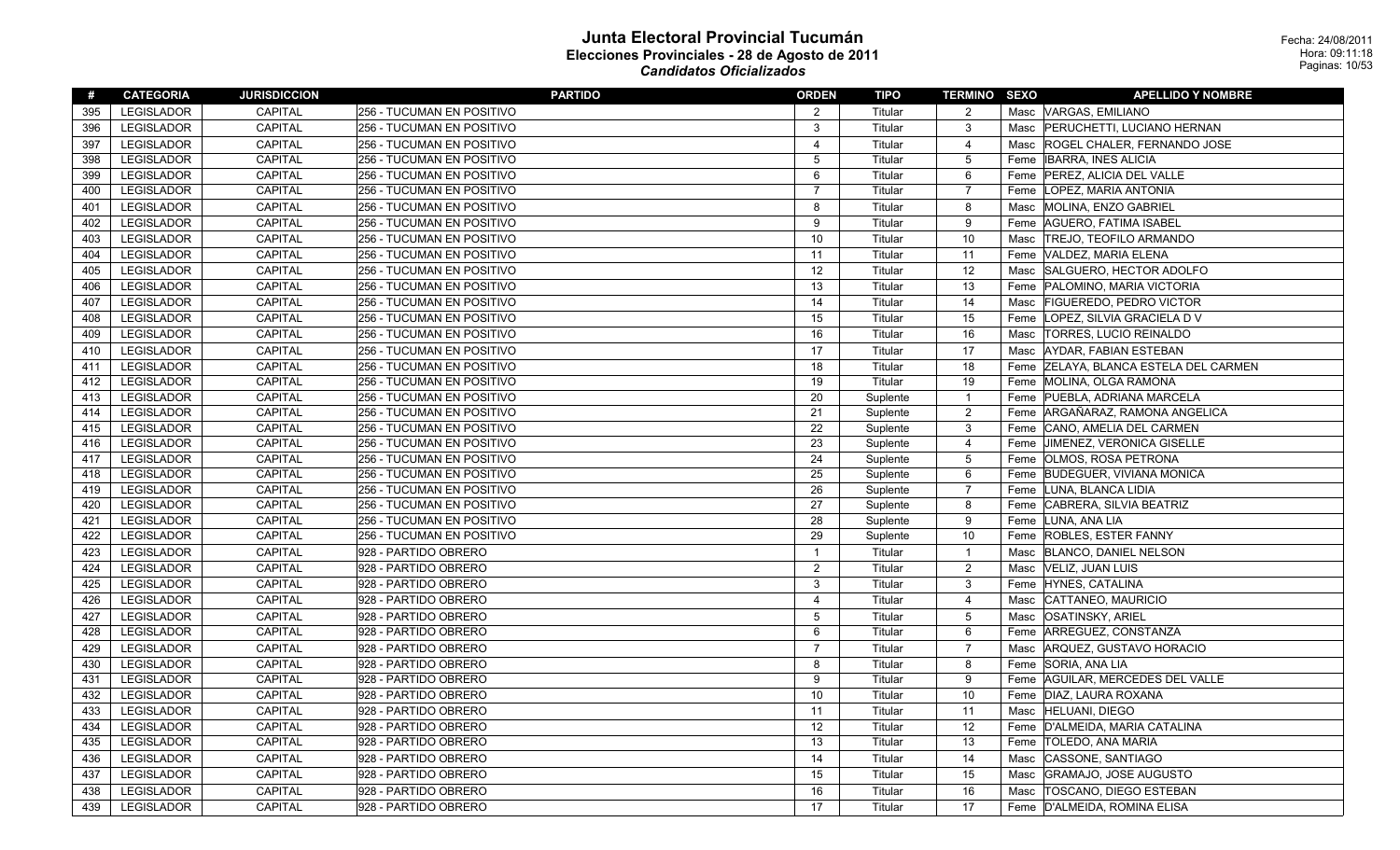# Junta Electoral Provincial Tucumán

## Elecciones Provinciales - 28 de Agosto de 2011

### *Candidatos Oficializados*

Fecha: 24/08/2011
Hora: 09:11:18

| # | CATEGORIA | JURISDICCION | PARTIDO | ORDEN | TIPO | TERMINO | SEXO | APELLIDO Y NOMBRE |
|---|---|---|---|---|---|---|---|---|
| 395 | LEGISLADOR | CAPITAL | 256 - TUCUMAN EN POSITIVO | 2 | Titular | 2 | Masc | VARGAS, EMILIANO |
| 396 | LEGISLADOR | CAPITAL | 256 - TUCUMAN EN POSITIVO | 3 | Titular | 3 | Masc | PERUCHETTI, LUCIANO HERNAN |
| 397 | LEGISLADOR | CAPITAL | 256 - TUCUMAN EN POSITIVO | 4 | Titular | 4 | Masc | ROGEL CHALER, FERNANDO JOSE |
| 398 | LEGISLADOR | CAPITAL | 256 - TUCUMAN EN POSITIVO | 5 | Titular | 5 | Feme | IBARRA, INES ALICIA |
| 399 | LEGISLADOR | CAPITAL | 256 - TUCUMAN EN POSITIVO | 6 | Titular | 6 | Feme | PEREZ, ALICIA DEL VALLE |
| 400 | LEGISLADOR | CAPITAL | 256 - TUCUMAN EN POSITIVO | 7 | Titular | 7 | Feme | LOPEZ, MARIA ANTONIA |
| 401 | LEGISLADOR | CAPITAL | 256 - TUCUMAN EN POSITIVO | 8 | Titular | 8 | Masc | MOLINA, ENZO GABRIEL |
| 402 | LEGISLADOR | CAPITAL | 256 - TUCUMAN EN POSITIVO | 9 | Titular | 9 | Feme | AGUERO, FATIMA ISABEL |
| 403 | LEGISLADOR | CAPITAL | 256 - TUCUMAN EN POSITIVO | 10 | Titular | 10 | Masc | TREJO, TEOFILO ARMANDO |
| 404 | LEGISLADOR | CAPITAL | 256 - TUCUMAN EN POSITIVO | 11 | Titular | 11 | Feme | VALDEZ, MARIA ELENA |
| 405 | LEGISLADOR | CAPITAL | 256 - TUCUMAN EN POSITIVO | 12 | Titular | 12 | Masc | SALGUERO, HECTOR ADOLFO |
| 406 | LEGISLADOR | CAPITAL | 256 - TUCUMAN EN POSITIVO | 13 | Titular | 13 | Feme | PALOMINO, MARIA VICTORIA |
| 407 | LEGISLADOR | CAPITAL | 256 - TUCUMAN EN POSITIVO | 14 | Titular | 14 | Masc | FIGUEREDO, PEDRO VICTOR |
| 408 | LEGISLADOR | CAPITAL | 256 - TUCUMAN EN POSITIVO | 15 | Titular | 15 | Feme | LOPEZ, SILVIA GRACIELA D V |
| 409 | LEGISLADOR | CAPITAL | 256 - TUCUMAN EN POSITIVO | 16 | Titular | 16 | Masc | TORRES, LUCIO REINALDO |
| 410 | LEGISLADOR | CAPITAL | 256 - TUCUMAN EN POSITIVO | 17 | Titular | 17 | Masc | AYDAR, FABIAN ESTEBAN |
| 411 | LEGISLADOR | CAPITAL | 256 - TUCUMAN EN POSITIVO | 18 | Titular | 18 | Feme | ZELAYA, BLANCA ESTELA DEL CARMEN |
| 412 | LEGISLADOR | CAPITAL | 256 - TUCUMAN EN POSITIVO | 19 | Titular | 19 | Feme | MOLINA, OLGA RAMONA |
| 413 | LEGISLADOR | CAPITAL | 256 - TUCUMAN EN POSITIVO | 20 | Suplente | 1 | Feme | PUEBLA, ADRIANA MARCELA |
| 414 | LEGISLADOR | CAPITAL | 256 - TUCUMAN EN POSITIVO | 21 | Suplente | 2 | Feme | ARGAÑARAZ, RAMONA ANGELICA |
| 415 | LEGISLADOR | CAPITAL | 256 - TUCUMAN EN POSITIVO | 22 | Suplente | 3 | Feme | CANO, AMELIA DEL CARMEN |
| 416 | LEGISLADOR | CAPITAL | 256 - TUCUMAN EN POSITIVO | 23 | Suplente | 4 | Feme | JIMENEZ, VERONICA GISELLE |
| 417 | LEGISLADOR | CAPITAL | 256 - TUCUMAN EN POSITIVO | 24 | Suplente | 5 | Feme | OLMOS, ROSA PETRONA |
| 418 | LEGISLADOR | CAPITAL | 256 - TUCUMAN EN POSITIVO | 25 | Suplente | 6 | Feme | BUDEGUER, VIVIANA MONICA |
| 419 | LEGISLADOR | CAPITAL | 256 - TUCUMAN EN POSITIVO | 26 | Suplente | 7 | Feme | LUNA, BLANCA LIDIA |
| 420 | LEGISLADOR | CAPITAL | 256 - TUCUMAN EN POSITIVO | 27 | Suplente | 8 | Feme | CABRERA, SILVIA BEATRIZ |
| 421 | LEGISLADOR | CAPITAL | 256 - TUCUMAN EN POSITIVO | 28 | Suplente | 9 | Feme | LUNA, ANA LIA |
| 422 | LEGISLADOR | CAPITAL | 256 - TUCUMAN EN POSITIVO | 29 | Suplente | 10 | Feme | ROBLES, ESTER FANNY |
| 423 | LEGISLADOR | CAPITAL | 928 - PARTIDO OBRERO | 1 | Titular | 1 | Masc | BLANCO, DANIEL NELSON |
| 424 | LEGISLADOR | CAPITAL | 928 - PARTIDO OBRERO | 2 | Titular | 2 | Masc | VELIZ, JUAN LUIS |
| 425 | LEGISLADOR | CAPITAL | 928 - PARTIDO OBRERO | 3 | Titular | 3 | Feme | HYNES, CATALINA |
| 426 | LEGISLADOR | CAPITAL | 928 - PARTIDO OBRERO | 4 | Titular | 4 | Masc | CATTANEO, MAURICIO |
| 427 | LEGISLADOR | CAPITAL | 928 - PARTIDO OBRERO | 5 | Titular | 5 | Masc | OSATINSKY, ARIEL |
| 428 | LEGISLADOR | CAPITAL | 928 - PARTIDO OBRERO | 6 | Titular | 6 | Feme | ARREGUEZ, CONSTANZA |
| 429 | LEGISLADOR | CAPITAL | 928 - PARTIDO OBRERO | 7 | Titular | 7 | Masc | ARQUEZ, GUSTAVO HORACIO |
| 430 | LEGISLADOR | CAPITAL | 928 - PARTIDO OBRERO | 8 | Titular | 8 | Feme | SORIA, ANA LIA |
| 431 | LEGISLADOR | CAPITAL | 928 - PARTIDO OBRERO | 9 | Titular | 9 | Feme | AGUILAR, MERCEDES DEL VALLE |
| 432 | LEGISLADOR | CAPITAL | 928 - PARTIDO OBRERO | 10 | Titular | 10 | Feme | DIAZ, LAURA ROXANA |
| 433 | LEGISLADOR | CAPITAL | 928 - PARTIDO OBRERO | 11 | Titular | 11 | Masc | HELUANI, DIEGO |
| 434 | LEGISLADOR | CAPITAL | 928 - PARTIDO OBRERO | 12 | Titular | 12 | Feme | D'ALMEIDA, MARIA CATALINA |
| 435 | LEGISLADOR | CAPITAL | 928 - PARTIDO OBRERO | 13 | Titular | 13 | Feme | TOLEDO, ANA MARIA |
| 436 | LEGISLADOR | CAPITAL | 928 - PARTIDO OBRERO | 14 | Titular | 14 | Masc | CASSONE, SANTIAGO |
| 437 | LEGISLADOR | CAPITAL | 928 - PARTIDO OBRERO | 15 | Titular | 15 | Masc | GRAMAJO, JOSE AUGUSTO |
| 438 | LEGISLADOR | CAPITAL | 928 - PARTIDO OBRERO | 16 | Titular | 16 | Masc | TOSCANO, DIEGO ESTEBAN |
| 439 | LEGISLADOR | CAPITAL | 928 - PARTIDO OBRERO | 17 | Titular | 17 | Feme | D'ALMEIDA, ROMINA ELISA |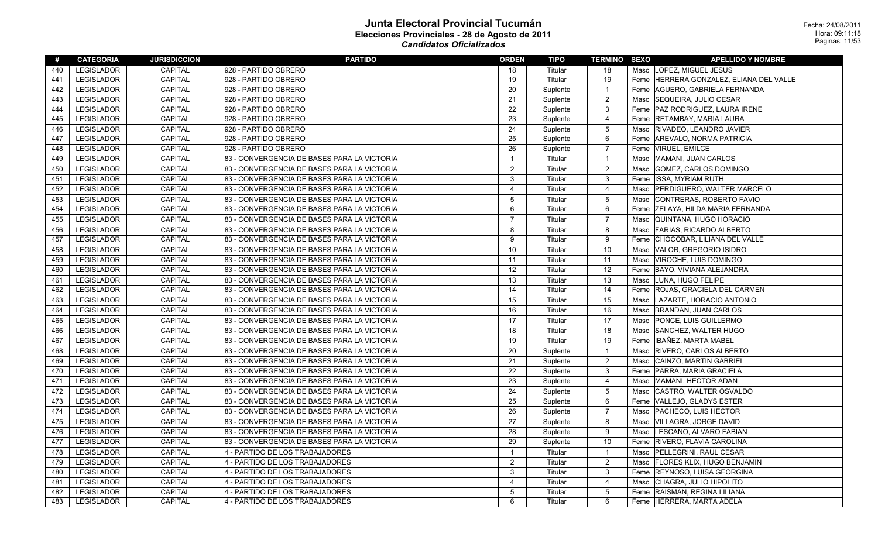# Junta Electoral Provincial Tucumán

## Elecciones Provinciales - 28 de Agosto de 2011

### *Candidatos Oficializados*

Fecha: 24/08/2011
Hora: 09:11:18

| # | CATEGORIA | JURISDICCION | PARTIDO | ORDEN | TIPO | TERMINO | SEXO | APELLIDO Y NOMBRE |
|---|---|---|---|---|---|---|---|---|
| 440 | LEGISLADOR | CAPITAL | 928 - PARTIDO OBRERO | 18 | Titular | 18 | Masc | LOPEZ, MIGUEL JESUS |
| 441 | LEGISLADOR | CAPITAL | 928 - PARTIDO OBRERO | 19 | Titular | 19 | Feme | HERRERA GONZALEZ, ELIANA DEL VALLE |
| 442 | LEGISLADOR | CAPITAL | 928 - PARTIDO OBRERO | 20 | Suplente | 1 | Feme | AGUERO, GABRIELA FERNANDA |
| 443 | LEGISLADOR | CAPITAL | 928 - PARTIDO OBRERO | 21 | Suplente | 2 | Masc | SEQUEIRA, JULIO CESAR |
| 444 | LEGISLADOR | CAPITAL | 928 - PARTIDO OBRERO | 22 | Suplente | 3 | Feme | PAZ RODRIGUEZ, LAURA IRENE |
| 445 | LEGISLADOR | CAPITAL | 928 - PARTIDO OBRERO | 23 | Suplente | 4 | Feme | RETAMBAY, MARIA LAURA |
| 446 | LEGISLADOR | CAPITAL | 928 - PARTIDO OBRERO | 24 | Suplente | 5 | Masc | RIVADEO, LEANDRO JAVIER |
| 447 | LEGISLADOR | CAPITAL | 928 - PARTIDO OBRERO | 25 | Suplente | 6 | Feme | AREVALO, NORMA PATRICIA |
| 448 | LEGISLADOR | CAPITAL | 928 - PARTIDO OBRERO | 26 | Suplente | 7 | Feme | VIRUEL, EMILCE |
| 449 | LEGISLADOR | CAPITAL | 83 - CONVERGENCIA DE BASES PARA LA VICTORIA | 1 | Titular | 1 | Masc | MAMANI, JUAN CARLOS |
| 450 | LEGISLADOR | CAPITAL | 83 - CONVERGENCIA DE BASES PARA LA VICTORIA | 2 | Titular | 2 | Masc | GOMEZ, CARLOS DOMINGO |
| 451 | LEGISLADOR | CAPITAL | 83 - CONVERGENCIA DE BASES PARA LA VICTORIA | 3 | Titular | 3 | Feme | ISSA, MYRIAM RUTH |
| 452 | LEGISLADOR | CAPITAL | 83 - CONVERGENCIA DE BASES PARA LA VICTORIA | 4 | Titular | 4 | Masc | PERDIGUERO, WALTER MARCELO |
| 453 | LEGISLADOR | CAPITAL | 83 - CONVERGENCIA DE BASES PARA LA VICTORIA | 5 | Titular | 5 | Masc | CONTRERAS, ROBERTO FAVIO |
| 454 | LEGISLADOR | CAPITAL | 83 - CONVERGENCIA DE BASES PARA LA VICTORIA | 6 | Titular | 6 | Feme | ZELAYA, HILDA MARIA FERNANDA |
| 455 | LEGISLADOR | CAPITAL | 83 - CONVERGENCIA DE BASES PARA LA VICTORIA | 7 | Titular | 7 | Masc | QUINTANA, HUGO HORACIO |
| 456 | LEGISLADOR | CAPITAL | 83 - CONVERGENCIA DE BASES PARA LA VICTORIA | 8 | Titular | 8 | Masc | FARIAS, RICARDO ALBERTO |
| 457 | LEGISLADOR | CAPITAL | 83 - CONVERGENCIA DE BASES PARA LA VICTORIA | 9 | Titular | 9 | Feme | CHOCOBAR, LILIANA DEL VALLE |
| 458 | LEGISLADOR | CAPITAL | 83 - CONVERGENCIA DE BASES PARA LA VICTORIA | 10 | Titular | 10 | Masc | VALOR, GREGORIO ISIDRO |
| 459 | LEGISLADOR | CAPITAL | 83 - CONVERGENCIA DE BASES PARA LA VICTORIA | 11 | Titular | 11 | Masc | VIROCHE, LUIS DOMINGO |
| 460 | LEGISLADOR | CAPITAL | 83 - CONVERGENCIA DE BASES PARA LA VICTORIA | 12 | Titular | 12 | Feme | BAYO, VIVIANA ALEJANDRA |
| 461 | LEGISLADOR | CAPITAL | 83 - CONVERGENCIA DE BASES PARA LA VICTORIA | 13 | Titular | 13 | Masc | LUNA, HUGO FELIPE |
| 462 | LEGISLADOR | CAPITAL | 83 - CONVERGENCIA DE BASES PARA LA VICTORIA | 14 | Titular | 14 | Feme | ROJAS, GRACIELA DEL CARMEN |
| 463 | LEGISLADOR | CAPITAL | 83 - CONVERGENCIA DE BASES PARA LA VICTORIA | 15 | Titular | 15 | Masc | LAZARTE, HORACIO ANTONIO |
| 464 | LEGISLADOR | CAPITAL | 83 - CONVERGENCIA DE BASES PARA LA VICTORIA | 16 | Titular | 16 | Masc | BRANDAN, JUAN CARLOS |
| 465 | LEGISLADOR | CAPITAL | 83 - CONVERGENCIA DE BASES PARA LA VICTORIA | 17 | Titular | 17 | Masc | PONCE, LUIS GUILLERMO |
| 466 | LEGISLADOR | CAPITAL | 83 - CONVERGENCIA DE BASES PARA LA VICTORIA | 18 | Titular | 18 | Masc | SANCHEZ, WALTER HUGO |
| 467 | LEGISLADOR | CAPITAL | 83 - CONVERGENCIA DE BASES PARA LA VICTORIA | 19 | Titular | 19 | Feme | IBAÑEZ, MARTA MABEL |
| 468 | LEGISLADOR | CAPITAL | 83 - CONVERGENCIA DE BASES PARA LA VICTORIA | 20 | Suplente | 1 | Masc | RIVERO, CARLOS ALBERTO |
| 469 | LEGISLADOR | CAPITAL | 83 - CONVERGENCIA DE BASES PARA LA VICTORIA | 21 | Suplente | 2 | Masc | CAINZO, MARTIN GABRIEL |
| 470 | LEGISLADOR | CAPITAL | 83 - CONVERGENCIA DE BASES PARA LA VICTORIA | 22 | Suplente | 3 | Feme | PARRA, MARIA GRACIELA |
| 471 | LEGISLADOR | CAPITAL | 83 - CONVERGENCIA DE BASES PARA LA VICTORIA | 23 | Suplente | 4 | Masc | MAMANI, HECTOR ADAN |
| 472 | LEGISLADOR | CAPITAL | 83 - CONVERGENCIA DE BASES PARA LA VICTORIA | 24 | Suplente | 5 | Masc | CASTRO, WALTER OSVALDO |
| 473 | LEGISLADOR | CAPITAL | 83 - CONVERGENCIA DE BASES PARA LA VICTORIA | 25 | Suplente | 6 | Feme | VALLEJO, GLADYS ESTER |
| 474 | LEGISLADOR | CAPITAL | 83 - CONVERGENCIA DE BASES PARA LA VICTORIA | 26 | Suplente | 7 | Masc | PACHECO, LUIS HECTOR |
| 475 | LEGISLADOR | CAPITAL | 83 - CONVERGENCIA DE BASES PARA LA VICTORIA | 27 | Suplente | 8 | Masc | VILLAGRA, JORGE DAVID |
| 476 | LEGISLADOR | CAPITAL | 83 - CONVERGENCIA DE BASES PARA LA VICTORIA | 28 | Suplente | 9 | Masc | LESCANO, ALVARO FABIAN |
| 477 | LEGISLADOR | CAPITAL | 83 - CONVERGENCIA DE BASES PARA LA VICTORIA | 29 | Suplente | 10 | Feme | RIVERO, FLAVIA CAROLINA |
| 478 | LEGISLADOR | CAPITAL | 4 - PARTIDO DE LOS TRABAJADORES | 1 | Titular | 1 | Masc | PELLEGRINI, RAUL CESAR |
| 479 | LEGISLADOR | CAPITAL | 4 - PARTIDO DE LOS TRABAJADORES | 2 | Titular | 2 | Masc | FLORES KLIX, HUGO BENJAMIN |
| 480 | LEGISLADOR | CAPITAL | 4 - PARTIDO DE LOS TRABAJADORES | 3 | Titular | 3 | Feme | REYNOSO, LUISA GEORGINA |
| 481 | LEGISLADOR | CAPITAL | 4 - PARTIDO DE LOS TRABAJADORES | 4 | Titular | 4 | Masc | CHAGRA, JULIO HIPOLITO |
| 482 | LEGISLADOR | CAPITAL | 4 - PARTIDO DE LOS TRABAJADORES | 5 | Titular | 5 | Feme | RAISMAN, REGINA LILIANA |
| 483 | LEGISLADOR | CAPITAL | 4 - PARTIDO DE LOS TRABAJADORES | 6 | Titular | 6 | Feme | HERRERA, MARTA ADELA |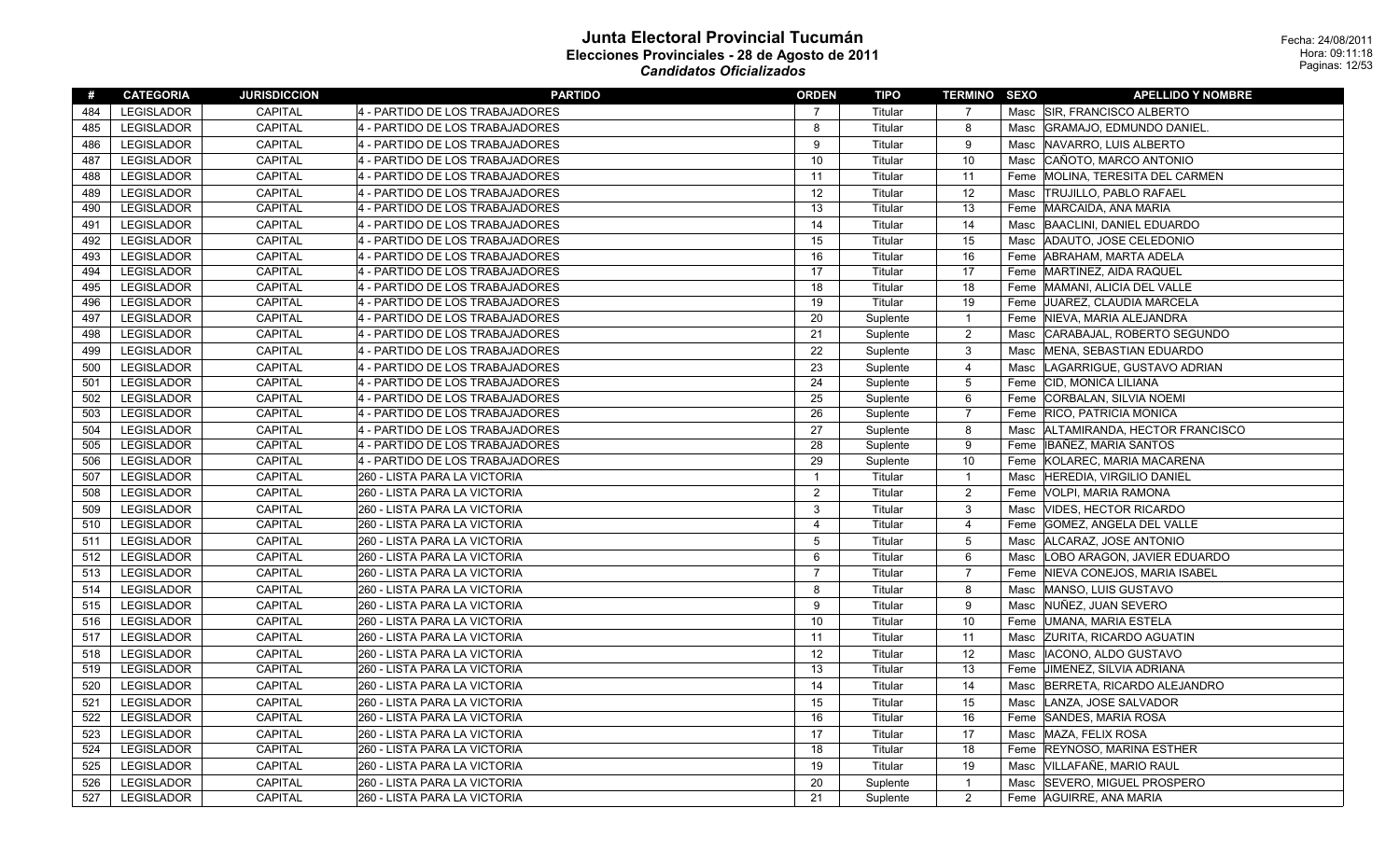# Junta Electoral Provincial Tucumán

## Elecciones Provinciales - 28 de Agosto de 2011

### *Candidatos Oficializados*

Fecha: 24/08/2011
Hora: 09:11:18

| # | CATEGORIA | JURISDICCION | PARTIDO | ORDEN | TIPO | TERMINO | SEXO | APELLIDO Y NOMBRE |
|---|---|---|---|---|---|---|---|---|
| 484 | LEGISLADOR | CAPITAL | 4 - PARTIDO DE LOS TRABAJADORES | 7 | Titular | 7 | Masc | SIR, FRANCISCO ALBERTO |
| 485 | LEGISLADOR | CAPITAL | 4 - PARTIDO DE LOS TRABAJADORES | 8 | Titular | 8 | Masc | GRAMAJO, EDMUNDO DANIEL. |
| 486 | LEGISLADOR | CAPITAL | 4 - PARTIDO DE LOS TRABAJADORES | 9 | Titular | 9 | Masc | NAVARRO, LUIS ALBERTO |
| 487 | LEGISLADOR | CAPITAL | 4 - PARTIDO DE LOS TRABAJADORES | 10 | Titular | 10 | Masc | CAÑOTO, MARCO ANTONIO |
| 488 | LEGISLADOR | CAPITAL | 4 - PARTIDO DE LOS TRABAJADORES | 11 | Titular | 11 | Feme | MOLINA, TERESITA DEL CARMEN |
| 489 | LEGISLADOR | CAPITAL | 4 - PARTIDO DE LOS TRABAJADORES | 12 | Titular | 12 | Masc | TRUJILLO, PABLO RAFAEL |
| 490 | LEGISLADOR | CAPITAL | 4 - PARTIDO DE LOS TRABAJADORES | 13 | Titular | 13 | Feme | MARCAIDA, ANA MARIA |
| 491 | LEGISLADOR | CAPITAL | 4 - PARTIDO DE LOS TRABAJADORES | 14 | Titular | 14 | Masc | BAACLINI, DANIEL EDUARDO |
| 492 | LEGISLADOR | CAPITAL | 4 - PARTIDO DE LOS TRABAJADORES | 15 | Titular | 15 | Masc | ADAUTO, JOSE CELEDONIO |
| 493 | LEGISLADOR | CAPITAL | 4 - PARTIDO DE LOS TRABAJADORES | 16 | Titular | 16 | Feme | ABRAHAM, MARTA ADELA |
| 494 | LEGISLADOR | CAPITAL | 4 - PARTIDO DE LOS TRABAJADORES | 17 | Titular | 17 | Feme | MARTINEZ, AIDA RAQUEL |
| 495 | LEGISLADOR | CAPITAL | 4 - PARTIDO DE LOS TRABAJADORES | 18 | Titular | 18 | Feme | MAMANI, ALICIA DEL VALLE |
| 496 | LEGISLADOR | CAPITAL | 4 - PARTIDO DE LOS TRABAJADORES | 19 | Titular | 19 | Feme | JUAREZ, CLAUDIA MARCELA |
| 497 | LEGISLADOR | CAPITAL | 4 - PARTIDO DE LOS TRABAJADORES | 20 | Suplente | 1 | Feme | NIEVA, MARIA ALEJANDRA |
| 498 | LEGISLADOR | CAPITAL | 4 - PARTIDO DE LOS TRABAJADORES | 21 | Suplente | 2 | Masc | CARABAJAL, ROBERTO SEGUNDO |
| 499 | LEGISLADOR | CAPITAL | 4 - PARTIDO DE LOS TRABAJADORES | 22 | Suplente | 3 | Masc | MENA, SEBASTIAN EDUARDO |
| 500 | LEGISLADOR | CAPITAL | 4 - PARTIDO DE LOS TRABAJADORES | 23 | Suplente | 4 | Masc | LAGARRIGUE, GUSTAVO ADRIAN |
| 501 | LEGISLADOR | CAPITAL | 4 - PARTIDO DE LOS TRABAJADORES | 24 | Suplente | 5 | Feme | CID, MONICA LILIANA |
| 502 | LEGISLADOR | CAPITAL | 4 - PARTIDO DE LOS TRABAJADORES | 25 | Suplente | 6 | Feme | CORBALAN, SILVIA NOEMI |
| 503 | LEGISLADOR | CAPITAL | 4 - PARTIDO DE LOS TRABAJADORES | 26 | Suplente | 7 | Feme | RICO, PATRICIA MONICA |
| 504 | LEGISLADOR | CAPITAL | 4 - PARTIDO DE LOS TRABAJADORES | 27 | Suplente | 8 | Masc | ALTAMIRANDA, HECTOR FRANCISCO |
| 505 | LEGISLADOR | CAPITAL | 4 - PARTIDO DE LOS TRABAJADORES | 28 | Suplente | 9 | Feme | IBAÑEZ, MARIA SANTOS |
| 506 | LEGISLADOR | CAPITAL | 4 - PARTIDO DE LOS TRABAJADORES | 29 | Suplente | 10 | Feme | KOLAREC, MARIA MACARENA |
| 507 | LEGISLADOR | CAPITAL | 260 - LISTA PARA LA VICTORIA | 1 | Titular | 1 | Masc | HEREDIA, VIRGILIO DANIEL |
| 508 | LEGISLADOR | CAPITAL | 260 - LISTA PARA LA VICTORIA | 2 | Titular | 2 | Feme | VOLPI, MARIA RAMONA |
| 509 | LEGISLADOR | CAPITAL | 260 - LISTA PARA LA VICTORIA | 3 | Titular | 3 | Masc | VIDES, HECTOR RICARDO |
| 510 | LEGISLADOR | CAPITAL | 260 - LISTA PARA LA VICTORIA | 4 | Titular | 4 | Feme | GOMEZ, ANGELA DEL VALLE |
| 511 | LEGISLADOR | CAPITAL | 260 - LISTA PARA LA VICTORIA | 5 | Titular | 5 | Masc | ALCARAZ, JOSE ANTONIO |
| 512 | LEGISLADOR | CAPITAL | 260 - LISTA PARA LA VICTORIA | 6 | Titular | 6 | Masc | LOBO ARAGON, JAVIER EDUARDO |
| 513 | LEGISLADOR | CAPITAL | 260 - LISTA PARA LA VICTORIA | 7 | Titular | 7 | Feme | NIEVA CONEJOS, MARIA ISABEL |
| 514 | LEGISLADOR | CAPITAL | 260 - LISTA PARA LA VICTORIA | 8 | Titular | 8 | Masc | MANSO, LUIS GUSTAVO |
| 515 | LEGISLADOR | CAPITAL | 260 - LISTA PARA LA VICTORIA | 9 | Titular | 9 | Masc | NUÑEZ, JUAN SEVERO |
| 516 | LEGISLADOR | CAPITAL | 260 - LISTA PARA LA VICTORIA | 10 | Titular | 10 | Feme | UMANA, MARIA ESTELA |
| 517 | LEGISLADOR | CAPITAL | 260 - LISTA PARA LA VICTORIA | 11 | Titular | 11 | Masc | ZURITA, RICARDO AGUATIN |
| 518 | LEGISLADOR | CAPITAL | 260 - LISTA PARA LA VICTORIA | 12 | Titular | 12 | Masc | IACONO, ALDO GUSTAVO |
| 519 | LEGISLADOR | CAPITAL | 260 - LISTA PARA LA VICTORIA | 13 | Titular | 13 | Feme | JIMENEZ, SILVIA ADRIANA |
| 520 | LEGISLADOR | CAPITAL | 260 - LISTA PARA LA VICTORIA | 14 | Titular | 14 | Masc | BERRETA, RICARDO ALEJANDRO |
| 521 | LEGISLADOR | CAPITAL | 260 - LISTA PARA LA VICTORIA | 15 | Titular | 15 | Masc | LANZA, JOSE SALVADOR |
| 522 | LEGISLADOR | CAPITAL | 260 - LISTA PARA LA VICTORIA | 16 | Titular | 16 | Feme | SANDES, MARIA ROSA |
| 523 | LEGISLADOR | CAPITAL | 260 - LISTA PARA LA VICTORIA | 17 | Titular | 17 | Masc | MAZA, FELIX ROSA |
| 524 | LEGISLADOR | CAPITAL | 260 - LISTA PARA LA VICTORIA | 18 | Titular | 18 | Feme | REYNOSO, MARINA ESTHER |
| 525 | LEGISLADOR | CAPITAL | 260 - LISTA PARA LA VICTORIA | 19 | Titular | 19 | Masc | VILLAFAÑE, MARIO RAUL |
| 526 | LEGISLADOR | CAPITAL | 260 - LISTA PARA LA VICTORIA | 20 | Suplente | 1 | Masc | SEVERO, MIGUEL PROSPERO |
| 527 | LEGISLADOR | CAPITAL | 260 - LISTA PARA LA VICTORIA | 21 | Suplente | 2 | Feme | AGUIRRE, ANA MARIA |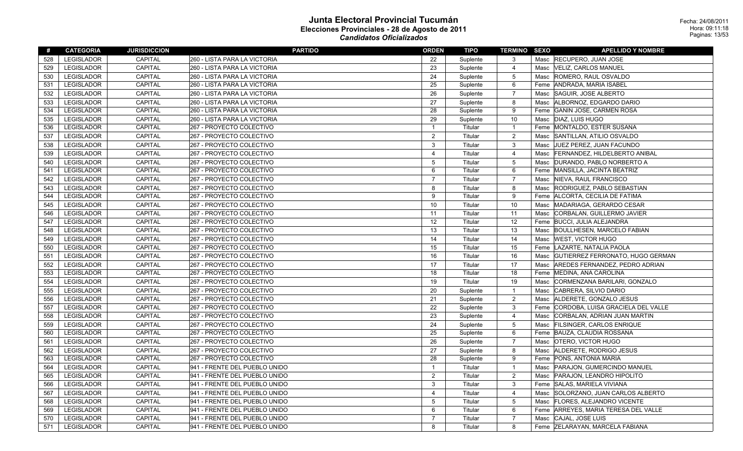# Junta Electoral Provincial Tucumán

## Elecciones Provinciales - 28 de Agosto de 2011

### *Candidatos Oficializados*

Fecha: 24/08/2011
Hora: 09:11:18

| # | CATEGORIA | JURISDICCION | PARTIDO | ORDEN | TIPO | TERMINO | SEXO | APELLIDO Y NOMBRE |
|---|---|---|---|---|---|---|---|---|
| 528 | LEGISLADOR | CAPITAL | 260 - LISTA PARA LA VICTORIA | 22 | Suplente | 3 | Masc | RECUPERO, JUAN JOSE |
| 529 | LEGISLADOR | CAPITAL | 260 - LISTA PARA LA VICTORIA | 23 | Suplente | 4 | Masc | VELIZ, CARLOS MANUEL |
| 530 | LEGISLADOR | CAPITAL | 260 - LISTA PARA LA VICTORIA | 24 | Suplente | 5 | Masc | ROMERO, RAUL OSVALDO |
| 531 | LEGISLADOR | CAPITAL | 260 - LISTA PARA LA VICTORIA | 25 | Suplente | 6 | Feme | ANDRADA, MARIA ISABEL |
| 532 | LEGISLADOR | CAPITAL | 260 - LISTA PARA LA VICTORIA | 26 | Suplente | 7 | Masc | SAGUIR, JOSE ALBERTO |
| 533 | LEGISLADOR | CAPITAL | 260 - LISTA PARA LA VICTORIA | 27 | Suplente | 8 | Masc | ALBORNOZ, EDGARDO DARIO |
| 534 | LEGISLADOR | CAPITAL | 260 - LISTA PARA LA VICTORIA | 28 | Suplente | 9 | Feme | GANIN JOSE, CARMEN ROSA |
| 535 | LEGISLADOR | CAPITAL | 260 - LISTA PARA LA VICTORIA | 29 | Suplente | 10 | Masc | DIAZ, LUIS HUGO |
| 536 | LEGISLADOR | CAPITAL | 267 - PROYECTO COLECTIVO | 1 | Titular | 1 | Feme | MONTALDO, ESTER SUSANA |
| 537 | LEGISLADOR | CAPITAL | 267 - PROYECTO COLECTIVO | 2 | Titular | 2 | Masc | SANTILLAN, ATILIO OSVALDO |
| 538 | LEGISLADOR | CAPITAL | 267 - PROYECTO COLECTIVO | 3 | Titular | 3 | Masc | JUEZ PEREZ, JUAN FACUNDO |
| 539 | LEGISLADOR | CAPITAL | 267 - PROYECTO COLECTIVO | 4 | Titular | 4 | Masc | FERNANDEZ, HILDELBERTO ANIBAL |
| 540 | LEGISLADOR | CAPITAL | 267 - PROYECTO COLECTIVO | 5 | Titular | 5 | Masc | DURANDO, PABLO NORBERTO A |
| 541 | LEGISLADOR | CAPITAL | 267 - PROYECTO COLECTIVO | 6 | Titular | 6 | Feme | MANSILLA, JACINTA BEATRIZ |
| 542 | LEGISLADOR | CAPITAL | 267 - PROYECTO COLECTIVO | 7 | Titular | 7 | Masc | NIEVA, RAUL FRANCISCO |
| 543 | LEGISLADOR | CAPITAL | 267 - PROYECTO COLECTIVO | 8 | Titular | 8 | Masc | RODRIGUEZ, PABLO SEBASTIAN |
| 544 | LEGISLADOR | CAPITAL | 267 - PROYECTO COLECTIVO | 9 | Titular | 9 | Feme | ALCORTA, CECILIA DE FATIMA |
| 545 | LEGISLADOR | CAPITAL | 267 - PROYECTO COLECTIVO | 10 | Titular | 10 | Masc | MADARIAGA, GERARDO CESAR |
| 546 | LEGISLADOR | CAPITAL | 267 - PROYECTO COLECTIVO | 11 | Titular | 11 | Masc | CORBALAN, GUILLERMO JAVIER |
| 547 | LEGISLADOR | CAPITAL | 267 - PROYECTO COLECTIVO | 12 | Titular | 12 | Feme | BUCCI, JULIA ALEJANDRA |
| 548 | LEGISLADOR | CAPITAL | 267 - PROYECTO COLECTIVO | 13 | Titular | 13 | Masc | BOULLHESEN, MARCELO FABIAN |
| 549 | LEGISLADOR | CAPITAL | 267 - PROYECTO COLECTIVO | 14 | Titular | 14 | Masc | WEST, VICTOR HUGO |
| 550 | LEGISLADOR | CAPITAL | 267 - PROYECTO COLECTIVO | 15 | Titular | 15 | Feme | LAZARTE, NATALIA PAOLA |
| 551 | LEGISLADOR | CAPITAL | 267 - PROYECTO COLECTIVO | 16 | Titular | 16 | Masc | GUTIERREZ FERRONATO, HUGO GERMAN |
| 552 | LEGISLADOR | CAPITAL | 267 - PROYECTO COLECTIVO | 17 | Titular | 17 | Masc | AREDES FERNANDEZ, PEDRO ADRIAN |
| 553 | LEGISLADOR | CAPITAL | 267 - PROYECTO COLECTIVO | 18 | Titular | 18 | Feme | MEDINA, ANA CAROLINA |
| 554 | LEGISLADOR | CAPITAL | 267 - PROYECTO COLECTIVO | 19 | Titular | 19 | Masc | CORMENZANA BARILARI, GONZALO |
| 555 | LEGISLADOR | CAPITAL | 267 - PROYECTO COLECTIVO | 20 | Suplente | 1 | Masc | CABRERA, SILVIO DARIO |
| 556 | LEGISLADOR | CAPITAL | 267 - PROYECTO COLECTIVO | 21 | Suplente | 2 | Masc | ALDERETE, GONZALO JESUS |
| 557 | LEGISLADOR | CAPITAL | 267 - PROYECTO COLECTIVO | 22 | Suplente | 3 | Feme | CORDOBA, LUISA GRACIELA DEL VALLE |
| 558 | LEGISLADOR | CAPITAL | 267 - PROYECTO COLECTIVO | 23 | Suplente | 4 | Masc | CORBALAN, ADRIAN JUAN MARTIN |
| 559 | LEGISLADOR | CAPITAL | 267 - PROYECTO COLECTIVO | 24 | Suplente | 5 | Masc | FILSINGER, CARLOS ENRIQUE |
| 560 | LEGISLADOR | CAPITAL | 267 - PROYECTO COLECTIVO | 25 | Suplente | 6 | Feme | BAUZA, CLAUDIA ROSSANA |
| 561 | LEGISLADOR | CAPITAL | 267 - PROYECTO COLECTIVO | 26 | Suplente | 7 | Masc | OTERO, VICTOR HUGO |
| 562 | LEGISLADOR | CAPITAL | 267 - PROYECTO COLECTIVO | 27 | Suplente | 8 | Masc | ALDERETE, RODRIGO JESUS |
| 563 | LEGISLADOR | CAPITAL | 267 - PROYECTO COLECTIVO | 28 | Suplente | 9 | Feme | PONS, ANTONIA MARIA |
| 564 | LEGISLADOR | CAPITAL | 941 - FRENTE DEL PUEBLO UNIDO | 1 | Titular | 1 | Masc | PARAJON, GUMERCINDO MANUEL |
| 565 | LEGISLADOR | CAPITAL | 941 - FRENTE DEL PUEBLO UNIDO | 2 | Titular | 2 | Masc | PARAJON, LEANDRO HIPOLITO |
| 566 | LEGISLADOR | CAPITAL | 941 - FRENTE DEL PUEBLO UNIDO | 3 | Titular | 3 | Feme | SALAS, MARIELA VIVIANA |
| 567 | LEGISLADOR | CAPITAL | 941 - FRENTE DEL PUEBLO UNIDO | 4 | Titular | 4 | Masc | SOLORZANO, JUAN CARLOS ALBERTO |
| 568 | LEGISLADOR | CAPITAL | 941 - FRENTE DEL PUEBLO UNIDO | 5 | Titular | 5 | Masc | FLORES, ALEJANDRO VICENTE |
| 569 | LEGISLADOR | CAPITAL | 941 - FRENTE DEL PUEBLO UNIDO | 6 | Titular | 6 | Feme | ARREYES, MARIA TERESA DEL VALLE |
| 570 | LEGISLADOR | CAPITAL | 941 - FRENTE DEL PUEBLO UNIDO | 7 | Titular | 7 | Masc | CAJAL, JOSE LUIS |
| 571 | LEGISLADOR | CAPITAL | 941 - FRENTE DEL PUEBLO UNIDO | 8 | Titular | 8 | Feme | ZELARAYAN, MARCELA FABIANA |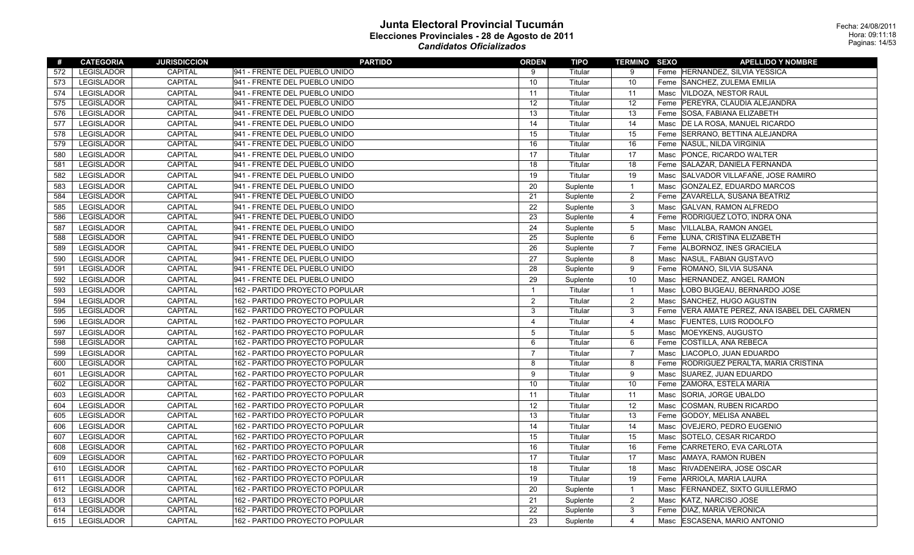# Junta Electoral Provincial Tucumán
## Elecciones Provinciales - 28 de Agosto de 2011
### *Candidatos Oficializados*

Fecha: 24/08/2011
Hora: 09:11:18

| # | CATEGORIA | JURISDICCION | PARTIDO | ORDEN | TIPO | TERMINO | SEXO | APELLIDO Y NOMBRE |
|---|---|---|---|---|---|---|---|---|
| 572 | LEGISLADOR | CAPITAL | 941 - FRENTE DEL PUEBLO UNIDO | 9 | Titular | 9 | Feme | HERNANDEZ, SILVIA YESSICA |
| 573 | LEGISLADOR | CAPITAL | 941 - FRENTE DEL PUEBLO UNIDO | 10 | Titular | 10 | Feme | SANCHEZ, ZULEMA EMILIA |
| 574 | LEGISLADOR | CAPITAL | 941 - FRENTE DEL PUEBLO UNIDO | 11 | Titular | 11 | Masc | VILDOZA, NESTOR RAUL |
| 575 | LEGISLADOR | CAPITAL | 941 - FRENTE DEL PUEBLO UNIDO | 12 | Titular | 12 | Feme | PEREYRA, CLAUDIA ALEJANDRA |
| 576 | LEGISLADOR | CAPITAL | 941 - FRENTE DEL PUEBLO UNIDO | 13 | Titular | 13 | Feme | SOSA, FABIANA ELIZABETH |
| 577 | LEGISLADOR | CAPITAL | 941 - FRENTE DEL PUEBLO UNIDO | 14 | Titular | 14 | Masc | DE LA ROSA, MANUEL RICARDO |
| 578 | LEGISLADOR | CAPITAL | 941 - FRENTE DEL PUEBLO UNIDO | 15 | Titular | 15 | Feme | SERRANO, BETTINA ALEJANDRA |
| 579 | LEGISLADOR | CAPITAL | 941 - FRENTE DEL PUEBLO UNIDO | 16 | Titular | 16 | Feme | NASUL, NILDA VIRGINIA |
| 580 | LEGISLADOR | CAPITAL | 941 - FRENTE DEL PUEBLO UNIDO | 17 | Titular | 17 | Masc | PONCE, RICARDO WALTER |
| 581 | LEGISLADOR | CAPITAL | 941 - FRENTE DEL PUEBLO UNIDO | 18 | Titular | 18 | Feme | SALAZAR, DANIELA FERNANDA |
| 582 | LEGISLADOR | CAPITAL | 941 - FRENTE DEL PUEBLO UNIDO | 19 | Titular | 19 | Masc | SALVADOR VILLAFAÑE, JOSE RAMIRO |
| 583 | LEGISLADOR | CAPITAL | 941 - FRENTE DEL PUEBLO UNIDO | 20 | Suplente | 1 | Masc | GONZALEZ, EDUARDO MARCOS |
| 584 | LEGISLADOR | CAPITAL | 941 - FRENTE DEL PUEBLO UNIDO | 21 | Suplente | 2 | Feme | ZAVARELLA, SUSANA BEATRIZ |
| 585 | LEGISLADOR | CAPITAL | 941 - FRENTE DEL PUEBLO UNIDO | 22 | Suplente | 3 | Masc | GALVAN, RAMON ALFREDO |
| 586 | LEGISLADOR | CAPITAL | 941 - FRENTE DEL PUEBLO UNIDO | 23 | Suplente | 4 | Feme | RODRIGUEZ LOTO, INDRA ONA |
| 587 | LEGISLADOR | CAPITAL | 941 - FRENTE DEL PUEBLO UNIDO | 24 | Suplente | 5 | Masc | VILLALBA, RAMON ANGEL |
| 588 | LEGISLADOR | CAPITAL | 941 - FRENTE DEL PUEBLO UNIDO | 25 | Suplente | 6 | Feme | LUNA, CRISTINA ELIZABETH |
| 589 | LEGISLADOR | CAPITAL | 941 - FRENTE DEL PUEBLO UNIDO | 26 | Suplente | 7 | Feme | ALBORNOZ, INES GRACIELA |
| 590 | LEGISLADOR | CAPITAL | 941 - FRENTE DEL PUEBLO UNIDO | 27 | Suplente | 8 | Masc | NASUL, FABIAN GUSTAVO |
| 591 | LEGISLADOR | CAPITAL | 941 - FRENTE DEL PUEBLO UNIDO | 28 | Suplente | 9 | Feme | ROMANO, SILVIA SUSANA |
| 592 | LEGISLADOR | CAPITAL | 941 - FRENTE DEL PUEBLO UNIDO | 29 | Suplente | 10 | Masc | HERNANDEZ, ANGEL RAMON |
| 593 | LEGISLADOR | CAPITAL | 162 - PARTIDO PROYECTO POPULAR | 1 | Titular | 1 | Masc | LOBO BUGEAU, BERNARDO JOSE |
| 594 | LEGISLADOR | CAPITAL | 162 - PARTIDO PROYECTO POPULAR | 2 | Titular | 2 | Masc | SANCHEZ, HUGO AGUSTIN |
| 595 | LEGISLADOR | CAPITAL | 162 - PARTIDO PROYECTO POPULAR | 3 | Titular | 3 | Feme | VERA AMATE PEREZ, ANA ISABEL DEL CARMEN |
| 596 | LEGISLADOR | CAPITAL | 162 - PARTIDO PROYECTO POPULAR | 4 | Titular | 4 | Masc | FUENTES, LUIS RODOLFO |
| 597 | LEGISLADOR | CAPITAL | 162 - PARTIDO PROYECTO POPULAR | 5 | Titular | 5 | Masc | MOEYKENS, AUGUSTO |
| 598 | LEGISLADOR | CAPITAL | 162 - PARTIDO PROYECTO POPULAR | 6 | Titular | 6 | Feme | COSTILLA, ANA REBECA |
| 599 | LEGISLADOR | CAPITAL | 162 - PARTIDO PROYECTO POPULAR | 7 | Titular | 7 | Masc | LIACOPLO, JUAN EDUARDO |
| 600 | LEGISLADOR | CAPITAL | 162 - PARTIDO PROYECTO POPULAR | 8 | Titular | 8 | Feme | RODRIGUEZ PERALTA, MARIA CRISTINA |
| 601 | LEGISLADOR | CAPITAL | 162 - PARTIDO PROYECTO POPULAR | 9 | Titular | 9 | Masc | SUAREZ, JUAN EDUARDO |
| 602 | LEGISLADOR | CAPITAL | 162 - PARTIDO PROYECTO POPULAR | 10 | Titular | 10 | Feme | ZAMORA, ESTELA MARIA |
| 603 | LEGISLADOR | CAPITAL | 162 - PARTIDO PROYECTO POPULAR | 11 | Titular | 11 | Masc | SORIA, JORGE UBALDO |
| 604 | LEGISLADOR | CAPITAL | 162 - PARTIDO PROYECTO POPULAR | 12 | Titular | 12 | Masc | COSMAN, RUBEN RICARDO |
| 605 | LEGISLADOR | CAPITAL | 162 - PARTIDO PROYECTO POPULAR | 13 | Titular | 13 | Feme | GODOY, MELISA ANABEL |
| 606 | LEGISLADOR | CAPITAL | 162 - PARTIDO PROYECTO POPULAR | 14 | Titular | 14 | Masc | OVEJERO, PEDRO EUGENIO |
| 607 | LEGISLADOR | CAPITAL | 162 - PARTIDO PROYECTO POPULAR | 15 | Titular | 15 | Masc | SOTELO, CESAR RICARDO |
| 608 | LEGISLADOR | CAPITAL | 162 - PARTIDO PROYECTO POPULAR | 16 | Titular | 16 | Feme | CARRETERO, EVA CARLOTA |
| 609 | LEGISLADOR | CAPITAL | 162 - PARTIDO PROYECTO POPULAR | 17 | Titular | 17 | Masc | AMAYA, RAMON RUBEN |
| 610 | LEGISLADOR | CAPITAL | 162 - PARTIDO PROYECTO POPULAR | 18 | Titular | 18 | Masc | RIVADENEIRA, JOSE OSCAR |
| 611 | LEGISLADOR | CAPITAL | 162 - PARTIDO PROYECTO POPULAR | 19 | Titular | 19 | Feme | ARRIOLA, MARIA LAURA |
| 612 | LEGISLADOR | CAPITAL | 162 - PARTIDO PROYECTO POPULAR | 20 | Suplente | 1 | Masc | FERNANDEZ, SIXTO GUILLERMO |
| 613 | LEGISLADOR | CAPITAL | 162 - PARTIDO PROYECTO POPULAR | 21 | Suplente | 2 | Masc | KATZ, NARCISO JOSE |
| 614 | LEGISLADOR | CAPITAL | 162 - PARTIDO PROYECTO POPULAR | 22 | Suplente | 3 | Feme | DIAZ, MARIA VERONICA |
| 615 | LEGISLADOR | CAPITAL | 162 - PARTIDO PROYECTO POPULAR | 23 | Suplente | 4 | Masc | ESCASENA, MARIO ANTONIO |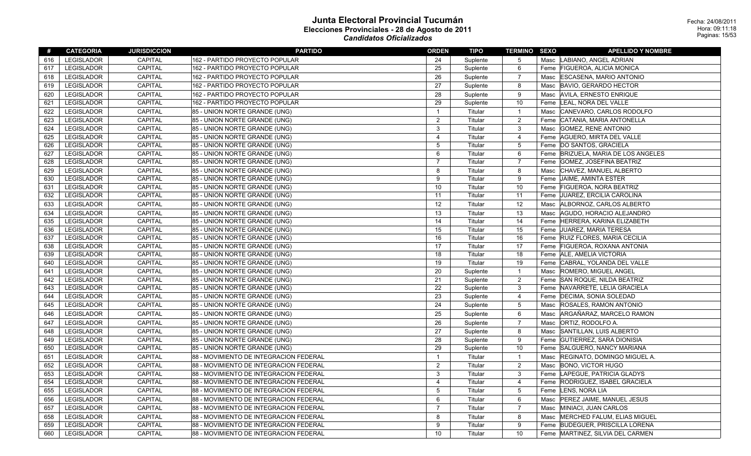# Junta Electoral Provincial Tucumán

## Elecciones Provinciales - 28 de Agosto de 2011

### *Candidatos Oficializados*

Fecha: 24/08/2011
Hora: 09:11:18

| # | CATEGORIA | JURISDICCION | PARTIDO | ORDEN | TIPO | TERMINO | SEXO | APELLIDO Y NOMBRE |
|---|---|---|---|---|---|---|---|---|
| 616 | LEGISLADOR | CAPITAL | 162 - PARTIDO PROYECTO POPULAR | 24 | Suplente | 5 | Masc | LABIANO, ANGEL ADRIAN |
| 617 | LEGISLADOR | CAPITAL | 162 - PARTIDO PROYECTO POPULAR | 25 | Suplente | 6 | Feme | FIGUEROA, ALICIA MONICA |
| 618 | LEGISLADOR | CAPITAL | 162 - PARTIDO PROYECTO POPULAR | 26 | Suplente | 7 | Masc | ESCASENA, MARIO ANTONIO |
| 619 | LEGISLADOR | CAPITAL | 162 - PARTIDO PROYECTO POPULAR | 27 | Suplente | 8 | Masc | BAVIO, GERARDO HECTOR |
| 620 | LEGISLADOR | CAPITAL | 162 - PARTIDO PROYECTO POPULAR | 28 | Suplente | 9 | Masc | AVILA, ERNESTO ENRIQUE |
| 621 | LEGISLADOR | CAPITAL | 162 - PARTIDO PROYECTO POPULAR | 29 | Suplente | 10 | Feme | LEAL, NORA DEL VALLE |
| 622 | LEGISLADOR | CAPITAL | 85 - UNION NORTE GRANDE (UNG) | 1 | Titular | 1 | Masc | CANEVARO, CARLOS RODOLFO |
| 623 | LEGISLADOR | CAPITAL | 85 - UNION NORTE GRANDE (UNG) | 2 | Titular | 2 | Feme | CATANIA, MARIA ANTONELLA |
| 624 | LEGISLADOR | CAPITAL | 85 - UNION NORTE GRANDE (UNG) | 3 | Titular | 3 | Masc | GOMEZ, RENE ANTONIO |
| 625 | LEGISLADOR | CAPITAL | 85 - UNION NORTE GRANDE (UNG) | 4 | Titular | 4 | Feme | AGUERO, MIRTA DEL VALLE |
| 626 | LEGISLADOR | CAPITAL | 85 - UNION NORTE GRANDE (UNG) | 5 | Titular | 5 | Feme | DO SANTOS, GRACIELA |
| 627 | LEGISLADOR | CAPITAL | 85 - UNION NORTE GRANDE (UNG) | 6 | Titular | 6 | Feme | BRIZUELA, MARIA DE LOS ANGELES |
| 628 | LEGISLADOR | CAPITAL | 85 - UNION NORTE GRANDE (UNG) | 7 | Titular | 7 | Feme | GOMEZ, JOSEFINA BEATRIZ |
| 629 | LEGISLADOR | CAPITAL | 85 - UNION NORTE GRANDE (UNG) | 8 | Titular | 8 | Masc | CHAVEZ, MANUEL ALBERTO |
| 630 | LEGISLADOR | CAPITAL | 85 - UNION NORTE GRANDE (UNG) | 9 | Titular | 9 | Feme | JAIME, AMINTA ESTER |
| 631 | LEGISLADOR | CAPITAL | 85 - UNION NORTE GRANDE (UNG) | 10 | Titular | 10 | Feme | FIGUEROA, NORA BEATRIZ |
| 632 | LEGISLADOR | CAPITAL | 85 - UNION NORTE GRANDE (UNG) | 11 | Titular | 11 | Feme | JUAREZ, ERCILIA CAROLINA |
| 633 | LEGISLADOR | CAPITAL | 85 - UNION NORTE GRANDE (UNG) | 12 | Titular | 12 | Masc | ALBORNOZ, CARLOS ALBERTO |
| 634 | LEGISLADOR | CAPITAL | 85 - UNION NORTE GRANDE (UNG) | 13 | Titular | 13 | Masc | AGUDO, HORACIO ALEJANDRO |
| 635 | LEGISLADOR | CAPITAL | 85 - UNION NORTE GRANDE (UNG) | 14 | Titular | 14 | Feme | HERRERA, KARINA ELIZABETH |
| 636 | LEGISLADOR | CAPITAL | 85 - UNION NORTE GRANDE (UNG) | 15 | Titular | 15 | Feme | JUAREZ, MARIA TERESA |
| 637 | LEGISLADOR | CAPITAL | 85 - UNION NORTE GRANDE (UNG) | 16 | Titular | 16 | Feme | RUIZ FLORES, MARIA CECILIA |
| 638 | LEGISLADOR | CAPITAL | 85 - UNION NORTE GRANDE (UNG) | 17 | Titular | 17 | Feme | FIGUEROA, ROXANA ANTONIA |
| 639 | LEGISLADOR | CAPITAL | 85 - UNION NORTE GRANDE (UNG) | 18 | Titular | 18 | Feme | ALE, AMELIA VICTORIA |
| 640 | LEGISLADOR | CAPITAL | 85 - UNION NORTE GRANDE (UNG) | 19 | Titular | 19 | Feme | CABRAL, YOLANDA DEL VALLE |
| 641 | LEGISLADOR | CAPITAL | 85 - UNION NORTE GRANDE (UNG) | 20 | Suplente | 1 | Masc | ROMERO, MIGUEL ANGEL |
| 642 | LEGISLADOR | CAPITAL | 85 - UNION NORTE GRANDE (UNG) | 21 | Suplente | 2 | Feme | SAN ROQUE, NILDA BEATRIZ |
| 643 | LEGISLADOR | CAPITAL | 85 - UNION NORTE GRANDE (UNG) | 22 | Suplente | 3 | Feme | NAVARRETE, LELIA GRACIELA |
| 644 | LEGISLADOR | CAPITAL | 85 - UNION NORTE GRANDE (UNG) | 23 | Suplente | 4 | Feme | DECIMA, SONIA SOLEDAD |
| 645 | LEGISLADOR | CAPITAL | 85 - UNION NORTE GRANDE (UNG) | 24 | Suplente | 5 | Masc | ROSALES, RAMON ANTONIO |
| 646 | LEGISLADOR | CAPITAL | 85 - UNION NORTE GRANDE (UNG) | 25 | Suplente | 6 | Masc | ARGAÑARAZ, MARCELO RAMON |
| 647 | LEGISLADOR | CAPITAL | 85 - UNION NORTE GRANDE (UNG) | 26 | Suplente | 7 | Masc | ORTIZ, RODOLFO A. |
| 648 | LEGISLADOR | CAPITAL | 85 - UNION NORTE GRANDE (UNG) | 27 | Suplente | 8 | Masc | SANTILLAN, LUIS ALBERTO |
| 649 | LEGISLADOR | CAPITAL | 85 - UNION NORTE GRANDE (UNG) | 28 | Suplente | 9 | Feme | GUTIERREZ, SARA DIONISIA |
| 650 | LEGISLADOR | CAPITAL | 85 - UNION NORTE GRANDE (UNG) | 29 | Suplente | 10 | Feme | SALGUERO, NANCY MARIANA |
| 651 | LEGISLADOR | CAPITAL | 88 - MOVIMIENTO DE INTEGRACION FEDERAL | 1 | Titular | 1 | Masc | REGINATO, DOMINGO MIGUEL A. |
| 652 | LEGISLADOR | CAPITAL | 88 - MOVIMIENTO DE INTEGRACION FEDERAL | 2 | Titular | 2 | Masc | BONO, VICTOR HUGO |
| 653 | LEGISLADOR | CAPITAL | 88 - MOVIMIENTO DE INTEGRACION FEDERAL | 3 | Titular | 3 | Feme | LAPEGUE, PATRICIA GLADYS |
| 654 | LEGISLADOR | CAPITAL | 88 - MOVIMIENTO DE INTEGRACION FEDERAL | 4 | Titular | 4 | Feme | RODRIGUEZ, ISABEL GRACIELA |
| 655 | LEGISLADOR | CAPITAL | 88 - MOVIMIENTO DE INTEGRACION FEDERAL | 5 | Titular | 5 | Feme | LENS, NORA LIA |
| 656 | LEGISLADOR | CAPITAL | 88 - MOVIMIENTO DE INTEGRACION FEDERAL | 6 | Titular | 6 | Masc | PEREZ JAIME, MANUEL JESUS |
| 657 | LEGISLADOR | CAPITAL | 88 - MOVIMIENTO DE INTEGRACION FEDERAL | 7 | Titular | 7 | Masc | MINIACI, JUAN CARLOS |
| 658 | LEGISLADOR | CAPITAL | 88 - MOVIMIENTO DE INTEGRACION FEDERAL | 8 | Titular | 8 | Masc | MERCHED FALUM, ELIAS MIGUEL |
| 659 | LEGISLADOR | CAPITAL | 88 - MOVIMIENTO DE INTEGRACION FEDERAL | 9 | Titular | 9 | Feme | BUDEGUER, PRISCILLA LORENA |
| 660 | LEGISLADOR | CAPITAL | 88 - MOVIMIENTO DE INTEGRACION FEDERAL | 10 | Titular | 10 | Feme | MARTINEZ, SILVIA DEL CARMEN |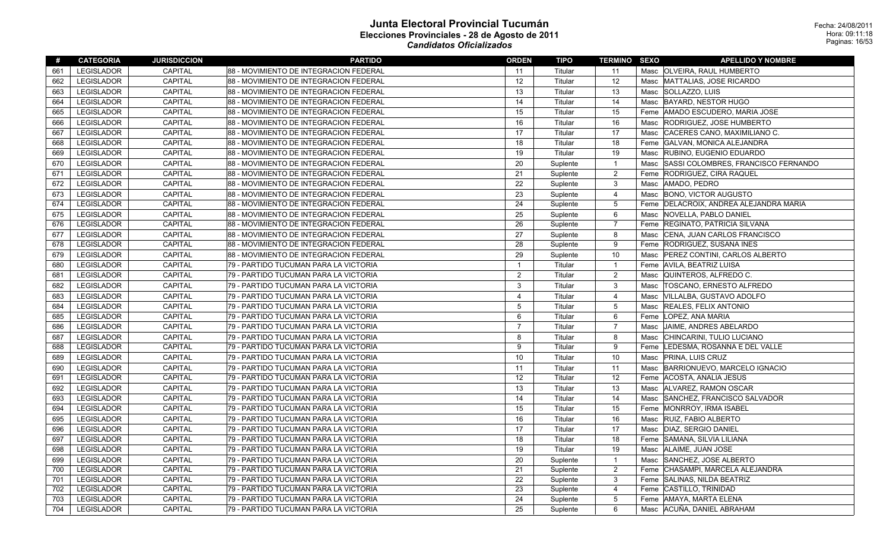# Junta Electoral Provincial Tucumán

## Elecciones Provinciales - 28 de Agosto de 2011

### *Candidatos Oficializados*

Fecha: 24/08/2011
Hora: 09:11:18

| # | CATEGORIA | JURISDICCION | PARTIDO | ORDEN | TIPO | TERMINO | SEXO | APELLIDO Y NOMBRE |
|---|---|---|---|---|---|---|---|---|
| 661 | LEGISLADOR | CAPITAL | 88 - MOVIMIENTO DE INTEGRACION FEDERAL | 11 | Titular | 11 | Masc | OLVEIRA, RAUL HUMBERTO |
| 662 | LEGISLADOR | CAPITAL | 88 - MOVIMIENTO DE INTEGRACION FEDERAL | 12 | Titular | 12 | Masc | MATTALIAS, JOSE RICARDO |
| 663 | LEGISLADOR | CAPITAL | 88 - MOVIMIENTO DE INTEGRACION FEDERAL | 13 | Titular | 13 | Masc | SOLLAZZO, LUIS |
| 664 | LEGISLADOR | CAPITAL | 88 - MOVIMIENTO DE INTEGRACION FEDERAL | 14 | Titular | 14 | Masc | BAYARD, NESTOR HUGO |
| 665 | LEGISLADOR | CAPITAL | 88 - MOVIMIENTO DE INTEGRACION FEDERAL | 15 | Titular | 15 | Feme | AMADO ESCUDERO, MARIA JOSE |
| 666 | LEGISLADOR | CAPITAL | 88 - MOVIMIENTO DE INTEGRACION FEDERAL | 16 | Titular | 16 | Masc | RODRIGUEZ, JOSE HUMBERTO |
| 667 | LEGISLADOR | CAPITAL | 88 - MOVIMIENTO DE INTEGRACION FEDERAL | 17 | Titular | 17 | Masc | CACERES CANO, MAXIMILIANO C. |
| 668 | LEGISLADOR | CAPITAL | 88 - MOVIMIENTO DE INTEGRACION FEDERAL | 18 | Titular | 18 | Feme | GALVAN, MONICA ALEJANDRA |
| 669 | LEGISLADOR | CAPITAL | 88 - MOVIMIENTO DE INTEGRACION FEDERAL | 19 | Titular | 19 | Masc | RUBINO, EUGENIO EDUARDO |
| 670 | LEGISLADOR | CAPITAL | 88 - MOVIMIENTO DE INTEGRACION FEDERAL | 20 | Suplente | 1 | Masc | SASSI COLOMBRES, FRANCISCO FERNANDO |
| 671 | LEGISLADOR | CAPITAL | 88 - MOVIMIENTO DE INTEGRACION FEDERAL | 21 | Suplente | 2 | Feme | RODRIGUEZ, CIRA RAQUEL |
| 672 | LEGISLADOR | CAPITAL | 88 - MOVIMIENTO DE INTEGRACION FEDERAL | 22 | Suplente | 3 | Masc | AMADO, PEDRO |
| 673 | LEGISLADOR | CAPITAL | 88 - MOVIMIENTO DE INTEGRACION FEDERAL | 23 | Suplente | 4 | Masc | BONO, VICTOR AUGUSTO |
| 674 | LEGISLADOR | CAPITAL | 88 - MOVIMIENTO DE INTEGRACION FEDERAL | 24 | Suplente | 5 | Feme | DELACROIX, ANDREA ALEJANDRA MARIA |
| 675 | LEGISLADOR | CAPITAL | 88 - MOVIMIENTO DE INTEGRACION FEDERAL | 25 | Suplente | 6 | Masc | NOVELLA, PABLO DANIEL |
| 676 | LEGISLADOR | CAPITAL | 88 - MOVIMIENTO DE INTEGRACION FEDERAL | 26 | Suplente | 7 | Feme | REGINATO, PATRICIA SILVANA |
| 677 | LEGISLADOR | CAPITAL | 88 - MOVIMIENTO DE INTEGRACION FEDERAL | 27 | Suplente | 8 | Masc | CENA, JUAN CARLOS FRANCISCO |
| 678 | LEGISLADOR | CAPITAL | 88 - MOVIMIENTO DE INTEGRACION FEDERAL | 28 | Suplente | 9 | Feme | RODRIGUEZ, SUSANA INES |
| 679 | LEGISLADOR | CAPITAL | 88 - MOVIMIENTO DE INTEGRACION FEDERAL | 29 | Suplente | 10 | Masc | PEREZ CONTINI, CARLOS ALBERTO |
| 680 | LEGISLADOR | CAPITAL | 79 - PARTIDO TUCUMAN PARA LA VICTORIA | 1 | Titular | 1 | Feme | AVILA, BEATRIZ LUISA |
| 681 | LEGISLADOR | CAPITAL | 79 - PARTIDO TUCUMAN PARA LA VICTORIA | 2 | Titular | 2 | Masc | QUINTEROS, ALFREDO C. |
| 682 | LEGISLADOR | CAPITAL | 79 - PARTIDO TUCUMAN PARA LA VICTORIA | 3 | Titular | 3 | Masc | TOSCANO, ERNESTO ALFREDO |
| 683 | LEGISLADOR | CAPITAL | 79 - PARTIDO TUCUMAN PARA LA VICTORIA | 4 | Titular | 4 | Masc | VILLALBA, GUSTAVO ADOLFO |
| 684 | LEGISLADOR | CAPITAL | 79 - PARTIDO TUCUMAN PARA LA VICTORIA | 5 | Titular | 5 | Masc | REALES, FELIX ANTONIO |
| 685 | LEGISLADOR | CAPITAL | 79 - PARTIDO TUCUMAN PARA LA VICTORIA | 6 | Titular | 6 | Feme | LOPEZ, ANA MARIA |
| 686 | LEGISLADOR | CAPITAL | 79 - PARTIDO TUCUMAN PARA LA VICTORIA | 7 | Titular | 7 | Masc | JAIME, ANDRES ABELARDO |
| 687 | LEGISLADOR | CAPITAL | 79 - PARTIDO TUCUMAN PARA LA VICTORIA | 8 | Titular | 8 | Masc | CHINCARINI, TULIO LUCIANO |
| 688 | LEGISLADOR | CAPITAL | 79 - PARTIDO TUCUMAN PARA LA VICTORIA | 9 | Titular | 9 | Feme | LEDESMA, ROSANNA E DEL VALLE |
| 689 | LEGISLADOR | CAPITAL | 79 - PARTIDO TUCUMAN PARA LA VICTORIA | 10 | Titular | 10 | Masc | PRINA, LUIS CRUZ |
| 690 | LEGISLADOR | CAPITAL | 79 - PARTIDO TUCUMAN PARA LA VICTORIA | 11 | Titular | 11 | Masc | BARRIONUEVO, MARCELO IGNACIO |
| 691 | LEGISLADOR | CAPITAL | 79 - PARTIDO TUCUMAN PARA LA VICTORIA | 12 | Titular | 12 | Feme | ACOSTA, ANALIA JESUS |
| 692 | LEGISLADOR | CAPITAL | 79 - PARTIDO TUCUMAN PARA LA VICTORIA | 13 | Titular | 13 | Masc | ALVAREZ, RAMON OSCAR |
| 693 | LEGISLADOR | CAPITAL | 79 - PARTIDO TUCUMAN PARA LA VICTORIA | 14 | Titular | 14 | Masc | SANCHEZ, FRANCISCO SALVADOR |
| 694 | LEGISLADOR | CAPITAL | 79 - PARTIDO TUCUMAN PARA LA VICTORIA | 15 | Titular | 15 | Feme | MONRROY, IRMA ISABEL |
| 695 | LEGISLADOR | CAPITAL | 79 - PARTIDO TUCUMAN PARA LA VICTORIA | 16 | Titular | 16 | Masc | RUIZ, FABIO ALBERTO |
| 696 | LEGISLADOR | CAPITAL | 79 - PARTIDO TUCUMAN PARA LA VICTORIA | 17 | Titular | 17 | Masc | DIAZ, SERGIO DANIEL |
| 697 | LEGISLADOR | CAPITAL | 79 - PARTIDO TUCUMAN PARA LA VICTORIA | 18 | Titular | 18 | Feme | SAMANA, SILVIA LILIANA |
| 698 | LEGISLADOR | CAPITAL | 79 - PARTIDO TUCUMAN PARA LA VICTORIA | 19 | Titular | 19 | Masc | ALAIME, JUAN JOSE |
| 699 | LEGISLADOR | CAPITAL | 79 - PARTIDO TUCUMAN PARA LA VICTORIA | 20 | Suplente | 1 | Masc | SANCHEZ, JOSE ALBERTO |
| 700 | LEGISLADOR | CAPITAL | 79 - PARTIDO TUCUMAN PARA LA VICTORIA | 21 | Suplente | 2 | Feme | CHASAMPI, MARCELA ALEJANDRA |
| 701 | LEGISLADOR | CAPITAL | 79 - PARTIDO TUCUMAN PARA LA VICTORIA | 22 | Suplente | 3 | Feme | SALINAS, NILDA BEATRIZ |
| 702 | LEGISLADOR | CAPITAL | 79 - PARTIDO TUCUMAN PARA LA VICTORIA | 23 | Suplente | 4 | Feme | CASTILLO, TRINIDAD |
| 703 | LEGISLADOR | CAPITAL | 79 - PARTIDO TUCUMAN PARA LA VICTORIA | 24 | Suplente | 5 | Feme | AMAYA, MARTA ELENA |
| 704 | LEGISLADOR | CAPITAL | 79 - PARTIDO TUCUMAN PARA LA VICTORIA | 25 | Suplente | 6 | Masc | ACUÑA, DANIEL ABRAHAM |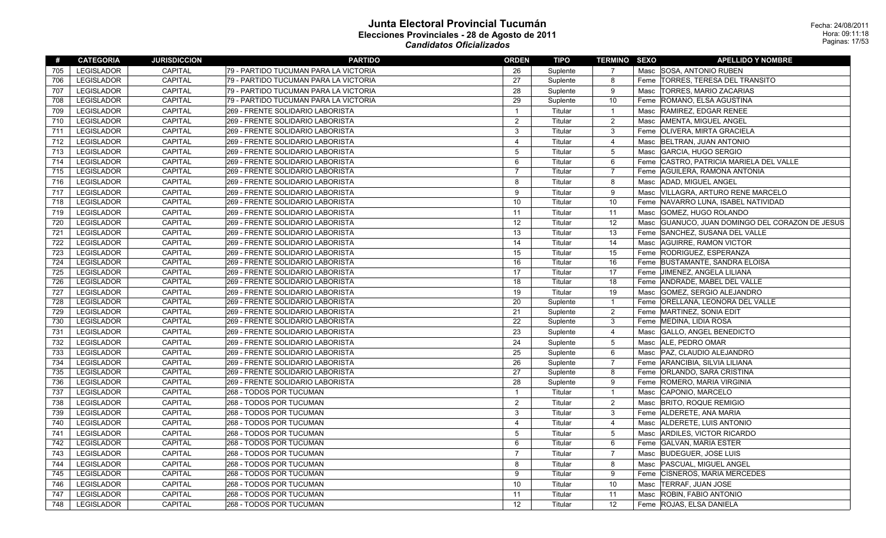# Junta Electoral Provincial Tucumán

## Elecciones Provinciales - 28 de Agosto de 2011

### *Candidatos Oficializados*

Fecha: 24/08/2011
Hora: 09:11:18

| # | CATEGORIA | JURISDICCION | PARTIDO | ORDEN | TIPO | TERMINO | SEXO | APELLIDO Y NOMBRE |
|---|---|---|---|---|---|---|---|---|
| 705 | LEGISLADOR | CAPITAL | 79 - PARTIDO TUCUMAN PARA LA VICTORIA | 26 | Suplente | 7 | Masc | SOSA, ANTONIO RUBEN |
| 706 | LEGISLADOR | CAPITAL | 79 - PARTIDO TUCUMAN PARA LA VICTORIA | 27 | Suplente | 8 | Feme | TORRES, TERESA DEL TRANSITO |
| 707 | LEGISLADOR | CAPITAL | 79 - PARTIDO TUCUMAN PARA LA VICTORIA | 28 | Suplente | 9 | Masc | TORRES, MARIO ZACARIAS |
| 708 | LEGISLADOR | CAPITAL | 79 - PARTIDO TUCUMAN PARA LA VICTORIA | 29 | Suplente | 10 | Feme | ROMANO, ELSA AGUSTINA |
| 709 | LEGISLADOR | CAPITAL | 269 - FRENTE SOLIDARIO LABORISTA | 1 | Titular | 1 | Masc | RAMIREZ, EDGAR RENEE |
| 710 | LEGISLADOR | CAPITAL | 269 - FRENTE SOLIDARIO LABORISTA | 2 | Titular | 2 | Masc | AMENTA, MIGUEL ANGEL |
| 711 | LEGISLADOR | CAPITAL | 269 - FRENTE SOLIDARIO LABORISTA | 3 | Titular | 3 | Feme | OLIVERA, MIRTA GRACIELA |
| 712 | LEGISLADOR | CAPITAL | 269 - FRENTE SOLIDARIO LABORISTA | 4 | Titular | 4 | Masc | BELTRAN, JUAN ANTONIO |
| 713 | LEGISLADOR | CAPITAL | 269 - FRENTE SOLIDARIO LABORISTA | 5 | Titular | 5 | Masc | GARCIA, HUGO SERGIO |
| 714 | LEGISLADOR | CAPITAL | 269 - FRENTE SOLIDARIO LABORISTA | 6 | Titular | 6 | Feme | CASTRO, PATRICIA MARIELA DEL VALLE |
| 715 | LEGISLADOR | CAPITAL | 269 - FRENTE SOLIDARIO LABORISTA | 7 | Titular | 7 | Feme | AGUILERA, RAMONA ANTONIA |
| 716 | LEGISLADOR | CAPITAL | 269 - FRENTE SOLIDARIO LABORISTA | 8 | Titular | 8 | Masc | ADAD, MIGUEL ANGEL |
| 717 | LEGISLADOR | CAPITAL | 269 - FRENTE SOLIDARIO LABORISTA | 9 | Titular | 9 | Masc | VILLAGRA, ARTURO RENE MARCELO |
| 718 | LEGISLADOR | CAPITAL | 269 - FRENTE SOLIDARIO LABORISTA | 10 | Titular | 10 | Feme | NAVARRO LUNA, ISABEL NATIVIDAD |
| 719 | LEGISLADOR | CAPITAL | 269 - FRENTE SOLIDARIO LABORISTA | 11 | Titular | 11 | Masc | GOMEZ, HUGO ROLANDO |
| 720 | LEGISLADOR | CAPITAL | 269 - FRENTE SOLIDARIO LABORISTA | 12 | Titular | 12 | Masc | GUANUCO, JUAN DOMINGO DEL CORAZON DE JESUS |
| 721 | LEGISLADOR | CAPITAL | 269 - FRENTE SOLIDARIO LABORISTA | 13 | Titular | 13 | Feme | SANCHEZ, SUSANA DEL VALLE |
| 722 | LEGISLADOR | CAPITAL | 269 - FRENTE SOLIDARIO LABORISTA | 14 | Titular | 14 | Masc | AGUIRRE, RAMON VICTOR |
| 723 | LEGISLADOR | CAPITAL | 269 - FRENTE SOLIDARIO LABORISTA | 15 | Titular | 15 | Feme | RODRIGUEZ, ESPERANZA |
| 724 | LEGISLADOR | CAPITAL | 269 - FRENTE SOLIDARIO LABORISTA | 16 | Titular | 16 | Feme | BUSTAMANTE, SANDRA ELOISA |
| 725 | LEGISLADOR | CAPITAL | 269 - FRENTE SOLIDARIO LABORISTA | 17 | Titular | 17 | Feme | JIMENEZ, ANGELA LILIANA |
| 726 | LEGISLADOR | CAPITAL | 269 - FRENTE SOLIDARIO LABORISTA | 18 | Titular | 18 | Feme | ANDRADE, MABEL DEL VALLE |
| 727 | LEGISLADOR | CAPITAL | 269 - FRENTE SOLIDARIO LABORISTA | 19 | Titular | 19 | Masc | GOMEZ, SERGIO ALEJANDRO |
| 728 | LEGISLADOR | CAPITAL | 269 - FRENTE SOLIDARIO LABORISTA | 20 | Suplente | 1 | Feme | ORELLANA, LEONORA DEL VALLE |
| 729 | LEGISLADOR | CAPITAL | 269 - FRENTE SOLIDARIO LABORISTA | 21 | Suplente | 2 | Feme | MARTINEZ, SONIA EDIT |
| 730 | LEGISLADOR | CAPITAL | 269 - FRENTE SOLIDARIO LABORISTA | 22 | Suplente | 3 | Feme | MEDINA, LIDIA ROSA |
| 731 | LEGISLADOR | CAPITAL | 269 - FRENTE SOLIDARIO LABORISTA | 23 | Suplente | 4 | Masc | GALLO, ANGEL BENEDICTO |
| 732 | LEGISLADOR | CAPITAL | 269 - FRENTE SOLIDARIO LABORISTA | 24 | Suplente | 5 | Masc | ALE, PEDRO OMAR |
| 733 | LEGISLADOR | CAPITAL | 269 - FRENTE SOLIDARIO LABORISTA | 25 | Suplente | 6 | Masc | PAZ, CLAUDIO ALEJANDRO |
| 734 | LEGISLADOR | CAPITAL | 269 - FRENTE SOLIDARIO LABORISTA | 26 | Suplente | 7 | Feme | ARANCIBIA, SILVIA LILIANA |
| 735 | LEGISLADOR | CAPITAL | 269 - FRENTE SOLIDARIO LABORISTA | 27 | Suplente | 8 | Feme | ORLANDO, SARA CRISTINA |
| 736 | LEGISLADOR | CAPITAL | 269 - FRENTE SOLIDARIO LABORISTA | 28 | Suplente | 9 | Feme | ROMERO, MARIA VIRGINIA |
| 737 | LEGISLADOR | CAPITAL | 268 - TODOS POR TUCUMAN | 1 | Titular | 1 | Masc | CAPONIO, MARCELO |
| 738 | LEGISLADOR | CAPITAL | 268 - TODOS POR TUCUMAN | 2 | Titular | 2 | Masc | BRITO, ROQUE REMIGIO |
| 739 | LEGISLADOR | CAPITAL | 268 - TODOS POR TUCUMAN | 3 | Titular | 3 | Feme | ALDERETE, ANA MARIA |
| 740 | LEGISLADOR | CAPITAL | 268 - TODOS POR TUCUMAN | 4 | Titular | 4 | Masc | ALDERETE, LUIS ANTONIO |
| 741 | LEGISLADOR | CAPITAL | 268 - TODOS POR TUCUMAN | 5 | Titular | 5 | Masc | ARDILES, VICTOR RICARDO |
| 742 | LEGISLADOR | CAPITAL | 268 - TODOS POR TUCUMAN | 6 | Titular | 6 | Feme | GALVAN, MARIA ESTER |
| 743 | LEGISLADOR | CAPITAL | 268 - TODOS POR TUCUMAN | 7 | Titular | 7 | Masc | BUDEGUER, JOSE LUIS |
| 744 | LEGISLADOR | CAPITAL | 268 - TODOS POR TUCUMAN | 8 | Titular | 8 | Masc | PASCUAL, MIGUEL ANGEL |
| 745 | LEGISLADOR | CAPITAL | 268 - TODOS POR TUCUMAN | 9 | Titular | 9 | Feme | CISNEROS, MARIA MERCEDES |
| 746 | LEGISLADOR | CAPITAL | 268 - TODOS POR TUCUMAN | 10 | Titular | 10 | Masc | TERRAF, JUAN JOSE |
| 747 | LEGISLADOR | CAPITAL | 268 - TODOS POR TUCUMAN | 11 | Titular | 11 | Masc | ROBIN, FABIO ANTONIO |
| 748 | LEGISLADOR | CAPITAL | 268 - TODOS POR TUCUMAN | 12 | Titular | 12 | Feme | ROJAS, ELSA DANIELA |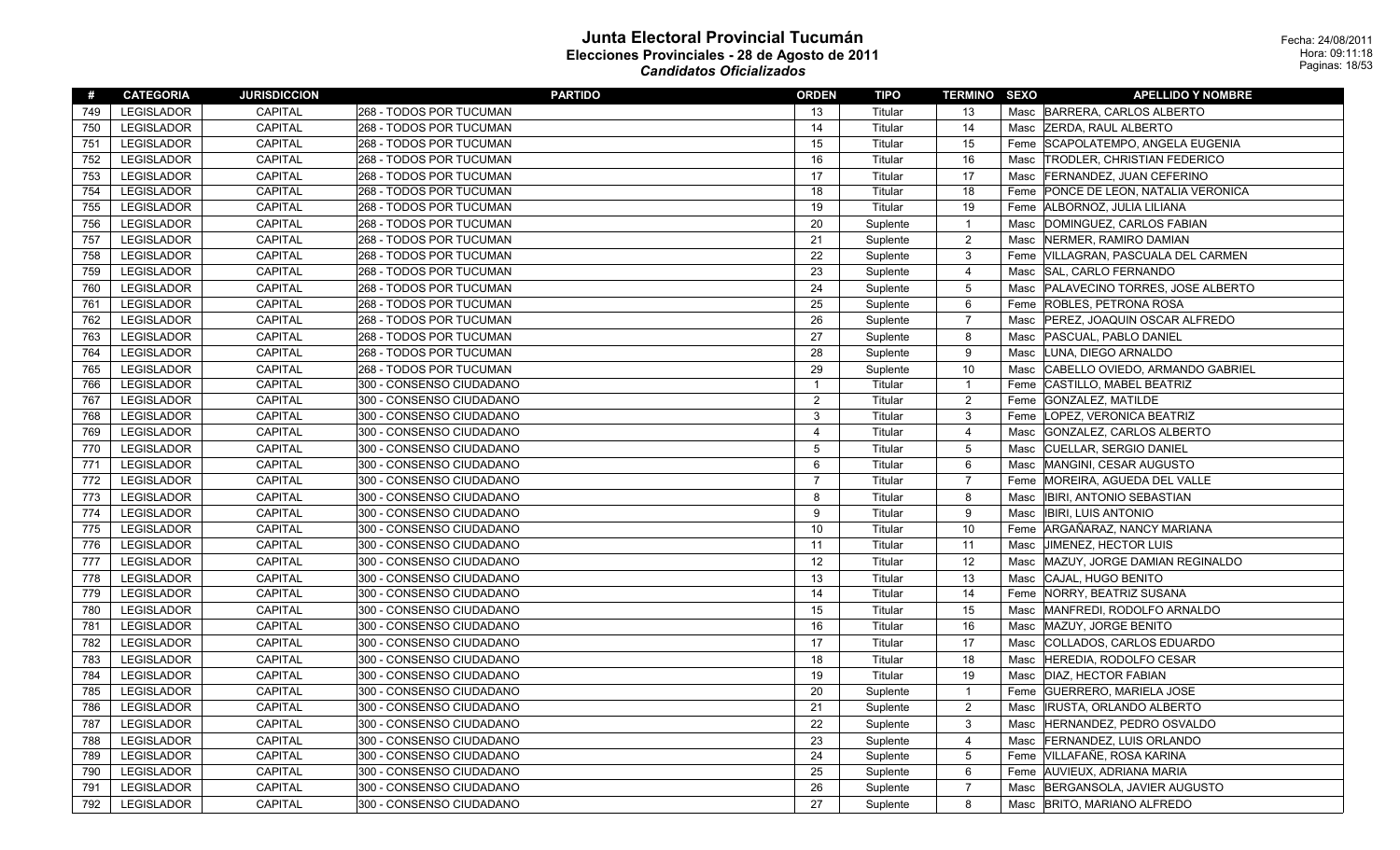# Junta Electoral Provincial Tucumán

## Elecciones Provinciales - 28 de Agosto de 2011

### *Candidatos Oficializados*

Fecha: 24/08/2011
Hora: 09:11:18

| # | CATEGORIA | JURISDICCION | PARTIDO | ORDEN | TIPO | TERMINO | SEXO | APELLIDO Y NOMBRE |
|---|---|---|---|---|---|---|---|---|
| 749 | LEGISLADOR | CAPITAL | 268 - TODOS POR TUCUMAN | 13 | Titular | 13 | Masc | BARRERA, CARLOS ALBERTO |
| 750 | LEGISLADOR | CAPITAL | 268 - TODOS POR TUCUMAN | 14 | Titular | 14 | Masc | ZERDA, RAUL ALBERTO |
| 751 | LEGISLADOR | CAPITAL | 268 - TODOS POR TUCUMAN | 15 | Titular | 15 | Feme | SCAPOLATEMPO, ANGELA EUGENIA |
| 752 | LEGISLADOR | CAPITAL | 268 - TODOS POR TUCUMAN | 16 | Titular | 16 | Masc | TRODLER, CHRISTIAN FEDERICO |
| 753 | LEGISLADOR | CAPITAL | 268 - TODOS POR TUCUMAN | 17 | Titular | 17 | Masc | FERNANDEZ, JUAN CEFERINO |
| 754 | LEGISLADOR | CAPITAL | 268 - TODOS POR TUCUMAN | 18 | Titular | 18 | Feme | PONCE DE LEON, NATALIA VERONICA |
| 755 | LEGISLADOR | CAPITAL | 268 - TODOS POR TUCUMAN | 19 | Titular | 19 | Feme | ALBORNOZ, JULIA LILIANA |
| 756 | LEGISLADOR | CAPITAL | 268 - TODOS POR TUCUMAN | 20 | Suplente | 1 | Masc | DOMINGUEZ, CARLOS FABIAN |
| 757 | LEGISLADOR | CAPITAL | 268 - TODOS POR TUCUMAN | 21 | Suplente | 2 | Masc | NERMER, RAMIRO DAMIAN |
| 758 | LEGISLADOR | CAPITAL | 268 - TODOS POR TUCUMAN | 22 | Suplente | 3 | Feme | VILLAGRAN, PASCUALA DEL CARMEN |
| 759 | LEGISLADOR | CAPITAL | 268 - TODOS POR TUCUMAN | 23 | Suplente | 4 | Masc | SAL, CARLO FERNANDO |
| 760 | LEGISLADOR | CAPITAL | 268 - TODOS POR TUCUMAN | 24 | Suplente | 5 | Masc | PALAVECINO TORRES, JOSE ALBERTO |
| 761 | LEGISLADOR | CAPITAL | 268 - TODOS POR TUCUMAN | 25 | Suplente | 6 | Feme | ROBLES, PETRONA ROSA |
| 762 | LEGISLADOR | CAPITAL | 268 - TODOS POR TUCUMAN | 26 | Suplente | 7 | Masc | PEREZ, JOAQUIN OSCAR ALFREDO |
| 763 | LEGISLADOR | CAPITAL | 268 - TODOS POR TUCUMAN | 27 | Suplente | 8 | Masc | PASCUAL, PABLO DANIEL |
| 764 | LEGISLADOR | CAPITAL | 268 - TODOS POR TUCUMAN | 28 | Suplente | 9 | Masc | LUNA, DIEGO ARNALDO |
| 765 | LEGISLADOR | CAPITAL | 268 - TODOS POR TUCUMAN | 29 | Suplente | 10 | Masc | CABELLO OVIEDO, ARMANDO GABRIEL |
| 766 | LEGISLADOR | CAPITAL | 300 - CONSENSO CIUDADANO | 1 | Titular | 1 | Feme | CASTILLO, MABEL BEATRIZ |
| 767 | LEGISLADOR | CAPITAL | 300 - CONSENSO CIUDADANO | 2 | Titular | 2 | Feme | GONZALEZ, MATILDE |
| 768 | LEGISLADOR | CAPITAL | 300 - CONSENSO CIUDADANO | 3 | Titular | 3 | Feme | LOPEZ, VERONICA BEATRIZ |
| 769 | LEGISLADOR | CAPITAL | 300 - CONSENSO CIUDADANO | 4 | Titular | 4 | Masc | GONZALEZ, CARLOS ALBERTO |
| 770 | LEGISLADOR | CAPITAL | 300 - CONSENSO CIUDADANO | 5 | Titular | 5 | Masc | CUELLAR, SERGIO DANIEL |
| 771 | LEGISLADOR | CAPITAL | 300 - CONSENSO CIUDADANO | 6 | Titular | 6 | Masc | MANGINI, CESAR AUGUSTO |
| 772 | LEGISLADOR | CAPITAL | 300 - CONSENSO CIUDADANO | 7 | Titular | 7 | Feme | MOREIRA, AGUEDA DEL VALLE |
| 773 | LEGISLADOR | CAPITAL | 300 - CONSENSO CIUDADANO | 8 | Titular | 8 | Masc | IBIRI, ANTONIO SEBASTIAN |
| 774 | LEGISLADOR | CAPITAL | 300 - CONSENSO CIUDADANO | 9 | Titular | 9 | Masc | IBIRI, LUIS ANTONIO |
| 775 | LEGISLADOR | CAPITAL | 300 - CONSENSO CIUDADANO | 10 | Titular | 10 | Feme | ARGAÑARAZ, NANCY MARIANA |
| 776 | LEGISLADOR | CAPITAL | 300 - CONSENSO CIUDADANO | 11 | Titular | 11 | Masc | JIMENEZ, HECTOR LUIS |
| 777 | LEGISLADOR | CAPITAL | 300 - CONSENSO CIUDADANO | 12 | Titular | 12 | Masc | MAZUY, JORGE DAMIAN REGINALDO |
| 778 | LEGISLADOR | CAPITAL | 300 - CONSENSO CIUDADANO | 13 | Titular | 13 | Masc | CAJAL, HUGO BENITO |
| 779 | LEGISLADOR | CAPITAL | 300 - CONSENSO CIUDADANO | 14 | Titular | 14 | Feme | NORRY, BEATRIZ SUSANA |
| 780 | LEGISLADOR | CAPITAL | 300 - CONSENSO CIUDADANO | 15 | Titular | 15 | Masc | MANFREDI, RODOLFO ARNALDO |
| 781 | LEGISLADOR | CAPITAL | 300 - CONSENSO CIUDADANO | 16 | Titular | 16 | Masc | MAZUY, JORGE BENITO |
| 782 | LEGISLADOR | CAPITAL | 300 - CONSENSO CIUDADANO | 17 | Titular | 17 | Masc | COLLADOS, CARLOS EDUARDO |
| 783 | LEGISLADOR | CAPITAL | 300 - CONSENSO CIUDADANO | 18 | Titular | 18 | Masc | HEREDIA, RODOLFO CESAR |
| 784 | LEGISLADOR | CAPITAL | 300 - CONSENSO CIUDADANO | 19 | Titular | 19 | Masc | DIAZ, HECTOR FABIAN |
| 785 | LEGISLADOR | CAPITAL | 300 - CONSENSO CIUDADANO | 20 | Suplente | 1 | Feme | GUERRERO, MARIELA JOSE |
| 786 | LEGISLADOR | CAPITAL | 300 - CONSENSO CIUDADANO | 21 | Suplente | 2 | Masc | IRUSTA, ORLANDO ALBERTO |
| 787 | LEGISLADOR | CAPITAL | 300 - CONSENSO CIUDADANO | 22 | Suplente | 3 | Masc | HERNANDEZ, PEDRO OSVALDO |
| 788 | LEGISLADOR | CAPITAL | 300 - CONSENSO CIUDADANO | 23 | Suplente | 4 | Masc | FERNANDEZ, LUIS ORLANDO |
| 789 | LEGISLADOR | CAPITAL | 300 - CONSENSO CIUDADANO | 24 | Suplente | 5 | Feme | VILLAFAÑE, ROSA KARINA |
| 790 | LEGISLADOR | CAPITAL | 300 - CONSENSO CIUDADANO | 25 | Suplente | 6 | Feme | AUVIEUX, ADRIANA MARIA |
| 791 | LEGISLADOR | CAPITAL | 300 - CONSENSO CIUDADANO | 26 | Suplente | 7 | Masc | BERGANSOLA, JAVIER AUGUSTO |
| 792 | LEGISLADOR | CAPITAL | 300 - CONSENSO CIUDADANO | 27 | Suplente | 8 | Masc | BRITO, MARIANO ALFREDO |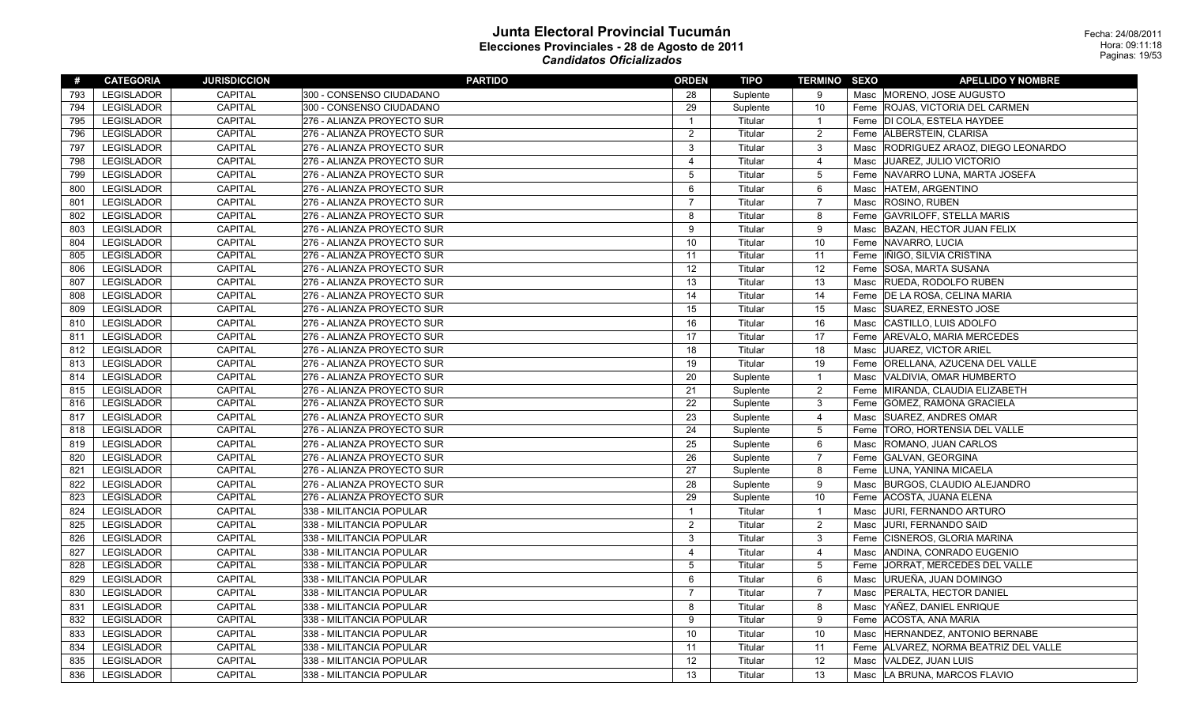# Junta Electoral Provincial Tucumán

## Elecciones Provinciales - 28 de Agosto de 2011

### *Candidatos Oficializados*

Fecha: 24/08/2011
Hora: 09:11:18

| # | CATEGORIA | JURISDICCION | PARTIDO | ORDEN | TIPO | TERMINO | SEXO | APELLIDO Y NOMBRE |
|---|---|---|---|---|---|---|---|---|
| 793 | LEGISLADOR | CAPITAL | 300 - CONSENSO CIUDADANO | 28 | Suplente | 9 | Masc | MORENO, JOSE AUGUSTO |
| 794 | LEGISLADOR | CAPITAL | 300 - CONSENSO CIUDADANO | 29 | Suplente | 10 | Feme | ROJAS, VICTORIA DEL CARMEN |
| 795 | LEGISLADOR | CAPITAL | 276 - ALIANZA PROYECTO SUR | 1 | Titular | 1 | Feme | DI COLA, ESTELA HAYDEE |
| 796 | LEGISLADOR | CAPITAL | 276 - ALIANZA PROYECTO SUR | 2 | Titular | 2 | Feme | ALBERSTEIN, CLARISA |
| 797 | LEGISLADOR | CAPITAL | 276 - ALIANZA PROYECTO SUR | 3 | Titular | 3 | Masc | RODRIGUEZ ARAOZ, DIEGO LEONARDO |
| 798 | LEGISLADOR | CAPITAL | 276 - ALIANZA PROYECTO SUR | 4 | Titular | 4 | Masc | JUAREZ, JULIO VICTORIO |
| 799 | LEGISLADOR | CAPITAL | 276 - ALIANZA PROYECTO SUR | 5 | Titular | 5 | Feme | NAVARRO LUNA, MARTA JOSEFA |
| 800 | LEGISLADOR | CAPITAL | 276 - ALIANZA PROYECTO SUR | 6 | Titular | 6 | Masc | HATEM, ARGENTINO |
| 801 | LEGISLADOR | CAPITAL | 276 - ALIANZA PROYECTO SUR | 7 | Titular | 7 | Masc | ROSINO, RUBEN |
| 802 | LEGISLADOR | CAPITAL | 276 - ALIANZA PROYECTO SUR | 8 | Titular | 8 | Feme | GAVRILOFF, STELLA MARIS |
| 803 | LEGISLADOR | CAPITAL | 276 - ALIANZA PROYECTO SUR | 9 | Titular | 9 | Masc | BAZAN, HECTOR JUAN FELIX |
| 804 | LEGISLADOR | CAPITAL | 276 - ALIANZA PROYECTO SUR | 10 | Titular | 10 | Feme | NAVARRO, LUCIA |
| 805 | LEGISLADOR | CAPITAL | 276 - ALIANZA PROYECTO SUR | 11 | Titular | 11 | Feme | IÑIGO, SILVIA CRISTINA |
| 806 | LEGISLADOR | CAPITAL | 276 - ALIANZA PROYECTO SUR | 12 | Titular | 12 | Feme | SOSA, MARTA SUSANA |
| 807 | LEGISLADOR | CAPITAL | 276 - ALIANZA PROYECTO SUR | 13 | Titular | 13 | Masc | RUEDA, RODOLFO RUBEN |
| 808 | LEGISLADOR | CAPITAL | 276 - ALIANZA PROYECTO SUR | 14 | Titular | 14 | Feme | DE LA ROSA, CELINA MARIA |
| 809 | LEGISLADOR | CAPITAL | 276 - ALIANZA PROYECTO SUR | 15 | Titular | 15 | Masc | SUAREZ, ERNESTO JOSE |
| 810 | LEGISLADOR | CAPITAL | 276 - ALIANZA PROYECTO SUR | 16 | Titular | 16 | Masc | CASTILLO, LUIS ADOLFO |
| 811 | LEGISLADOR | CAPITAL | 276 - ALIANZA PROYECTO SUR | 17 | Titular | 17 | Feme | AREVALO, MARIA MERCEDES |
| 812 | LEGISLADOR | CAPITAL | 276 - ALIANZA PROYECTO SUR | 18 | Titular | 18 | Masc | JUAREZ, VICTOR ARIEL |
| 813 | LEGISLADOR | CAPITAL | 276 - ALIANZA PROYECTO SUR | 19 | Titular | 19 | Feme | ORELLANA, AZUCENA DEL VALLE |
| 814 | LEGISLADOR | CAPITAL | 276 - ALIANZA PROYECTO SUR | 20 | Suplente | 1 | Masc | VALDIVIA, OMAR HUMBERTO |
| 815 | LEGISLADOR | CAPITAL | 276 - ALIANZA PROYECTO SUR | 21 | Suplente | 2 | Feme | MIRANDA, CLAUDIA ELIZABETH |
| 816 | LEGISLADOR | CAPITAL | 276 - ALIANZA PROYECTO SUR | 22 | Suplente | 3 | Feme | GOMEZ, RAMONA GRACIELA |
| 817 | LEGISLADOR | CAPITAL | 276 - ALIANZA PROYECTO SUR | 23 | Suplente | 4 | Masc | SUAREZ, ANDRES OMAR |
| 818 | LEGISLADOR | CAPITAL | 276 - ALIANZA PROYECTO SUR | 24 | Suplente | 5 | Feme | TORO, HORTENSIA DEL VALLE |
| 819 | LEGISLADOR | CAPITAL | 276 - ALIANZA PROYECTO SUR | 25 | Suplente | 6 | Masc | ROMANO, JUAN CARLOS |
| 820 | LEGISLADOR | CAPITAL | 276 - ALIANZA PROYECTO SUR | 26 | Suplente | 7 | Feme | GALVAN, GEORGINA |
| 821 | LEGISLADOR | CAPITAL | 276 - ALIANZA PROYECTO SUR | 27 | Suplente | 8 | Feme | LUNA, YANINA MICAELA |
| 822 | LEGISLADOR | CAPITAL | 276 - ALIANZA PROYECTO SUR | 28 | Suplente | 9 | Masc | BURGOS, CLAUDIO ALEJANDRO |
| 823 | LEGISLADOR | CAPITAL | 276 - ALIANZA PROYECTO SUR | 29 | Suplente | 10 | Feme | ACOSTA, JUANA ELENA |
| 824 | LEGISLADOR | CAPITAL | 338 - MILITANCIA POPULAR | 1 | Titular | 1 | Masc | JURI, FERNANDO ARTURO |
| 825 | LEGISLADOR | CAPITAL | 338 - MILITANCIA POPULAR | 2 | Titular | 2 | Masc | JURI, FERNANDO SAID |
| 826 | LEGISLADOR | CAPITAL | 338 - MILITANCIA POPULAR | 3 | Titular | 3 | Feme | CISNEROS, GLORIA MARINA |
| 827 | LEGISLADOR | CAPITAL | 338 - MILITANCIA POPULAR | 4 | Titular | 4 | Masc | ANDINA, CONRADO EUGENIO |
| 828 | LEGISLADOR | CAPITAL | 338 - MILITANCIA POPULAR | 5 | Titular | 5 | Feme | JORRAT, MERCEDES DEL VALLE |
| 829 | LEGISLADOR | CAPITAL | 338 - MILITANCIA POPULAR | 6 | Titular | 6 | Masc | URUEÑA, JUAN DOMINGO |
| 830 | LEGISLADOR | CAPITAL | 338 - MILITANCIA POPULAR | 7 | Titular | 7 | Masc | PERALTA, HECTOR DANIEL |
| 831 | LEGISLADOR | CAPITAL | 338 - MILITANCIA POPULAR | 8 | Titular | 8 | Masc | YAÑEZ, DANIEL ENRIQUE |
| 832 | LEGISLADOR | CAPITAL | 338 - MILITANCIA POPULAR | 9 | Titular | 9 | Feme | ACOSTA, ANA MARIA |
| 833 | LEGISLADOR | CAPITAL | 338 - MILITANCIA POPULAR | 10 | Titular | 10 | Masc | HERNANDEZ, ANTONIO BERNABE |
| 834 | LEGISLADOR | CAPITAL | 338 - MILITANCIA POPULAR | 11 | Titular | 11 | Feme | ALVAREZ, NORMA BEATRIZ DEL VALLE |
| 835 | LEGISLADOR | CAPITAL | 338 - MILITANCIA POPULAR | 12 | Titular | 12 | Masc | VALDEZ, JUAN LUIS |
| 836 | LEGISLADOR | CAPITAL | 338 - MILITANCIA POPULAR | 13 | Titular | 13 | Masc | LA BRUNA, MARCOS FLAVIO |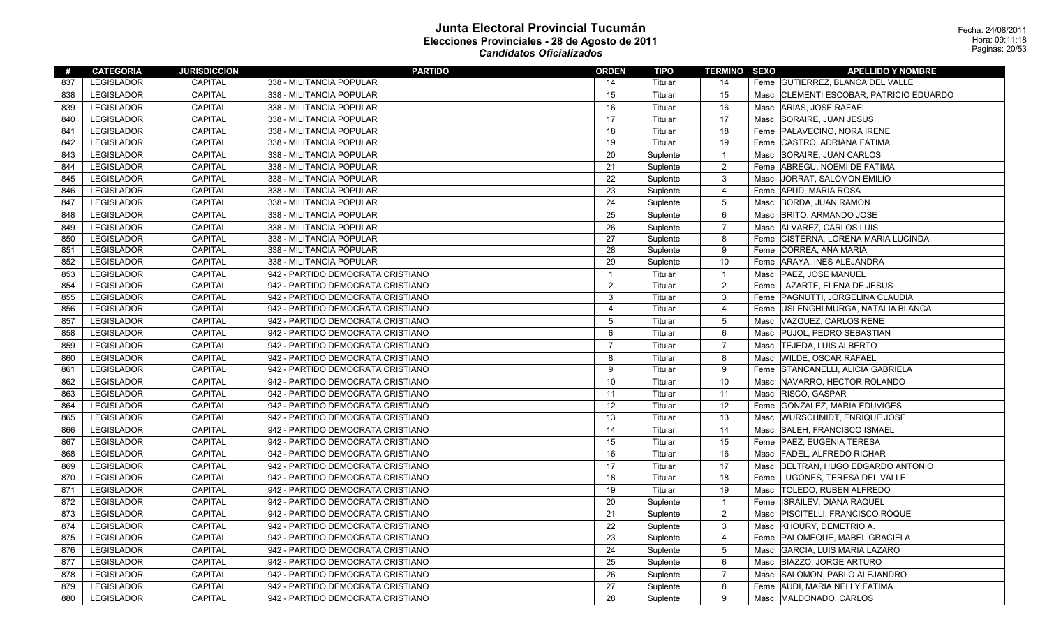# Junta Electoral Provincial Tucumán

## Elecciones Provinciales - 28 de Agosto de 2011

### *Candidatos Oficializados*

Fecha: 24/08/2011
Hora: 09:11:18

| # | CATEGORIA | JURISDICCION | PARTIDO | ORDEN | TIPO | TERMINO | SEXO | APELLIDO Y NOMBRE |
|---|---|---|---|---|---|---|---|---|
| 837 | LEGISLADOR | CAPITAL | 338 - MILITANCIA POPULAR | 14 | Titular | 14 | Feme | GUTIERREZ, BLANCA DEL VALLE |
| 838 | LEGISLADOR | CAPITAL | 338 - MILITANCIA POPULAR | 15 | Titular | 15 | Masc | CLEMENTI ESCOBAR, PATRICIO EDUARDO |
| 839 | LEGISLADOR | CAPITAL | 338 - MILITANCIA POPULAR | 16 | Titular | 16 | Masc | ARIAS, JOSE RAFAEL |
| 840 | LEGISLADOR | CAPITAL | 338 - MILITANCIA POPULAR | 17 | Titular | 17 | Masc | SORAIRE, JUAN JESUS |
| 841 | LEGISLADOR | CAPITAL | 338 - MILITANCIA POPULAR | 18 | Titular | 18 | Feme | PALAVECINO, NORA IRENE |
| 842 | LEGISLADOR | CAPITAL | 338 - MILITANCIA POPULAR | 19 | Titular | 19 | Feme | CASTRO, ADRIANA FATIMA |
| 843 | LEGISLADOR | CAPITAL | 338 - MILITANCIA POPULAR | 20 | Suplente | 1 | Masc | SORAIRE, JUAN CARLOS |
| 844 | LEGISLADOR | CAPITAL | 338 - MILITANCIA POPULAR | 21 | Suplente | 2 | Feme | ABREGU, NOEMI DE FATIMA |
| 845 | LEGISLADOR | CAPITAL | 338 - MILITANCIA POPULAR | 22 | Suplente | 3 | Masc | JORRAT, SALOMON EMILIO |
| 846 | LEGISLADOR | CAPITAL | 338 - MILITANCIA POPULAR | 23 | Suplente | 4 | Feme | APUD, MARIA ROSA |
| 847 | LEGISLADOR | CAPITAL | 338 - MILITANCIA POPULAR | 24 | Suplente | 5 | Masc | BORDA, JUAN RAMON |
| 848 | LEGISLADOR | CAPITAL | 338 - MILITANCIA POPULAR | 25 | Suplente | 6 | Masc | BRITO, ARMANDO JOSE |
| 849 | LEGISLADOR | CAPITAL | 338 - MILITANCIA POPULAR | 26 | Suplente | 7 | Masc | ALVAREZ, CARLOS LUIS |
| 850 | LEGISLADOR | CAPITAL | 338 - MILITANCIA POPULAR | 27 | Suplente | 8 | Feme | CISTERNA, LORENA MARIA LUCINDA |
| 851 | LEGISLADOR | CAPITAL | 338 - MILITANCIA POPULAR | 28 | Suplente | 9 | Feme | CORREA, ANA MARIA |
| 852 | LEGISLADOR | CAPITAL | 338 - MILITANCIA POPULAR | 29 | Suplente | 10 | Feme | ARAYA, INES ALEJANDRA |
| 853 | LEGISLADOR | CAPITAL | 942 - PARTIDO DEMOCRATA CRISTIANO | 1 | Titular | 1 | Masc | PAEZ, JOSE MANUEL |
| 854 | LEGISLADOR | CAPITAL | 942 - PARTIDO DEMOCRATA CRISTIANO | 2 | Titular | 2 | Feme | LAZARTE, ELENA DE JESUS |
| 855 | LEGISLADOR | CAPITAL | 942 - PARTIDO DEMOCRATA CRISTIANO | 3 | Titular | 3 | Feme | PAGNUTTI, JORGELINA CLAUDIA |
| 856 | LEGISLADOR | CAPITAL | 942 - PARTIDO DEMOCRATA CRISTIANO | 4 | Titular | 4 | Feme | USLENGHI MURGA, NATALIA BLANCA |
| 857 | LEGISLADOR | CAPITAL | 942 - PARTIDO DEMOCRATA CRISTIANO | 5 | Titular | 5 | Masc | VAZQUEZ, CARLOS RENE |
| 858 | LEGISLADOR | CAPITAL | 942 - PARTIDO DEMOCRATA CRISTIANO | 6 | Titular | 6 | Masc | PUJOL, PEDRO SEBASTIAN |
| 859 | LEGISLADOR | CAPITAL | 942 - PARTIDO DEMOCRATA CRISTIANO | 7 | Titular | 7 | Masc | TEJEDA, LUIS ALBERTO |
| 860 | LEGISLADOR | CAPITAL | 942 - PARTIDO DEMOCRATA CRISTIANO | 8 | Titular | 8 | Masc | WILDE, OSCAR RAFAEL |
| 861 | LEGISLADOR | CAPITAL | 942 - PARTIDO DEMOCRATA CRISTIANO | 9 | Titular | 9 | Feme | STANCANELLI, ALICIA GABRIELA |
| 862 | LEGISLADOR | CAPITAL | 942 - PARTIDO DEMOCRATA CRISTIANO | 10 | Titular | 10 | Masc | NAVARRO, HECTOR ROLANDO |
| 863 | LEGISLADOR | CAPITAL | 942 - PARTIDO DEMOCRATA CRISTIANO | 11 | Titular | 11 | Masc | RISCO, GASPAR |
| 864 | LEGISLADOR | CAPITAL | 942 - PARTIDO DEMOCRATA CRISTIANO | 12 | Titular | 12 | Feme | GONZALEZ, MARIA EDUVIGES |
| 865 | LEGISLADOR | CAPITAL | 942 - PARTIDO DEMOCRATA CRISTIANO | 13 | Titular | 13 | Masc | WURSCHMIDT, ENRIQUE JOSE |
| 866 | LEGISLADOR | CAPITAL | 942 - PARTIDO DEMOCRATA CRISTIANO | 14 | Titular | 14 | Masc | SALEH, FRANCISCO ISMAEL |
| 867 | LEGISLADOR | CAPITAL | 942 - PARTIDO DEMOCRATA CRISTIANO | 15 | Titular | 15 | Feme | PAEZ, EUGENIA TERESA |
| 868 | LEGISLADOR | CAPITAL | 942 - PARTIDO DEMOCRATA CRISTIANO | 16 | Titular | 16 | Masc | FADEL, ALFREDO RICHAR |
| 869 | LEGISLADOR | CAPITAL | 942 - PARTIDO DEMOCRATA CRISTIANO | 17 | Titular | 17 | Masc | BELTRAN, HUGO EDGARDO ANTONIO |
| 870 | LEGISLADOR | CAPITAL | 942 - PARTIDO DEMOCRATA CRISTIANO | 18 | Titular | 18 | Feme | LUGONES, TERESA DEL VALLE |
| 871 | LEGISLADOR | CAPITAL | 942 - PARTIDO DEMOCRATA CRISTIANO | 19 | Titular | 19 | Masc | TOLEDO, RUBEN ALFREDO |
| 872 | LEGISLADOR | CAPITAL | 942 - PARTIDO DEMOCRATA CRISTIANO | 20 | Suplente | 1 | Feme | ISRAILEV, DIANA RAQUEL |
| 873 | LEGISLADOR | CAPITAL | 942 - PARTIDO DEMOCRATA CRISTIANO | 21 | Suplente | 2 | Masc | PISCITELLI, FRANCISCO ROQUE |
| 874 | LEGISLADOR | CAPITAL | 942 - PARTIDO DEMOCRATA CRISTIANO | 22 | Suplente | 3 | Masc | KHOURY, DEMETRIO A. |
| 875 | LEGISLADOR | CAPITAL | 942 - PARTIDO DEMOCRATA CRISTIANO | 23 | Suplente | 4 | Feme | PALOMEQUE, MABEL GRACIELA |
| 876 | LEGISLADOR | CAPITAL | 942 - PARTIDO DEMOCRATA CRISTIANO | 24 | Suplente | 5 | Masc | GARCIA, LUIS MARIA LAZARO |
| 877 | LEGISLADOR | CAPITAL | 942 - PARTIDO DEMOCRATA CRISTIANO | 25 | Suplente | 6 | Masc | BIAZZO, JORGE ARTURO |
| 878 | LEGISLADOR | CAPITAL | 942 - PARTIDO DEMOCRATA CRISTIANO | 26 | Suplente | 7 | Masc | SALOMON, PABLO ALEJANDRO |
| 879 | LEGISLADOR | CAPITAL | 942 - PARTIDO DEMOCRATA CRISTIANO | 27 | Suplente | 8 | Feme | AUDI, MARIA NELLY FATIMA |
| 880 | LEGISLADOR | CAPITAL | 942 - PARTIDO DEMOCRATA CRISTIANO | 28 | Suplente | 9 | Masc | MALDONADO, CARLOS |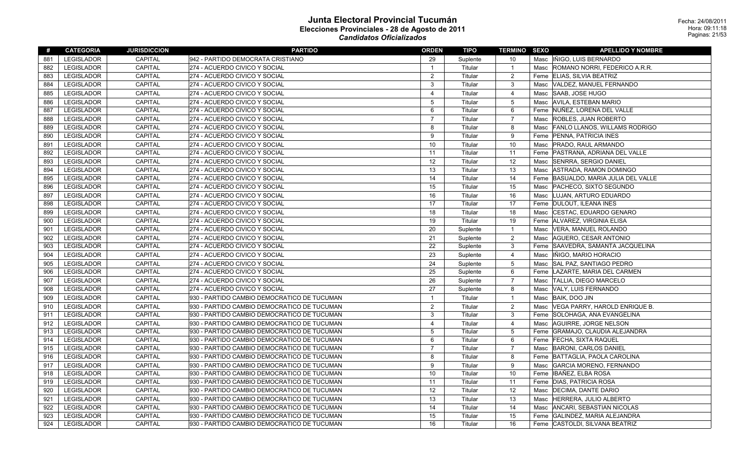# Junta Electoral Provincial Tucumán

## Elecciones Provinciales - 28 de Agosto de 2011

### *Candidatos Oficializados*

Fecha: 24/08/2011
Hora: 09:11:18

| # | CATEGORIA | JURISDICCION | PARTIDO | ORDEN | TIPO | TERMINO | SEXO | APELLIDO Y NOMBRE |
|---|---|---|---|---|---|---|---|---|
| 881 | LEGISLADOR | CAPITAL | 942 - PARTIDO DEMOCRATA CRISTIANO | 29 | Suplente | 10 | Masc | IÑIGO, LUIS BERNARDO |
| 882 | LEGISLADOR | CAPITAL | 274 - ACUERDO CIVICO Y SOCIAL | 1 | Titular | 1 | Masc | ROMANO NORRI, FEDERICO A.R.R. |
| 883 | LEGISLADOR | CAPITAL | 274 - ACUERDO CIVICO Y SOCIAL | 2 | Titular | 2 | Feme | ELIAS, SILVIA BEATRIZ |
| 884 | LEGISLADOR | CAPITAL | 274 - ACUERDO CIVICO Y SOCIAL | 3 | Titular | 3 | Masc | VALDEZ, MANUEL FERNANDO |
| 885 | LEGISLADOR | CAPITAL | 274 - ACUERDO CIVICO Y SOCIAL | 4 | Titular | 4 | Masc | SAAB, JOSE HUGO |
| 886 | LEGISLADOR | CAPITAL | 274 - ACUERDO CIVICO Y SOCIAL | 5 | Titular | 5 | Masc | AVILA, ESTEBAN MARIO |
| 887 | LEGISLADOR | CAPITAL | 274 - ACUERDO CIVICO Y SOCIAL | 6 | Titular | 6 | Feme | NUÑEZ, LORENA DEL VALLE |
| 888 | LEGISLADOR | CAPITAL | 274 - ACUERDO CIVICO Y SOCIAL | 7 | Titular | 7 | Masc | ROBLES, JUAN ROBERTO |
| 889 | LEGISLADOR | CAPITAL | 274 - ACUERDO CIVICO Y SOCIAL | 8 | Titular | 8 | Masc | FANLO LLANOS, WILLAMS RODRIGO |
| 890 | LEGISLADOR | CAPITAL | 274 - ACUERDO CIVICO Y SOCIAL | 9 | Titular | 9 | Feme | PENNA, PATRICIA INES |
| 891 | LEGISLADOR | CAPITAL | 274 - ACUERDO CIVICO Y SOCIAL | 10 | Titular | 10 | Masc | PRADO, RAUL ARMANDO |
| 892 | LEGISLADOR | CAPITAL | 274 - ACUERDO CIVICO Y SOCIAL | 11 | Titular | 11 | Feme | PASTRANA, ADRIANA DEL VALLE |
| 893 | LEGISLADOR | CAPITAL | 274 - ACUERDO CIVICO Y SOCIAL | 12 | Titular | 12 | Masc | SENRRA, SERGIO DANIEL |
| 894 | LEGISLADOR | CAPITAL | 274 - ACUERDO CIVICO Y SOCIAL | 13 | Titular | 13 | Masc | ASTRADA, RAMON DOMINGO |
| 895 | LEGISLADOR | CAPITAL | 274 - ACUERDO CIVICO Y SOCIAL | 14 | Titular | 14 | Feme | BASUALDO, MARIA JULIA DEL VALLE |
| 896 | LEGISLADOR | CAPITAL | 274 - ACUERDO CIVICO Y SOCIAL | 15 | Titular | 15 | Masc | PACHECO, SIXTO SEGUNDO |
| 897 | LEGISLADOR | CAPITAL | 274 - ACUERDO CIVICO Y SOCIAL | 16 | Titular | 16 | Masc | LUJAN, ARTURO EDUARDO |
| 898 | LEGISLADOR | CAPITAL | 274 - ACUERDO CIVICO Y SOCIAL | 17 | Titular | 17 | Feme | DULOUT, ILEANA INES |
| 899 | LEGISLADOR | CAPITAL | 274 - ACUERDO CIVICO Y SOCIAL | 18 | Titular | 18 | Masc | CESTAC, EDUARDO GENARO |
| 900 | LEGISLADOR | CAPITAL | 274 - ACUERDO CIVICO Y SOCIAL | 19 | Titular | 19 | Feme | ALVAREZ, VIRGINIA ELISA |
| 901 | LEGISLADOR | CAPITAL | 274 - ACUERDO CIVICO Y SOCIAL | 20 | Suplente | 1 | Masc | VERA, MANUEL ROLANDO |
| 902 | LEGISLADOR | CAPITAL | 274 - ACUERDO CIVICO Y SOCIAL | 21 | Suplente | 2 | Masc | AGUERO, CESAR ANTONIO |
| 903 | LEGISLADOR | CAPITAL | 274 - ACUERDO CIVICO Y SOCIAL | 22 | Suplente | 3 | Feme | SAAVEDRA, SAMANTA JACQUELINA |
| 904 | LEGISLADOR | CAPITAL | 274 - ACUERDO CIVICO Y SOCIAL | 23 | Suplente | 4 | Masc | IÑIGO, MARIO HORACIO |
| 905 | LEGISLADOR | CAPITAL | 274 - ACUERDO CIVICO Y SOCIAL | 24 | Suplente | 5 | Masc | SAL PAZ, SANTIAGO PEDRO |
| 906 | LEGISLADOR | CAPITAL | 274 - ACUERDO CIVICO Y SOCIAL | 25 | Suplente | 6 | Feme | LAZARTE, MARIA DEL CARMEN |
| 907 | LEGISLADOR | CAPITAL | 274 - ACUERDO CIVICO Y SOCIAL | 26 | Suplente | 7 | Masc | TALLIA, DIEGO MARCELO |
| 908 | LEGISLADOR | CAPITAL | 274 - ACUERDO CIVICO Y SOCIAL | 27 | Suplente | 8 | Masc | VALY, LUIS FERNANDO |
| 909 | LEGISLADOR | CAPITAL | 930 - PARTIDO CAMBIO DEMOCRATICO DE TUCUMAN | 1 | Titular | 1 | Masc | BAIK, DOO JIN |
| 910 | LEGISLADOR | CAPITAL | 930 - PARTIDO CAMBIO DEMOCRATICO DE TUCUMAN | 2 | Titular | 2 | Masc | VEGA PARRY, HAROLD ENRIQUE B. |
| 911 | LEGISLADOR | CAPITAL | 930 - PARTIDO CAMBIO DEMOCRATICO DE TUCUMAN | 3 | Titular | 3 | Feme | SOLOHAGA, ANA EVANGELINA |
| 912 | LEGISLADOR | CAPITAL | 930 - PARTIDO CAMBIO DEMOCRATICO DE TUCUMAN | 4 | Titular | 4 | Masc | AGUIRRE, JORGE NELSON |
| 913 | LEGISLADOR | CAPITAL | 930 - PARTIDO CAMBIO DEMOCRATICO DE TUCUMAN | 5 | Titular | 5 | Feme | GRAMAJO, CLAUDIA ALEJANDRA |
| 914 | LEGISLADOR | CAPITAL | 930 - PARTIDO CAMBIO DEMOCRATICO DE TUCUMAN | 6 | Titular | 6 | Feme | FECHA, SIXTA RAQUEL |
| 915 | LEGISLADOR | CAPITAL | 930 - PARTIDO CAMBIO DEMOCRATICO DE TUCUMAN | 7 | Titular | 7 | Masc | BARONI, CARLOS DANIEL |
| 916 | LEGISLADOR | CAPITAL | 930 - PARTIDO CAMBIO DEMOCRATICO DE TUCUMAN | 8 | Titular | 8 | Feme | BATTAGLIA, PAOLA CAROLINA |
| 917 | LEGISLADOR | CAPITAL | 930 - PARTIDO CAMBIO DEMOCRATICO DE TUCUMAN | 9 | Titular | 9 | Masc | GARCIA MORENO, FERNANDO |
| 918 | LEGISLADOR | CAPITAL | 930 - PARTIDO CAMBIO DEMOCRATICO DE TUCUMAN | 10 | Titular | 10 | Feme | IBAÑEZ, ELBA ROSA |
| 919 | LEGISLADOR | CAPITAL | 930 - PARTIDO CAMBIO DEMOCRATICO DE TUCUMAN | 11 | Titular | 11 | Feme | DIAS, PATRICIA ROSA |
| 920 | LEGISLADOR | CAPITAL | 930 - PARTIDO CAMBIO DEMOCRATICO DE TUCUMAN | 12 | Titular | 12 | Masc | DECIMA, DANTE DARIO |
| 921 | LEGISLADOR | CAPITAL | 930 - PARTIDO CAMBIO DEMOCRATICO DE TUCUMAN | 13 | Titular | 13 | Masc | HERRERA, JULIO ALBERTO |
| 922 | LEGISLADOR | CAPITAL | 930 - PARTIDO CAMBIO DEMOCRATICO DE TUCUMAN | 14 | Titular | 14 | Masc | ANCARI, SEBASTIAN NICOLAS |
| 923 | LEGISLADOR | CAPITAL | 930 - PARTIDO CAMBIO DEMOCRATICO DE TUCUMAN | 15 | Titular | 15 | Feme | GALINDEZ, MARIA ALEJANDRA |
| 924 | LEGISLADOR | CAPITAL | 930 - PARTIDO CAMBIO DEMOCRATICO DE TUCUMAN | 16 | Titular | 16 | Feme | CASTOLDI, SILVANA BEATRIZ |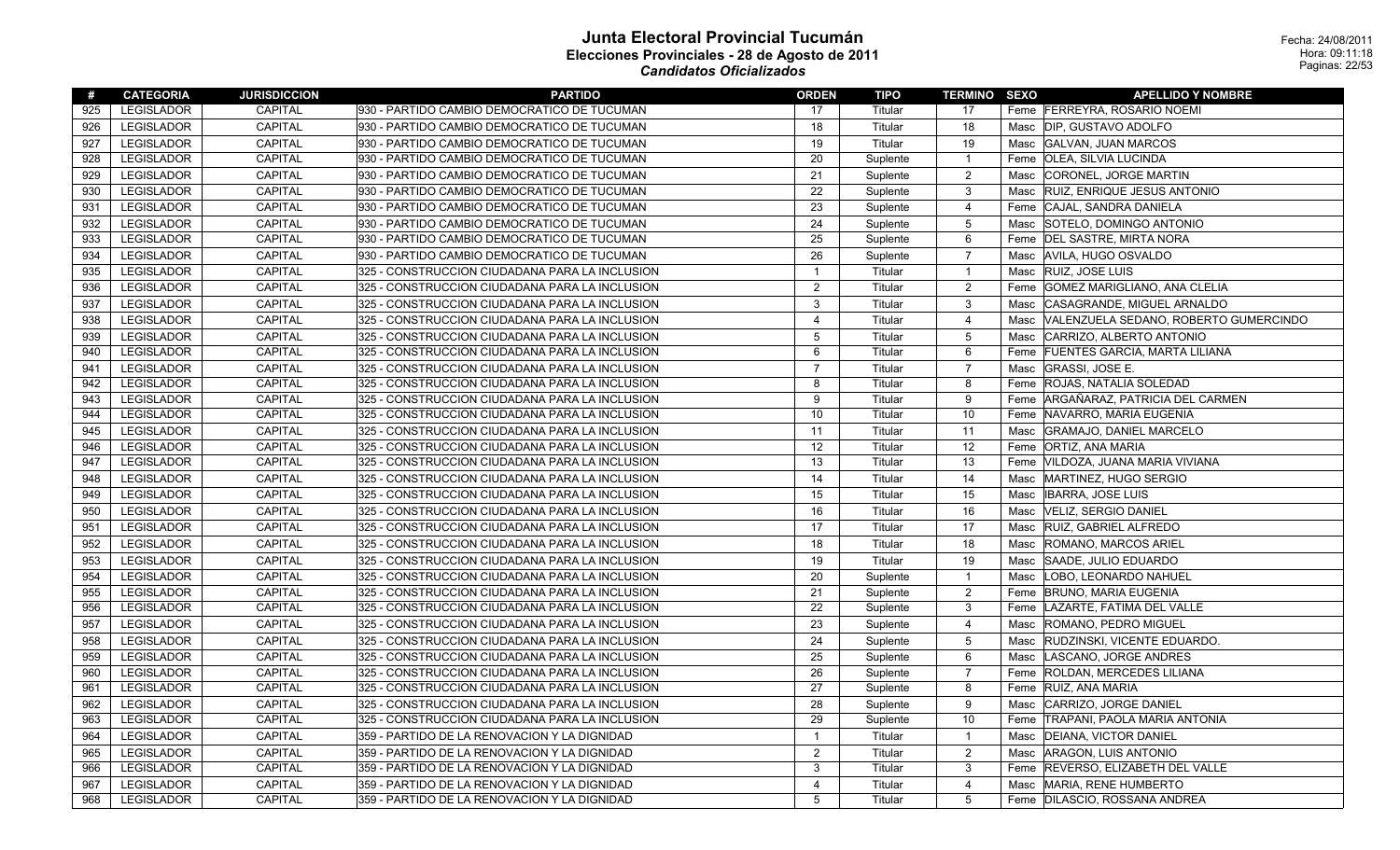# Junta Electoral Provincial Tucumán

## Elecciones Provinciales - 28 de Agosto de 2011

### *Candidatos Oficializados*

Fecha: 24/08/2011
Hora: 09:11:18

| # | CATEGORIA | JURISDICCION | PARTIDO | ORDEN | TIPO | TERMINO | SEXO | APELLIDO Y NOMBRE |
|---|---|---|---|---|---|---|---|---|
| 925 | LEGISLADOR | CAPITAL | 930 - PARTIDO CAMBIO DEMOCRATICO DE TUCUMAN | 17 | Titular | 17 | Feme | FERREYRA, ROSARIO NOEMI |
| 926 | LEGISLADOR | CAPITAL | 930 - PARTIDO CAMBIO DEMOCRATICO DE TUCUMAN | 18 | Titular | 18 | Masc | DIP, GUSTAVO ADOLFO |
| 927 | LEGISLADOR | CAPITAL | 930 - PARTIDO CAMBIO DEMOCRATICO DE TUCUMAN | 19 | Titular | 19 | Masc | GALVAN, JUAN MARCOS |
| 928 | LEGISLADOR | CAPITAL | 930 - PARTIDO CAMBIO DEMOCRATICO DE TUCUMAN | 20 | Suplente | 1 | Feme | OLEA, SILVIA LUCINDA |
| 929 | LEGISLADOR | CAPITAL | 930 - PARTIDO CAMBIO DEMOCRATICO DE TUCUMAN | 21 | Suplente | 2 | Masc | CORONEL, JORGE MARTIN |
| 930 | LEGISLADOR | CAPITAL | 930 - PARTIDO CAMBIO DEMOCRATICO DE TUCUMAN | 22 | Suplente | 3 | Masc | RUIZ, ENRIQUE JESUS ANTONIO |
| 931 | LEGISLADOR | CAPITAL | 930 - PARTIDO CAMBIO DEMOCRATICO DE TUCUMAN | 23 | Suplente | 4 | Feme | CAJAL, SANDRA DANIELA |
| 932 | LEGISLADOR | CAPITAL | 930 - PARTIDO CAMBIO DEMOCRATICO DE TUCUMAN | 24 | Suplente | 5 | Masc | SOTELO, DOMINGO ANTONIO |
| 933 | LEGISLADOR | CAPITAL | 930 - PARTIDO CAMBIO DEMOCRATICO DE TUCUMAN | 25 | Suplente | 6 | Feme | DEL SASTRE, MIRTA NORA |
| 934 | LEGISLADOR | CAPITAL | 930 - PARTIDO CAMBIO DEMOCRATICO DE TUCUMAN | 26 | Suplente | 7 | Masc | AVILA, HUGO OSVALDO |
| 935 | LEGISLADOR | CAPITAL | 325 - CONSTRUCCION CIUDADANA PARA LA INCLUSION | 1 | Titular | 1 | Masc | RUIZ, JOSE LUIS |
| 936 | LEGISLADOR | CAPITAL | 325 - CONSTRUCCION CIUDADANA PARA LA INCLUSION | 2 | Titular | 2 | Feme | GOMEZ MARIGLIANO, ANA CLELIA |
| 937 | LEGISLADOR | CAPITAL | 325 - CONSTRUCCION CIUDADANA PARA LA INCLUSION | 3 | Titular | 3 | Masc | CASAGRANDE, MIGUEL ARNALDO |
| 938 | LEGISLADOR | CAPITAL | 325 - CONSTRUCCION CIUDADANA PARA LA INCLUSION | 4 | Titular | 4 | Masc | VALENZUELA SEDANO, ROBERTO GUMERCINDO |
| 939 | LEGISLADOR | CAPITAL | 325 - CONSTRUCCION CIUDADANA PARA LA INCLUSION | 5 | Titular | 5 | Masc | CARRIZO, ALBERTO ANTONIO |
| 940 | LEGISLADOR | CAPITAL | 325 - CONSTRUCCION CIUDADANA PARA LA INCLUSION | 6 | Titular | 6 | Feme | FUENTES GARCIA, MARTA LILIANA |
| 941 | LEGISLADOR | CAPITAL | 325 - CONSTRUCCION CIUDADANA PARA LA INCLUSION | 7 | Titular | 7 | Masc | GRASSI, JOSE E. |
| 942 | LEGISLADOR | CAPITAL | 325 - CONSTRUCCION CIUDADANA PARA LA INCLUSION | 8 | Titular | 8 | Feme | ROJAS, NATALIA SOLEDAD |
| 943 | LEGISLADOR | CAPITAL | 325 - CONSTRUCCION CIUDADANA PARA LA INCLUSION | 9 | Titular | 9 | Feme | ARGAÑARAZ, PATRICIA DEL CARMEN |
| 944 | LEGISLADOR | CAPITAL | 325 - CONSTRUCCION CIUDADANA PARA LA INCLUSION | 10 | Titular | 10 | Feme | NAVARRO, MARIA EUGENIA |
| 945 | LEGISLADOR | CAPITAL | 325 - CONSTRUCCION CIUDADANA PARA LA INCLUSION | 11 | Titular | 11 | Masc | GRAMAJO, DANIEL MARCELO |
| 946 | LEGISLADOR | CAPITAL | 325 - CONSTRUCCION CIUDADANA PARA LA INCLUSION | 12 | Titular | 12 | Feme | ORTIZ, ANA MARIA |
| 947 | LEGISLADOR | CAPITAL | 325 - CONSTRUCCION CIUDADANA PARA LA INCLUSION | 13 | Titular | 13 | Feme | VILDOZA, JUANA MARIA VIVIANA |
| 948 | LEGISLADOR | CAPITAL | 325 - CONSTRUCCION CIUDADANA PARA LA INCLUSION | 14 | Titular | 14 | Masc | MARTINEZ, HUGO SERGIO |
| 949 | LEGISLADOR | CAPITAL | 325 - CONSTRUCCION CIUDADANA PARA LA INCLUSION | 15 | Titular | 15 | Masc | IBARRA, JOSE LUIS |
| 950 | LEGISLADOR | CAPITAL | 325 - CONSTRUCCION CIUDADANA PARA LA INCLUSION | 16 | Titular | 16 | Masc | VELIZ, SERGIO DANIEL |
| 951 | LEGISLADOR | CAPITAL | 325 - CONSTRUCCION CIUDADANA PARA LA INCLUSION | 17 | Titular | 17 | Masc | RUIZ, GABRIEL ALFREDO |
| 952 | LEGISLADOR | CAPITAL | 325 - CONSTRUCCION CIUDADANA PARA LA INCLUSION | 18 | Titular | 18 | Masc | ROMANO, MARCOS ARIEL |
| 953 | LEGISLADOR | CAPITAL | 325 - CONSTRUCCION CIUDADANA PARA LA INCLUSION | 19 | Titular | 19 | Masc | SAADE, JULIO EDUARDO |
| 954 | LEGISLADOR | CAPITAL | 325 - CONSTRUCCION CIUDADANA PARA LA INCLUSION | 20 | Suplente | 1 | Masc | LOBO, LEONARDO NAHUEL |
| 955 | LEGISLADOR | CAPITAL | 325 - CONSTRUCCION CIUDADANA PARA LA INCLUSION | 21 | Suplente | 2 | Feme | BRUNO, MARIA EUGENIA |
| 956 | LEGISLADOR | CAPITAL | 325 - CONSTRUCCION CIUDADANA PARA LA INCLUSION | 22 | Suplente | 3 | Feme | LAZARTE, FATIMA DEL VALLE |
| 957 | LEGISLADOR | CAPITAL | 325 - CONSTRUCCION CIUDADANA PARA LA INCLUSION | 23 | Suplente | 4 | Masc | ROMANO, PEDRO MIGUEL |
| 958 | LEGISLADOR | CAPITAL | 325 - CONSTRUCCION CIUDADANA PARA LA INCLUSION | 24 | Suplente | 5 | Masc | RUDZINSKI, VICENTE EDUARDO. |
| 959 | LEGISLADOR | CAPITAL | 325 - CONSTRUCCION CIUDADANA PARA LA INCLUSION | 25 | Suplente | 6 | Masc | LASCANO, JORGE ANDRES |
| 960 | LEGISLADOR | CAPITAL | 325 - CONSTRUCCION CIUDADANA PARA LA INCLUSION | 26 | Suplente | 7 | Feme | ROLDAN, MERCEDES LILIANA |
| 961 | LEGISLADOR | CAPITAL | 325 - CONSTRUCCION CIUDADANA PARA LA INCLUSION | 27 | Suplente | 8 | Feme | RUIZ, ANA MARIA |
| 962 | LEGISLADOR | CAPITAL | 325 - CONSTRUCCION CIUDADANA PARA LA INCLUSION | 28 | Suplente | 9 | Masc | CARRIZO, JORGE DANIEL |
| 963 | LEGISLADOR | CAPITAL | 325 - CONSTRUCCION CIUDADANA PARA LA INCLUSION | 29 | Suplente | 10 | Feme | TRAPANI, PAOLA MARIA ANTONIA |
| 964 | LEGISLADOR | CAPITAL | 359 - PARTIDO DE LA RENOVACION Y LA DIGNIDAD | 1 | Titular | 1 | Masc | DEIANA, VICTOR DANIEL |
| 965 | LEGISLADOR | CAPITAL | 359 - PARTIDO DE LA RENOVACION Y LA DIGNIDAD | 2 | Titular | 2 | Masc | ARAGON, LUIS ANTONIO |
| 966 | LEGISLADOR | CAPITAL | 359 - PARTIDO DE LA RENOVACION Y LA DIGNIDAD | 3 | Titular | 3 | Feme | REVERSO, ELIZABETH DEL VALLE |
| 967 | LEGISLADOR | CAPITAL | 359 - PARTIDO DE LA RENOVACION Y LA DIGNIDAD | 4 | Titular | 4 | Masc | MARIA, RENE HUMBERTO |
| 968 | LEGISLADOR | CAPITAL | 359 - PARTIDO DE LA RENOVACION Y LA DIGNIDAD | 5 | Titular | 5 | Feme | DILASCIO, ROSSANA ANDREA |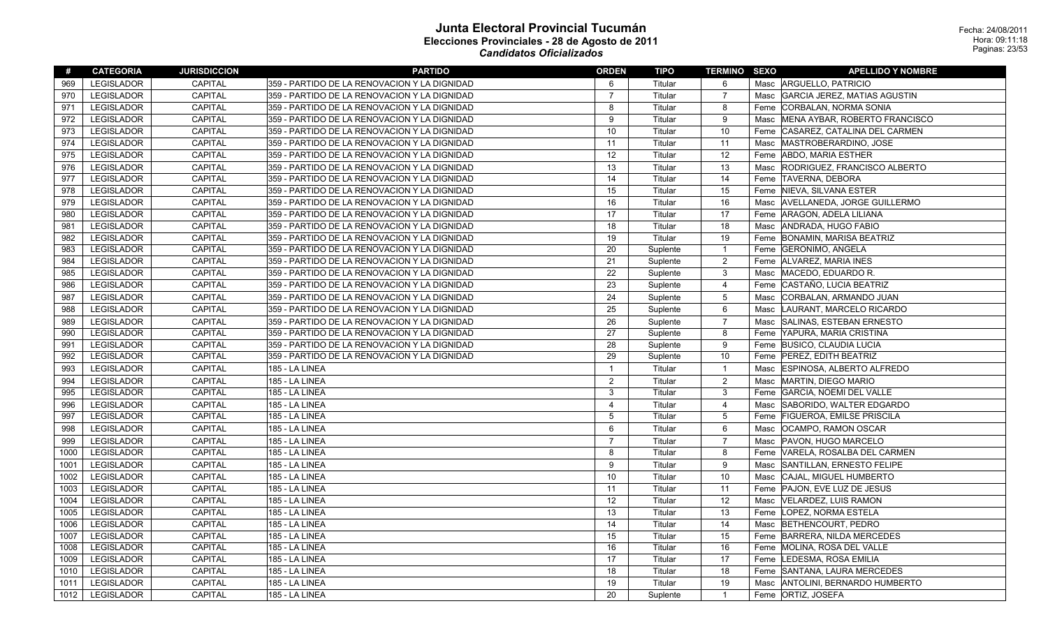# Junta Electoral Provincial Tucumán

## Elecciones Provinciales - 28 de Agosto de 2011

### *Candidatos Oficializados*

Fecha: 24/08/2011
Hora: 09:11:18

| # | CATEGORIA | JURISDICCION | PARTIDO | ORDEN | TIPO | TERMINO | SEXO | APELLIDO Y NOMBRE |
|---|---|---|---|---|---|---|---|---|
| 969 | LEGISLADOR | CAPITAL | 359 - PARTIDO DE LA RENOVACION Y LA DIGNIDAD | 6 | Titular | 6 | Masc | ARGUELLO, PATRICIO |
| 970 | LEGISLADOR | CAPITAL | 359 - PARTIDO DE LA RENOVACION Y LA DIGNIDAD | 7 | Titular | 7 | Masc | GARCIA JEREZ, MATIAS AGUSTIN |
| 971 | LEGISLADOR | CAPITAL | 359 - PARTIDO DE LA RENOVACION Y LA DIGNIDAD | 8 | Titular | 8 | Feme | CORBALAN, NORMA SONIA |
| 972 | LEGISLADOR | CAPITAL | 359 - PARTIDO DE LA RENOVACION Y LA DIGNIDAD | 9 | Titular | 9 | Masc | MENA AYBAR, ROBERTO FRANCISCO |
| 973 | LEGISLADOR | CAPITAL | 359 - PARTIDO DE LA RENOVACION Y LA DIGNIDAD | 10 | Titular | 10 | Feme | CASAREZ, CATALINA DEL CARMEN |
| 974 | LEGISLADOR | CAPITAL | 359 - PARTIDO DE LA RENOVACION Y LA DIGNIDAD | 11 | Titular | 11 | Masc | MASTROBERARDINO, JOSE |
| 975 | LEGISLADOR | CAPITAL | 359 - PARTIDO DE LA RENOVACION Y LA DIGNIDAD | 12 | Titular | 12 | Feme | ABDO, MARIA ESTHER |
| 976 | LEGISLADOR | CAPITAL | 359 - PARTIDO DE LA RENOVACION Y LA DIGNIDAD | 13 | Titular | 13 | Masc | RODRIGUEZ, FRANCISCO ALBERTO |
| 977 | LEGISLADOR | CAPITAL | 359 - PARTIDO DE LA RENOVACION Y LA DIGNIDAD | 14 | Titular | 14 | Feme | TAVERNA, DEBORA |
| 978 | LEGISLADOR | CAPITAL | 359 - PARTIDO DE LA RENOVACION Y LA DIGNIDAD | 15 | Titular | 15 | Feme | NIEVA, SILVANA ESTER |
| 979 | LEGISLADOR | CAPITAL | 359 - PARTIDO DE LA RENOVACION Y LA DIGNIDAD | 16 | Titular | 16 | Masc | AVELLANEDA, JORGE GUILLERMO |
| 980 | LEGISLADOR | CAPITAL | 359 - PARTIDO DE LA RENOVACION Y LA DIGNIDAD | 17 | Titular | 17 | Feme | ARAGON, ADELA LILIANA |
| 981 | LEGISLADOR | CAPITAL | 359 - PARTIDO DE LA RENOVACION Y LA DIGNIDAD | 18 | Titular | 18 | Masc | ANDRADA, HUGO FABIO |
| 982 | LEGISLADOR | CAPITAL | 359 - PARTIDO DE LA RENOVACION Y LA DIGNIDAD | 19 | Titular | 19 | Feme | BONAMIN, MARISA BEATRIZ |
| 983 | LEGISLADOR | CAPITAL | 359 - PARTIDO DE LA RENOVACION Y LA DIGNIDAD | 20 | Suplente | 1 | Feme | GERONIMO, ANGELA |
| 984 | LEGISLADOR | CAPITAL | 359 - PARTIDO DE LA RENOVACION Y LA DIGNIDAD | 21 | Suplente | 2 | Feme | ALVAREZ, MARIA INES |
| 985 | LEGISLADOR | CAPITAL | 359 - PARTIDO DE LA RENOVACION Y LA DIGNIDAD | 22 | Suplente | 3 | Masc | MACEDO, EDUARDO R. |
| 986 | LEGISLADOR | CAPITAL | 359 - PARTIDO DE LA RENOVACION Y LA DIGNIDAD | 23 | Suplente | 4 | Feme | CASTAÑO, LUCIA BEATRIZ |
| 987 | LEGISLADOR | CAPITAL | 359 - PARTIDO DE LA RENOVACION Y LA DIGNIDAD | 24 | Suplente | 5 | Masc | CORBALAN, ARMANDO JUAN |
| 988 | LEGISLADOR | CAPITAL | 359 - PARTIDO DE LA RENOVACION Y LA DIGNIDAD | 25 | Suplente | 6 | Masc | LAURANT, MARCELO RICARDO |
| 989 | LEGISLADOR | CAPITAL | 359 - PARTIDO DE LA RENOVACION Y LA DIGNIDAD | 26 | Suplente | 7 | Masc | SALINAS, ESTEBAN ERNESTO |
| 990 | LEGISLADOR | CAPITAL | 359 - PARTIDO DE LA RENOVACION Y LA DIGNIDAD | 27 | Suplente | 8 | Feme | YAPURA, MARIA CRISTINA |
| 991 | LEGISLADOR | CAPITAL | 359 - PARTIDO DE LA RENOVACION Y LA DIGNIDAD | 28 | Suplente | 9 | Feme | BUSICO, CLAUDIA LUCIA |
| 992 | LEGISLADOR | CAPITAL | 359 - PARTIDO DE LA RENOVACION Y LA DIGNIDAD | 29 | Suplente | 10 | Feme | PEREZ, EDITH BEATRIZ |
| 993 | LEGISLADOR | CAPITAL | 185 - LA LINEA | 1 | Titular | 1 | Masc | ESPINOSA, ALBERTO ALFREDO |
| 994 | LEGISLADOR | CAPITAL | 185 - LA LINEA | 2 | Titular | 2 | Masc | MARTIN, DIEGO MARIO |
| 995 | LEGISLADOR | CAPITAL | 185 - LA LINEA | 3 | Titular | 3 | Feme | GARCIA, NOEMI DEL VALLE |
| 996 | LEGISLADOR | CAPITAL | 185 - LA LINEA | 4 | Titular | 4 | Masc | SABORIDO, WALTER EDGARDO |
| 997 | LEGISLADOR | CAPITAL | 185 - LA LINEA | 5 | Titular | 5 | Feme | FIGUEROA, EMILSE PRISCILA |
| 998 | LEGISLADOR | CAPITAL | 185 - LA LINEA | 6 | Titular | 6 | Masc | OCAMPO, RAMON OSCAR |
| 999 | LEGISLADOR | CAPITAL | 185 - LA LINEA | 7 | Titular | 7 | Masc | PAVON, HUGO MARCELO |
| 1000 | LEGISLADOR | CAPITAL | 185 - LA LINEA | 8 | Titular | 8 | Feme | VARELA, ROSALBA DEL CARMEN |
| 1001 | LEGISLADOR | CAPITAL | 185 - LA LINEA | 9 | Titular | 9 | Masc | SANTILLAN, ERNESTO FELIPE |
| 1002 | LEGISLADOR | CAPITAL | 185 - LA LINEA | 10 | Titular | 10 | Masc | CAJAL, MIGUEL HUMBERTO |
| 1003 | LEGISLADOR | CAPITAL | 185 - LA LINEA | 11 | Titular | 11 | Feme | PAJON, EVE LUZ DE JESUS |
| 1004 | LEGISLADOR | CAPITAL | 185 - LA LINEA | 12 | Titular | 12 | Masc | VELARDEZ, LUIS RAMON |
| 1005 | LEGISLADOR | CAPITAL | 185 - LA LINEA | 13 | Titular | 13 | Feme | LOPEZ, NORMA ESTELA |
| 1006 | LEGISLADOR | CAPITAL | 185 - LA LINEA | 14 | Titular | 14 | Masc | BETHENCOURT, PEDRO |
| 1007 | LEGISLADOR | CAPITAL | 185 - LA LINEA | 15 | Titular | 15 | Feme | BARRERA, NILDA MERCEDES |
| 1008 | LEGISLADOR | CAPITAL | 185 - LA LINEA | 16 | Titular | 16 | Feme | MOLINA, ROSA DEL VALLE |
| 1009 | LEGISLADOR | CAPITAL | 185 - LA LINEA | 17 | Titular | 17 | Feme | LEDESMA, ROSA EMILIA |
| 1010 | LEGISLADOR | CAPITAL | 185 - LA LINEA | 18 | Titular | 18 | Feme | SANTANA, LAURA MERCEDES |
| 1011 | LEGISLADOR | CAPITAL | 185 - LA LINEA | 19 | Titular | 19 | Masc | ANTOLINI, BERNARDO HUMBERTO |
| 1012 | LEGISLADOR | CAPITAL | 185 - LA LINEA | 20 | Suplente | 1 | Feme | ORTIZ, JOSEFA |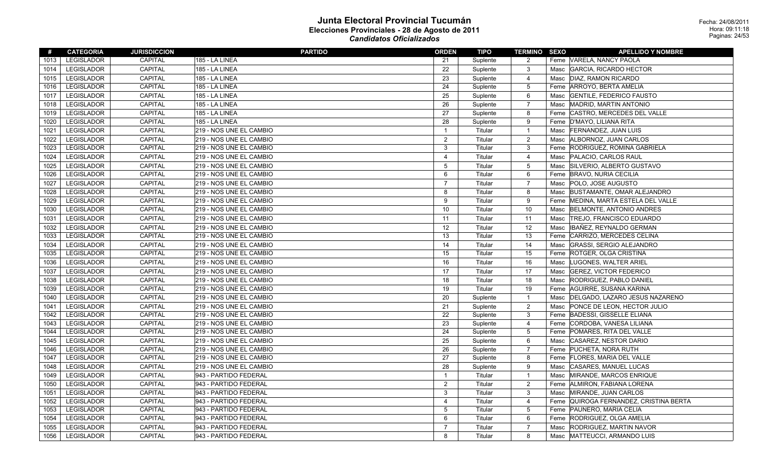# Junta Electoral Provincial Tucumán

## Elecciones Provinciales - 28 de Agosto de 2011

### *Candidatos Oficializados*

Fecha: 24/08/2011
Hora: 09:11:18

| # | CATEGORIA | JURISDICCION | PARTIDO | ORDEN | TIPO | TERMINO | SEXO | APELLIDO Y NOMBRE |
|---|---|---|---|---|---|---|---|---|
| 1013 | LEGISLADOR | CAPITAL | 185 - LA LINEA | 21 | Suplente | 2 | Feme | VARELA, NANCY PAOLA |
| 1014 | LEGISLADOR | CAPITAL | 185 - LA LINEA | 22 | Suplente | 3 | Masc | GARCIA, RICARDO HECTOR |
| 1015 | LEGISLADOR | CAPITAL | 185 - LA LINEA | 23 | Suplente | 4 | Masc | DIAZ, RAMON RICARDO |
| 1016 | LEGISLADOR | CAPITAL | 185 - LA LINEA | 24 | Suplente | 5 | Feme | ARROYO, BERTA AMELIA |
| 1017 | LEGISLADOR | CAPITAL | 185 - LA LINEA | 25 | Suplente | 6 | Masc | GENTILE, FEDERICO FAUSTO |
| 1018 | LEGISLADOR | CAPITAL | 185 - LA LINEA | 26 | Suplente | 7 | Masc | MADRID, MARTIN ANTONIO |
| 1019 | LEGISLADOR | CAPITAL | 185 - LA LINEA | 27 | Suplente | 8 | Feme | CASTRO, MERCEDES DEL VALLE |
| 1020 | LEGISLADOR | CAPITAL | 185 - LA LINEA | 28 | Suplente | 9 | Feme | D'MAYO, LILIANA RITA |
| 1021 | LEGISLADOR | CAPITAL | 219 - NOS UNE EL CAMBIO | 1 | Titular | 1 | Masc | FERNANDEZ, JUAN LUIS |
| 1022 | LEGISLADOR | CAPITAL | 219 - NOS UNE EL CAMBIO | 2 | Titular | 2 | Masc | ALBORNOZ, JUAN CARLOS |
| 1023 | LEGISLADOR | CAPITAL | 219 - NOS UNE EL CAMBIO | 3 | Titular | 3 | Feme | RODRIGUEZ, ROMINA GABRIELA |
| 1024 | LEGISLADOR | CAPITAL | 219 - NOS UNE EL CAMBIO | 4 | Titular | 4 | Masc | PALACIO, CARLOS RAUL |
| 1025 | LEGISLADOR | CAPITAL | 219 - NOS UNE EL CAMBIO | 5 | Titular | 5 | Masc | SILVERIO, ALBERTO GUSTAVO |
| 1026 | LEGISLADOR | CAPITAL | 219 - NOS UNE EL CAMBIO | 6 | Titular | 6 | Feme | BRAVO, NURIA CECILIA |
| 1027 | LEGISLADOR | CAPITAL | 219 - NOS UNE EL CAMBIO | 7 | Titular | 7 | Masc | POLO, JOSE AUGUSTO |
| 1028 | LEGISLADOR | CAPITAL | 219 - NOS UNE EL CAMBIO | 8 | Titular | 8 | Masc | BUSTAMANTE, OMAR ALEJANDRO |
| 1029 | LEGISLADOR | CAPITAL | 219 - NOS UNE EL CAMBIO | 9 | Titular | 9 | Feme | MEDINA, MARTA ESTELA DEL VALLE |
| 1030 | LEGISLADOR | CAPITAL | 219 - NOS UNE EL CAMBIO | 10 | Titular | 10 | Masc | BELMONTE, ANTONIO ANDRES |
| 1031 | LEGISLADOR | CAPITAL | 219 - NOS UNE EL CAMBIO | 11 | Titular | 11 | Masc | TREJO, FRANCISCO EDUARDO |
| 1032 | LEGISLADOR | CAPITAL | 219 - NOS UNE EL CAMBIO | 12 | Titular | 12 | Masc | IBAÑEZ, REYNALDO GERMAN |
| 1033 | LEGISLADOR | CAPITAL | 219 - NOS UNE EL CAMBIO | 13 | Titular | 13 | Feme | CARRIZO, MERCEDES CELINA |
| 1034 | LEGISLADOR | CAPITAL | 219 - NOS UNE EL CAMBIO | 14 | Titular | 14 | Masc | GRASSI, SERGIO ALEJANDRO |
| 1035 | LEGISLADOR | CAPITAL | 219 - NOS UNE EL CAMBIO | 15 | Titular | 15 | Feme | ROTGER, OLGA CRISTINA |
| 1036 | LEGISLADOR | CAPITAL | 219 - NOS UNE EL CAMBIO | 16 | Titular | 16 | Masc | LUGONES, WALTER ARIEL |
| 1037 | LEGISLADOR | CAPITAL | 219 - NOS UNE EL CAMBIO | 17 | Titular | 17 | Masc | GEREZ, VICTOR FEDERICO |
| 1038 | LEGISLADOR | CAPITAL | 219 - NOS UNE EL CAMBIO | 18 | Titular | 18 | Masc | RODRIGUEZ, PABLO DANIEL |
| 1039 | LEGISLADOR | CAPITAL | 219 - NOS UNE EL CAMBIO | 19 | Titular | 19 | Feme | AGUIRRE, SUSANA KARINA |
| 1040 | LEGISLADOR | CAPITAL | 219 - NOS UNE EL CAMBIO | 20 | Suplente | 1 | Masc | DELGADO, LAZARO JESUS NAZARENO |
| 1041 | LEGISLADOR | CAPITAL | 219 - NOS UNE EL CAMBIO | 21 | Suplente | 2 | Masc | PONCE DE LEON, HECTOR JULIO |
| 1042 | LEGISLADOR | CAPITAL | 219 - NOS UNE EL CAMBIO | 22 | Suplente | 3 | Feme | BADESSI, GISSELLE ELIANA |
| 1043 | LEGISLADOR | CAPITAL | 219 - NOS UNE EL CAMBIO | 23 | Suplente | 4 | Feme | CORDOBA, VANESA LILIANA |
| 1044 | LEGISLADOR | CAPITAL | 219 - NOS UNE EL CAMBIO | 24 | Suplente | 5 | Feme | POMARES, RITA DEL VALLE |
| 1045 | LEGISLADOR | CAPITAL | 219 - NOS UNE EL CAMBIO | 25 | Suplente | 6 | Masc | CASAREZ, NESTOR DARIO |
| 1046 | LEGISLADOR | CAPITAL | 219 - NOS UNE EL CAMBIO | 26 | Suplente | 7 | Feme | PUCHETA, NORA RUTH |
| 1047 | LEGISLADOR | CAPITAL | 219 - NOS UNE EL CAMBIO | 27 | Suplente | 8 | Feme | FLORES, MARIA DEL VALLE |
| 1048 | LEGISLADOR | CAPITAL | 219 - NOS UNE EL CAMBIO | 28 | Suplente | 9 | Masc | CASARES, MANUEL LUCAS |
| 1049 | LEGISLADOR | CAPITAL | 943 - PARTIDO FEDERAL | 1 | Titular | 1 | Masc | MIRANDE, MARCOS ENRIQUE |
| 1050 | LEGISLADOR | CAPITAL | 943 - PARTIDO FEDERAL | 2 | Titular | 2 | Feme | ALMIRON, FABIANA LORENA |
| 1051 | LEGISLADOR | CAPITAL | 943 - PARTIDO FEDERAL | 3 | Titular | 3 | Masc | MIRANDE, JUAN CARLOS |
| 1052 | LEGISLADOR | CAPITAL | 943 - PARTIDO FEDERAL | 4 | Titular | 4 | Feme | QUIROGA FERNANDEZ, CRISTINA BERTA |
| 1053 | LEGISLADOR | CAPITAL | 943 - PARTIDO FEDERAL | 5 | Titular | 5 | Feme | PAUNERO, MARIA CELIA |
| 1054 | LEGISLADOR | CAPITAL | 943 - PARTIDO FEDERAL | 6 | Titular | 6 | Feme | RODRIGUEZ, OLGA AMELIA |
| 1055 | LEGISLADOR | CAPITAL | 943 - PARTIDO FEDERAL | 7 | Titular | 7 | Masc | RODRIGUEZ, MARTIN NAVOR |
| 1056 | LEGISLADOR | CAPITAL | 943 - PARTIDO FEDERAL | 8 | Titular | 8 | Masc | MATTEUCCI, ARMANDO LUIS |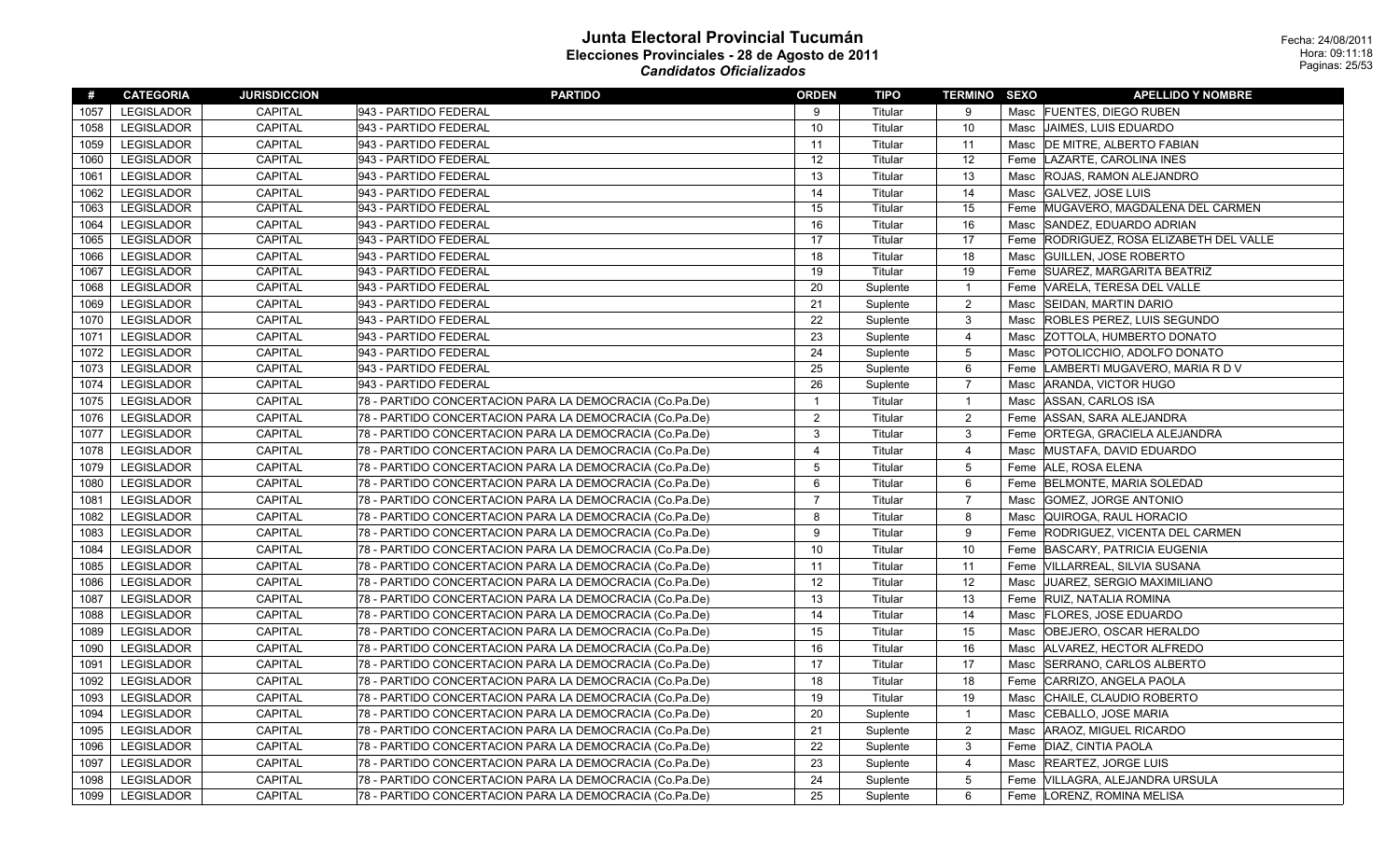# Junta Electoral Provincial Tucumán

## Elecciones Provinciales - 28 de Agosto de 2011

### *Candidatos Oficializados*

Fecha: 24/08/2011
Hora: 09:11:18

| # | CATEGORIA | JURISDICCION | PARTIDO | ORDEN | TIPO | TERMINO | SEXO | APELLIDO Y NOMBRE |
|---|---|---|---|---|---|---|---|---|
| 1057 | LEGISLADOR | CAPITAL | 943 - PARTIDO FEDERAL | 9 | Titular | 9 | Masc | FUENTES, DIEGO RUBEN |
| 1058 | LEGISLADOR | CAPITAL | 943 - PARTIDO FEDERAL | 10 | Titular | 10 | Masc | JAIMES, LUIS EDUARDO |
| 1059 | LEGISLADOR | CAPITAL | 943 - PARTIDO FEDERAL | 11 | Titular | 11 | Masc | DE MITRE, ALBERTO FABIAN |
| 1060 | LEGISLADOR | CAPITAL | 943 - PARTIDO FEDERAL | 12 | Titular | 12 | Feme | LAZARTE, CAROLINA INES |
| 1061 | LEGISLADOR | CAPITAL | 943 - PARTIDO FEDERAL | 13 | Titular | 13 | Masc | ROJAS, RAMON ALEJANDRO |
| 1062 | LEGISLADOR | CAPITAL | 943 - PARTIDO FEDERAL | 14 | Titular | 14 | Masc | GALVEZ, JOSE LUIS |
| 1063 | LEGISLADOR | CAPITAL | 943 - PARTIDO FEDERAL | 15 | Titular | 15 | Feme | MUGAVERO, MAGDALENA DEL CARMEN |
| 1064 | LEGISLADOR | CAPITAL | 943 - PARTIDO FEDERAL | 16 | Titular | 16 | Masc | SANDEZ, EDUARDO ADRIAN |
| 1065 | LEGISLADOR | CAPITAL | 943 - PARTIDO FEDERAL | 17 | Titular | 17 | Feme | RODRIGUEZ, ROSA ELIZABETH DEL VALLE |
| 1066 | LEGISLADOR | CAPITAL | 943 - PARTIDO FEDERAL | 18 | Titular | 18 | Masc | GUILLEN, JOSE ROBERTO |
| 1067 | LEGISLADOR | CAPITAL | 943 - PARTIDO FEDERAL | 19 | Titular | 19 | Feme | SUAREZ, MARGARITA BEATRIZ |
| 1068 | LEGISLADOR | CAPITAL | 943 - PARTIDO FEDERAL | 20 | Suplente | 1 | Feme | VARELA, TERESA DEL VALLE |
| 1069 | LEGISLADOR | CAPITAL | 943 - PARTIDO FEDERAL | 21 | Suplente | 2 | Masc | SEIDAN, MARTIN DARIO |
| 1070 | LEGISLADOR | CAPITAL | 943 - PARTIDO FEDERAL | 22 | Suplente | 3 | Masc | ROBLES PEREZ, LUIS SEGUNDO |
| 1071 | LEGISLADOR | CAPITAL | 943 - PARTIDO FEDERAL | 23 | Suplente | 4 | Masc | ZOTTOLA, HUMBERTO DONATO |
| 1072 | LEGISLADOR | CAPITAL | 943 - PARTIDO FEDERAL | 24 | Suplente | 5 | Masc | POTOLICCHIO, ADOLFO DONATO |
| 1073 | LEGISLADOR | CAPITAL | 943 - PARTIDO FEDERAL | 25 | Suplente | 6 | Feme | LAMBERTI MUGAVERO, MARIA R D V |
| 1074 | LEGISLADOR | CAPITAL | 943 - PARTIDO FEDERAL | 26 | Suplente | 7 | Masc | ARANDA, VICTOR HUGO |
| 1075 | LEGISLADOR | CAPITAL | 78 - PARTIDO CONCERTACION PARA LA DEMOCRACIA (Co.Pa.De) | 1 | Titular | 1 | Masc | ASSAN, CARLOS ISA |
| 1076 | LEGISLADOR | CAPITAL | 78 - PARTIDO CONCERTACION PARA LA DEMOCRACIA (Co.Pa.De) | 2 | Titular | 2 | Feme | ASSAN, SARA ALEJANDRA |
| 1077 | LEGISLADOR | CAPITAL | 78 - PARTIDO CONCERTACION PARA LA DEMOCRACIA (Co.Pa.De) | 3 | Titular | 3 | Feme | ORTEGA, GRACIELA ALEJANDRA |
| 1078 | LEGISLADOR | CAPITAL | 78 - PARTIDO CONCERTACION PARA LA DEMOCRACIA (Co.Pa.De) | 4 | Titular | 4 | Masc | MUSTAFA, DAVID EDUARDO |
| 1079 | LEGISLADOR | CAPITAL | 78 - PARTIDO CONCERTACION PARA LA DEMOCRACIA (Co.Pa.De) | 5 | Titular | 5 | Feme | ALE, ROSA ELENA |
| 1080 | LEGISLADOR | CAPITAL | 78 - PARTIDO CONCERTACION PARA LA DEMOCRACIA (Co.Pa.De) | 6 | Titular | 6 | Feme | BELMONTE, MARIA SOLEDAD |
| 1081 | LEGISLADOR | CAPITAL | 78 - PARTIDO CONCERTACION PARA LA DEMOCRACIA (Co.Pa.De) | 7 | Titular | 7 | Masc | GOMEZ, JORGE ANTONIO |
| 1082 | LEGISLADOR | CAPITAL | 78 - PARTIDO CONCERTACION PARA LA DEMOCRACIA (Co.Pa.De) | 8 | Titular | 8 | Masc | QUIROGA, RAUL HORACIO |
| 1083 | LEGISLADOR | CAPITAL | 78 - PARTIDO CONCERTACION PARA LA DEMOCRACIA (Co.Pa.De) | 9 | Titular | 9 | Feme | RODRIGUEZ, VICENTA DEL CARMEN |
| 1084 | LEGISLADOR | CAPITAL | 78 - PARTIDO CONCERTACION PARA LA DEMOCRACIA (Co.Pa.De) | 10 | Titular | 10 | Feme | BASCARY, PATRICIA EUGENIA |
| 1085 | LEGISLADOR | CAPITAL | 78 - PARTIDO CONCERTACION PARA LA DEMOCRACIA (Co.Pa.De) | 11 | Titular | 11 | Feme | VILLARREAL, SILVIA SUSANA |
| 1086 | LEGISLADOR | CAPITAL | 78 - PARTIDO CONCERTACION PARA LA DEMOCRACIA (Co.Pa.De) | 12 | Titular | 12 | Masc | JUAREZ, SERGIO MAXIMILIANO |
| 1087 | LEGISLADOR | CAPITAL | 78 - PARTIDO CONCERTACION PARA LA DEMOCRACIA (Co.Pa.De) | 13 | Titular | 13 | Feme | RUIZ, NATALIA ROMINA |
| 1088 | LEGISLADOR | CAPITAL | 78 - PARTIDO CONCERTACION PARA LA DEMOCRACIA (Co.Pa.De) | 14 | Titular | 14 | Masc | FLORES, JOSE EDUARDO |
| 1089 | LEGISLADOR | CAPITAL | 78 - PARTIDO CONCERTACION PARA LA DEMOCRACIA (Co.Pa.De) | 15 | Titular | 15 | Masc | OBEJERO, OSCAR HERALDO |
| 1090 | LEGISLADOR | CAPITAL | 78 - PARTIDO CONCERTACION PARA LA DEMOCRACIA (Co.Pa.De) | 16 | Titular | 16 | Masc | ALVAREZ, HECTOR ALFREDO |
| 1091 | LEGISLADOR | CAPITAL | 78 - PARTIDO CONCERTACION PARA LA DEMOCRACIA (Co.Pa.De) | 17 | Titular | 17 | Masc | SERRANO, CARLOS ALBERTO |
| 1092 | LEGISLADOR | CAPITAL | 78 - PARTIDO CONCERTACION PARA LA DEMOCRACIA (Co.Pa.De) | 18 | Titular | 18 | Feme | CARRIZO, ANGELA PAOLA |
| 1093 | LEGISLADOR | CAPITAL | 78 - PARTIDO CONCERTACION PARA LA DEMOCRACIA (Co.Pa.De) | 19 | Titular | 19 | Masc | CHAILE, CLAUDIO ROBERTO |
| 1094 | LEGISLADOR | CAPITAL | 78 - PARTIDO CONCERTACION PARA LA DEMOCRACIA (Co.Pa.De) | 20 | Suplente | 1 | Masc | CEBALLO, JOSE MARIA |
| 1095 | LEGISLADOR | CAPITAL | 78 - PARTIDO CONCERTACION PARA LA DEMOCRACIA (Co.Pa.De) | 21 | Suplente | 2 | Masc | ARAOZ, MIGUEL RICARDO |
| 1096 | LEGISLADOR | CAPITAL | 78 - PARTIDO CONCERTACION PARA LA DEMOCRACIA (Co.Pa.De) | 22 | Suplente | 3 | Feme | DIAZ, CINTIA PAOLA |
| 1097 | LEGISLADOR | CAPITAL | 78 - PARTIDO CONCERTACION PARA LA DEMOCRACIA (Co.Pa.De) | 23 | Suplente | 4 | Masc | REARTEZ, JORGE LUIS |
| 1098 | LEGISLADOR | CAPITAL | 78 - PARTIDO CONCERTACION PARA LA DEMOCRACIA (Co.Pa.De) | 24 | Suplente | 5 | Feme | VILLAGRA, ALEJANDRA URSULA |
| 1099 | LEGISLADOR | CAPITAL | 78 - PARTIDO CONCERTACION PARA LA DEMOCRACIA (Co.Pa.De) | 25 | Suplente | 6 | Feme | LORENZ, ROMINA MELISA |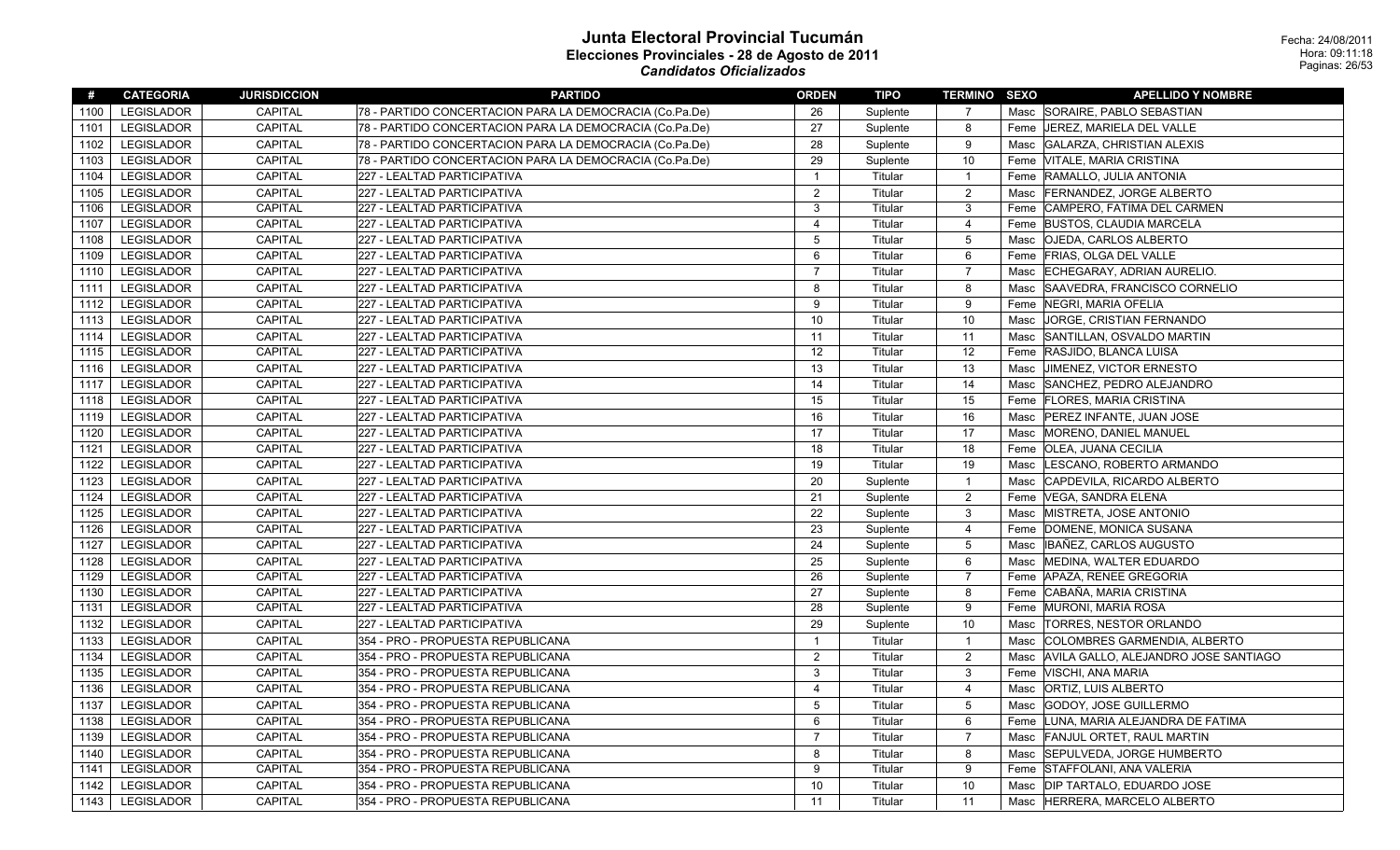# Junta Electoral Provincial Tucumán
## Elecciones Provinciales - 28 de Agosto de 2011
### *Candidatos Oficializados*

Fecha: 24/08/2011
Hora: 09:11:18

| # | CATEGORIA | JURISDICCION | PARTIDO | ORDEN | TIPO | TERMINO | SEXO | APELLIDO Y NOMBRE |
|---|---|---|---|---|---|---|---|---|
| 1100 | LEGISLADOR | CAPITAL | 78 - PARTIDO CONCERTACION PARA LA DEMOCRACIA (Co.Pa.De) | 26 | Suplente | 7 | Masc | SORAIRE, PABLO SEBASTIAN |
| 1101 | LEGISLADOR | CAPITAL | 78 - PARTIDO CONCERTACION PARA LA DEMOCRACIA (Co.Pa.De) | 27 | Suplente | 8 | Feme | JEREZ, MARIELA DEL VALLE |
| 1102 | LEGISLADOR | CAPITAL | 78 - PARTIDO CONCERTACION PARA LA DEMOCRACIA (Co.Pa.De) | 28 | Suplente | 9 | Masc | GALARZA, CHRISTIAN ALEXIS |
| 1103 | LEGISLADOR | CAPITAL | 78 - PARTIDO CONCERTACION PARA LA DEMOCRACIA (Co.Pa.De) | 29 | Suplente | 10 | Feme | VITALE, MARIA CRISTINA |
| 1104 | LEGISLADOR | CAPITAL | 227 - LEALTAD PARTICIPATIVA | 1 | Titular | 1 | Feme | RAMALLO, JULIA ANTONIA |
| 1105 | LEGISLADOR | CAPITAL | 227 - LEALTAD PARTICIPATIVA | 2 | Titular | 2 | Masc | FERNANDEZ, JORGE ALBERTO |
| 1106 | LEGISLADOR | CAPITAL | 227 - LEALTAD PARTICIPATIVA | 3 | Titular | 3 | Feme | CAMPERO, FATIMA DEL CARMEN |
| 1107 | LEGISLADOR | CAPITAL | 227 - LEALTAD PARTICIPATIVA | 4 | Titular | 4 | Feme | BUSTOS, CLAUDIA MARCELA |
| 1108 | LEGISLADOR | CAPITAL | 227 - LEALTAD PARTICIPATIVA | 5 | Titular | 5 | Masc | OJEDA, CARLOS ALBERTO |
| 1109 | LEGISLADOR | CAPITAL | 227 - LEALTAD PARTICIPATIVA | 6 | Titular | 6 | Feme | FRIAS, OLGA DEL VALLE |
| 1110 | LEGISLADOR | CAPITAL | 227 - LEALTAD PARTICIPATIVA | 7 | Titular | 7 | Masc | ECHEGARAY, ADRIAN AURELIO. |
| 1111 | LEGISLADOR | CAPITAL | 227 - LEALTAD PARTICIPATIVA | 8 | Titular | 8 | Masc | SAAVEDRA, FRANCISCO CORNELIO |
| 1112 | LEGISLADOR | CAPITAL | 227 - LEALTAD PARTICIPATIVA | 9 | Titular | 9 | Feme | NEGRI, MARIA OFELIA |
| 1113 | LEGISLADOR | CAPITAL | 227 - LEALTAD PARTICIPATIVA | 10 | Titular | 10 | Masc | JORGE, CRISTIAN FERNANDO |
| 1114 | LEGISLADOR | CAPITAL | 227 - LEALTAD PARTICIPATIVA | 11 | Titular | 11 | Masc | SANTILLAN, OSVALDO MARTIN |
| 1115 | LEGISLADOR | CAPITAL | 227 - LEALTAD PARTICIPATIVA | 12 | Titular | 12 | Feme | RASJIDO, BLANCA LUISA |
| 1116 | LEGISLADOR | CAPITAL | 227 - LEALTAD PARTICIPATIVA | 13 | Titular | 13 | Masc | JIMENEZ, VICTOR ERNESTO |
| 1117 | LEGISLADOR | CAPITAL | 227 - LEALTAD PARTICIPATIVA | 14 | Titular | 14 | Masc | SANCHEZ, PEDRO ALEJANDRO |
| 1118 | LEGISLADOR | CAPITAL | 227 - LEALTAD PARTICIPATIVA | 15 | Titular | 15 | Feme | FLORES, MARIA CRISTINA |
| 1119 | LEGISLADOR | CAPITAL | 227 - LEALTAD PARTICIPATIVA | 16 | Titular | 16 | Masc | PEREZ INFANTE, JUAN JOSE |
| 1120 | LEGISLADOR | CAPITAL | 227 - LEALTAD PARTICIPATIVA | 17 | Titular | 17 | Masc | MORENO, DANIEL MANUEL |
| 1121 | LEGISLADOR | CAPITAL | 227 - LEALTAD PARTICIPATIVA | 18 | Titular | 18 | Feme | OLEA, JUANA CECILIA |
| 1122 | LEGISLADOR | CAPITAL | 227 - LEALTAD PARTICIPATIVA | 19 | Titular | 19 | Masc | LESCANO, ROBERTO ARMANDO |
| 1123 | LEGISLADOR | CAPITAL | 227 - LEALTAD PARTICIPATIVA | 20 | Suplente | 1 | Masc | CAPDEVILA, RICARDO ALBERTO |
| 1124 | LEGISLADOR | CAPITAL | 227 - LEALTAD PARTICIPATIVA | 21 | Suplente | 2 | Feme | VEGA, SANDRA ELENA |
| 1125 | LEGISLADOR | CAPITAL | 227 - LEALTAD PARTICIPATIVA | 22 | Suplente | 3 | Masc | MISTRETA, JOSE ANTONIO |
| 1126 | LEGISLADOR | CAPITAL | 227 - LEALTAD PARTICIPATIVA | 23 | Suplente | 4 | Feme | DOMENE, MONICA SUSANA |
| 1127 | LEGISLADOR | CAPITAL | 227 - LEALTAD PARTICIPATIVA | 24 | Suplente | 5 | Masc | IBAÑEZ, CARLOS AUGUSTO |
| 1128 | LEGISLADOR | CAPITAL | 227 - LEALTAD PARTICIPATIVA | 25 | Suplente | 6 | Masc | MEDINA, WALTER EDUARDO |
| 1129 | LEGISLADOR | CAPITAL | 227 - LEALTAD PARTICIPATIVA | 26 | Suplente | 7 | Feme | APAZA, RENEE GREGORIA |
| 1130 | LEGISLADOR | CAPITAL | 227 - LEALTAD PARTICIPATIVA | 27 | Suplente | 8 | Feme | CABAÑA, MARIA CRISTINA |
| 1131 | LEGISLADOR | CAPITAL | 227 - LEALTAD PARTICIPATIVA | 28 | Suplente | 9 | Feme | MURONI, MARIA ROSA |
| 1132 | LEGISLADOR | CAPITAL | 227 - LEALTAD PARTICIPATIVA | 29 | Suplente | 10 | Masc | TORRES, NESTOR ORLANDO |
| 1133 | LEGISLADOR | CAPITAL | 354 - PRO - PROPUESTA REPUBLICANA | 1 | Titular | 1 | Masc | COLOMBRES GARMENDIA, ALBERTO |
| 1134 | LEGISLADOR | CAPITAL | 354 - PRO - PROPUESTA REPUBLICANA | 2 | Titular | 2 | Masc | AVILA GALLO, ALEJANDRO JOSE SANTIAGO |
| 1135 | LEGISLADOR | CAPITAL | 354 - PRO - PROPUESTA REPUBLICANA | 3 | Titular | 3 | Feme | VISCHI, ANA MARIA |
| 1136 | LEGISLADOR | CAPITAL | 354 - PRO - PROPUESTA REPUBLICANA | 4 | Titular | 4 | Masc | ORTIZ, LUIS ALBERTO |
| 1137 | LEGISLADOR | CAPITAL | 354 - PRO - PROPUESTA REPUBLICANA | 5 | Titular | 5 | Masc | GODOY, JOSE GUILLERMO |
| 1138 | LEGISLADOR | CAPITAL | 354 - PRO - PROPUESTA REPUBLICANA | 6 | Titular | 6 | Feme | LUNA, MARIA ALEJANDRA DE FATIMA |
| 1139 | LEGISLADOR | CAPITAL | 354 - PRO - PROPUESTA REPUBLICANA | 7 | Titular | 7 | Masc | FANJUL ORTET, RAUL MARTIN |
| 1140 | LEGISLADOR | CAPITAL | 354 - PRO - PROPUESTA REPUBLICANA | 8 | Titular | 8 | Masc | SEPULVEDA, JORGE HUMBERTO |
| 1141 | LEGISLADOR | CAPITAL | 354 - PRO - PROPUESTA REPUBLICANA | 9 | Titular | 9 | Feme | STAFFOLANI, ANA VALERIA |
| 1142 | LEGISLADOR | CAPITAL | 354 - PRO - PROPUESTA REPUBLICANA | 10 | Titular | 10 | Masc | DIP TARTALO, EDUARDO JOSE |
| 1143 | LEGISLADOR | CAPITAL | 354 - PRO - PROPUESTA REPUBLICANA | 11 | Titular | 11 | Masc | HERRERA, MARCELO ALBERTO |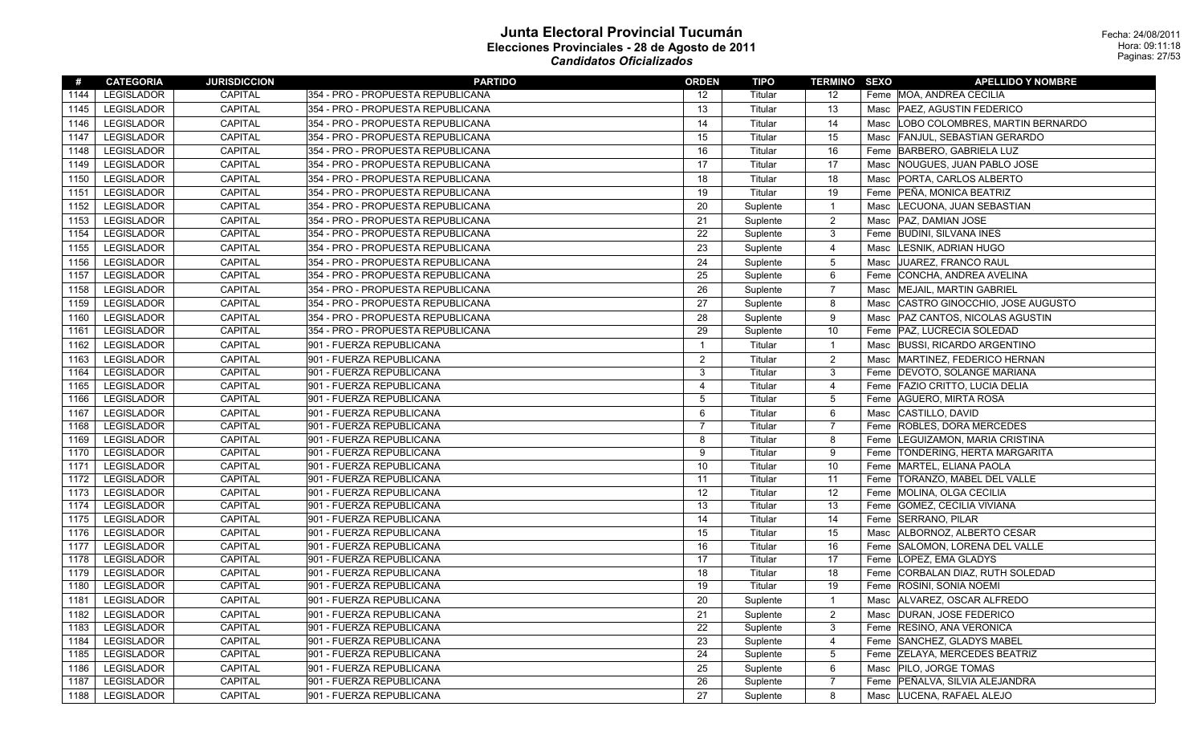# Junta Electoral Provincial Tucumán

## Elecciones Provinciales - 28 de Agosto de 2011

### *Candidatos Oficializados*

Fecha: 24/08/2011
Hora: 09:11:18
Paginas: 27/53

| # | CATEGORIA | JURISDICCION | PARTIDO | ORDEN | TIPO | TERMINO | SEXO | APELLIDO Y NOMBRE |
|---|---|---|---|---|---|---|---|---|
| 1144 | LEGISLADOR | CAPITAL | 354 - PRO - PROPUESTA REPUBLICANA | 12 | Titular | 12 | Feme | MOA, ANDREA CECILIA |
| 1145 | LEGISLADOR | CAPITAL | 354 - PRO - PROPUESTA REPUBLICANA | 13 | Titular | 13 | Masc | PAEZ, AGUSTIN FEDERICO |
| 1146 | LEGISLADOR | CAPITAL | 354 - PRO - PROPUESTA REPUBLICANA | 14 | Titular | 14 | Masc | LOBO COLOMBRES, MARTIN BERNARDO |
| 1147 | LEGISLADOR | CAPITAL | 354 - PRO - PROPUESTA REPUBLICANA | 15 | Titular | 15 | Masc | FANJUL, SEBASTIAN GERARDO |
| 1148 | LEGISLADOR | CAPITAL | 354 - PRO - PROPUESTA REPUBLICANA | 16 | Titular | 16 | Feme | BARBERO, GABRIELA LUZ |
| 1149 | LEGISLADOR | CAPITAL | 354 - PRO - PROPUESTA REPUBLICANA | 17 | Titular | 17 | Masc | NOUGUES, JUAN PABLO JOSE |
| 1150 | LEGISLADOR | CAPITAL | 354 - PRO - PROPUESTA REPUBLICANA | 18 | Titular | 18 | Masc | PORTA, CARLOS ALBERTO |
| 1151 | LEGISLADOR | CAPITAL | 354 - PRO - PROPUESTA REPUBLICANA | 19 | Titular | 19 | Feme | PEÑA, MONICA BEATRIZ |
| 1152 | LEGISLADOR | CAPITAL | 354 - PRO - PROPUESTA REPUBLICANA | 20 | Suplente | 1 | Masc | LECUONA, JUAN SEBASTIAN |
| 1153 | LEGISLADOR | CAPITAL | 354 - PRO - PROPUESTA REPUBLICANA | 21 | Suplente | 2 | Masc | PAZ, DAMIAN JOSE |
| 1154 | LEGISLADOR | CAPITAL | 354 - PRO - PROPUESTA REPUBLICANA | 22 | Suplente | 3 | Feme | BUDINI, SILVANA INES |
| 1155 | LEGISLADOR | CAPITAL | 354 - PRO - PROPUESTA REPUBLICANA | 23 | Suplente | 4 | Masc | LESNIK, ADRIAN HUGO |
| 1156 | LEGISLADOR | CAPITAL | 354 - PRO - PROPUESTA REPUBLICANA | 24 | Suplente | 5 | Masc | JUAREZ, FRANCO RAUL |
| 1157 | LEGISLADOR | CAPITAL | 354 - PRO - PROPUESTA REPUBLICANA | 25 | Suplente | 6 | Feme | CONCHA, ANDREA AVELINA |
| 1158 | LEGISLADOR | CAPITAL | 354 - PRO - PROPUESTA REPUBLICANA | 26 | Suplente | 7 | Masc | MEJAIL, MARTIN GABRIEL |
| 1159 | LEGISLADOR | CAPITAL | 354 - PRO - PROPUESTA REPUBLICANA | 27 | Suplente | 8 | Masc | CASTRO GINOCCHIO, JOSE AUGUSTO |
| 1160 | LEGISLADOR | CAPITAL | 354 - PRO - PROPUESTA REPUBLICANA | 28 | Suplente | 9 | Masc | PAZ CANTOS, NICOLAS AGUSTIN |
| 1161 | LEGISLADOR | CAPITAL | 354 - PRO - PROPUESTA REPUBLICANA | 29 | Suplente | 10 | Feme | PAZ, LUCRECIA SOLEDAD |
| 1162 | LEGISLADOR | CAPITAL | 901 - FUERZA REPUBLICANA | 1 | Titular | 1 | Masc | BUSSI, RICARDO ARGENTINO |
| 1163 | LEGISLADOR | CAPITAL | 901 - FUERZA REPUBLICANA | 2 | Titular | 2 | Masc | MARTINEZ, FEDERICO HERNAN |
| 1164 | LEGISLADOR | CAPITAL | 901 - FUERZA REPUBLICANA | 3 | Titular | 3 | Feme | DEVOTO, SOLANGE MARIANA |
| 1165 | LEGISLADOR | CAPITAL | 901 - FUERZA REPUBLICANA | 4 | Titular | 4 | Feme | FAZIO CRITTO, LUCIA DELIA |
| 1166 | LEGISLADOR | CAPITAL | 901 - FUERZA REPUBLICANA | 5 | Titular | 5 | Feme | AGUERO, MIRTA ROSA |
| 1167 | LEGISLADOR | CAPITAL | 901 - FUERZA REPUBLICANA | 6 | Titular | 6 | Masc | CASTILLO, DAVID |
| 1168 | LEGISLADOR | CAPITAL | 901 - FUERZA REPUBLICANA | 7 | Titular | 7 | Feme | ROBLES, DORA MERCEDES |
| 1169 | LEGISLADOR | CAPITAL | 901 - FUERZA REPUBLICANA | 8 | Titular | 8 | Feme | LEGUIZAMON, MARIA CRISTINA |
| 1170 | LEGISLADOR | CAPITAL | 901 - FUERZA REPUBLICANA | 9 | Titular | 9 | Feme | TONDERING, HERTA MARGARITA |
| 1171 | LEGISLADOR | CAPITAL | 901 - FUERZA REPUBLICANA | 10 | Titular | 10 | Feme | MARTEL, ELIANA PAOLA |
| 1172 | LEGISLADOR | CAPITAL | 901 - FUERZA REPUBLICANA | 11 | Titular | 11 | Feme | TORANZO, MABEL DEL VALLE |
| 1173 | LEGISLADOR | CAPITAL | 901 - FUERZA REPUBLICANA | 12 | Titular | 12 | Feme | MOLINA, OLGA CECILIA |
| 1174 | LEGISLADOR | CAPITAL | 901 - FUERZA REPUBLICANA | 13 | Titular | 13 | Feme | GOMEZ, CECILIA VIVIANA |
| 1175 | LEGISLADOR | CAPITAL | 901 - FUERZA REPUBLICANA | 14 | Titular | 14 | Feme | SERRANO, PILAR |
| 1176 | LEGISLADOR | CAPITAL | 901 - FUERZA REPUBLICANA | 15 | Titular | 15 | Masc | ALBORNOZ, ALBERTO CESAR |
| 1177 | LEGISLADOR | CAPITAL | 901 - FUERZA REPUBLICANA | 16 | Titular | 16 | Feme | SALOMON, LORENA DEL VALLE |
| 1178 | LEGISLADOR | CAPITAL | 901 - FUERZA REPUBLICANA | 17 | Titular | 17 | Feme | LOPEZ, EMA GLADYS |
| 1179 | LEGISLADOR | CAPITAL | 901 - FUERZA REPUBLICANA | 18 | Titular | 18 | Feme | CORBALAN DIAZ, RUTH SOLEDAD |
| 1180 | LEGISLADOR | CAPITAL | 901 - FUERZA REPUBLICANA | 19 | Titular | 19 | Feme | ROSINI, SONIA NOEMI |
| 1181 | LEGISLADOR | CAPITAL | 901 - FUERZA REPUBLICANA | 20 | Suplente | 1 | Masc | ALVAREZ, OSCAR ALFREDO |
| 1182 | LEGISLADOR | CAPITAL | 901 - FUERZA REPUBLICANA | 21 | Suplente | 2 | Masc | DURAN, JOSE FEDERICO |
| 1183 | LEGISLADOR | CAPITAL | 901 - FUERZA REPUBLICANA | 22 | Suplente | 3 | Feme | RESINO, ANA VERONICA |
| 1184 | LEGISLADOR | CAPITAL | 901 - FUERZA REPUBLICANA | 23 | Suplente | 4 | Feme | SANCHEZ, GLADYS MABEL |
| 1185 | LEGISLADOR | CAPITAL | 901 - FUERZA REPUBLICANA | 24 | Suplente | 5 | Feme | ZELAYA, MERCEDES BEATRIZ |
| 1186 | LEGISLADOR | CAPITAL | 901 - FUERZA REPUBLICANA | 25 | Suplente | 6 | Masc | PILO, JORGE TOMAS |
| 1187 | LEGISLADOR | CAPITAL | 901 - FUERZA REPUBLICANA | 26 | Suplente | 7 | Feme | PEÑALVA, SILVIA ALEJANDRA |
| 1188 | LEGISLADOR | CAPITAL | 901 - FUERZA REPUBLICANA | 27 | Suplente | 8 | Masc | LUCENA, RAFAEL ALEJO |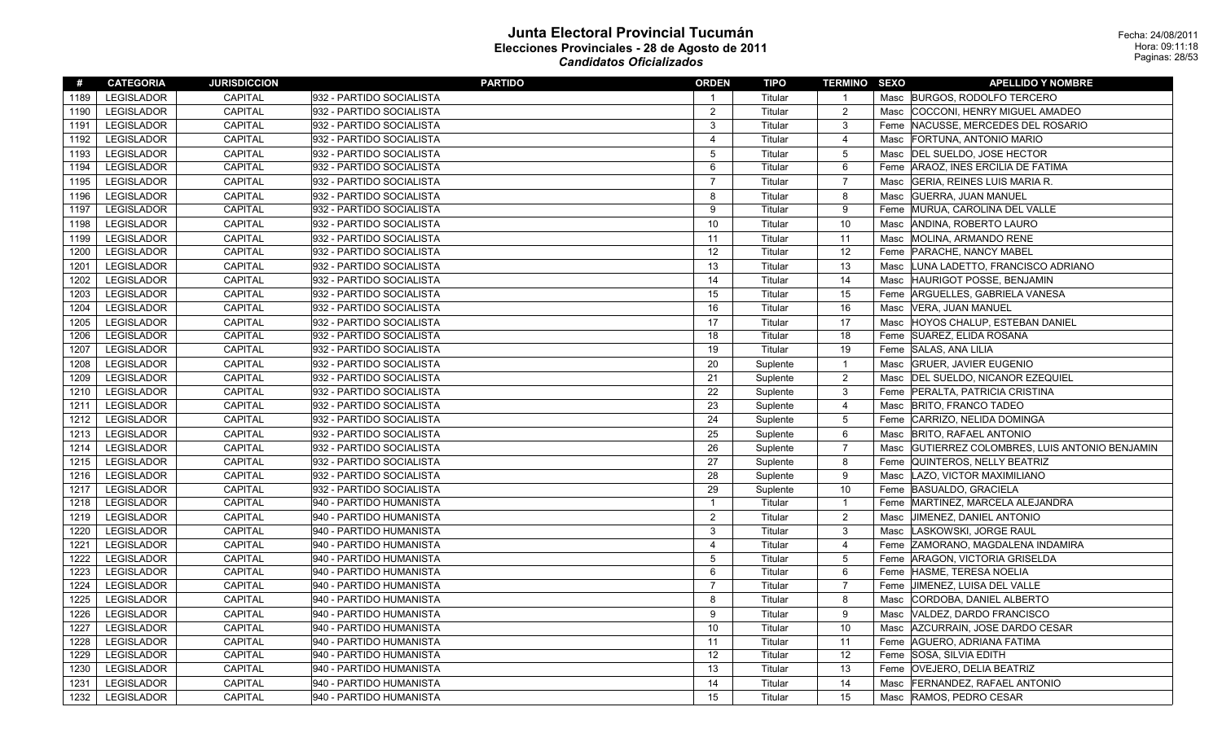# Junta Electoral Provincial Tucumán

## Elecciones Provinciales - 28 de Agosto de 2011

### *Candidatos Oficializados*

Fecha: 24/08/2011
Hora: 09:11:18

| # | CATEGORIA | JURISDICCION | PARTIDO | ORDEN | TIPO | TERMINO | SEXO | APELLIDO Y NOMBRE |
|---|---|---|---|---|---|---|---|---|
| 1189 | LEGISLADOR | CAPITAL | 932 - PARTIDO SOCIALISTA | 1 | Titular | 1 | Masc | BURGOS, RODOLFO TERCERO |
| 1190 | LEGISLADOR | CAPITAL | 932 - PARTIDO SOCIALISTA | 2 | Titular | 2 | Masc | COCCONI, HENRY MIGUEL AMADEO |
| 1191 | LEGISLADOR | CAPITAL | 932 - PARTIDO SOCIALISTA | 3 | Titular | 3 | Feme | NACUSSE, MERCEDES DEL ROSARIO |
| 1192 | LEGISLADOR | CAPITAL | 932 - PARTIDO SOCIALISTA | 4 | Titular | 4 | Masc | FORTUNA, ANTONIO MARIO |
| 1193 | LEGISLADOR | CAPITAL | 932 - PARTIDO SOCIALISTA | 5 | Titular | 5 | Masc | DEL SUELDO, JOSE HECTOR |
| 1194 | LEGISLADOR | CAPITAL | 932 - PARTIDO SOCIALISTA | 6 | Titular | 6 | Feme | ARAOZ, INES ERCILIA DE FATIMA |
| 1195 | LEGISLADOR | CAPITAL | 932 - PARTIDO SOCIALISTA | 7 | Titular | 7 | Masc | GERIA, REINES LUIS MARIA R. |
| 1196 | LEGISLADOR | CAPITAL | 932 - PARTIDO SOCIALISTA | 8 | Titular | 8 | Masc | GUERRA, JUAN MANUEL |
| 1197 | LEGISLADOR | CAPITAL | 932 - PARTIDO SOCIALISTA | 9 | Titular | 9 | Feme | MURUA, CAROLINA DEL VALLE |
| 1198 | LEGISLADOR | CAPITAL | 932 - PARTIDO SOCIALISTA | 10 | Titular | 10 | Masc | ANDINA, ROBERTO LAURO |
| 1199 | LEGISLADOR | CAPITAL | 932 - PARTIDO SOCIALISTA | 11 | Titular | 11 | Masc | MOLINA, ARMANDO RENE |
| 1200 | LEGISLADOR | CAPITAL | 932 - PARTIDO SOCIALISTA | 12 | Titular | 12 | Feme | PARACHE, NANCY MABEL |
| 1201 | LEGISLADOR | CAPITAL | 932 - PARTIDO SOCIALISTA | 13 | Titular | 13 | Masc | LUNA LADETTO, FRANCISCO ADRIANO |
| 1202 | LEGISLADOR | CAPITAL | 932 - PARTIDO SOCIALISTA | 14 | Titular | 14 | Masc | HAURIGOT POSSE, BENJAMIN |
| 1203 | LEGISLADOR | CAPITAL | 932 - PARTIDO SOCIALISTA | 15 | Titular | 15 | Feme | ARGUELLES, GABRIELA VANESA |
| 1204 | LEGISLADOR | CAPITAL | 932 - PARTIDO SOCIALISTA | 16 | Titular | 16 | Masc | VERA, JUAN MANUEL |
| 1205 | LEGISLADOR | CAPITAL | 932 - PARTIDO SOCIALISTA | 17 | Titular | 17 | Masc | HOYOS CHALUP, ESTEBAN DANIEL |
| 1206 | LEGISLADOR | CAPITAL | 932 - PARTIDO SOCIALISTA | 18 | Titular | 18 | Feme | SUAREZ, ELIDA ROSANA |
| 1207 | LEGISLADOR | CAPITAL | 932 - PARTIDO SOCIALISTA | 19 | Titular | 19 | Feme | SALAS, ANA LILIA |
| 1208 | LEGISLADOR | CAPITAL | 932 - PARTIDO SOCIALISTA | 20 | Suplente | 1 | Masc | GRUER, JAVIER EUGENIO |
| 1209 | LEGISLADOR | CAPITAL | 932 - PARTIDO SOCIALISTA | 21 | Suplente | 2 | Masc | DEL SUELDO, NICANOR EZEQUIEL |
| 1210 | LEGISLADOR | CAPITAL | 932 - PARTIDO SOCIALISTA | 22 | Suplente | 3 | Feme | PERALTA, PATRICIA CRISTINA |
| 1211 | LEGISLADOR | CAPITAL | 932 - PARTIDO SOCIALISTA | 23 | Suplente | 4 | Masc | BRITO, FRANCO TADEO |
| 1212 | LEGISLADOR | CAPITAL | 932 - PARTIDO SOCIALISTA | 24 | Suplente | 5 | Feme | CARRIZO, NELIDA DOMINGA |
| 1213 | LEGISLADOR | CAPITAL | 932 - PARTIDO SOCIALISTA | 25 | Suplente | 6 | Masc | BRITO, RAFAEL ANTONIO |
| 1214 | LEGISLADOR | CAPITAL | 932 - PARTIDO SOCIALISTA | 26 | Suplente | 7 | Masc | GUTIERREZ COLOMBRES, LUIS ANTONIO BENJAMIN |
| 1215 | LEGISLADOR | CAPITAL | 932 - PARTIDO SOCIALISTA | 27 | Suplente | 8 | Feme | QUINTEROS, NELLY BEATRIZ |
| 1216 | LEGISLADOR | CAPITAL | 932 - PARTIDO SOCIALISTA | 28 | Suplente | 9 | Masc | LAZO, VICTOR MAXIMILIANO |
| 1217 | LEGISLADOR | CAPITAL | 932 - PARTIDO SOCIALISTA | 29 | Suplente | 10 | Feme | BASUALDO, GRACIELA |
| 1218 | LEGISLADOR | CAPITAL | 940 - PARTIDO HUMANISTA | 1 | Titular | 1 | Feme | MARTINEZ, MARCELA ALEJANDRA |
| 1219 | LEGISLADOR | CAPITAL | 940 - PARTIDO HUMANISTA | 2 | Titular | 2 | Masc | JIMENEZ, DANIEL ANTONIO |
| 1220 | LEGISLADOR | CAPITAL | 940 - PARTIDO HUMANISTA | 3 | Titular | 3 | Masc | LASKOWSKI, JORGE RAUL |
| 1221 | LEGISLADOR | CAPITAL | 940 - PARTIDO HUMANISTA | 4 | Titular | 4 | Feme | ZAMORANO, MAGDALENA INDAMIRA |
| 1222 | LEGISLADOR | CAPITAL | 940 - PARTIDO HUMANISTA | 5 | Titular | 5 | Feme | ARAGON, VICTORIA GRISELDA |
| 1223 | LEGISLADOR | CAPITAL | 940 - PARTIDO HUMANISTA | 6 | Titular | 6 | Feme | HASME, TERESA NOELIA |
| 1224 | LEGISLADOR | CAPITAL | 940 - PARTIDO HUMANISTA | 7 | Titular | 7 | Feme | JIMENEZ, LUISA DEL VALLE |
| 1225 | LEGISLADOR | CAPITAL | 940 - PARTIDO HUMANISTA | 8 | Titular | 8 | Masc | CORDOBA, DANIEL ALBERTO |
| 1226 | LEGISLADOR | CAPITAL | 940 - PARTIDO HUMANISTA | 9 | Titular | 9 | Masc | VALDEZ, DARDO FRANCISCO |
| 1227 | LEGISLADOR | CAPITAL | 940 - PARTIDO HUMANISTA | 10 | Titular | 10 | Masc | AZCURRAIN, JOSE DARDO CESAR |
| 1228 | LEGISLADOR | CAPITAL | 940 - PARTIDO HUMANISTA | 11 | Titular | 11 | Feme | AGUERO, ADRIANA FATIMA |
| 1229 | LEGISLADOR | CAPITAL | 940 - PARTIDO HUMANISTA | 12 | Titular | 12 | Feme | SOSA, SILVIA EDITH |
| 1230 | LEGISLADOR | CAPITAL | 940 - PARTIDO HUMANISTA | 13 | Titular | 13 | Feme | OVEJERO, DELIA BEATRIZ |
| 1231 | LEGISLADOR | CAPITAL | 940 - PARTIDO HUMANISTA | 14 | Titular | 14 | Masc | FERNANDEZ, RAFAEL ANTONIO |
| 1232 | LEGISLADOR | CAPITAL | 940 - PARTIDO HUMANISTA | 15 | Titular | 15 | Masc | RAMOS, PEDRO CESAR |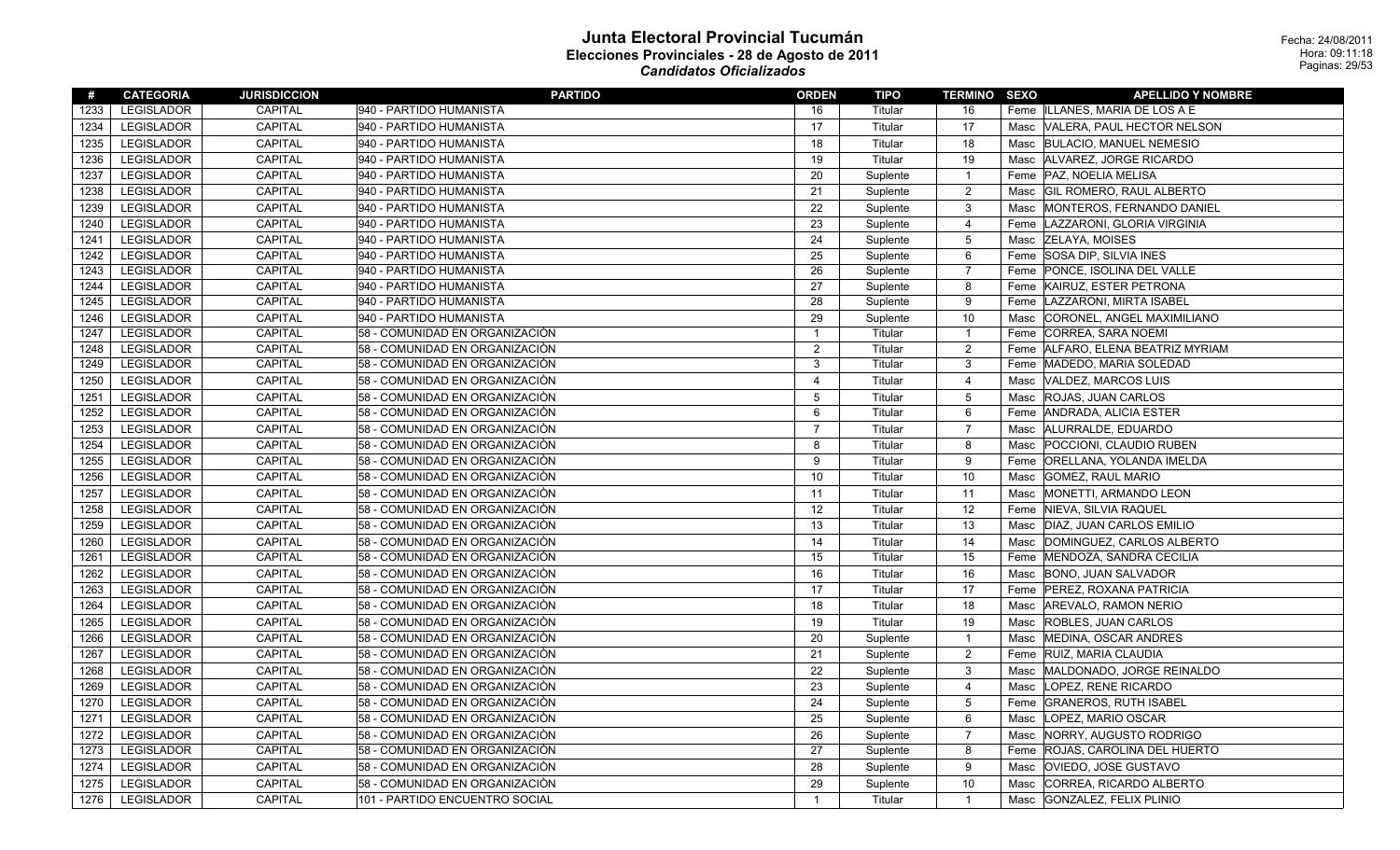# Junta Electoral Provincial Tucumán
## Elecciones Provinciales - 28 de Agosto de 2011
### *Candidatos Oficializados*

Fecha: 24/08/2011
Hora: 09:11:18

| # | CATEGORIA | JURISDICCION | PARTIDO | ORDEN | TIPO | TERMINO | SEXO | APELLIDO Y NOMBRE |
|---|---|---|---|---|---|---|---|---|
| 1233 | LEGISLADOR | CAPITAL | 940 - PARTIDO HUMANISTA | 16 | Titular | 16 | Feme | ILLANES, MARIA DE LOS A E |
| 1234 | LEGISLADOR | CAPITAL | 940 - PARTIDO HUMANISTA | 17 | Titular | 17 | Masc | VALERA, PAUL HECTOR NELSON |
| 1235 | LEGISLADOR | CAPITAL | 940 - PARTIDO HUMANISTA | 18 | Titular | 18 | Masc | BULACIO, MANUEL NEMESIO |
| 1236 | LEGISLADOR | CAPITAL | 940 - PARTIDO HUMANISTA | 19 | Titular | 19 | Masc | ALVAREZ, JORGE RICARDO |
| 1237 | LEGISLADOR | CAPITAL | 940 - PARTIDO HUMANISTA | 20 | Suplente | 1 | Feme | PAZ, NOELIA MELISA |
| 1238 | LEGISLADOR | CAPITAL | 940 - PARTIDO HUMANISTA | 21 | Suplente | 2 | Masc | GIL ROMERO, RAUL ALBERTO |
| 1239 | LEGISLADOR | CAPITAL | 940 - PARTIDO HUMANISTA | 22 | Suplente | 3 | Masc | MONTEROS, FERNANDO DANIEL |
| 1240 | LEGISLADOR | CAPITAL | 940 - PARTIDO HUMANISTA | 23 | Suplente | 4 | Feme | LAZZARONI, GLORIA VIRGINIA |
| 1241 | LEGISLADOR | CAPITAL | 940 - PARTIDO HUMANISTA | 24 | Suplente | 5 | Masc | ZELAYA, MOISES |
| 1242 | LEGISLADOR | CAPITAL | 940 - PARTIDO HUMANISTA | 25 | Suplente | 6 | Feme | SOSA DIP, SILVIA INES |
| 1243 | LEGISLADOR | CAPITAL | 940 - PARTIDO HUMANISTA | 26 | Suplente | 7 | Feme | PONCE, ISOLINA DEL VALLE |
| 1244 | LEGISLADOR | CAPITAL | 940 - PARTIDO HUMANISTA | 27 | Suplente | 8 | Feme | KAIRUZ, ESTER PETRONA |
| 1245 | LEGISLADOR | CAPITAL | 940 - PARTIDO HUMANISTA | 28 | Suplente | 9 | Feme | LAZZARONI, MIRTA ISABEL |
| 1246 | LEGISLADOR | CAPITAL | 940 - PARTIDO HUMANISTA | 29 | Suplente | 10 | Masc | CORONEL, ANGEL MAXIMILIANO |
| 1247 | LEGISLADOR | CAPITAL | 58 - COMUNIDAD EN ORGANIZACIÒN | 1 | Titular | 1 | Feme | CORREA, SARA NOEMI |
| 1248 | LEGISLADOR | CAPITAL | 58 - COMUNIDAD EN ORGANIZACIÒN | 2 | Titular | 2 | Feme | ALFARO, ELENA BEATRIZ MYRIAM |
| 1249 | LEGISLADOR | CAPITAL | 58 - COMUNIDAD EN ORGANIZACIÒN | 3 | Titular | 3 | Feme | MADEDO, MARIA SOLEDAD |
| 1250 | LEGISLADOR | CAPITAL | 58 - COMUNIDAD EN ORGANIZACIÒN | 4 | Titular | 4 | Masc | VALDEZ, MARCOS LUIS |
| 1251 | LEGISLADOR | CAPITAL | 58 - COMUNIDAD EN ORGANIZACIÒN | 5 | Titular | 5 | Masc | ROJAS, JUAN CARLOS |
| 1252 | LEGISLADOR | CAPITAL | 58 - COMUNIDAD EN ORGANIZACIÒN | 6 | Titular | 6 | Feme | ANDRADA, ALICIA ESTER |
| 1253 | LEGISLADOR | CAPITAL | 58 - COMUNIDAD EN ORGANIZACIÒN | 7 | Titular | 7 | Masc | ALURRALDE, EDUARDO |
| 1254 | LEGISLADOR | CAPITAL | 58 - COMUNIDAD EN ORGANIZACIÒN | 8 | Titular | 8 | Masc | POCCIONI, CLAUDIO RUBEN |
| 1255 | LEGISLADOR | CAPITAL | 58 - COMUNIDAD EN ORGANIZACIÒN | 9 | Titular | 9 | Feme | ORELLANA, YOLANDA IMELDA |
| 1256 | LEGISLADOR | CAPITAL | 58 - COMUNIDAD EN ORGANIZACIÒN | 10 | Titular | 10 | Masc | GOMEZ, RAUL MARIO |
| 1257 | LEGISLADOR | CAPITAL | 58 - COMUNIDAD EN ORGANIZACIÒN | 11 | Titular | 11 | Masc | MONETTI, ARMANDO LEON |
| 1258 | LEGISLADOR | CAPITAL | 58 - COMUNIDAD EN ORGANIZACIÒN | 12 | Titular | 12 | Feme | NIEVA, SILVIA RAQUEL |
| 1259 | LEGISLADOR | CAPITAL | 58 - COMUNIDAD EN ORGANIZACIÒN | 13 | Titular | 13 | Masc | DIAZ, JUAN CARLOS EMILIO |
| 1260 | LEGISLADOR | CAPITAL | 58 - COMUNIDAD EN ORGANIZACIÒN | 14 | Titular | 14 | Masc | DOMINGUEZ, CARLOS ALBERTO |
| 1261 | LEGISLADOR | CAPITAL | 58 - COMUNIDAD EN ORGANIZACIÒN | 15 | Titular | 15 | Feme | MENDOZA, SANDRA CECILIA |
| 1262 | LEGISLADOR | CAPITAL | 58 - COMUNIDAD EN ORGANIZACIÒN | 16 | Titular | 16 | Masc | BONO, JUAN SALVADOR |
| 1263 | LEGISLADOR | CAPITAL | 58 - COMUNIDAD EN ORGANIZACIÒN | 17 | Titular | 17 | Feme | PEREZ, ROXANA PATRICIA |
| 1264 | LEGISLADOR | CAPITAL | 58 - COMUNIDAD EN ORGANIZACIÒN | 18 | Titular | 18 | Masc | AREVALO, RAMON NERIO |
| 1265 | LEGISLADOR | CAPITAL | 58 - COMUNIDAD EN ORGANIZACIÒN | 19 | Titular | 19 | Masc | ROBLES, JUAN CARLOS |
| 1266 | LEGISLADOR | CAPITAL | 58 - COMUNIDAD EN ORGANIZACIÒN | 20 | Suplente | 1 | Masc | MEDINA, OSCAR ANDRES |
| 1267 | LEGISLADOR | CAPITAL | 58 - COMUNIDAD EN ORGANIZACIÒN | 21 | Suplente | 2 | Feme | RUIZ, MARIA CLAUDIA |
| 1268 | LEGISLADOR | CAPITAL | 58 - COMUNIDAD EN ORGANIZACIÒN | 22 | Suplente | 3 | Masc | MALDONADO, JORGE REINALDO |
| 1269 | LEGISLADOR | CAPITAL | 58 - COMUNIDAD EN ORGANIZACIÒN | 23 | Suplente | 4 | Masc | LOPEZ, RENE RICARDO |
| 1270 | LEGISLADOR | CAPITAL | 58 - COMUNIDAD EN ORGANIZACIÒN | 24 | Suplente | 5 | Feme | GRANEROS, RUTH ISABEL |
| 1271 | LEGISLADOR | CAPITAL | 58 - COMUNIDAD EN ORGANIZACIÒN | 25 | Suplente | 6 | Masc | LOPEZ, MARIO OSCAR |
| 1272 | LEGISLADOR | CAPITAL | 58 - COMUNIDAD EN ORGANIZACIÒN | 26 | Suplente | 7 | Masc | NORRY, AUGUSTO RODRIGO |
| 1273 | LEGISLADOR | CAPITAL | 58 - COMUNIDAD EN ORGANIZACIÒN | 27 | Suplente | 8 | Feme | ROJAS, CAROLINA DEL HUERTO |
| 1274 | LEGISLADOR | CAPITAL | 58 - COMUNIDAD EN ORGANIZACIÒN | 28 | Suplente | 9 | Masc | OVIEDO, JOSE GUSTAVO |
| 1275 | LEGISLADOR | CAPITAL | 58 - COMUNIDAD EN ORGANIZACIÒN | 29 | Suplente | 10 | Masc | CORREA, RICARDO ALBERTO |
| 1276 | LEGISLADOR | CAPITAL | 101 - PARTIDO ENCUENTRO SOCIAL | 1 | Titular | 1 | Masc | GONZALEZ, FELIX PLINIO |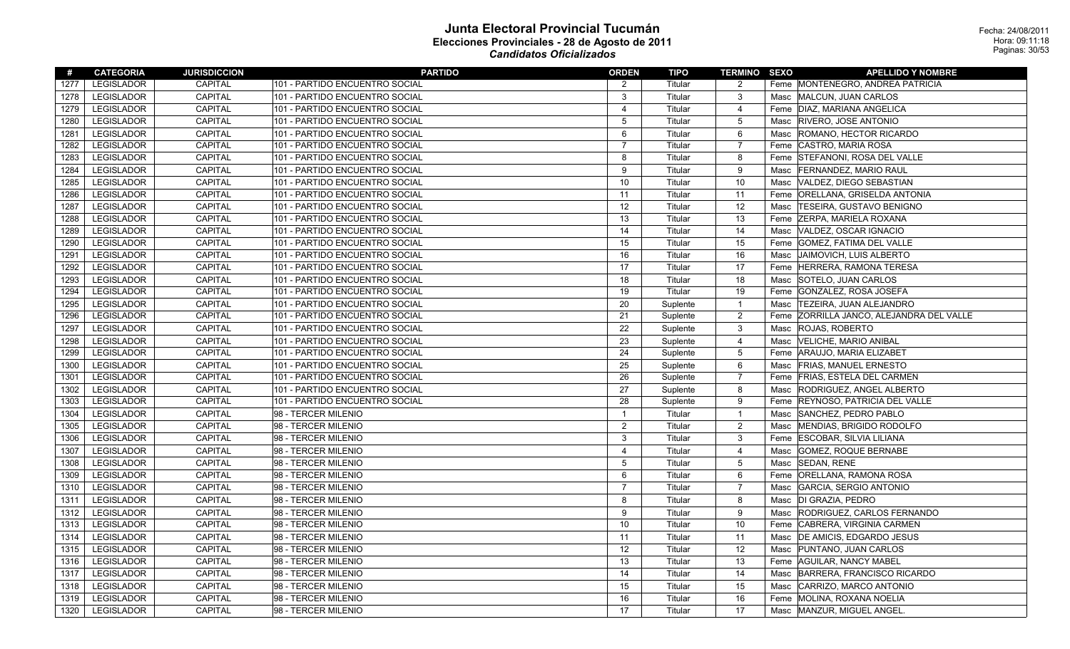# Junta Electoral Provincial Tucumán

## Elecciones Provinciales - 28 de Agosto de 2011

### *Candidatos Oficializados*

Fecha: 24/08/2011
Hora: 09:11:18

| # | CATEGORIA | JURISDICCION | PARTIDO | ORDEN | TIPO | TERMINO | SEXO | APELLIDO Y NOMBRE |
|---|---|---|---|---|---|---|---|---|
| 1277 | LEGISLADOR | CAPITAL | 101 - PARTIDO ENCUENTRO SOCIAL | 2 | Titular | 2 | Feme | MONTENEGRO, ANDREA PATRICIA |
| 1278 | LEGISLADOR | CAPITAL | 101 - PARTIDO ENCUENTRO SOCIAL | 3 | Titular | 3 | Masc | MALCUN, JUAN CARLOS |
| 1279 | LEGISLADOR | CAPITAL | 101 - PARTIDO ENCUENTRO SOCIAL | 4 | Titular | 4 | Feme | DIAZ, MARIANA ANGELICA |
| 1280 | LEGISLADOR | CAPITAL | 101 - PARTIDO ENCUENTRO SOCIAL | 5 | Titular | 5 | Masc | RIVERO, JOSE ANTONIO |
| 1281 | LEGISLADOR | CAPITAL | 101 - PARTIDO ENCUENTRO SOCIAL | 6 | Titular | 6 | Masc | ROMANO, HECTOR RICARDO |
| 1282 | LEGISLADOR | CAPITAL | 101 - PARTIDO ENCUENTRO SOCIAL | 7 | Titular | 7 | Feme | CASTRO, MARIA ROSA |
| 1283 | LEGISLADOR | CAPITAL | 101 - PARTIDO ENCUENTRO SOCIAL | 8 | Titular | 8 | Feme | STEFANONI, ROSA DEL VALLE |
| 1284 | LEGISLADOR | CAPITAL | 101 - PARTIDO ENCUENTRO SOCIAL | 9 | Titular | 9 | Masc | FERNANDEZ, MARIO RAUL |
| 1285 | LEGISLADOR | CAPITAL | 101 - PARTIDO ENCUENTRO SOCIAL | 10 | Titular | 10 | Masc | VALDEZ, DIEGO SEBASTIAN |
| 1286 | LEGISLADOR | CAPITAL | 101 - PARTIDO ENCUENTRO SOCIAL | 11 | Titular | 11 | Feme | ORELLANA, GRISELDA ANTONIA |
| 1287 | LEGISLADOR | CAPITAL | 101 - PARTIDO ENCUENTRO SOCIAL | 12 | Titular | 12 | Masc | TESEIRA, GUSTAVO BENIGNO |
| 1288 | LEGISLADOR | CAPITAL | 101 - PARTIDO ENCUENTRO SOCIAL | 13 | Titular | 13 | Feme | ZERPA, MARIELA ROXANA |
| 1289 | LEGISLADOR | CAPITAL | 101 - PARTIDO ENCUENTRO SOCIAL | 14 | Titular | 14 | Masc | VALDEZ, OSCAR IGNACIO |
| 1290 | LEGISLADOR | CAPITAL | 101 - PARTIDO ENCUENTRO SOCIAL | 15 | Titular | 15 | Feme | GOMEZ, FATIMA DEL VALLE |
| 1291 | LEGISLADOR | CAPITAL | 101 - PARTIDO ENCUENTRO SOCIAL | 16 | Titular | 16 | Masc | JAIMOVICH, LUIS ALBERTO |
| 1292 | LEGISLADOR | CAPITAL | 101 - PARTIDO ENCUENTRO SOCIAL | 17 | Titular | 17 | Feme | HERRERA, RAMONA TERESA |
| 1293 | LEGISLADOR | CAPITAL | 101 - PARTIDO ENCUENTRO SOCIAL | 18 | Titular | 18 | Masc | SOTELO, JUAN CARLOS |
| 1294 | LEGISLADOR | CAPITAL | 101 - PARTIDO ENCUENTRO SOCIAL | 19 | Titular | 19 | Feme | GONZALEZ, ROSA JOSEFA |
| 1295 | LEGISLADOR | CAPITAL | 101 - PARTIDO ENCUENTRO SOCIAL | 20 | Suplente | 1 | Masc | TEZEIRA, JUAN ALEJANDRO |
| 1296 | LEGISLADOR | CAPITAL | 101 - PARTIDO ENCUENTRO SOCIAL | 21 | Suplente | 2 | Feme | ZORRILLA JANCO, ALEJANDRA DEL VALLE |
| 1297 | LEGISLADOR | CAPITAL | 101 - PARTIDO ENCUENTRO SOCIAL | 22 | Suplente | 3 | Masc | ROJAS, ROBERTO |
| 1298 | LEGISLADOR | CAPITAL | 101 - PARTIDO ENCUENTRO SOCIAL | 23 | Suplente | 4 | Masc | VELICHE, MARIO ANIBAL |
| 1299 | LEGISLADOR | CAPITAL | 101 - PARTIDO ENCUENTRO SOCIAL | 24 | Suplente | 5 | Feme | ARAUJO, MARIA ELIZABET |
| 1300 | LEGISLADOR | CAPITAL | 101 - PARTIDO ENCUENTRO SOCIAL | 25 | Suplente | 6 | Masc | FRIAS, MANUEL ERNESTO |
| 1301 | LEGISLADOR | CAPITAL | 101 - PARTIDO ENCUENTRO SOCIAL | 26 | Suplente | 7 | Feme | FRIAS, ESTELA DEL CARMEN |
| 1302 | LEGISLADOR | CAPITAL | 101 - PARTIDO ENCUENTRO SOCIAL | 27 | Suplente | 8 | Masc | RODRIGUEZ, ANGEL ALBERTO |
| 1303 | LEGISLADOR | CAPITAL | 101 - PARTIDO ENCUENTRO SOCIAL | 28 | Suplente | 9 | Feme | REYNOSO, PATRICIA DEL VALLE |
| 1304 | LEGISLADOR | CAPITAL | 98 - TERCER MILENIO | 1 | Titular | 1 | Masc | SANCHEZ, PEDRO PABLO |
| 1305 | LEGISLADOR | CAPITAL | 98 - TERCER MILENIO | 2 | Titular | 2 | Masc | MENDIAS, BRIGIDO RODOLFO |
| 1306 | LEGISLADOR | CAPITAL | 98 - TERCER MILENIO | 3 | Titular | 3 | Feme | ESCOBAR, SILVIA LILIANA |
| 1307 | LEGISLADOR | CAPITAL | 98 - TERCER MILENIO | 4 | Titular | 4 | Masc | GOMEZ, ROQUE BERNABE |
| 1308 | LEGISLADOR | CAPITAL | 98 - TERCER MILENIO | 5 | Titular | 5 | Masc | SEDAN, RENE |
| 1309 | LEGISLADOR | CAPITAL | 98 - TERCER MILENIO | 6 | Titular | 6 | Feme | ORELLANA, RAMONA ROSA |
| 1310 | LEGISLADOR | CAPITAL | 98 - TERCER MILENIO | 7 | Titular | 7 | Masc | GARCIA, SERGIO ANTONIO |
| 1311 | LEGISLADOR | CAPITAL | 98 - TERCER MILENIO | 8 | Titular | 8 | Masc | DI GRAZIA, PEDRO |
| 1312 | LEGISLADOR | CAPITAL | 98 - TERCER MILENIO | 9 | Titular | 9 | Masc | RODRIGUEZ, CARLOS FERNANDO |
| 1313 | LEGISLADOR | CAPITAL | 98 - TERCER MILENIO | 10 | Titular | 10 | Feme | CABRERA, VIRGINIA CARMEN |
| 1314 | LEGISLADOR | CAPITAL | 98 - TERCER MILENIO | 11 | Titular | 11 | Masc | DE AMICIS, EDGARDO JESUS |
| 1315 | LEGISLADOR | CAPITAL | 98 - TERCER MILENIO | 12 | Titular | 12 | Masc | PUNTANO, JUAN CARLOS |
| 1316 | LEGISLADOR | CAPITAL | 98 - TERCER MILENIO | 13 | Titular | 13 | Feme | AGUILAR, NANCY MABEL |
| 1317 | LEGISLADOR | CAPITAL | 98 - TERCER MILENIO | 14 | Titular | 14 | Masc | BARRERA, FRANCISCO RICARDO |
| 1318 | LEGISLADOR | CAPITAL | 98 - TERCER MILENIO | 15 | Titular | 15 | Masc | CARRIZO, MARCO ANTONIO |
| 1319 | LEGISLADOR | CAPITAL | 98 - TERCER MILENIO | 16 | Titular | 16 | Feme | MOLINA, ROXANA NOELIA |
| 1320 | LEGISLADOR | CAPITAL | 98 - TERCER MILENIO | 17 | Titular | 17 | Masc | MANZUR, MIGUEL ANGEL. |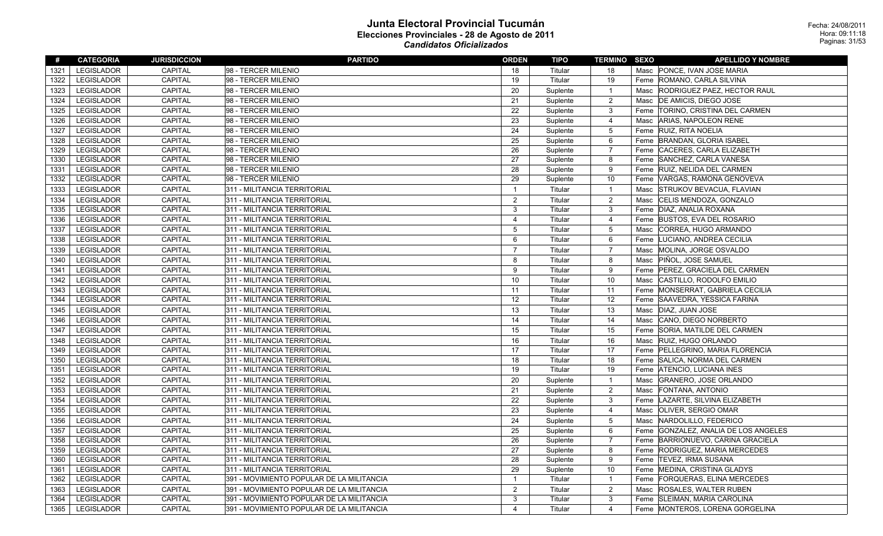# Junta Electoral Provincial Tucumán

## Elecciones Provinciales - 28 de Agosto de 2011

### *Candidatos Oficializados*

Fecha: 24/08/2011
Hora: 09:11:18

| # | CATEGORIA | JURISDICCION | PARTIDO | ORDEN | TIPO | TERMINO | SEXO | APELLIDO Y NOMBRE |
|---|---|---|---|---|---|---|---|---|
| 1321 | LEGISLADOR | CAPITAL | 98 - TERCER MILENIO | 18 | Titular | 18 | Masc | PONCE, IVAN JOSE MARIA |
| 1322 | LEGISLADOR | CAPITAL | 98 - TERCER MILENIO | 19 | Titular | 19 | Feme | ROMANO, CARLA SILVINA |
| 1323 | LEGISLADOR | CAPITAL | 98 - TERCER MILENIO | 20 | Suplente | 1 | Masc | RODRIGUEZ PAEZ, HECTOR RAUL |
| 1324 | LEGISLADOR | CAPITAL | 98 - TERCER MILENIO | 21 | Suplente | 2 | Masc | DE AMICIS, DIEGO JOSE |
| 1325 | LEGISLADOR | CAPITAL | 98 - TERCER MILENIO | 22 | Suplente | 3 | Feme | TORINO, CRISTINA DEL CARMEN |
| 1326 | LEGISLADOR | CAPITAL | 98 - TERCER MILENIO | 23 | Suplente | 4 | Masc | ARIAS, NAPOLEON RENE |
| 1327 | LEGISLADOR | CAPITAL | 98 - TERCER MILENIO | 24 | Suplente | 5 | Feme | RUIZ, RITA NOELIA |
| 1328 | LEGISLADOR | CAPITAL | 98 - TERCER MILENIO | 25 | Suplente | 6 | Feme | BRANDAN, GLORIA ISABEL |
| 1329 | LEGISLADOR | CAPITAL | 98 - TERCER MILENIO | 26 | Suplente | 7 | Feme | CACERES, CARLA ELIZABETH |
| 1330 | LEGISLADOR | CAPITAL | 98 - TERCER MILENIO | 27 | Suplente | 8 | Feme | SANCHEZ, CARLA VANESA |
| 1331 | LEGISLADOR | CAPITAL | 98 - TERCER MILENIO | 28 | Suplente | 9 | Feme | RUIZ, NELIDA DEL CARMEN |
| 1332 | LEGISLADOR | CAPITAL | 98 - TERCER MILENIO | 29 | Suplente | 10 | Feme | VARGAS, RAMONA GENOVEVA |
| 1333 | LEGISLADOR | CAPITAL | 311 - MILITANCIA TERRITORIAL | 1 | Titular | 1 | Masc | STRUKOV BEVACUA, FLAVIAN |
| 1334 | LEGISLADOR | CAPITAL | 311 - MILITANCIA TERRITORIAL | 2 | Titular | 2 | Masc | CELIS MENDOZA, GONZALO |
| 1335 | LEGISLADOR | CAPITAL | 311 - MILITANCIA TERRITORIAL | 3 | Titular | 3 | Feme | DIAZ, ANALIA ROXANA |
| 1336 | LEGISLADOR | CAPITAL | 311 - MILITANCIA TERRITORIAL | 4 | Titular | 4 | Feme | BUSTOS, EVA DEL ROSARIO |
| 1337 | LEGISLADOR | CAPITAL | 311 - MILITANCIA TERRITORIAL | 5 | Titular | 5 | Masc | CORREA, HUGO ARMANDO |
| 1338 | LEGISLADOR | CAPITAL | 311 - MILITANCIA TERRITORIAL | 6 | Titular | 6 | Feme | LUCIANO, ANDREA CECILIA |
| 1339 | LEGISLADOR | CAPITAL | 311 - MILITANCIA TERRITORIAL | 7 | Titular | 7 | Masc | MOLINA, JORGE OSVALDO |
| 1340 | LEGISLADOR | CAPITAL | 311 - MILITANCIA TERRITORIAL | 8 | Titular | 8 | Masc | PIÑOL, JOSE SAMUEL |
| 1341 | LEGISLADOR | CAPITAL | 311 - MILITANCIA TERRITORIAL | 9 | Titular | 9 | Feme | PEREZ, GRACIELA DEL CARMEN |
| 1342 | LEGISLADOR | CAPITAL | 311 - MILITANCIA TERRITORIAL | 10 | Titular | 10 | Masc | CASTILLO, RODOLFO EMILIO |
| 1343 | LEGISLADOR | CAPITAL | 311 - MILITANCIA TERRITORIAL | 11 | Titular | 11 | Feme | MONSERRAT, GABRIELA CECILIA |
| 1344 | LEGISLADOR | CAPITAL | 311 - MILITANCIA TERRITORIAL | 12 | Titular | 12 | Feme | SAAVEDRA, YESSICA FARINA |
| 1345 | LEGISLADOR | CAPITAL | 311 - MILITANCIA TERRITORIAL | 13 | Titular | 13 | Masc | DIAZ, JUAN JOSE |
| 1346 | LEGISLADOR | CAPITAL | 311 - MILITANCIA TERRITORIAL | 14 | Titular | 14 | Masc | CANO, DIEGO NORBERTO |
| 1347 | LEGISLADOR | CAPITAL | 311 - MILITANCIA TERRITORIAL | 15 | Titular | 15 | Feme | SORIA, MATILDE DEL CARMEN |
| 1348 | LEGISLADOR | CAPITAL | 311 - MILITANCIA TERRITORIAL | 16 | Titular | 16 | Masc | RUIZ, HUGO ORLANDO |
| 1349 | LEGISLADOR | CAPITAL | 311 - MILITANCIA TERRITORIAL | 17 | Titular | 17 | Feme | PELLEGRINO, MARIA FLORENCIA |
| 1350 | LEGISLADOR | CAPITAL | 311 - MILITANCIA TERRITORIAL | 18 | Titular | 18 | Feme | SALICA, NORMA DEL CARMEN |
| 1351 | LEGISLADOR | CAPITAL | 311 - MILITANCIA TERRITORIAL | 19 | Titular | 19 | Feme | ATENCIO, LUCIANA INES |
| 1352 | LEGISLADOR | CAPITAL | 311 - MILITANCIA TERRITORIAL | 20 | Suplente | 1 | Masc | GRANERO, JOSE ORLANDO |
| 1353 | LEGISLADOR | CAPITAL | 311 - MILITANCIA TERRITORIAL | 21 | Suplente | 2 | Masc | FONTANA, ANTONIO |
| 1354 | LEGISLADOR | CAPITAL | 311 - MILITANCIA TERRITORIAL | 22 | Suplente | 3 | Feme | LAZARTE, SILVINA ELIZABETH |
| 1355 | LEGISLADOR | CAPITAL | 311 - MILITANCIA TERRITORIAL | 23 | Suplente | 4 | Masc | OLIVER, SERGIO OMAR |
| 1356 | LEGISLADOR | CAPITAL | 311 - MILITANCIA TERRITORIAL | 24 | Suplente | 5 | Masc | NARDOLILLO, FEDERICO |
| 1357 | LEGISLADOR | CAPITAL | 311 - MILITANCIA TERRITORIAL | 25 | Suplente | 6 | Feme | GONZALEZ, ANALIA DE LOS ANGELES |
| 1358 | LEGISLADOR | CAPITAL | 311 - MILITANCIA TERRITORIAL | 26 | Suplente | 7 | Feme | BARRIONUEVO, CARINA GRACIELA |
| 1359 | LEGISLADOR | CAPITAL | 311 - MILITANCIA TERRITORIAL | 27 | Suplente | 8 | Feme | RODRIGUEZ, MARIA MERCEDES |
| 1360 | LEGISLADOR | CAPITAL | 311 - MILITANCIA TERRITORIAL | 28 | Suplente | 9 | Feme | TEVEZ, IRMA SUSANA |
| 1361 | LEGISLADOR | CAPITAL | 311 - MILITANCIA TERRITORIAL | 29 | Suplente | 10 | Feme | MEDINA, CRISTINA GLADYS |
| 1362 | LEGISLADOR | CAPITAL | 391 - MOVIMIENTO POPULAR DE LA MILITANCIA | 1 | Titular | 1 | Feme | FORQUERAS, ELINA MERCEDES |
| 1363 | LEGISLADOR | CAPITAL | 391 - MOVIMIENTO POPULAR DE LA MILITANCIA | 2 | Titular | 2 | Masc | ROSALES, WALTER RUBEN |
| 1364 | LEGISLADOR | CAPITAL | 391 - MOVIMIENTO POPULAR DE LA MILITANCIA | 3 | Titular | 3 | Feme | SLEIMAN, MARIA CAROLINA |
| 1365 | LEGISLADOR | CAPITAL | 391 - MOVIMIENTO POPULAR DE LA MILITANCIA | 4 | Titular | 4 | Feme | MONTEROS, LORENA GORGELINA |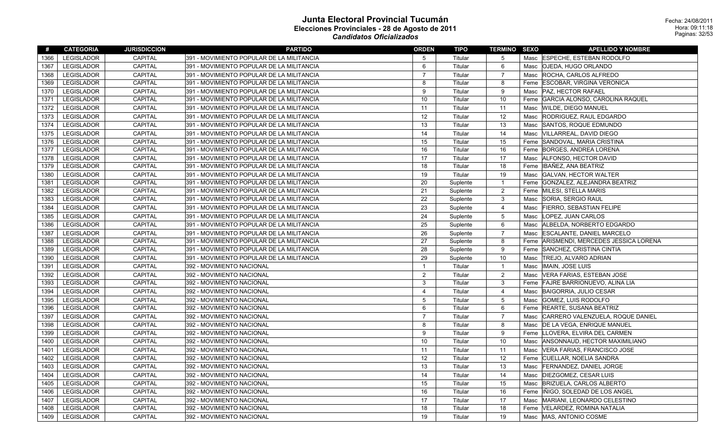# Junta Electoral Provincial Tucumán
## Elecciones Provinciales - 28 de Agosto de 2011
### *Candidatos Oficializados*

Fecha: 24/08/2011
Hora: 09:11:18

| # | CATEGORIA | JURISDICCION | PARTIDO | ORDEN | TIPO | TERMINO | SEXO | APELLIDO Y NOMBRE |
|---|---|---|---|---|---|---|---|---|
| 1366 | LEGISLADOR | CAPITAL | 391 - MOVIMIENTO POPULAR DE LA MILITANCIA | 5 | Titular | 5 | Masc | ESPECHE, ESTEBAN RODOLFO |
| 1367 | LEGISLADOR | CAPITAL | 391 - MOVIMIENTO POPULAR DE LA MILITANCIA | 6 | Titular | 6 | Masc | OJEDA, HUGO ORLANDO |
| 1368 | LEGISLADOR | CAPITAL | 391 - MOVIMIENTO POPULAR DE LA MILITANCIA | 7 | Titular | 7 | Masc | ROCHA, CARLOS ALFREDO |
| 1369 | LEGISLADOR | CAPITAL | 391 - MOVIMIENTO POPULAR DE LA MILITANCIA | 8 | Titular | 8 | Feme | ESCOBAR, VIRGINA VERONICA |
| 1370 | LEGISLADOR | CAPITAL | 391 - MOVIMIENTO POPULAR DE LA MILITANCIA | 9 | Titular | 9 | Masc | PAZ, HECTOR RAFAEL |
| 1371 | LEGISLADOR | CAPITAL | 391 - MOVIMIENTO POPULAR DE LA MILITANCIA | 10 | Titular | 10 | Feme | GARCIA ALONSO, CAROLINA RAQUEL |
| 1372 | LEGISLADOR | CAPITAL | 391 - MOVIMIENTO POPULAR DE LA MILITANCIA | 11 | Titular | 11 | Masc | WILDE, DIEGO MANUEL |
| 1373 | LEGISLADOR | CAPITAL | 391 - MOVIMIENTO POPULAR DE LA MILITANCIA | 12 | Titular | 12 | Masc | RODRIGUEZ, RAUL EDGARDO |
| 1374 | LEGISLADOR | CAPITAL | 391 - MOVIMIENTO POPULAR DE LA MILITANCIA | 13 | Titular | 13 | Masc | SANTOS, ROQUE EDMUNDO |
| 1375 | LEGISLADOR | CAPITAL | 391 - MOVIMIENTO POPULAR DE LA MILITANCIA | 14 | Titular | 14 | Masc | VILLARREAL, DAVID DIEGO |
| 1376 | LEGISLADOR | CAPITAL | 391 - MOVIMIENTO POPULAR DE LA MILITANCIA | 15 | Titular | 15 | Feme | SANDOVAL, MARIA CRISTINA |
| 1377 | LEGISLADOR | CAPITAL | 391 - MOVIMIENTO POPULAR DE LA MILITANCIA | 16 | Titular | 16 | Feme | BORGES, ANDREA LORENA |
| 1378 | LEGISLADOR | CAPITAL | 391 - MOVIMIENTO POPULAR DE LA MILITANCIA | 17 | Titular | 17 | Masc | ALFONSO, HECTOR DAVID |
| 1379 | LEGISLADOR | CAPITAL | 391 - MOVIMIENTO POPULAR DE LA MILITANCIA | 18 | Titular | 18 | Feme | IBAÑEZ, ANA BEATRIZ |
| 1380 | LEGISLADOR | CAPITAL | 391 - MOVIMIENTO POPULAR DE LA MILITANCIA | 19 | Titular | 19 | Masc | GALVAN, HECTOR WALTER |
| 1381 | LEGISLADOR | CAPITAL | 391 - MOVIMIENTO POPULAR DE LA MILITANCIA | 20 | Suplente | 1 | Feme | GONZALEZ, ALEJANDRA BEATRIZ |
| 1382 | LEGISLADOR | CAPITAL | 391 - MOVIMIENTO POPULAR DE LA MILITANCIA | 21 | Suplente | 2 | Feme | MILESI, STELLA MARIS |
| 1383 | LEGISLADOR | CAPITAL | 391 - MOVIMIENTO POPULAR DE LA MILITANCIA | 22 | Suplente | 3 | Masc | SORIA, SERGIO RAUL |
| 1384 | LEGISLADOR | CAPITAL | 391 - MOVIMIENTO POPULAR DE LA MILITANCIA | 23 | Suplente | 4 | Masc | FIERRO, SEBASTIAN FELIPE |
| 1385 | LEGISLADOR | CAPITAL | 391 - MOVIMIENTO POPULAR DE LA MILITANCIA | 24 | Suplente | 5 | Masc | LOPEZ, JUAN CARLOS |
| 1386 | LEGISLADOR | CAPITAL | 391 - MOVIMIENTO POPULAR DE LA MILITANCIA | 25 | Suplente | 6 | Masc | ALBELDA, NORBERTO EDGARDO |
| 1387 | LEGISLADOR | CAPITAL | 391 - MOVIMIENTO POPULAR DE LA MILITANCIA | 26 | Suplente | 7 | Masc | ESCALANTE, DANIEL MARCELO |
| 1388 | LEGISLADOR | CAPITAL | 391 - MOVIMIENTO POPULAR DE LA MILITANCIA | 27 | Suplente | 8 | Feme | ARISMENDI, MERCEDES JESSICA LORENA |
| 1389 | LEGISLADOR | CAPITAL | 391 - MOVIMIENTO POPULAR DE LA MILITANCIA | 28 | Suplente | 9 | Feme | SANCHEZ, CRISTINA CINTIA |
| 1390 | LEGISLADOR | CAPITAL | 391 - MOVIMIENTO POPULAR DE LA MILITANCIA | 29 | Suplente | 10 | Masc | TREJO, ALVARO ADRIAN |
| 1391 | LEGISLADOR | CAPITAL | 392 - MOVIMIENTO NACIONAL | 1 | Titular | 1 | Masc | IMAIN, JOSE LUIS |
| 1392 | LEGISLADOR | CAPITAL | 392 - MOVIMIENTO NACIONAL | 2 | Titular | 2 | Masc | VERA FARIAS, ESTEBAN JOSE |
| 1393 | LEGISLADOR | CAPITAL | 392 - MOVIMIENTO NACIONAL | 3 | Titular | 3 | Feme | FAJRE BARRIONUEVO, ALINA LIA |
| 1394 | LEGISLADOR | CAPITAL | 392 - MOVIMIENTO NACIONAL | 4 | Titular | 4 | Masc | BAIGORRIA, JULIO CESAR |
| 1395 | LEGISLADOR | CAPITAL | 392 - MOVIMIENTO NACIONAL | 5 | Titular | 5 | Masc | GOMEZ, LUIS RODOLFO |
| 1396 | LEGISLADOR | CAPITAL | 392 - MOVIMIENTO NACIONAL | 6 | Titular | 6 | Feme | REARTE, SUSANA BEATRIZ |
| 1397 | LEGISLADOR | CAPITAL | 392 - MOVIMIENTO NACIONAL | 7 | Titular | 7 | Masc | CARRERO VALENZUELA, ROQUE DANIEL |
| 1398 | LEGISLADOR | CAPITAL | 392 - MOVIMIENTO NACIONAL | 8 | Titular | 8 | Masc | DE LA VEGA, ENRIQUE MANUEL |
| 1399 | LEGISLADOR | CAPITAL | 392 - MOVIMIENTO NACIONAL | 9 | Titular | 9 | Feme | LLOVERA, ELVIRA DEL CARMEN |
| 1400 | LEGISLADOR | CAPITAL | 392 - MOVIMIENTO NACIONAL | 10 | Titular | 10 | Masc | ANSONNAUD, HECTOR MAXIMILIANO |
| 1401 | LEGISLADOR | CAPITAL | 392 - MOVIMIENTO NACIONAL | 11 | Titular | 11 | Masc | VERA FARIAS, FRANCISCO JOSE |
| 1402 | LEGISLADOR | CAPITAL | 392 - MOVIMIENTO NACIONAL | 12 | Titular | 12 | Feme | CUELLAR, NOELIA SANDRA |
| 1403 | LEGISLADOR | CAPITAL | 392 - MOVIMIENTO NACIONAL | 13 | Titular | 13 | Masc | FERNANDEZ, DANIEL JORGE |
| 1404 | LEGISLADOR | CAPITAL | 392 - MOVIMIENTO NACIONAL | 14 | Titular | 14 | Masc | DIEZGOMEZ, CESAR LUIS |
| 1405 | LEGISLADOR | CAPITAL | 392 - MOVIMIENTO NACIONAL | 15 | Titular | 15 | Masc | BRIZUELA, CARLOS ALBERTO |
| 1406 | LEGISLADOR | CAPITAL | 392 - MOVIMIENTO NACIONAL | 16 | Titular | 16 | Feme | IÑIGO, SOLEDAD DE LOS ANGEL |
| 1407 | LEGISLADOR | CAPITAL | 392 - MOVIMIENTO NACIONAL | 17 | Titular | 17 | Masc | MARIANI, LEONARDO CELESTINO |
| 1408 | LEGISLADOR | CAPITAL | 392 - MOVIMIENTO NACIONAL | 18 | Titular | 18 | Feme | VELARDEZ, ROMINA NATALIA |
| 1409 | LEGISLADOR | CAPITAL | 392 - MOVIMIENTO NACIONAL | 19 | Titular | 19 | Masc | MAS, ANTONIO COSME |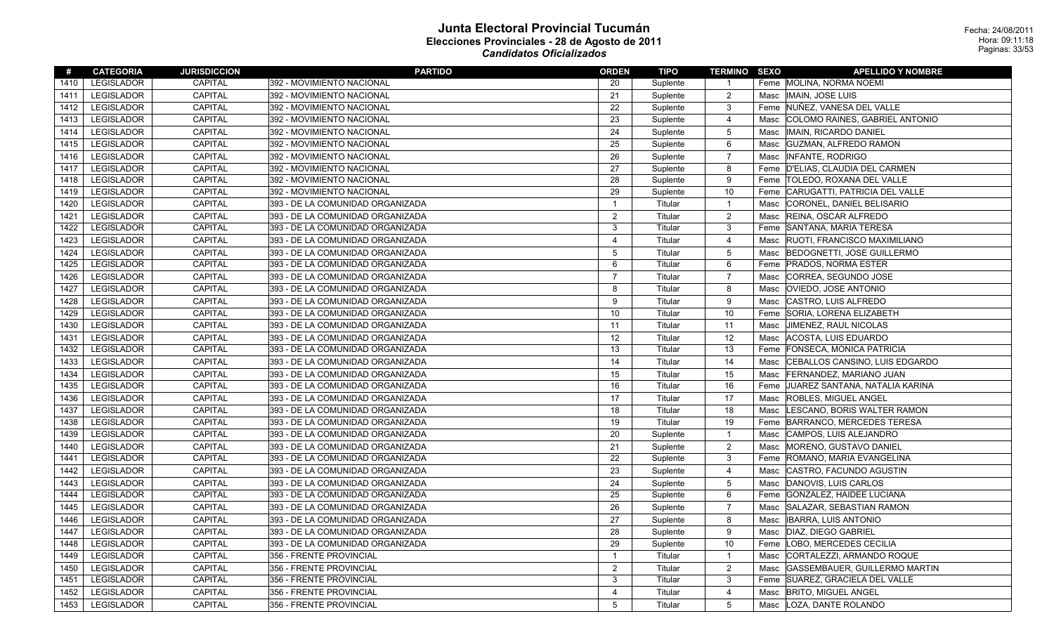# Junta Electoral Provincial Tucumán

## Elecciones Provinciales - 28 de Agosto de 2011

### *Candidatos Oficializados*

Fecha: 24/08/2011
Hora: 09:11:18

| # | CATEGORIA | JURISDICCION | PARTIDO | ORDEN | TIPO | TERMINO | SEXO | APELLIDO Y NOMBRE |
|---|---|---|---|---|---|---|---|---|
| 1410 | LEGISLADOR | CAPITAL | 392 - MOVIMIENTO NACIONAL | 20 | Suplente | 1 | Feme | MOLINA, NORMA NOEMI |
| 1411 | LEGISLADOR | CAPITAL | 392 - MOVIMIENTO NACIONAL | 21 | Suplente | 2 | Masc | IMAIN, JOSE LUIS |
| 1412 | LEGISLADOR | CAPITAL | 392 - MOVIMIENTO NACIONAL | 22 | Suplente | 3 | Feme | NUÑEZ, VANESA DEL VALLE |
| 1413 | LEGISLADOR | CAPITAL | 392 - MOVIMIENTO NACIONAL | 23 | Suplente | 4 | Masc | COLOMO RAINES, GABRIEL ANTONIO |
| 1414 | LEGISLADOR | CAPITAL | 392 - MOVIMIENTO NACIONAL | 24 | Suplente | 5 | Masc | IMAIN, RICARDO DANIEL |
| 1415 | LEGISLADOR | CAPITAL | 392 - MOVIMIENTO NACIONAL | 25 | Suplente | 6 | Masc | GUZMAN, ALFREDO RAMON |
| 1416 | LEGISLADOR | CAPITAL | 392 - MOVIMIENTO NACIONAL | 26 | Suplente | 7 | Masc | INFANTE, RODRIGO |
| 1417 | LEGISLADOR | CAPITAL | 392 - MOVIMIENTO NACIONAL | 27 | Suplente | 8 | Feme | D'ELIAS, CLAUDIA DEL CARMEN |
| 1418 | LEGISLADOR | CAPITAL | 392 - MOVIMIENTO NACIONAL | 28 | Suplente | 9 | Feme | TOLEDO, ROXANA DEL VALLE |
| 1419 | LEGISLADOR | CAPITAL | 392 - MOVIMIENTO NACIONAL | 29 | Suplente | 10 | Feme | CARUGATTI, PATRICIA DEL VALLE |
| 1420 | LEGISLADOR | CAPITAL | 393 - DE LA COMUNIDAD ORGANIZADA | 1 | Titular | 1 | Masc | CORONEL, DANIEL BELISARIO |
| 1421 | LEGISLADOR | CAPITAL | 393 - DE LA COMUNIDAD ORGANIZADA | 2 | Titular | 2 | Masc | REINA, OSCAR ALFREDO |
| 1422 | LEGISLADOR | CAPITAL | 393 - DE LA COMUNIDAD ORGANIZADA | 3 | Titular | 3 | Feme | SANTANA, MARIA TERESA |
| 1423 | LEGISLADOR | CAPITAL | 393 - DE LA COMUNIDAD ORGANIZADA | 4 | Titular | 4 | Masc | RUOTI, FRANCISCO MAXIMILIANO |
| 1424 | LEGISLADOR | CAPITAL | 393 - DE LA COMUNIDAD ORGANIZADA | 5 | Titular | 5 | Masc | BEDOGNETTI, JOSE GUILLERMO |
| 1425 | LEGISLADOR | CAPITAL | 393 - DE LA COMUNIDAD ORGANIZADA | 6 | Titular | 6 | Feme | PRADOS, NORMA ESTER |
| 1426 | LEGISLADOR | CAPITAL | 393 - DE LA COMUNIDAD ORGANIZADA | 7 | Titular | 7 | Masc | CORREA, SEGUNDO JOSE |
| 1427 | LEGISLADOR | CAPITAL | 393 - DE LA COMUNIDAD ORGANIZADA | 8 | Titular | 8 | Masc | OVIEDO, JOSE ANTONIO |
| 1428 | LEGISLADOR | CAPITAL | 393 - DE LA COMUNIDAD ORGANIZADA | 9 | Titular | 9 | Masc | CASTRO, LUIS ALFREDO |
| 1429 | LEGISLADOR | CAPITAL | 393 - DE LA COMUNIDAD ORGANIZADA | 10 | Titular | 10 | Feme | SORIA, LORENA ELIZABETH |
| 1430 | LEGISLADOR | CAPITAL | 393 - DE LA COMUNIDAD ORGANIZADA | 11 | Titular | 11 | Masc | JIMENEZ, RAUL NICOLAS |
| 1431 | LEGISLADOR | CAPITAL | 393 - DE LA COMUNIDAD ORGANIZADA | 12 | Titular | 12 | Masc | ACOSTA, LUIS EDUARDO |
| 1432 | LEGISLADOR | CAPITAL | 393 - DE LA COMUNIDAD ORGANIZADA | 13 | Titular | 13 | Feme | FONSECA, MONICA PATRICIA |
| 1433 | LEGISLADOR | CAPITAL | 393 - DE LA COMUNIDAD ORGANIZADA | 14 | Titular | 14 | Masc | CEBALLOS CANSINO, LUIS EDGARDO |
| 1434 | LEGISLADOR | CAPITAL | 393 - DE LA COMUNIDAD ORGANIZADA | 15 | Titular | 15 | Masc | FERNANDEZ, MARIANO JUAN |
| 1435 | LEGISLADOR | CAPITAL | 393 - DE LA COMUNIDAD ORGANIZADA | 16 | Titular | 16 | Feme | JUAREZ SANTANA, NATALIA KARINA |
| 1436 | LEGISLADOR | CAPITAL | 393 - DE LA COMUNIDAD ORGANIZADA | 17 | Titular | 17 | Masc | ROBLES, MIGUEL ANGEL |
| 1437 | LEGISLADOR | CAPITAL | 393 - DE LA COMUNIDAD ORGANIZADA | 18 | Titular | 18 | Masc | LESCANO, BORIS WALTER RAMON |
| 1438 | LEGISLADOR | CAPITAL | 393 - DE LA COMUNIDAD ORGANIZADA | 19 | Titular | 19 | Feme | BARRANCO, MERCEDES TERESA |
| 1439 | LEGISLADOR | CAPITAL | 393 - DE LA COMUNIDAD ORGANIZADA | 20 | Suplente | 1 | Masc | CAMPOS, LUIS ALEJANDRO |
| 1440 | LEGISLADOR | CAPITAL | 393 - DE LA COMUNIDAD ORGANIZADA | 21 | Suplente | 2 | Masc | MORENO, GUSTAVO DANIEL |
| 1441 | LEGISLADOR | CAPITAL | 393 - DE LA COMUNIDAD ORGANIZADA | 22 | Suplente | 3 | Feme | ROMANO, MARIA EVANGELINA |
| 1442 | LEGISLADOR | CAPITAL | 393 - DE LA COMUNIDAD ORGANIZADA | 23 | Suplente | 4 | Masc | CASTRO, FACUNDO AGUSTIN |
| 1443 | LEGISLADOR | CAPITAL | 393 - DE LA COMUNIDAD ORGANIZADA | 24 | Suplente | 5 | Masc | DANOVIS, LUIS CARLOS |
| 1444 | LEGISLADOR | CAPITAL | 393 - DE LA COMUNIDAD ORGANIZADA | 25 | Suplente | 6 | Feme | GONZALEZ, HAIDEE LUCIANA |
| 1445 | LEGISLADOR | CAPITAL | 393 - DE LA COMUNIDAD ORGANIZADA | 26 | Suplente | 7 | Masc | SALAZAR, SEBASTIAN RAMON |
| 1446 | LEGISLADOR | CAPITAL | 393 - DE LA COMUNIDAD ORGANIZADA | 27 | Suplente | 8 | Masc | IBARRA, LUIS ANTONIO |
| 1447 | LEGISLADOR | CAPITAL | 393 - DE LA COMUNIDAD ORGANIZADA | 28 | Suplente | 9 | Masc | DIAZ, DIEGO GABRIEL |
| 1448 | LEGISLADOR | CAPITAL | 393 - DE LA COMUNIDAD ORGANIZADA | 29 | Suplente | 10 | Feme | LOBO, MERCEDES CECILIA |
| 1449 | LEGISLADOR | CAPITAL | 356 - FRENTE PROVINCIAL | 1 | Titular | 1 | Masc | CORTALEZZI, ARMANDO ROQUE |
| 1450 | LEGISLADOR | CAPITAL | 356 - FRENTE PROVINCIAL | 2 | Titular | 2 | Masc | GASSEMBAUER, GUILLERMO MARTIN |
| 1451 | LEGISLADOR | CAPITAL | 356 - FRENTE PROVINCIAL | 3 | Titular | 3 | Feme | SUAREZ, GRACIELA DEL VALLE |
| 1452 | LEGISLADOR | CAPITAL | 356 - FRENTE PROVINCIAL | 4 | Titular | 4 | Masc | BRITO, MIGUEL ANGEL |
| 1453 | LEGISLADOR | CAPITAL | 356 - FRENTE PROVINCIAL | 5 | Titular | 5 | Masc | LOZA, DANTE ROLANDO |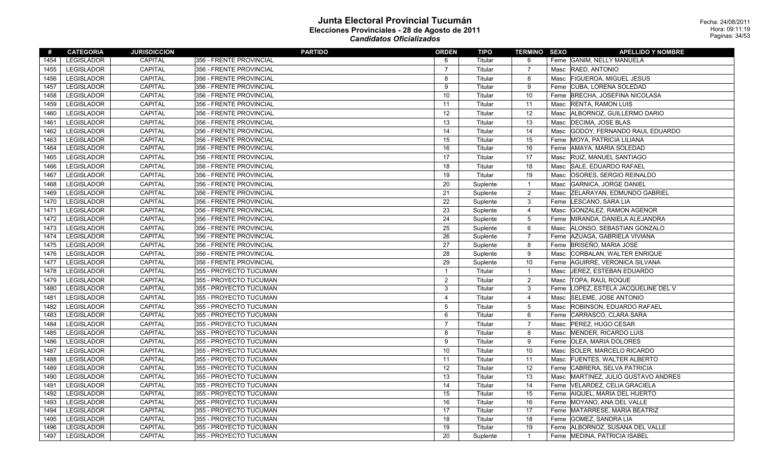# Junta Electoral Provincial Tucumán

## Elecciones Provinciales - 28 de Agosto de 2011

### *Candidatos Oficializados*

Fecha: 24/08/2011
Hora: 09:11:19

| # | CATEGORIA | JURISDICCION | PARTIDO | ORDEN | TIPO | TERMINO | SEXO | APELLIDO Y NOMBRE |
|---|---|---|---|---|---|---|---|---|
| 1454 | LEGISLADOR | CAPITAL | 356 - FRENTE PROVINCIAL | 6 | Titular | 6 | Feme | GANIM, NELLY MANUELA |
| 1455 | LEGISLADOR | CAPITAL | 356 - FRENTE PROVINCIAL | 7 | Titular | 7 | Masc | RAED, ANTONIO |
| 1456 | LEGISLADOR | CAPITAL | 356 - FRENTE PROVINCIAL | 8 | Titular | 8 | Masc | FIGUEROA, MIGUEL JESUS |
| 1457 | LEGISLADOR | CAPITAL | 356 - FRENTE PROVINCIAL | 9 | Titular | 9 | Feme | CUBA, LORENA SOLEDAD |
| 1458 | LEGISLADOR | CAPITAL | 356 - FRENTE PROVINCIAL | 10 | Titular | 10 | Feme | BRECHA, JOSEFINA NICOLASA |
| 1459 | LEGISLADOR | CAPITAL | 356 - FRENTE PROVINCIAL | 11 | Titular | 11 | Masc | RENTA, RAMON LUIS |
| 1460 | LEGISLADOR | CAPITAL | 356 - FRENTE PROVINCIAL | 12 | Titular | 12 | Masc | ALBORNOZ, GUILLERMO DARIO |
| 1461 | LEGISLADOR | CAPITAL | 356 - FRENTE PROVINCIAL | 13 | Titular | 13 | Masc | DECIMA, JOSE BLAS |
| 1462 | LEGISLADOR | CAPITAL | 356 - FRENTE PROVINCIAL | 14 | Titular | 14 | Masc | GODOY, FERNANDO RAUL EDUARDO |
| 1463 | LEGISLADOR | CAPITAL | 356 - FRENTE PROVINCIAL | 15 | Titular | 15 | Feme | MOYA, PATRICIA LILIANA |
| 1464 | LEGISLADOR | CAPITAL | 356 - FRENTE PROVINCIAL | 16 | Titular | 16 | Feme | AMAYA, MARIA SOLEDAD |
| 1465 | LEGISLADOR | CAPITAL | 356 - FRENTE PROVINCIAL | 17 | Titular | 17 | Masc | RUIZ, MANUEL SANTIAGO |
| 1466 | LEGISLADOR | CAPITAL | 356 - FRENTE PROVINCIAL | 18 | Titular | 18 | Masc | SALE, EDUARDO RAFAEL |
| 1467 | LEGISLADOR | CAPITAL | 356 - FRENTE PROVINCIAL | 19 | Titular | 19 | Masc | OSORES, SERGIO REINALDO |
| 1468 | LEGISLADOR | CAPITAL | 356 - FRENTE PROVINCIAL | 20 | Suplente | 1 | Masc | GARNICA, JORGE DANIEL |
| 1469 | LEGISLADOR | CAPITAL | 356 - FRENTE PROVINCIAL | 21 | Suplente | 2 | Masc | ZELARAYAN, EDMUNDO GABRIEL |
| 1470 | LEGISLADOR | CAPITAL | 356 - FRENTE PROVINCIAL | 22 | Suplente | 3 | Feme | LESCANO, SARA LIA |
| 1471 | LEGISLADOR | CAPITAL | 356 - FRENTE PROVINCIAL | 23 | Suplente | 4 | Masc | GONZALEZ, RAMON AGENOR |
| 1472 | LEGISLADOR | CAPITAL | 356 - FRENTE PROVINCIAL | 24 | Suplente | 5 | Feme | MIRANDA, DANIELA ALEJANDRA |
| 1473 | LEGISLADOR | CAPITAL | 356 - FRENTE PROVINCIAL | 25 | Suplente | 6 | Masc | ALONSO, SEBASTIAN GONZALO |
| 1474 | LEGISLADOR | CAPITAL | 356 - FRENTE PROVINCIAL | 26 | Suplente | 7 | Feme | AZUAGA, GABRIELA VIVIANA |
| 1475 | LEGISLADOR | CAPITAL | 356 - FRENTE PROVINCIAL | 27 | Suplente | 8 | Feme | BRISEÑO, MARIA JOSE |
| 1476 | LEGISLADOR | CAPITAL | 356 - FRENTE PROVINCIAL | 28 | Suplente | 9 | Masc | CORBALAN, WALTER ENRIQUE |
| 1477 | LEGISLADOR | CAPITAL | 356 - FRENTE PROVINCIAL | 29 | Suplente | 10 | Feme | AGUIRRE, VERONICA SILVANA |
| 1478 | LEGISLADOR | CAPITAL | 355 - PROYECTO TUCUMAN | 1 | Titular | 1 | Masc | JEREZ, ESTEBAN EDUARDO |
| 1479 | LEGISLADOR | CAPITAL | 355 - PROYECTO TUCUMAN | 2 | Titular | 2 | Masc | TOPA, RAUL ROQUE |
| 1480 | LEGISLADOR | CAPITAL | 355 - PROYECTO TUCUMAN | 3 | Titular | 3 | Feme | LOPEZ, ESTELA JACQUELINE DEL V |
| 1481 | LEGISLADOR | CAPITAL | 355 - PROYECTO TUCUMAN | 4 | Titular | 4 | Masc | SELEME, JOSE ANTONIO |
| 1482 | LEGISLADOR | CAPITAL | 355 - PROYECTO TUCUMAN | 5 | Titular | 5 | Masc | ROBINSON, EDUARDO RAFAEL |
| 1483 | LEGISLADOR | CAPITAL | 355 - PROYECTO TUCUMAN | 6 | Titular | 6 | Feme | CARRASCO, CLARA SARA |
| 1484 | LEGISLADOR | CAPITAL | 355 - PROYECTO TUCUMAN | 7 | Titular | 7 | Masc | PEREZ, HUGO CESAR |
| 1485 | LEGISLADOR | CAPITAL | 355 - PROYECTO TUCUMAN | 8 | Titular | 8 | Masc | MENDER, RICARDO LUIS |
| 1486 | LEGISLADOR | CAPITAL | 355 - PROYECTO TUCUMAN | 9 | Titular | 9 | Feme | OLEA, MARIA DOLORES |
| 1487 | LEGISLADOR | CAPITAL | 355 - PROYECTO TUCUMAN | 10 | Titular | 10 | Masc | SOLER, MARCELO RICARDO |
| 1488 | LEGISLADOR | CAPITAL | 355 - PROYECTO TUCUMAN | 11 | Titular | 11 | Masc | FUENTES, WALTER ALBERTO |
| 1489 | LEGISLADOR | CAPITAL | 355 - PROYECTO TUCUMAN | 12 | Titular | 12 | Feme | CABRERA, SELVA PATRICIA |
| 1490 | LEGISLADOR | CAPITAL | 355 - PROYECTO TUCUMAN | 13 | Titular | 13 | Masc | MARTINEZ, JULIO GUSTAVO ANDRES |
| 1491 | LEGISLADOR | CAPITAL | 355 - PROYECTO TUCUMAN | 14 | Titular | 14 | Feme | VELARDEZ, CELIA GRACIELA |
| 1492 | LEGISLADOR | CAPITAL | 355 - PROYECTO TUCUMAN | 15 | Titular | 15 | Feme | AIQUEL, MARIA DEL HUERTO |
| 1493 | LEGISLADOR | CAPITAL | 355 - PROYECTO TUCUMAN | 16 | Titular | 16 | Feme | MOYANO, ANA DEL VALLE |
| 1494 | LEGISLADOR | CAPITAL | 355 - PROYECTO TUCUMAN | 17 | Titular | 17 | Feme | MATARRESE, MARIA BEATRIZ |
| 1495 | LEGISLADOR | CAPITAL | 355 - PROYECTO TUCUMAN | 18 | Titular | 18 | Feme | GOMEZ, SANDRA LIA |
| 1496 | LEGISLADOR | CAPITAL | 355 - PROYECTO TUCUMAN | 19 | Titular | 19 | Feme | ALBORNOZ, SUSANA DEL VALLE |
| 1497 | LEGISLADOR | CAPITAL | 355 - PROYECTO TUCUMAN | 20 | Suplente | 1 | Feme | MEDINA, PATRICIA ISABEL |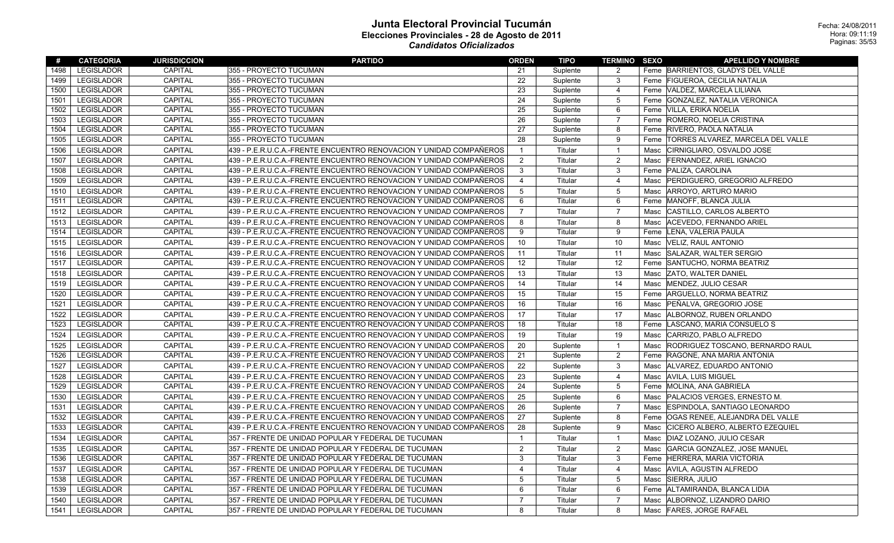# Junta Electoral Provincial Tucumán

## Elecciones Provinciales - 28 de Agosto de 2011

### *Candidatos Oficializados*

Fecha: 24/08/2011
Hora: 09:11:19

| # | CATEGORIA | JURISDICCION | PARTIDO | ORDEN | TIPO | TERMINO | SEXO | APELLIDO Y NOMBRE |
|---|---|---|---|---|---|---|---|---|
| 1498 | LEGISLADOR | CAPITAL | 355 - PROYECTO TUCUMAN | 21 | Suplente | 2 | Feme | BARRIENTOS, GLADYS DEL VALLE |
| 1499 | LEGISLADOR | CAPITAL | 355 - PROYECTO TUCUMAN | 22 | Suplente | 3 | Feme | FIGUEROA, CECILIA NATALIA |
| 1500 | LEGISLADOR | CAPITAL | 355 - PROYECTO TUCUMAN | 23 | Suplente | 4 | Feme | VALDEZ, MARCELA LILIANA |
| 1501 | LEGISLADOR | CAPITAL | 355 - PROYECTO TUCUMAN | 24 | Suplente | 5 | Feme | GONZALEZ, NATALIA VERONICA |
| 1502 | LEGISLADOR | CAPITAL | 355 - PROYECTO TUCUMAN | 25 | Suplente | 6 | Feme | VILLA, ERIKA NOELIA |
| 1503 | LEGISLADOR | CAPITAL | 355 - PROYECTO TUCUMAN | 26 | Suplente | 7 | Feme | ROMERO, NOELIA CRISTINA |
| 1504 | LEGISLADOR | CAPITAL | 355 - PROYECTO TUCUMAN | 27 | Suplente | 8 | Feme | RIVERO, PAOLA NATALIA |
| 1505 | LEGISLADOR | CAPITAL | 355 - PROYECTO TUCUMAN | 28 | Suplente | 9 | Feme | TORRES ALVAREZ, MARCELA DEL VALLE |
| 1506 | LEGISLADOR | CAPITAL | 439 - P.E.R.U.C.A.-FRENTE ENCUENTRO RENOVACION Y UNIDAD COMPAÑEROS | 1 | Titular | 1 | Masc | CIRNIGLIARO, OSVALDO JOSE |
| 1507 | LEGISLADOR | CAPITAL | 439 - P.E.R.U.C.A.-FRENTE ENCUENTRO RENOVACION Y UNIDAD COMPAÑEROS | 2 | Titular | 2 | Masc | FERNANDEZ, ARIEL IGNACIO |
| 1508 | LEGISLADOR | CAPITAL | 439 - P.E.R.U.C.A.-FRENTE ENCUENTRO RENOVACION Y UNIDAD COMPAÑEROS | 3 | Titular | 3 | Feme | PALIZA, CAROLINA |
| 1509 | LEGISLADOR | CAPITAL | 439 - P.E.R.U.C.A.-FRENTE ENCUENTRO RENOVACION Y UNIDAD COMPAÑEROS | 4 | Titular | 4 | Masc | PERDIGUERO, GREGORIO ALFREDO |
| 1510 | LEGISLADOR | CAPITAL | 439 - P.E.R.U.C.A.-FRENTE ENCUENTRO RENOVACION Y UNIDAD COMPAÑEROS | 5 | Titular | 5 | Masc | ARROYO, ARTURO MARIO |
| 1511 | LEGISLADOR | CAPITAL | 439 - P.E.R.U.C.A.-FRENTE ENCUENTRO RENOVACION Y UNIDAD COMPAÑEROS | 6 | Titular | 6 | Feme | MANOFF, BLANCA JULIA |
| 1512 | LEGISLADOR | CAPITAL | 439 - P.E.R.U.C.A.-FRENTE ENCUENTRO RENOVACION Y UNIDAD COMPAÑEROS | 7 | Titular | 7 | Masc | CASTILLO, CARLOS ALBERTO |
| 1513 | LEGISLADOR | CAPITAL | 439 - P.E.R.U.C.A.-FRENTE ENCUENTRO RENOVACION Y UNIDAD COMPAÑEROS | 8 | Titular | 8 | Masc | ACEVEDO, FERNANDO ARIEL |
| 1514 | LEGISLADOR | CAPITAL | 439 - P.E.R.U.C.A.-FRENTE ENCUENTRO RENOVACION Y UNIDAD COMPAÑEROS | 9 | Titular | 9 | Feme | LENA, VALERIA PAULA |
| 1515 | LEGISLADOR | CAPITAL | 439 - P.E.R.U.C.A.-FRENTE ENCUENTRO RENOVACION Y UNIDAD COMPAÑEROS | 10 | Titular | 10 | Masc | VELIZ, RAUL ANTONIO |
| 1516 | LEGISLADOR | CAPITAL | 439 - P.E.R.U.C.A.-FRENTE ENCUENTRO RENOVACION Y UNIDAD COMPAÑEROS | 11 | Titular | 11 | Masc | SALAZAR, WALTER SERGIO |
| 1517 | LEGISLADOR | CAPITAL | 439 - P.E.R.U.C.A.-FRENTE ENCUENTRO RENOVACION Y UNIDAD COMPAÑEROS | 12 | Titular | 12 | Feme | SANTUCHO, NORMA BEATRIZ |
| 1518 | LEGISLADOR | CAPITAL | 439 - P.E.R.U.C.A.-FRENTE ENCUENTRO RENOVACION Y UNIDAD COMPAÑEROS | 13 | Titular | 13 | Masc | ZATO, WALTER DANIEL |
| 1519 | LEGISLADOR | CAPITAL | 439 - P.E.R.U.C.A.-FRENTE ENCUENTRO RENOVACION Y UNIDAD COMPAÑEROS | 14 | Titular | 14 | Masc | MENDEZ, JULIO CESAR |
| 1520 | LEGISLADOR | CAPITAL | 439 - P.E.R.U.C.A.-FRENTE ENCUENTRO RENOVACION Y UNIDAD COMPAÑEROS | 15 | Titular | 15 | Feme | ARGUELLO, NORMA BEATRIZ |
| 1521 | LEGISLADOR | CAPITAL | 439 - P.E.R.U.C.A.-FRENTE ENCUENTRO RENOVACION Y UNIDAD COMPAÑEROS | 16 | Titular | 16 | Masc | PEÑALVA, GREGORIO JOSE |
| 1522 | LEGISLADOR | CAPITAL | 439 - P.E.R.U.C.A.-FRENTE ENCUENTRO RENOVACION Y UNIDAD COMPAÑEROS | 17 | Titular | 17 | Masc | ALBORNOZ, RUBEN ORLANDO |
| 1523 | LEGISLADOR | CAPITAL | 439 - P.E.R.U.C.A.-FRENTE ENCUENTRO RENOVACION Y UNIDAD COMPAÑEROS | 18 | Titular | 18 | Feme | LASCANO, MARIA CONSUELO S |
| 1524 | LEGISLADOR | CAPITAL | 439 - P.E.R.U.C.A.-FRENTE ENCUENTRO RENOVACION Y UNIDAD COMPAÑEROS | 19 | Titular | 19 | Masc | CARRIZO, PABLO ALFREDO |
| 1525 | LEGISLADOR | CAPITAL | 439 - P.E.R.U.C.A.-FRENTE ENCUENTRO RENOVACION Y UNIDAD COMPAÑEROS | 20 | Suplente | 1 | Masc | RODRIGUEZ TOSCANO, BERNARDO RAUL |
| 1526 | LEGISLADOR | CAPITAL | 439 - P.E.R.U.C.A.-FRENTE ENCUENTRO RENOVACION Y UNIDAD COMPAÑEROS | 21 | Suplente | 2 | Feme | RAGONE, ANA MARIA ANTONIA |
| 1527 | LEGISLADOR | CAPITAL | 439 - P.E.R.U.C.A.-FRENTE ENCUENTRO RENOVACION Y UNIDAD COMPAÑEROS | 22 | Suplente | 3 | Masc | ALVAREZ, EDUARDO ANTONIO |
| 1528 | LEGISLADOR | CAPITAL | 439 - P.E.R.U.C.A.-FRENTE ENCUENTRO RENOVACION Y UNIDAD COMPAÑEROS | 23 | Suplente | 4 | Masc | AVILA, LUIS MIGUEL |
| 1529 | LEGISLADOR | CAPITAL | 439 - P.E.R.U.C.A.-FRENTE ENCUENTRO RENOVACION Y UNIDAD COMPAÑEROS | 24 | Suplente | 5 | Feme | MOLINA, ANA GABRIELA |
| 1530 | LEGISLADOR | CAPITAL | 439 - P.E.R.U.C.A.-FRENTE ENCUENTRO RENOVACION Y UNIDAD COMPAÑEROS | 25 | Suplente | 6 | Masc | PALACIOS VERGES, ERNESTO M. |
| 1531 | LEGISLADOR | CAPITAL | 439 - P.E.R.U.C.A.-FRENTE ENCUENTRO RENOVACION Y UNIDAD COMPAÑEROS | 26 | Suplente | 7 | Masc | ESPINDOLA, SANTIAGO LEONARDO |
| 1532 | LEGISLADOR | CAPITAL | 439 - P.E.R.U.C.A.-FRENTE ENCUENTRO RENOVACION Y UNIDAD COMPAÑEROS | 27 | Suplente | 8 | Feme | OGAS RENEE, ALEJANDRA DEL VALLE |
| 1533 | LEGISLADOR | CAPITAL | 439 - P.E.R.U.C.A.-FRENTE ENCUENTRO RENOVACION Y UNIDAD COMPAÑEROS | 28 | Suplente | 9 | Masc | CICERO ALBERO, ALBERTO EZEQUIEL |
| 1534 | LEGISLADOR | CAPITAL | 357 - FRENTE DE UNIDAD POPULAR Y FEDERAL DE TUCUMAN | 1 | Titular | 1 | Masc | DIAZ LOZANO, JULIO CESAR |
| 1535 | LEGISLADOR | CAPITAL | 357 - FRENTE DE UNIDAD POPULAR Y FEDERAL DE TUCUMAN | 2 | Titular | 2 | Masc | GARCIA GONZALEZ, JOSE MANUEL |
| 1536 | LEGISLADOR | CAPITAL | 357 - FRENTE DE UNIDAD POPULAR Y FEDERAL DE TUCUMAN | 3 | Titular | 3 | Feme | HERRERA, MARIA VICTORIA |
| 1537 | LEGISLADOR | CAPITAL | 357 - FRENTE DE UNIDAD POPULAR Y FEDERAL DE TUCUMAN | 4 | Titular | 4 | Masc | AVILA, AGUSTIN ALFREDO |
| 1538 | LEGISLADOR | CAPITAL | 357 - FRENTE DE UNIDAD POPULAR Y FEDERAL DE TUCUMAN | 5 | Titular | 5 | Masc | SIERRA, JULIO |
| 1539 | LEGISLADOR | CAPITAL | 357 - FRENTE DE UNIDAD POPULAR Y FEDERAL DE TUCUMAN | 6 | Titular | 6 | Feme | ALTAMIRANDA, BLANCA LIDIA |
| 1540 | LEGISLADOR | CAPITAL | 357 - FRENTE DE UNIDAD POPULAR Y FEDERAL DE TUCUMAN | 7 | Titular | 7 | Masc | ALBORNOZ, LIZANDRO DARIO |
| 1541 | LEGISLADOR | CAPITAL | 357 - FRENTE DE UNIDAD POPULAR Y FEDERAL DE TUCUMAN | 8 | Titular | 8 | Masc | FARES, JORGE RAFAEL |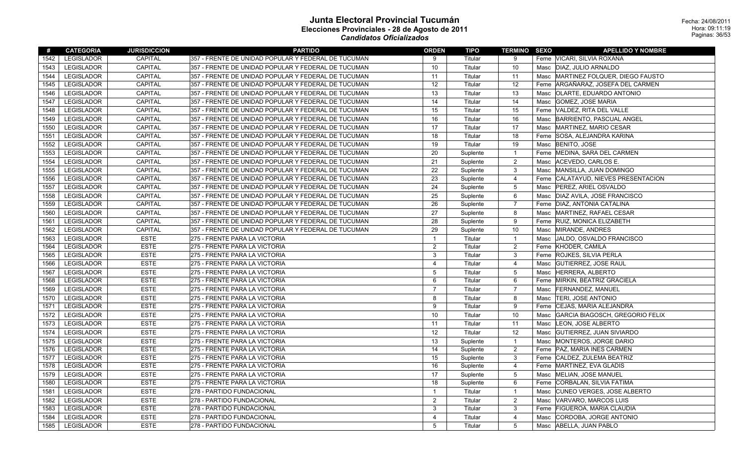# Junta Electoral Provincial Tucumán

## Elecciones Provinciales - 28 de Agosto de 2011

### *Candidatos Oficializados*

Fecha: 24/08/2011
Hora: 09:11:19

| # | CATEGORIA | JURISDICCION | PARTIDO | ORDEN | TIPO | TERMINO | SEXO | APELLIDO Y NOMBRE |
|---|---|---|---|---|---|---|---|---|
| 1542 | LEGISLADOR | CAPITAL | 357 - FRENTE DE UNIDAD POPULAR Y FEDERAL DE TUCUMAN | 9 | Titular | 9 | Feme | VICARI, SILVIA ROXANA |
| 1543 | LEGISLADOR | CAPITAL | 357 - FRENTE DE UNIDAD POPULAR Y FEDERAL DE TUCUMAN | 10 | Titular | 10 | Masc | DIAZ, JULIO ARNALDO |
| 1544 | LEGISLADOR | CAPITAL | 357 - FRENTE DE UNIDAD POPULAR Y FEDERAL DE TUCUMAN | 11 | Titular | 11 | Masc | MARTINEZ FOLQUER, DIEGO FAUSTO |
| 1545 | LEGISLADOR | CAPITAL | 357 - FRENTE DE UNIDAD POPULAR Y FEDERAL DE TUCUMAN | 12 | Titular | 12 | Feme | ARGAÑARAZ, JOSEFA DEL CARMEN |
| 1546 | LEGISLADOR | CAPITAL | 357 - FRENTE DE UNIDAD POPULAR Y FEDERAL DE TUCUMAN | 13 | Titular | 13 | Masc | OLARTE, EDUARDO ANTONIO |
| 1547 | LEGISLADOR | CAPITAL | 357 - FRENTE DE UNIDAD POPULAR Y FEDERAL DE TUCUMAN | 14 | Titular | 14 | Masc | GOMEZ, JOSE MARIA |
| 1548 | LEGISLADOR | CAPITAL | 357 - FRENTE DE UNIDAD POPULAR Y FEDERAL DE TUCUMAN | 15 | Titular | 15 | Feme | VALDEZ, RITA DEL VALLE |
| 1549 | LEGISLADOR | CAPITAL | 357 - FRENTE DE UNIDAD POPULAR Y FEDERAL DE TUCUMAN | 16 | Titular | 16 | Masc | BARRIENTO, PASCUAL ANGEL |
| 1550 | LEGISLADOR | CAPITAL | 357 - FRENTE DE UNIDAD POPULAR Y FEDERAL DE TUCUMAN | 17 | Titular | 17 | Masc | MARTINEZ, MARIO CESAR |
| 1551 | LEGISLADOR | CAPITAL | 357 - FRENTE DE UNIDAD POPULAR Y FEDERAL DE TUCUMAN | 18 | Titular | 18 | Feme | SOSA, ALEJANDRA KARINA |
| 1552 | LEGISLADOR | CAPITAL | 357 - FRENTE DE UNIDAD POPULAR Y FEDERAL DE TUCUMAN | 19 | Titular | 19 | Masc | BENITO, JOSE |
| 1553 | LEGISLADOR | CAPITAL | 357 - FRENTE DE UNIDAD POPULAR Y FEDERAL DE TUCUMAN | 20 | Suplente | 1 | Feme | MEDINA, SARA DEL CARMEN |
| 1554 | LEGISLADOR | CAPITAL | 357 - FRENTE DE UNIDAD POPULAR Y FEDERAL DE TUCUMAN | 21 | Suplente | 2 | Masc | ACEVEDO, CARLOS E. |
| 1555 | LEGISLADOR | CAPITAL | 357 - FRENTE DE UNIDAD POPULAR Y FEDERAL DE TUCUMAN | 22 | Suplente | 3 | Masc | MANSILLA, JUAN DOMINGO |
| 1556 | LEGISLADOR | CAPITAL | 357 - FRENTE DE UNIDAD POPULAR Y FEDERAL DE TUCUMAN | 23 | Suplente | 4 | Feme | CALATAYUD, NIEVES PRESENTACION |
| 1557 | LEGISLADOR | CAPITAL | 357 - FRENTE DE UNIDAD POPULAR Y FEDERAL DE TUCUMAN | 24 | Suplente | 5 | Masc | PEREZ, ARIEL OSVALDO |
| 1558 | LEGISLADOR | CAPITAL | 357 - FRENTE DE UNIDAD POPULAR Y FEDERAL DE TUCUMAN | 25 | Suplente | 6 | Masc | DIAZ AVILA, JOSE FRANCISCO |
| 1559 | LEGISLADOR | CAPITAL | 357 - FRENTE DE UNIDAD POPULAR Y FEDERAL DE TUCUMAN | 26 | Suplente | 7 | Feme | DIAZ, ANTONIA CATALINA |
| 1560 | LEGISLADOR | CAPITAL | 357 - FRENTE DE UNIDAD POPULAR Y FEDERAL DE TUCUMAN | 27 | Suplente | 8 | Masc | MARTINEZ, RAFAEL CESAR |
| 1561 | LEGISLADOR | CAPITAL | 357 - FRENTE DE UNIDAD POPULAR Y FEDERAL DE TUCUMAN | 28 | Suplente | 9 | Feme | RUIZ, MONICA ELIZABETH |
| 1562 | LEGISLADOR | CAPITAL | 357 - FRENTE DE UNIDAD POPULAR Y FEDERAL DE TUCUMAN | 29 | Suplente | 10 | Masc | MIRANDE, ANDRES |
| 1563 | LEGISLADOR | ESTE | 275 - FRENTE PARA LA VICTORIA | 1 | Titular | 1 | Masc | JALDO, OSVALDO FRANCISCO |
| 1564 | LEGISLADOR | ESTE | 275 - FRENTE PARA LA VICTORIA | 2 | Titular | 2 | Feme | KHODER, CAMILA |
| 1565 | LEGISLADOR | ESTE | 275 - FRENTE PARA LA VICTORIA | 3 | Titular | 3 | Feme | ROJKES, SILVIA PERLA |
| 1566 | LEGISLADOR | ESTE | 275 - FRENTE PARA LA VICTORIA | 4 | Titular | 4 | Masc | GUTIERREZ, JOSE RAUL |
| 1567 | LEGISLADOR | ESTE | 275 - FRENTE PARA LA VICTORIA | 5 | Titular | 5 | Masc | HERRERA, ALBERTO |
| 1568 | LEGISLADOR | ESTE | 275 - FRENTE PARA LA VICTORIA | 6 | Titular | 6 | Feme | MIRKIN, BEATRIZ GRACIELA |
| 1569 | LEGISLADOR | ESTE | 275 - FRENTE PARA LA VICTORIA | 7 | Titular | 7 | Masc | FERNANDEZ, MANUEL |
| 1570 | LEGISLADOR | ESTE | 275 - FRENTE PARA LA VICTORIA | 8 | Titular | 8 | Masc | TERI, JOSE ANTONIO |
| 1571 | LEGISLADOR | ESTE | 275 - FRENTE PARA LA VICTORIA | 9 | Titular | 9 | Feme | CEJAS, MARIA ALEJANDRA |
| 1572 | LEGISLADOR | ESTE | 275 - FRENTE PARA LA VICTORIA | 10 | Titular | 10 | Masc | GARCIA BIAGOSCH, GREGORIO FELIX |
| 1573 | LEGISLADOR | ESTE | 275 - FRENTE PARA LA VICTORIA | 11 | Titular | 11 | Masc | LEON, JOSE ALBERTO |
| 1574 | LEGISLADOR | ESTE | 275 - FRENTE PARA LA VICTORIA | 12 | Titular | 12 | Masc | GUTIERREZ, JUAN SIVIARDO |
| 1575 | LEGISLADOR | ESTE | 275 - FRENTE PARA LA VICTORIA | 13 | Suplente | 1 | Masc | MONTEROS, JORGE DARIO |
| 1576 | LEGISLADOR | ESTE | 275 - FRENTE PARA LA VICTORIA | 14 | Suplente | 2 | Feme | PAZ, MARIA INES CARMEN |
| 1577 | LEGISLADOR | ESTE | 275 - FRENTE PARA LA VICTORIA | 15 | Suplente | 3 | Feme | CALDEZ, ZULEMA BEATRIZ |
| 1578 | LEGISLADOR | ESTE | 275 - FRENTE PARA LA VICTORIA | 16 | Suplente | 4 | Feme | MARTINEZ, EVA GLADIS |
| 1579 | LEGISLADOR | ESTE | 275 - FRENTE PARA LA VICTORIA | 17 | Suplente | 5 | Masc | MELIAN, JOSE MANUEL |
| 1580 | LEGISLADOR | ESTE | 275 - FRENTE PARA LA VICTORIA | 18 | Suplente | 6 | Feme | CORBALAN, SILVIA FATIMA |
| 1581 | LEGISLADOR | ESTE | 278 - PARTIDO FUNDACIONAL | 1 | Titular | 1 | Masc | CUNEO VERGES, JOSE ALBERTO |
| 1582 | LEGISLADOR | ESTE | 278 - PARTIDO FUNDACIONAL | 2 | Titular | 2 | Masc | VARVARO, MARCOS LUIS |
| 1583 | LEGISLADOR | ESTE | 278 - PARTIDO FUNDACIONAL | 3 | Titular | 3 | Feme | FIGUEROA, MARIA CLAUDIA |
| 1584 | LEGISLADOR | ESTE | 278 - PARTIDO FUNDACIONAL | 4 | Titular | 4 | Masc | CORDOBA, JORGE ANTONIO |
| 1585 | LEGISLADOR | ESTE | 278 - PARTIDO FUNDACIONAL | 5 | Titular | 5 | Masc | ABELLA, JUAN PABLO |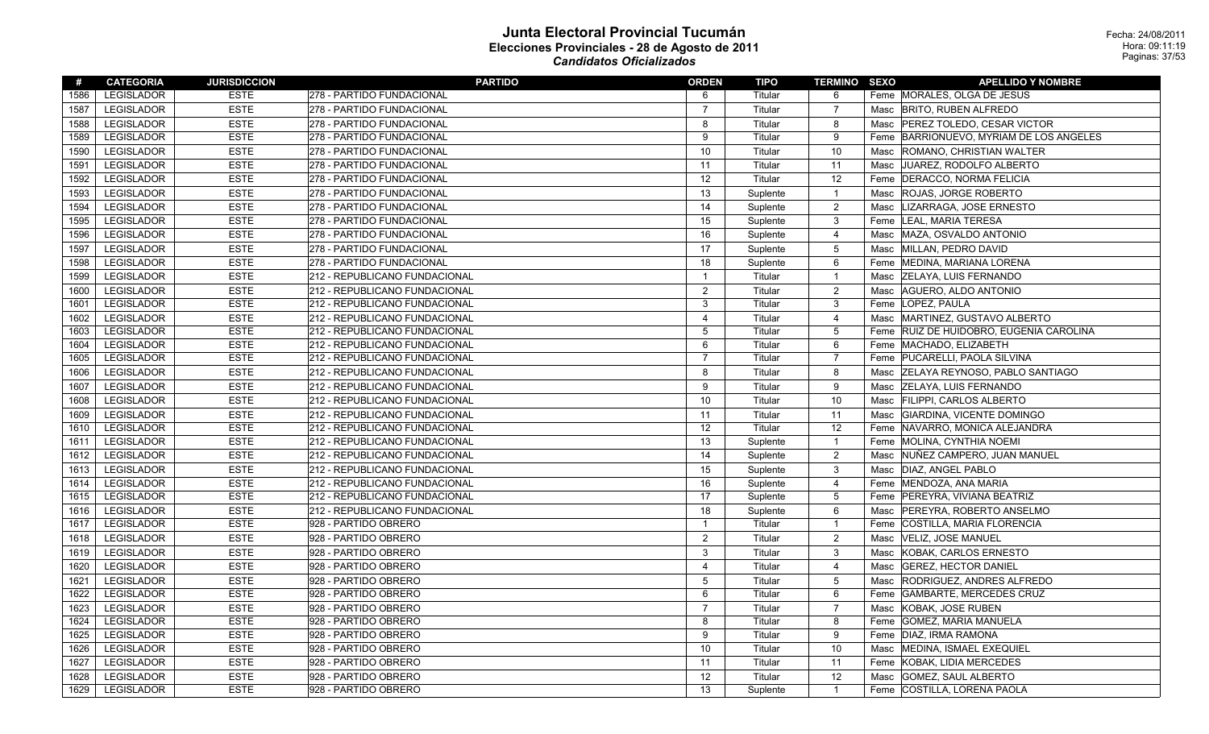# Junta Electoral Provincial Tucumán
## Elecciones Provinciales - 28 de Agosto de 2011
### *Candidatos Oficializados*

Fecha: 24/08/2011
Hora: 09:11:19

| # | CATEGORIA | JURISDICCION | PARTIDO | ORDEN | TIPO | TERMINO | SEXO | APELLIDO Y NOMBRE |
|---|---|---|---|---|---|---|---|---|
| 1586 | LEGISLADOR | ESTE | 278 - PARTIDO FUNDACIONAL | 6 | Titular | 6 | Feme | MORALES, OLGA DE JESUS |
| 1587 | LEGISLADOR | ESTE | 278 - PARTIDO FUNDACIONAL | 7 | Titular | 7 | Masc | BRITO, RUBEN ALFREDO |
| 1588 | LEGISLADOR | ESTE | 278 - PARTIDO FUNDACIONAL | 8 | Titular | 8 | Masc | PEREZ TOLEDO, CESAR VICTOR |
| 1589 | LEGISLADOR | ESTE | 278 - PARTIDO FUNDACIONAL | 9 | Titular | 9 | Feme | BARRIONUEVO, MYRIAM DE LOS ANGELES |
| 1590 | LEGISLADOR | ESTE | 278 - PARTIDO FUNDACIONAL | 10 | Titular | 10 | Masc | ROMANO, CHRISTIAN WALTER |
| 1591 | LEGISLADOR | ESTE | 278 - PARTIDO FUNDACIONAL | 11 | Titular | 11 | Masc | JUAREZ, RODOLFO ALBERTO |
| 1592 | LEGISLADOR | ESTE | 278 - PARTIDO FUNDACIONAL | 12 | Titular | 12 | Feme | DERACCO, NORMA FELICIA |
| 1593 | LEGISLADOR | ESTE | 278 - PARTIDO FUNDACIONAL | 13 | Suplente | 1 | Masc | ROJAS, JORGE ROBERTO |
| 1594 | LEGISLADOR | ESTE | 278 - PARTIDO FUNDACIONAL | 14 | Suplente | 2 | Masc | LIZARRAGA, JOSE ERNESTO |
| 1595 | LEGISLADOR | ESTE | 278 - PARTIDO FUNDACIONAL | 15 | Suplente | 3 | Feme | LEAL, MARIA TERESA |
| 1596 | LEGISLADOR | ESTE | 278 - PARTIDO FUNDACIONAL | 16 | Suplente | 4 | Masc | MAZA, OSVALDO ANTONIO |
| 1597 | LEGISLADOR | ESTE | 278 - PARTIDO FUNDACIONAL | 17 | Suplente | 5 | Masc | MILLAN, PEDRO DAVID |
| 1598 | LEGISLADOR | ESTE | 278 - PARTIDO FUNDACIONAL | 18 | Suplente | 6 | Feme | MEDINA, MARIANA LORENA |
| 1599 | LEGISLADOR | ESTE | 212 - REPUBLICANO FUNDACIONAL | 1 | Titular | 1 | Masc | ZELAYA, LUIS FERNANDO |
| 1600 | LEGISLADOR | ESTE | 212 - REPUBLICANO FUNDACIONAL | 2 | Titular | 2 | Masc | AGUERO, ALDO ANTONIO |
| 1601 | LEGISLADOR | ESTE | 212 - REPUBLICANO FUNDACIONAL | 3 | Titular | 3 | Feme | LOPEZ, PAULA |
| 1602 | LEGISLADOR | ESTE | 212 - REPUBLICANO FUNDACIONAL | 4 | Titular | 4 | Masc | MARTINEZ, GUSTAVO ALBERTO |
| 1603 | LEGISLADOR | ESTE | 212 - REPUBLICANO FUNDACIONAL | 5 | Titular | 5 | Feme | RUIZ DE HUIDOBRO, EUGENIA CAROLINA |
| 1604 | LEGISLADOR | ESTE | 212 - REPUBLICANO FUNDACIONAL | 6 | Titular | 6 | Feme | MACHADO, ELIZABETH |
| 1605 | LEGISLADOR | ESTE | 212 - REPUBLICANO FUNDACIONAL | 7 | Titular | 7 | Feme | PUCARELLI, PAOLA SILVINA |
| 1606 | LEGISLADOR | ESTE | 212 - REPUBLICANO FUNDACIONAL | 8 | Titular | 8 | Masc | ZELAYA REYNOSO, PABLO SANTIAGO |
| 1607 | LEGISLADOR | ESTE | 212 - REPUBLICANO FUNDACIONAL | 9 | Titular | 9 | Masc | ZELAYA, LUIS FERNANDO |
| 1608 | LEGISLADOR | ESTE | 212 - REPUBLICANO FUNDACIONAL | 10 | Titular | 10 | Masc | FILIPPI, CARLOS ALBERTO |
| 1609 | LEGISLADOR | ESTE | 212 - REPUBLICANO FUNDACIONAL | 11 | Titular | 11 | Masc | GIARDINA, VICENTE DOMINGO |
| 1610 | LEGISLADOR | ESTE | 212 - REPUBLICANO FUNDACIONAL | 12 | Titular | 12 | Feme | NAVARRO, MONICA ALEJANDRA |
| 1611 | LEGISLADOR | ESTE | 212 - REPUBLICANO FUNDACIONAL | 13 | Suplente | 1 | Feme | MOLINA, CYNTHIA NOEMI |
| 1612 | LEGISLADOR | ESTE | 212 - REPUBLICANO FUNDACIONAL | 14 | Suplente | 2 | Masc | NUÑEZ CAMPERO, JUAN MANUEL |
| 1613 | LEGISLADOR | ESTE | 212 - REPUBLICANO FUNDACIONAL | 15 | Suplente | 3 | Masc | DIAZ, ANGEL PABLO |
| 1614 | LEGISLADOR | ESTE | 212 - REPUBLICANO FUNDACIONAL | 16 | Suplente | 4 | Feme | MENDOZA, ANA MARIA |
| 1615 | LEGISLADOR | ESTE | 212 - REPUBLICANO FUNDACIONAL | 17 | Suplente | 5 | Feme | PEREYRA, VIVIANA BEATRIZ |
| 1616 | LEGISLADOR | ESTE | 212 - REPUBLICANO FUNDACIONAL | 18 | Suplente | 6 | Masc | PEREYRA, ROBERTO ANSELMO |
| 1617 | LEGISLADOR | ESTE | 928 - PARTIDO OBRERO | 1 | Titular | 1 | Feme | COSTILLA, MARIA FLORENCIA |
| 1618 | LEGISLADOR | ESTE | 928 - PARTIDO OBRERO | 2 | Titular | 2 | Masc | VELIZ, JOSE MANUEL |
| 1619 | LEGISLADOR | ESTE | 928 - PARTIDO OBRERO | 3 | Titular | 3 | Masc | KOBAK, CARLOS ERNESTO |
| 1620 | LEGISLADOR | ESTE | 928 - PARTIDO OBRERO | 4 | Titular | 4 | Masc | GEREZ, HECTOR DANIEL |
| 1621 | LEGISLADOR | ESTE | 928 - PARTIDO OBRERO | 5 | Titular | 5 | Masc | RODRIGUEZ, ANDRES ALFREDO |
| 1622 | LEGISLADOR | ESTE | 928 - PARTIDO OBRERO | 6 | Titular | 6 | Feme | GAMBARTE, MERCEDES CRUZ |
| 1623 | LEGISLADOR | ESTE | 928 - PARTIDO OBRERO | 7 | Titular | 7 | Masc | KOBAK, JOSE RUBEN |
| 1624 | LEGISLADOR | ESTE | 928 - PARTIDO OBRERO | 8 | Titular | 8 | Feme | GOMEZ, MARIA MANUELA |
| 1625 | LEGISLADOR | ESTE | 928 - PARTIDO OBRERO | 9 | Titular | 9 | Feme | DIAZ, IRMA RAMONA |
| 1626 | LEGISLADOR | ESTE | 928 - PARTIDO OBRERO | 10 | Titular | 10 | Masc | MEDINA, ISMAEL EXEQUIEL |
| 1627 | LEGISLADOR | ESTE | 928 - PARTIDO OBRERO | 11 | Titular | 11 | Feme | KOBAK, LIDIA MERCEDES |
| 1628 | LEGISLADOR | ESTE | 928 - PARTIDO OBRERO | 12 | Titular | 12 | Masc | GOMEZ, SAUL ALBERTO |
| 1629 | LEGISLADOR | ESTE | 928 - PARTIDO OBRERO | 13 | Suplente | 1 | Feme | COSTILLA, LORENA PAOLA |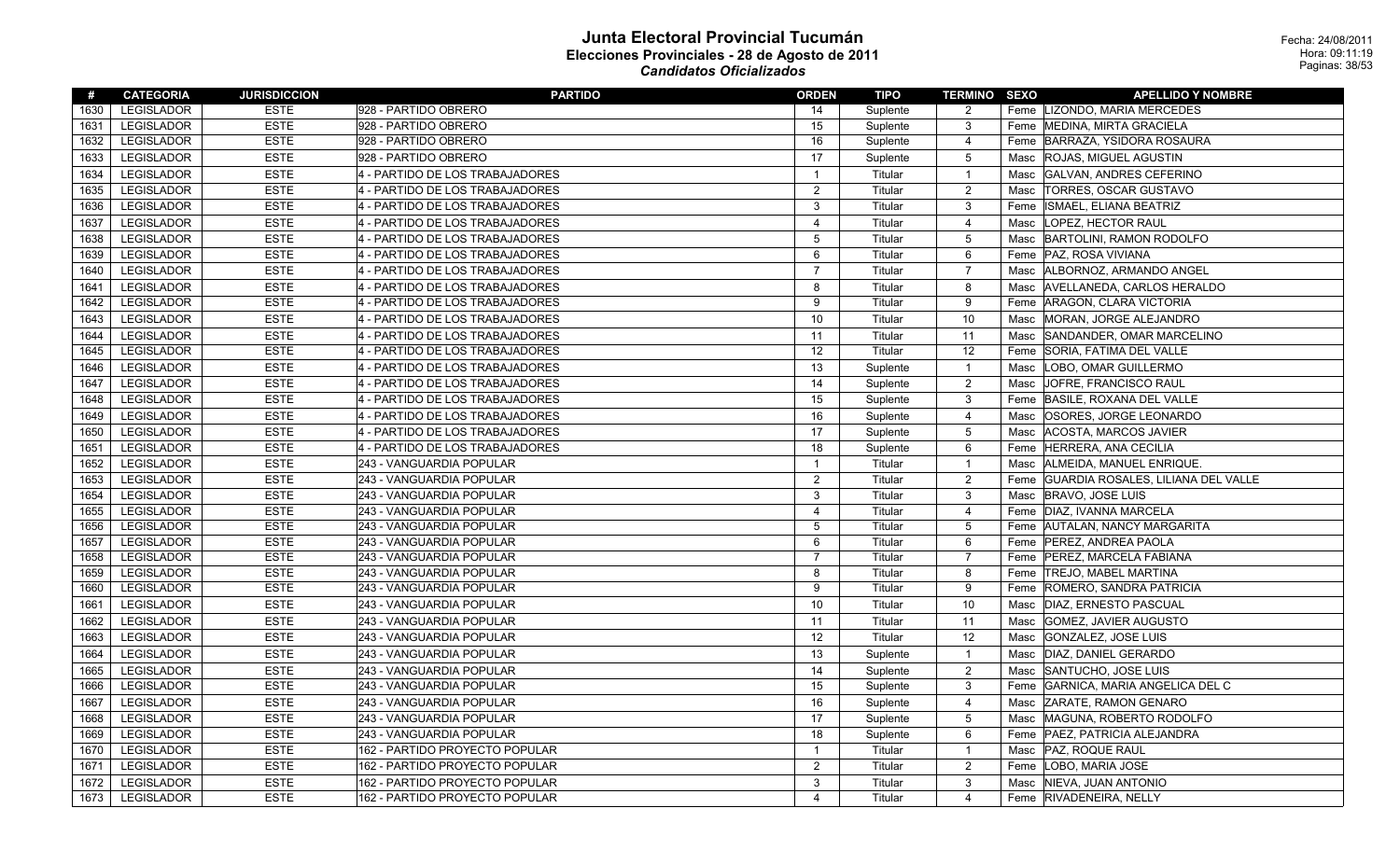# Junta Electoral Provincial Tucumán

## Elecciones Provinciales - 28 de Agosto de 2011

### *Candidatos Oficializados*

Fecha: 24/08/2011
Hora: 09:11:19

| # | CATEGORIA | JURISDICCION | PARTIDO | ORDEN | TIPO | TERMINO | SEXO | APELLIDO Y NOMBRE |
|---|---|---|---|---|---|---|---|---|
| 1630 | LEGISLADOR | ESTE | 928 - PARTIDO OBRERO | 14 | Suplente | 2 | Feme | LIZONDO, MARIA MERCEDES |
| 1631 | LEGISLADOR | ESTE | 928 - PARTIDO OBRERO | 15 | Suplente | 3 | Feme | MEDINA, MIRTA GRACIELA |
| 1632 | LEGISLADOR | ESTE | 928 - PARTIDO OBRERO | 16 | Suplente | 4 | Feme | BARRAZA, YSIDORA ROSAURA |
| 1633 | LEGISLADOR | ESTE | 928 - PARTIDO OBRERO | 17 | Suplente | 5 | Masc | ROJAS, MIGUEL AGUSTIN |
| 1634 | LEGISLADOR | ESTE | 4 - PARTIDO DE LOS TRABAJADORES | 1 | Titular | 1 | Masc | GALVAN, ANDRES CEFERINO |
| 1635 | LEGISLADOR | ESTE | 4 - PARTIDO DE LOS TRABAJADORES | 2 | Titular | 2 | Masc | TORRES, OSCAR GUSTAVO |
| 1636 | LEGISLADOR | ESTE | 4 - PARTIDO DE LOS TRABAJADORES | 3 | Titular | 3 | Feme | ISMAEL, ELIANA BEATRIZ |
| 1637 | LEGISLADOR | ESTE | 4 - PARTIDO DE LOS TRABAJADORES | 4 | Titular | 4 | Masc | LOPEZ, HECTOR RAUL |
| 1638 | LEGISLADOR | ESTE | 4 - PARTIDO DE LOS TRABAJADORES | 5 | Titular | 5 | Masc | BARTOLINI, RAMON RODOLFO |
| 1639 | LEGISLADOR | ESTE | 4 - PARTIDO DE LOS TRABAJADORES | 6 | Titular | 6 | Feme | PAZ, ROSA VIVIANA |
| 1640 | LEGISLADOR | ESTE | 4 - PARTIDO DE LOS TRABAJADORES | 7 | Titular | 7 | Masc | ALBORNOZ, ARMANDO ANGEL |
| 1641 | LEGISLADOR | ESTE | 4 - PARTIDO DE LOS TRABAJADORES | 8 | Titular | 8 | Masc | AVELLANEDA, CARLOS HERALDO |
| 1642 | LEGISLADOR | ESTE | 4 - PARTIDO DE LOS TRABAJADORES | 9 | Titular | 9 | Feme | ARAGON, CLARA VICTORIA |
| 1643 | LEGISLADOR | ESTE | 4 - PARTIDO DE LOS TRABAJADORES | 10 | Titular | 10 | Masc | MORAN, JORGE ALEJANDRO |
| 1644 | LEGISLADOR | ESTE | 4 - PARTIDO DE LOS TRABAJADORES | 11 | Titular | 11 | Masc | SANDANDER, OMAR MARCELINO |
| 1645 | LEGISLADOR | ESTE | 4 - PARTIDO DE LOS TRABAJADORES | 12 | Titular | 12 | Feme | SORIA, FATIMA DEL VALLE |
| 1646 | LEGISLADOR | ESTE | 4 - PARTIDO DE LOS TRABAJADORES | 13 | Suplente | 1 | Masc | LOBO, OMAR GUILLERMO |
| 1647 | LEGISLADOR | ESTE | 4 - PARTIDO DE LOS TRABAJADORES | 14 | Suplente | 2 | Masc | JOFRE, FRANCISCO RAUL |
| 1648 | LEGISLADOR | ESTE | 4 - PARTIDO DE LOS TRABAJADORES | 15 | Suplente | 3 | Feme | BASILE, ROXANA DEL VALLE |
| 1649 | LEGISLADOR | ESTE | 4 - PARTIDO DE LOS TRABAJADORES | 16 | Suplente | 4 | Masc | OSORES, JORGE LEONARDO |
| 1650 | LEGISLADOR | ESTE | 4 - PARTIDO DE LOS TRABAJADORES | 17 | Suplente | 5 | Masc | ACOSTA, MARCOS JAVIER |
| 1651 | LEGISLADOR | ESTE | 4 - PARTIDO DE LOS TRABAJADORES | 18 | Suplente | 6 | Feme | HERRERA, ANA CECILIA |
| 1652 | LEGISLADOR | ESTE | 243 - VANGUARDIA POPULAR | 1 | Titular | 1 | Masc | ALMEIDA, MANUEL ENRIQUE. |
| 1653 | LEGISLADOR | ESTE | 243 - VANGUARDIA POPULAR | 2 | Titular | 2 | Feme | GUARDIA ROSALES, LILIANA DEL VALLE |
| 1654 | LEGISLADOR | ESTE | 243 - VANGUARDIA POPULAR | 3 | Titular | 3 | Masc | BRAVO, JOSE LUIS |
| 1655 | LEGISLADOR | ESTE | 243 - VANGUARDIA POPULAR | 4 | Titular | 4 | Feme | DIAZ, IVANNA MARCELA |
| 1656 | LEGISLADOR | ESTE | 243 - VANGUARDIA POPULAR | 5 | Titular | 5 | Feme | AUTALAN, NANCY MARGARITA |
| 1657 | LEGISLADOR | ESTE | 243 - VANGUARDIA POPULAR | 6 | Titular | 6 | Feme | PEREZ, ANDREA PAOLA |
| 1658 | LEGISLADOR | ESTE | 243 - VANGUARDIA POPULAR | 7 | Titular | 7 | Feme | PEREZ, MARCELA FABIANA |
| 1659 | LEGISLADOR | ESTE | 243 - VANGUARDIA POPULAR | 8 | Titular | 8 | Feme | TREJO, MABEL MARTINA |
| 1660 | LEGISLADOR | ESTE | 243 - VANGUARDIA POPULAR | 9 | Titular | 9 | Feme | ROMERO, SANDRA PATRICIA |
| 1661 | LEGISLADOR | ESTE | 243 - VANGUARDIA POPULAR | 10 | Titular | 10 | Masc | DIAZ, ERNESTO PASCUAL |
| 1662 | LEGISLADOR | ESTE | 243 - VANGUARDIA POPULAR | 11 | Titular | 11 | Masc | GOMEZ, JAVIER AUGUSTO |
| 1663 | LEGISLADOR | ESTE | 243 - VANGUARDIA POPULAR | 12 | Titular | 12 | Masc | GONZALEZ, JOSE LUIS |
| 1664 | LEGISLADOR | ESTE | 243 - VANGUARDIA POPULAR | 13 | Suplente | 1 | Masc | DIAZ, DANIEL GERARDO |
| 1665 | LEGISLADOR | ESTE | 243 - VANGUARDIA POPULAR | 14 | Suplente | 2 | Masc | SANTUCHO, JOSE LUIS |
| 1666 | LEGISLADOR | ESTE | 243 - VANGUARDIA POPULAR | 15 | Suplente | 3 | Feme | GARNICA, MARIA ANGELICA DEL C |
| 1667 | LEGISLADOR | ESTE | 243 - VANGUARDIA POPULAR | 16 | Suplente | 4 | Masc | ZARATE, RAMON GENARO |
| 1668 | LEGISLADOR | ESTE | 243 - VANGUARDIA POPULAR | 17 | Suplente | 5 | Masc | MAGUNA, ROBERTO RODOLFO |
| 1669 | LEGISLADOR | ESTE | 243 - VANGUARDIA POPULAR | 18 | Suplente | 6 | Feme | PAEZ, PATRICIA ALEJANDRA |
| 1670 | LEGISLADOR | ESTE | 162 - PARTIDO PROYECTO POPULAR | 1 | Titular | 1 | Masc | PAZ, ROQUE RAUL |
| 1671 | LEGISLADOR | ESTE | 162 - PARTIDO PROYECTO POPULAR | 2 | Titular | 2 | Feme | LOBO, MARIA JOSE |
| 1672 | LEGISLADOR | ESTE | 162 - PARTIDO PROYECTO POPULAR | 3 | Titular | 3 | Masc | NIEVA, JUAN ANTONIO |
| 1673 | LEGISLADOR | ESTE | 162 - PARTIDO PROYECTO POPULAR | 4 | Titular | 4 | Feme | RIVADENEIRA, NELLY |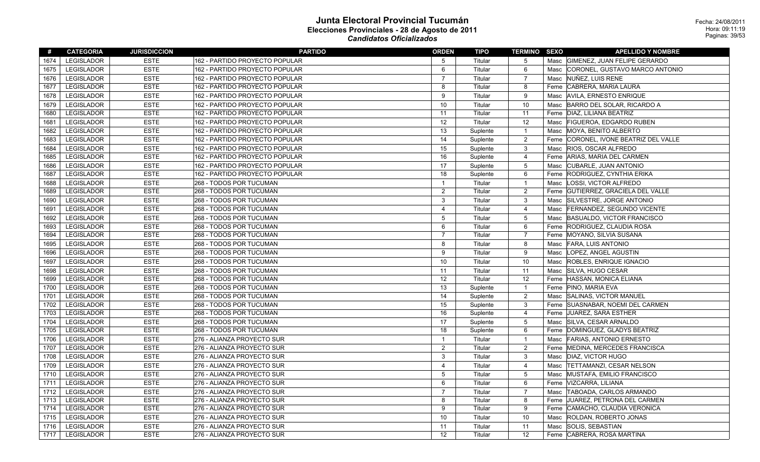# Junta Electoral Provincial Tucumán
## Elecciones Provinciales - 28 de Agosto de 2011
### *Candidatos Oficializados*

Fecha: 24/08/2011
Hora: 09:11:19

| # | CATEGORIA | JURISDICCION | PARTIDO | ORDEN | TIPO | TERMINO | SEXO | APELLIDO Y NOMBRE |
|---|---|---|---|---|---|---|---|---|
| 1674 | LEGISLADOR | ESTE | 162 - PARTIDO PROYECTO POPULAR | 5 | Titular | 5 | Masc | GIMENEZ, JUAN FELIPE GERARDO |
| 1675 | LEGISLADOR | ESTE | 162 - PARTIDO PROYECTO POPULAR | 6 | Titular | 6 | Masc | CORONEL, GUSTAVO MARCO ANTONIO |
| 1676 | LEGISLADOR | ESTE | 162 - PARTIDO PROYECTO POPULAR | 7 | Titular | 7 | Masc | NUÑEZ, LUIS RENE |
| 1677 | LEGISLADOR | ESTE | 162 - PARTIDO PROYECTO POPULAR | 8 | Titular | 8 | Feme | CABRERA, MARIA LAURA |
| 1678 | LEGISLADOR | ESTE | 162 - PARTIDO PROYECTO POPULAR | 9 | Titular | 9 | Masc | AVILA, ERNESTO ENRIQUE |
| 1679 | LEGISLADOR | ESTE | 162 - PARTIDO PROYECTO POPULAR | 10 | Titular | 10 | Masc | BARRO DEL SOLAR, RICARDO A |
| 1680 | LEGISLADOR | ESTE | 162 - PARTIDO PROYECTO POPULAR | 11 | Titular | 11 | Feme | DIAZ, LILIANA BEATRIZ |
| 1681 | LEGISLADOR | ESTE | 162 - PARTIDO PROYECTO POPULAR | 12 | Titular | 12 | Masc | FIGUEROA, EDGARDO RUBEN |
| 1682 | LEGISLADOR | ESTE | 162 - PARTIDO PROYECTO POPULAR | 13 | Suplente | 1 | Masc | MOYA, BENITO ALBERTO |
| 1683 | LEGISLADOR | ESTE | 162 - PARTIDO PROYECTO POPULAR | 14 | Suplente | 2 | Feme | CORONEL, IVONE BEATRIZ DEL VALLE |
| 1684 | LEGISLADOR | ESTE | 162 - PARTIDO PROYECTO POPULAR | 15 | Suplente | 3 | Masc | RIOS, OSCAR ALFREDO |
| 1685 | LEGISLADOR | ESTE | 162 - PARTIDO PROYECTO POPULAR | 16 | Suplente | 4 | Feme | ARIAS, MARIA DEL CARMEN |
| 1686 | LEGISLADOR | ESTE | 162 - PARTIDO PROYECTO POPULAR | 17 | Suplente | 5 | Masc | CUBARLE, JUAN ANTONIO |
| 1687 | LEGISLADOR | ESTE | 162 - PARTIDO PROYECTO POPULAR | 18 | Suplente | 6 | Feme | RODRIGUEZ, CYNTHIA ERIKA |
| 1688 | LEGISLADOR | ESTE | 268 - TODOS POR TUCUMAN | 1 | Titular | 1 | Masc | LOSSI, VICTOR ALFREDO |
| 1689 | LEGISLADOR | ESTE | 268 - TODOS POR TUCUMAN | 2 | Titular | 2 | Feme | GUTIERREZ, GRACIELA DEL VALLE |
| 1690 | LEGISLADOR | ESTE | 268 - TODOS POR TUCUMAN | 3 | Titular | 3 | Masc | SILVESTRE, JORGE ANTONIO |
| 1691 | LEGISLADOR | ESTE | 268 - TODOS POR TUCUMAN | 4 | Titular | 4 | Masc | FERNANDEZ, SEGUNDO VICENTE |
| 1692 | LEGISLADOR | ESTE | 268 - TODOS POR TUCUMAN | 5 | Titular | 5 | Masc | BASUALDO, VICTOR FRANCISCO |
| 1693 | LEGISLADOR | ESTE | 268 - TODOS POR TUCUMAN | 6 | Titular | 6 | Feme | RODRIGUEZ, CLAUDIA ROSA |
| 1694 | LEGISLADOR | ESTE | 268 - TODOS POR TUCUMAN | 7 | Titular | 7 | Feme | MOYANO, SILVIA SUSANA |
| 1695 | LEGISLADOR | ESTE | 268 - TODOS POR TUCUMAN | 8 | Titular | 8 | Masc | FARA, LUIS ANTONIO |
| 1696 | LEGISLADOR | ESTE | 268 - TODOS POR TUCUMAN | 9 | Titular | 9 | Masc | LOPEZ, ANGEL AGUSTIN |
| 1697 | LEGISLADOR | ESTE | 268 - TODOS POR TUCUMAN | 10 | Titular | 10 | Masc | ROBLES, ENRIQUE IGNACIO |
| 1698 | LEGISLADOR | ESTE | 268 - TODOS POR TUCUMAN | 11 | Titular | 11 | Masc | SILVA, HUGO CESAR |
| 1699 | LEGISLADOR | ESTE | 268 - TODOS POR TUCUMAN | 12 | Titular | 12 | Feme | HASSAN, MONICA ELIANA |
| 1700 | LEGISLADOR | ESTE | 268 - TODOS POR TUCUMAN | 13 | Suplente | 1 | Feme | PINO, MARIA EVA |
| 1701 | LEGISLADOR | ESTE | 268 - TODOS POR TUCUMAN | 14 | Suplente | 2 | Masc | SALINAS, VICTOR MANUEL |
| 1702 | LEGISLADOR | ESTE | 268 - TODOS POR TUCUMAN | 15 | Suplente | 3 | Feme | SUASNABAR, NOEMI DEL CARMEN |
| 1703 | LEGISLADOR | ESTE | 268 - TODOS POR TUCUMAN | 16 | Suplente | 4 | Feme | JUAREZ, SARA ESTHER |
| 1704 | LEGISLADOR | ESTE | 268 - TODOS POR TUCUMAN | 17 | Suplente | 5 | Masc | SILVA, CESAR ARNALDO |
| 1705 | LEGISLADOR | ESTE | 268 - TODOS POR TUCUMAN | 18 | Suplente | 6 | Feme | DOMINGUEZ, GLADYS BEATRIZ |
| 1706 | LEGISLADOR | ESTE | 276 - ALIANZA PROYECTO SUR | 1 | Titular | 1 | Masc | FARIAS, ANTONIO ERNESTO |
| 1707 | LEGISLADOR | ESTE | 276 - ALIANZA PROYECTO SUR | 2 | Titular | 2 | Feme | MEDINA, MERCEDES FRANCISCA |
| 1708 | LEGISLADOR | ESTE | 276 - ALIANZA PROYECTO SUR | 3 | Titular | 3 | Masc | DIAZ, VICTOR HUGO |
| 1709 | LEGISLADOR | ESTE | 276 - ALIANZA PROYECTO SUR | 4 | Titular | 4 | Masc | TETTAMANZI, CESAR NELSON |
| 1710 | LEGISLADOR | ESTE | 276 - ALIANZA PROYECTO SUR | 5 | Titular | 5 | Masc | MUSTAFA, EMILIO FRANCISCO |
| 1711 | LEGISLADOR | ESTE | 276 - ALIANZA PROYECTO SUR | 6 | Titular | 6 | Feme | VIZCARRA, LILIANA |
| 1712 | LEGISLADOR | ESTE | 276 - ALIANZA PROYECTO SUR | 7 | Titular | 7 | Masc | TABOADA, CARLOS ARMANDO |
| 1713 | LEGISLADOR | ESTE | 276 - ALIANZA PROYECTO SUR | 8 | Titular | 8 | Feme | JUAREZ, PETRONA DEL CARMEN |
| 1714 | LEGISLADOR | ESTE | 276 - ALIANZA PROYECTO SUR | 9 | Titular | 9 | Feme | CAMACHO, CLAUDIA VERONICA |
| 1715 | LEGISLADOR | ESTE | 276 - ALIANZA PROYECTO SUR | 10 | Titular | 10 | Masc | ROLDAN, ROBERTO JONAS |
| 1716 | LEGISLADOR | ESTE | 276 - ALIANZA PROYECTO SUR | 11 | Titular | 11 | Masc | SOLIS, SEBASTIAN |
| 1717 | LEGISLADOR | ESTE | 276 - ALIANZA PROYECTO SUR | 12 | Titular | 12 | Feme | CABRERA, ROSA MARTINA |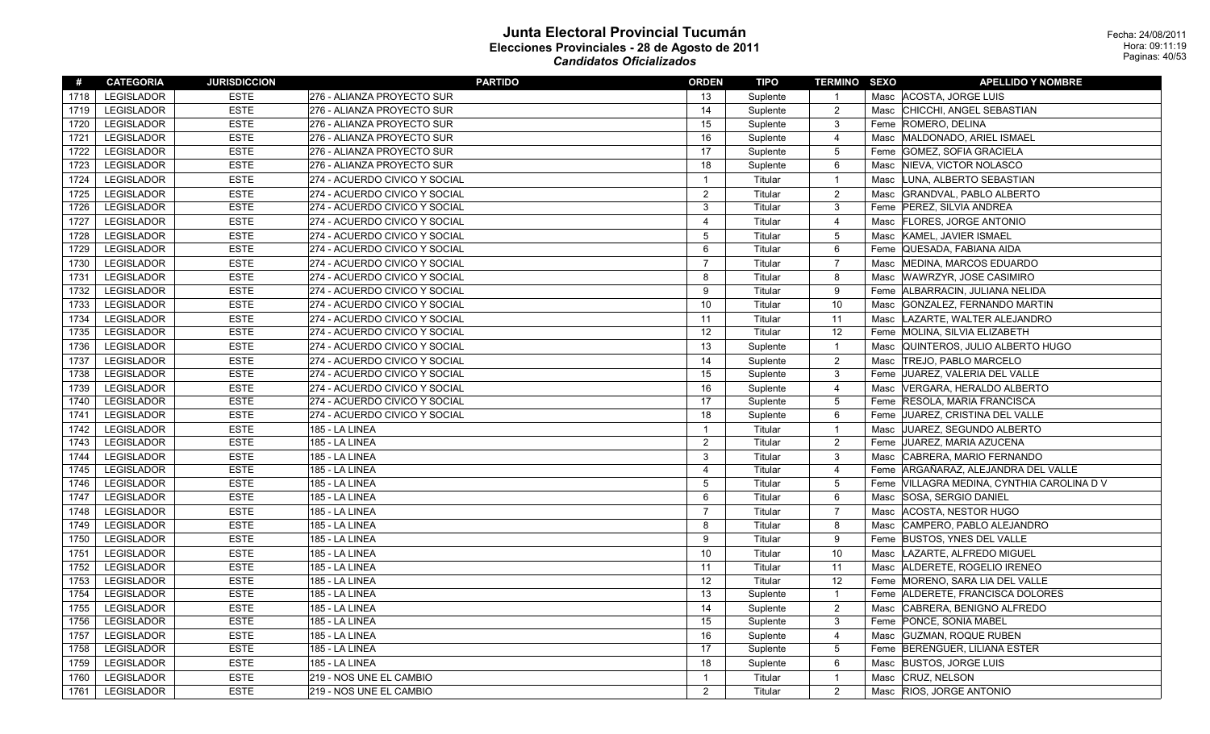# Junta Electoral Provincial Tucumán

## Elecciones Provinciales - 28 de Agosto de 2011

### *Candidatos Oficializados*

Fecha: 24/08/2011
Hora: 09:11:19

| # | CATEGORIA | JURISDICCION | PARTIDO | ORDEN | TIPO | TERMINO | SEXO | APELLIDO Y NOMBRE |
|---|---|---|---|---|---|---|---|---|
| 1718 | LEGISLADOR | ESTE | 276 - ALIANZA PROYECTO SUR | 13 | Suplente | 1 | Masc | ACOSTA, JORGE LUIS |
| 1719 | LEGISLADOR | ESTE | 276 - ALIANZA PROYECTO SUR | 14 | Suplente | 2 | Masc | CHICCHI, ANGEL SEBASTIAN |
| 1720 | LEGISLADOR | ESTE | 276 - ALIANZA PROYECTO SUR | 15 | Suplente | 3 | Feme | ROMERO, DELINA |
| 1721 | LEGISLADOR | ESTE | 276 - ALIANZA PROYECTO SUR | 16 | Suplente | 4 | Masc | MALDONADO, ARIEL ISMAEL |
| 1722 | LEGISLADOR | ESTE | 276 - ALIANZA PROYECTO SUR | 17 | Suplente | 5 | Feme | GOMEZ, SOFIA GRACIELA |
| 1723 | LEGISLADOR | ESTE | 276 - ALIANZA PROYECTO SUR | 18 | Suplente | 6 | Masc | NIEVA, VICTOR NOLASCO |
| 1724 | LEGISLADOR | ESTE | 274 - ACUERDO CIVICO Y SOCIAL | 1 | Titular | 1 | Masc | LUNA, ALBERTO SEBASTIAN |
| 1725 | LEGISLADOR | ESTE | 274 - ACUERDO CIVICO Y SOCIAL | 2 | Titular | 2 | Masc | GRANDVAL, PABLO ALBERTO |
| 1726 | LEGISLADOR | ESTE | 274 - ACUERDO CIVICO Y SOCIAL | 3 | Titular | 3 | Feme | PEREZ, SILVIA ANDREA |
| 1727 | LEGISLADOR | ESTE | 274 - ACUERDO CIVICO Y SOCIAL | 4 | Titular | 4 | Masc | FLORES, JORGE ANTONIO |
| 1728 | LEGISLADOR | ESTE | 274 - ACUERDO CIVICO Y SOCIAL | 5 | Titular | 5 | Masc | KAMEL, JAVIER ISMAEL |
| 1729 | LEGISLADOR | ESTE | 274 - ACUERDO CIVICO Y SOCIAL | 6 | Titular | 6 | Feme | QUESADA, FABIANA AIDA |
| 1730 | LEGISLADOR | ESTE | 274 - ACUERDO CIVICO Y SOCIAL | 7 | Titular | 7 | Masc | MEDINA, MARCOS EDUARDO |
| 1731 | LEGISLADOR | ESTE | 274 - ACUERDO CIVICO Y SOCIAL | 8 | Titular | 8 | Masc | WAWRZYR, JOSE CASIMIRO |
| 1732 | LEGISLADOR | ESTE | 274 - ACUERDO CIVICO Y SOCIAL | 9 | Titular | 9 | Feme | ALBARRACIN, JULIANA NELIDA |
| 1733 | LEGISLADOR | ESTE | 274 - ACUERDO CIVICO Y SOCIAL | 10 | Titular | 10 | Masc | GONZALEZ, FERNANDO MARTIN |
| 1734 | LEGISLADOR | ESTE | 274 - ACUERDO CIVICO Y SOCIAL | 11 | Titular | 11 | Masc | LAZARTE, WALTER ALEJANDRO |
| 1735 | LEGISLADOR | ESTE | 274 - ACUERDO CIVICO Y SOCIAL | 12 | Titular | 12 | Feme | MOLINA, SILVIA ELIZABETH |
| 1736 | LEGISLADOR | ESTE | 274 - ACUERDO CIVICO Y SOCIAL | 13 | Suplente | 1 | Masc | QUINTEROS, JULIO ALBERTO HUGO |
| 1737 | LEGISLADOR | ESTE | 274 - ACUERDO CIVICO Y SOCIAL | 14 | Suplente | 2 | Masc | TREJO, PABLO MARCELO |
| 1738 | LEGISLADOR | ESTE | 274 - ACUERDO CIVICO Y SOCIAL | 15 | Suplente | 3 | Feme | JUAREZ, VALERIA DEL VALLE |
| 1739 | LEGISLADOR | ESTE | 274 - ACUERDO CIVICO Y SOCIAL | 16 | Suplente | 4 | Masc | VERGARA, HERALDO ALBERTO |
| 1740 | LEGISLADOR | ESTE | 274 - ACUERDO CIVICO Y SOCIAL | 17 | Suplente | 5 | Feme | RESOLA, MARIA FRANCISCA |
| 1741 | LEGISLADOR | ESTE | 274 - ACUERDO CIVICO Y SOCIAL | 18 | Suplente | 6 | Feme | JUAREZ, CRISTINA DEL VALLE |
| 1742 | LEGISLADOR | ESTE | 185 - LA LINEA | 1 | Titular | 1 | Masc | JUAREZ, SEGUNDO ALBERTO |
| 1743 | LEGISLADOR | ESTE | 185 - LA LINEA | 2 | Titular | 2 | Feme | JUAREZ, MARIA AZUCENA |
| 1744 | LEGISLADOR | ESTE | 185 - LA LINEA | 3 | Titular | 3 | Masc | CABRERA, MARIO FERNANDO |
| 1745 | LEGISLADOR | ESTE | 185 - LA LINEA | 4 | Titular | 4 | Feme | ARGAÑARAZ, ALEJANDRA DEL VALLE |
| 1746 | LEGISLADOR | ESTE | 185 - LA LINEA | 5 | Titular | 5 | Feme | VILLAGRA MEDINA, CYNTHIA CAROLINA D V |
| 1747 | LEGISLADOR | ESTE | 185 - LA LINEA | 6 | Titular | 6 | Masc | SOSA, SERGIO DANIEL |
| 1748 | LEGISLADOR | ESTE | 185 - LA LINEA | 7 | Titular | 7 | Masc | ACOSTA, NESTOR HUGO |
| 1749 | LEGISLADOR | ESTE | 185 - LA LINEA | 8 | Titular | 8 | Masc | CAMPERO, PABLO ALEJANDRO |
| 1750 | LEGISLADOR | ESTE | 185 - LA LINEA | 9 | Titular | 9 | Feme | BUSTOS, YNES DEL VALLE |
| 1751 | LEGISLADOR | ESTE | 185 - LA LINEA | 10 | Titular | 10 | Masc | LAZARTE, ALFREDO MIGUEL |
| 1752 | LEGISLADOR | ESTE | 185 - LA LINEA | 11 | Titular | 11 | Masc | ALDERETE, ROGELIO IRENEO |
| 1753 | LEGISLADOR | ESTE | 185 - LA LINEA | 12 | Titular | 12 | Feme | MORENO, SARA LIA DEL VALLE |
| 1754 | LEGISLADOR | ESTE | 185 - LA LINEA | 13 | Suplente | 1 | Feme | ALDERETE, FRANCISCA DOLORES |
| 1755 | LEGISLADOR | ESTE | 185 - LA LINEA | 14 | Suplente | 2 | Masc | CABRERA, BENIGNO ALFREDO |
| 1756 | LEGISLADOR | ESTE | 185 - LA LINEA | 15 | Suplente | 3 | Feme | PONCE, SONIA MABEL |
| 1757 | LEGISLADOR | ESTE | 185 - LA LINEA | 16 | Suplente | 4 | Masc | GUZMAN, ROQUE RUBEN |
| 1758 | LEGISLADOR | ESTE | 185 - LA LINEA | 17 | Suplente | 5 | Feme | BERENGUER, LILIANA ESTER |
| 1759 | LEGISLADOR | ESTE | 185 - LA LINEA | 18 | Suplente | 6 | Masc | BUSTOS, JORGE LUIS |
| 1760 | LEGISLADOR | ESTE | 219 - NOS UNE EL CAMBIO | 1 | Titular | 1 | Masc | CRUZ, NELSON |
| 1761 | LEGISLADOR | ESTE | 219 - NOS UNE EL CAMBIO | 2 | Titular | 2 | Masc | RIOS, JORGE ANTONIO |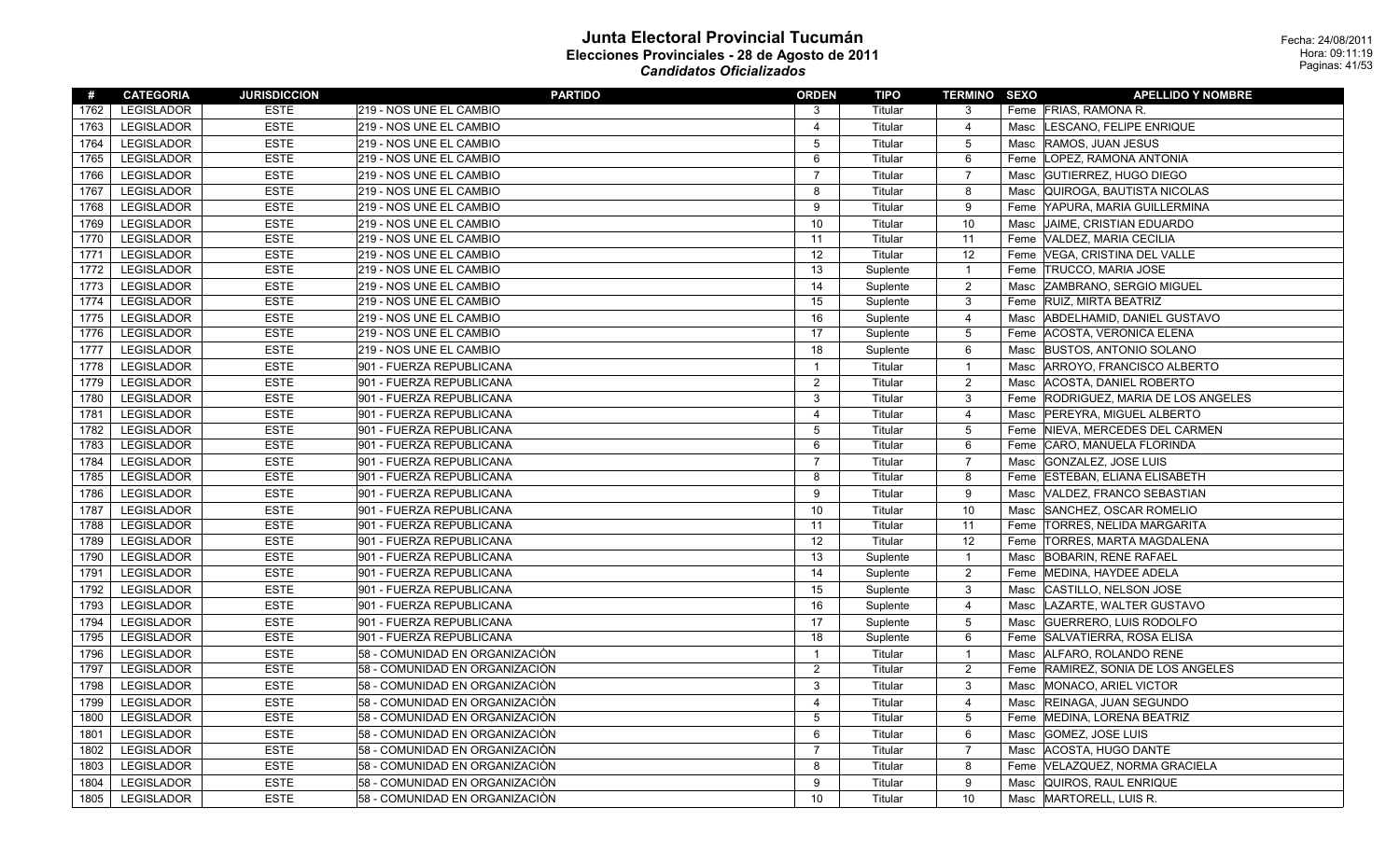# Junta Electoral Provincial Tucumán
## Elecciones Provinciales - 28 de Agosto de 2011
### *Candidatos Oficializados*

Fecha: 24/08/2011
Hora: 09:11:19

| # | CATEGORIA | JURISDICCION | PARTIDO | ORDEN | TIPO | TERMINO | SEXO | APELLIDO Y NOMBRE |
|---|---|---|---|---|---|---|---|---|
| 1762 | LEGISLADOR | ESTE | 219 - NOS UNE EL CAMBIO | 3 | Titular | 3 | Feme | FRIAS, RAMONA R. |
| 1763 | LEGISLADOR | ESTE | 219 - NOS UNE EL CAMBIO | 4 | Titular | 4 | Masc | LESCANO, FELIPE ENRIQUE |
| 1764 | LEGISLADOR | ESTE | 219 - NOS UNE EL CAMBIO | 5 | Titular | 5 | Masc | RAMOS, JUAN JESUS |
| 1765 | LEGISLADOR | ESTE | 219 - NOS UNE EL CAMBIO | 6 | Titular | 6 | Feme | LOPEZ, RAMONA ANTONIA |
| 1766 | LEGISLADOR | ESTE | 219 - NOS UNE EL CAMBIO | 7 | Titular | 7 | Masc | GUTIERREZ, HUGO DIEGO |
| 1767 | LEGISLADOR | ESTE | 219 - NOS UNE EL CAMBIO | 8 | Titular | 8 | Masc | QUIROGA, BAUTISTA NICOLAS |
| 1768 | LEGISLADOR | ESTE | 219 - NOS UNE EL CAMBIO | 9 | Titular | 9 | Feme | YAPURA, MARIA GUILLERMINA |
| 1769 | LEGISLADOR | ESTE | 219 - NOS UNE EL CAMBIO | 10 | Titular | 10 | Masc | JAIME, CRISTIAN EDUARDO |
| 1770 | LEGISLADOR | ESTE | 219 - NOS UNE EL CAMBIO | 11 | Titular | 11 | Feme | VALDEZ, MARIA CECILIA |
| 1771 | LEGISLADOR | ESTE | 219 - NOS UNE EL CAMBIO | 12 | Titular | 12 | Feme | VEGA, CRISTINA DEL VALLE |
| 1772 | LEGISLADOR | ESTE | 219 - NOS UNE EL CAMBIO | 13 | Suplente | 1 | Feme | TRUCCO, MARIA JOSE |
| 1773 | LEGISLADOR | ESTE | 219 - NOS UNE EL CAMBIO | 14 | Suplente | 2 | Masc | ZAMBRANO, SERGIO MIGUEL |
| 1774 | LEGISLADOR | ESTE | 219 - NOS UNE EL CAMBIO | 15 | Suplente | 3 | Feme | RUIZ, MIRTA BEATRIZ |
| 1775 | LEGISLADOR | ESTE | 219 - NOS UNE EL CAMBIO | 16 | Suplente | 4 | Masc | ABDELHAMID, DANIEL GUSTAVO |
| 1776 | LEGISLADOR | ESTE | 219 - NOS UNE EL CAMBIO | 17 | Suplente | 5 | Feme | ACOSTA, VERONICA ELENA |
| 1777 | LEGISLADOR | ESTE | 219 - NOS UNE EL CAMBIO | 18 | Suplente | 6 | Masc | BUSTOS, ANTONIO SOLANO |
| 1778 | LEGISLADOR | ESTE | 901 - FUERZA REPUBLICANA | 1 | Titular | 1 | Masc | ARROYO, FRANCISCO ALBERTO |
| 1779 | LEGISLADOR | ESTE | 901 - FUERZA REPUBLICANA | 2 | Titular | 2 | Masc | ACOSTA, DANIEL ROBERTO |
| 1780 | LEGISLADOR | ESTE | 901 - FUERZA REPUBLICANA | 3 | Titular | 3 | Feme | RODRIGUEZ, MARIA DE LOS ANGELES |
| 1781 | LEGISLADOR | ESTE | 901 - FUERZA REPUBLICANA | 4 | Titular | 4 | Masc | PEREYRA, MIGUEL ALBERTO |
| 1782 | LEGISLADOR | ESTE | 901 - FUERZA REPUBLICANA | 5 | Titular | 5 | Feme | NIEVA, MERCEDES DEL CARMEN |
| 1783 | LEGISLADOR | ESTE | 901 - FUERZA REPUBLICANA | 6 | Titular | 6 | Feme | CARO, MANUELA FLORINDA |
| 1784 | LEGISLADOR | ESTE | 901 - FUERZA REPUBLICANA | 7 | Titular | 7 | Masc | GONZALEZ, JOSE LUIS |
| 1785 | LEGISLADOR | ESTE | 901 - FUERZA REPUBLICANA | 8 | Titular | 8 | Feme | ESTEBAN, ELIANA ELISABETH |
| 1786 | LEGISLADOR | ESTE | 901 - FUERZA REPUBLICANA | 9 | Titular | 9 | Masc | VALDEZ, FRANCO SEBASTIAN |
| 1787 | LEGISLADOR | ESTE | 901 - FUERZA REPUBLICANA | 10 | Titular | 10 | Masc | SANCHEZ, OSCAR ROMELIO |
| 1788 | LEGISLADOR | ESTE | 901 - FUERZA REPUBLICANA | 11 | Titular | 11 | Feme | TORRES, NELIDA MARGARITA |
| 1789 | LEGISLADOR | ESTE | 901 - FUERZA REPUBLICANA | 12 | Titular | 12 | Feme | TORRES, MARTA MAGDALENA |
| 1790 | LEGISLADOR | ESTE | 901 - FUERZA REPUBLICANA | 13 | Suplente | 1 | Masc | BOBARIN, RENE RAFAEL |
| 1791 | LEGISLADOR | ESTE | 901 - FUERZA REPUBLICANA | 14 | Suplente | 2 | Feme | MEDINA, HAYDEE ADELA |
| 1792 | LEGISLADOR | ESTE | 901 - FUERZA REPUBLICANA | 15 | Suplente | 3 | Masc | CASTILLO, NELSON JOSE |
| 1793 | LEGISLADOR | ESTE | 901 - FUERZA REPUBLICANA | 16 | Suplente | 4 | Masc | LAZARTE, WALTER GUSTAVO |
| 1794 | LEGISLADOR | ESTE | 901 - FUERZA REPUBLICANA | 17 | Suplente | 5 | Masc | GUERRERO, LUIS RODOLFO |
| 1795 | LEGISLADOR | ESTE | 901 - FUERZA REPUBLICANA | 18 | Suplente | 6 | Feme | SALVATIERRA, ROSA ELISA |
| 1796 | LEGISLADOR | ESTE | 58 - COMUNIDAD EN ORGANIZACIÒN | 1 | Titular | 1 | Masc | ALFARO, ROLANDO RENE |
| 1797 | LEGISLADOR | ESTE | 58 - COMUNIDAD EN ORGANIZACIÒN | 2 | Titular | 2 | Feme | RAMIREZ, SONIA DE LOS ANGELES |
| 1798 | LEGISLADOR | ESTE | 58 - COMUNIDAD EN ORGANIZACIÒN | 3 | Titular | 3 | Masc | MONACO, ARIEL VICTOR |
| 1799 | LEGISLADOR | ESTE | 58 - COMUNIDAD EN ORGANIZACIÒN | 4 | Titular | 4 | Masc | REINAGA, JUAN SEGUNDO |
| 1800 | LEGISLADOR | ESTE | 58 - COMUNIDAD EN ORGANIZACIÒN | 5 | Titular | 5 | Feme | MEDINA, LORENA BEATRIZ |
| 1801 | LEGISLADOR | ESTE | 58 - COMUNIDAD EN ORGANIZACIÒN | 6 | Titular | 6 | Masc | GOMEZ, JOSE LUIS |
| 1802 | LEGISLADOR | ESTE | 58 - COMUNIDAD EN ORGANIZACIÒN | 7 | Titular | 7 | Masc | ACOSTA, HUGO DANTE |
| 1803 | LEGISLADOR | ESTE | 58 - COMUNIDAD EN ORGANIZACIÒN | 8 | Titular | 8 | Feme | VELAZQUEZ, NORMA GRACIELA |
| 1804 | LEGISLADOR | ESTE | 58 - COMUNIDAD EN ORGANIZACIÒN | 9 | Titular | 9 | Masc | QUIROS, RAUL ENRIQUE |
| 1805 | LEGISLADOR | ESTE | 58 - COMUNIDAD EN ORGANIZACIÒN | 10 | Titular | 10 | Masc | MARTORELL, LUIS R. |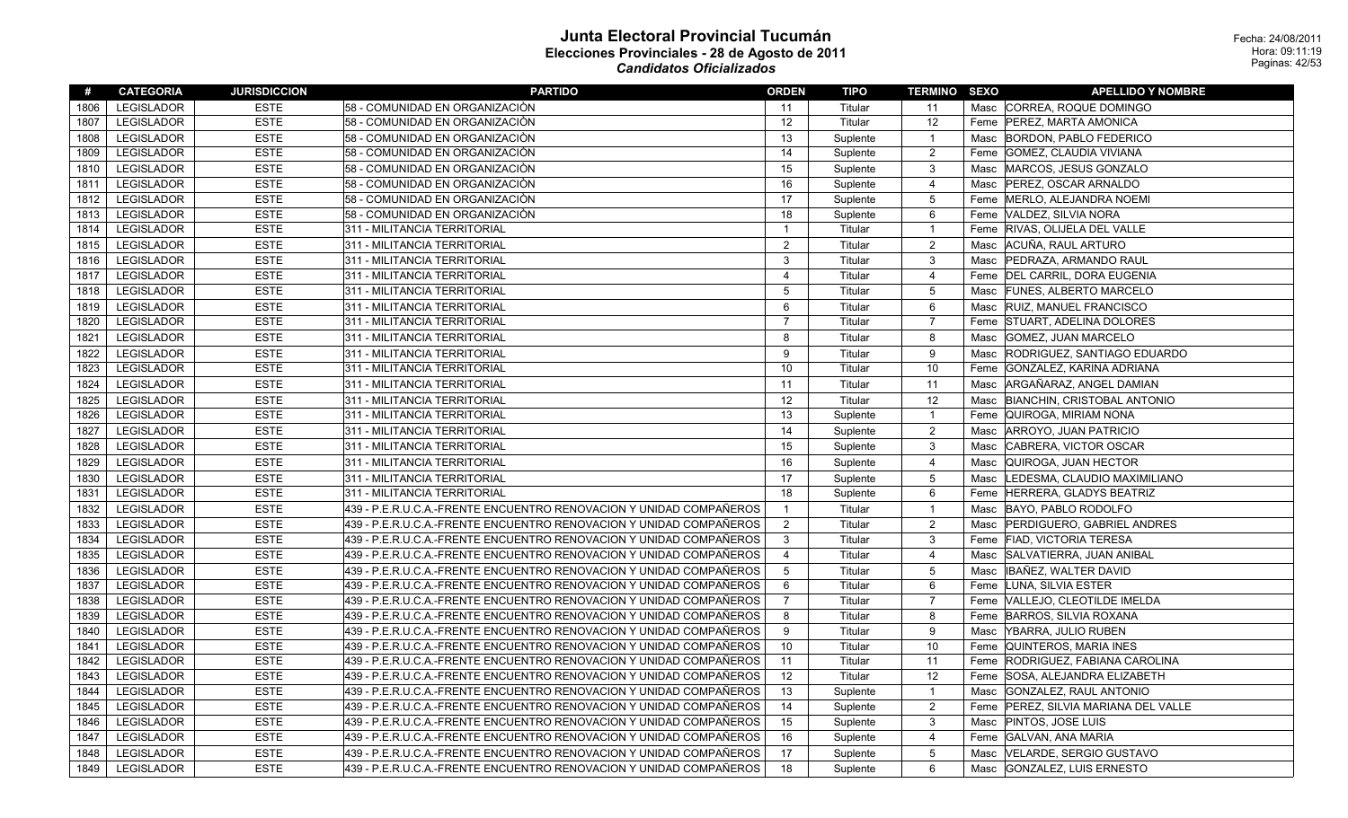# Junta Electoral Provincial Tucumán
## Elecciones Provinciales - 28 de Agosto de 2011
### *Candidatos Oficializados*

Fecha: 24/08/2011
Hora: 09:11:19

| # | CATEGORIA | JURISDICCION | PARTIDO | ORDEN | TIPO | TERMINO | SEXO | APELLIDO Y NOMBRE |
|---|---|---|---|---|---|---|---|---|
| 1806 | LEGISLADOR | ESTE | 58 - COMUNIDAD EN ORGANIZACIÒN | 11 | Titular | 11 | Masc | CORREA, ROQUE DOMINGO |
| 1807 | LEGISLADOR | ESTE | 58 - COMUNIDAD EN ORGANIZACIÒN | 12 | Titular | 12 | Feme | PEREZ, MARTA AMONICA |
| 1808 | LEGISLADOR | ESTE | 58 - COMUNIDAD EN ORGANIZACIÒN | 13 | Suplente | 1 | Masc | BORDON, PABLO FEDERICO |
| 1809 | LEGISLADOR | ESTE | 58 - COMUNIDAD EN ORGANIZACIÒN | 14 | Suplente | 2 | Feme | GOMEZ, CLAUDIA VIVIANA |
| 1810 | LEGISLADOR | ESTE | 58 - COMUNIDAD EN ORGANIZACIÒN | 15 | Suplente | 3 | Masc | MARCOS, JESUS GONZALO |
| 1811 | LEGISLADOR | ESTE | 58 - COMUNIDAD EN ORGANIZACIÒN | 16 | Suplente | 4 | Masc | PEREZ, OSCAR ARNALDO |
| 1812 | LEGISLADOR | ESTE | 58 - COMUNIDAD EN ORGANIZACIÒN | 17 | Suplente | 5 | Feme | MERLO, ALEJANDRA NOEMI |
| 1813 | LEGISLADOR | ESTE | 58 - COMUNIDAD EN ORGANIZACIÒN | 18 | Suplente | 6 | Feme | VALDEZ, SILVIA NORA |
| 1814 | LEGISLADOR | ESTE | 311 - MILITANCIA TERRITORIAL | 1 | Titular | 1 | Feme | RIVAS, OLIJELA DEL VALLE |
| 1815 | LEGISLADOR | ESTE | 311 - MILITANCIA TERRITORIAL | 2 | Titular | 2 | Masc | ACUÑA, RAUL ARTURO |
| 1816 | LEGISLADOR | ESTE | 311 - MILITANCIA TERRITORIAL | 3 | Titular | 3 | Masc | PEDRAZA, ARMANDO RAUL |
| 1817 | LEGISLADOR | ESTE | 311 - MILITANCIA TERRITORIAL | 4 | Titular | 4 | Feme | DEL CARRIL, DORA EUGENIA |
| 1818 | LEGISLADOR | ESTE | 311 - MILITANCIA TERRITORIAL | 5 | Titular | 5 | Masc | FUNES, ALBERTO MARCELO |
| 1819 | LEGISLADOR | ESTE | 311 - MILITANCIA TERRITORIAL | 6 | Titular | 6 | Masc | RUIZ, MANUEL FRANCISCO |
| 1820 | LEGISLADOR | ESTE | 311 - MILITANCIA TERRITORIAL | 7 | Titular | 7 | Feme | STUART, ADELINA DOLORES |
| 1821 | LEGISLADOR | ESTE | 311 - MILITANCIA TERRITORIAL | 8 | Titular | 8 | Masc | GOMEZ, JUAN MARCELO |
| 1822 | LEGISLADOR | ESTE | 311 - MILITANCIA TERRITORIAL | 9 | Titular | 9 | Masc | RODRIGUEZ, SANTIAGO EDUARDO |
| 1823 | LEGISLADOR | ESTE | 311 - MILITANCIA TERRITORIAL | 10 | Titular | 10 | Feme | GONZALEZ, KARINA ADRIANA |
| 1824 | LEGISLADOR | ESTE | 311 - MILITANCIA TERRITORIAL | 11 | Titular | 11 | Masc | ARGAÑARAZ, ANGEL DAMIAN |
| 1825 | LEGISLADOR | ESTE | 311 - MILITANCIA TERRITORIAL | 12 | Titular | 12 | Masc | BIANCHIN, CRISTOBAL ANTONIO |
| 1826 | LEGISLADOR | ESTE | 311 - MILITANCIA TERRITORIAL | 13 | Suplente | 1 | Feme | QUIROGA, MIRIAM NONA |
| 1827 | LEGISLADOR | ESTE | 311 - MILITANCIA TERRITORIAL | 14 | Suplente | 2 | Masc | ARROYO, JUAN PATRICIO |
| 1828 | LEGISLADOR | ESTE | 311 - MILITANCIA TERRITORIAL | 15 | Suplente | 3 | Masc | CABRERA, VICTOR OSCAR |
| 1829 | LEGISLADOR | ESTE | 311 - MILITANCIA TERRITORIAL | 16 | Suplente | 4 | Masc | QUIROGA, JUAN HECTOR |
| 1830 | LEGISLADOR | ESTE | 311 - MILITANCIA TERRITORIAL | 17 | Suplente | 5 | Masc | LEDESMA, CLAUDIO MAXIMILIANO |
| 1831 | LEGISLADOR | ESTE | 311 - MILITANCIA TERRITORIAL | 18 | Suplente | 6 | Feme | HERRERA, GLADYS BEATRIZ |
| 1832 | LEGISLADOR | ESTE | 439 - P.E.R.U.C.A.-FRENTE ENCUENTRO RENOVACION Y UNIDAD COMPAÑEROS | 1 | Titular | 1 | Masc | BAYO, PABLO RODOLFO |
| 1833 | LEGISLADOR | ESTE | 439 - P.E.R.U.C.A.-FRENTE ENCUENTRO RENOVACION Y UNIDAD COMPAÑEROS | 2 | Titular | 2 | Masc | PERDIGUERO, GABRIEL ANDRES |
| 1834 | LEGISLADOR | ESTE | 439 - P.E.R.U.C.A.-FRENTE ENCUENTRO RENOVACION Y UNIDAD COMPAÑEROS | 3 | Titular | 3 | Feme | FIAD, VICTORIA TERESA |
| 1835 | LEGISLADOR | ESTE | 439 - P.E.R.U.C.A.-FRENTE ENCUENTRO RENOVACION Y UNIDAD COMPAÑEROS | 4 | Titular | 4 | Masc | SALVATIERRA, JUAN ANIBAL |
| 1836 | LEGISLADOR | ESTE | 439 - P.E.R.U.C.A.-FRENTE ENCUENTRO RENOVACION Y UNIDAD COMPAÑEROS | 5 | Titular | 5 | Masc | IBAÑEZ, WALTER DAVID |
| 1837 | LEGISLADOR | ESTE | 439 - P.E.R.U.C.A.-FRENTE ENCUENTRO RENOVACION Y UNIDAD COMPAÑEROS | 6 | Titular | 6 | Feme | LUNA, SILVIA ESTER |
| 1838 | LEGISLADOR | ESTE | 439 - P.E.R.U.C.A.-FRENTE ENCUENTRO RENOVACION Y UNIDAD COMPAÑEROS | 7 | Titular | 7 | Feme | VALLEJO, CLEOTILDE IMELDA |
| 1839 | LEGISLADOR | ESTE | 439 - P.E.R.U.C.A.-FRENTE ENCUENTRO RENOVACION Y UNIDAD COMPAÑEROS | 8 | Titular | 8 | Feme | BARROS, SILVIA ROXANA |
| 1840 | LEGISLADOR | ESTE | 439 - P.E.R.U.C.A.-FRENTE ENCUENTRO RENOVACION Y UNIDAD COMPAÑEROS | 9 | Titular | 9 | Masc | YBARRA, JULIO RUBEN |
| 1841 | LEGISLADOR | ESTE | 439 - P.E.R.U.C.A.-FRENTE ENCUENTRO RENOVACION Y UNIDAD COMPAÑEROS | 10 | Titular | 10 | Feme | QUINTEROS, MARIA INES |
| 1842 | LEGISLADOR | ESTE | 439 - P.E.R.U.C.A.-FRENTE ENCUENTRO RENOVACION Y UNIDAD COMPAÑEROS | 11 | Titular | 11 | Feme | RODRIGUEZ, FABIANA CAROLINA |
| 1843 | LEGISLADOR | ESTE | 439 - P.E.R.U.C.A.-FRENTE ENCUENTRO RENOVACION Y UNIDAD COMPAÑEROS | 12 | Titular | 12 | Feme | SOSA, ALEJANDRA ELIZABETH |
| 1844 | LEGISLADOR | ESTE | 439 - P.E.R.U.C.A.-FRENTE ENCUENTRO RENOVACION Y UNIDAD COMPAÑEROS | 13 | Suplente | 1 | Masc | GONZALEZ, RAUL ANTONIO |
| 1845 | LEGISLADOR | ESTE | 439 - P.E.R.U.C.A.-FRENTE ENCUENTRO RENOVACION Y UNIDAD COMPAÑEROS | 14 | Suplente | 2 | Feme | PEREZ, SILVIA MARIANA DEL VALLE |
| 1846 | LEGISLADOR | ESTE | 439 - P.E.R.U.C.A.-FRENTE ENCUENTRO RENOVACION Y UNIDAD COMPAÑEROS | 15 | Suplente | 3 | Masc | PINTOS, JOSE LUIS |
| 1847 | LEGISLADOR | ESTE | 439 - P.E.R.U.C.A.-FRENTE ENCUENTRO RENOVACION Y UNIDAD COMPAÑEROS | 16 | Suplente | 4 | Feme | GALVAN, ANA MARIA |
| 1848 | LEGISLADOR | ESTE | 439 - P.E.R.U.C.A.-FRENTE ENCUENTRO RENOVACION Y UNIDAD COMPAÑEROS | 17 | Suplente | 5 | Masc | VELARDE, SERGIO GUSTAVO |
| 1849 | LEGISLADOR | ESTE | 439 - P.E.R.U.C.A.-FRENTE ENCUENTRO RENOVACION Y UNIDAD COMPAÑEROS | 18 | Suplente | 6 | Masc | GONZALEZ, LUIS ERNESTO |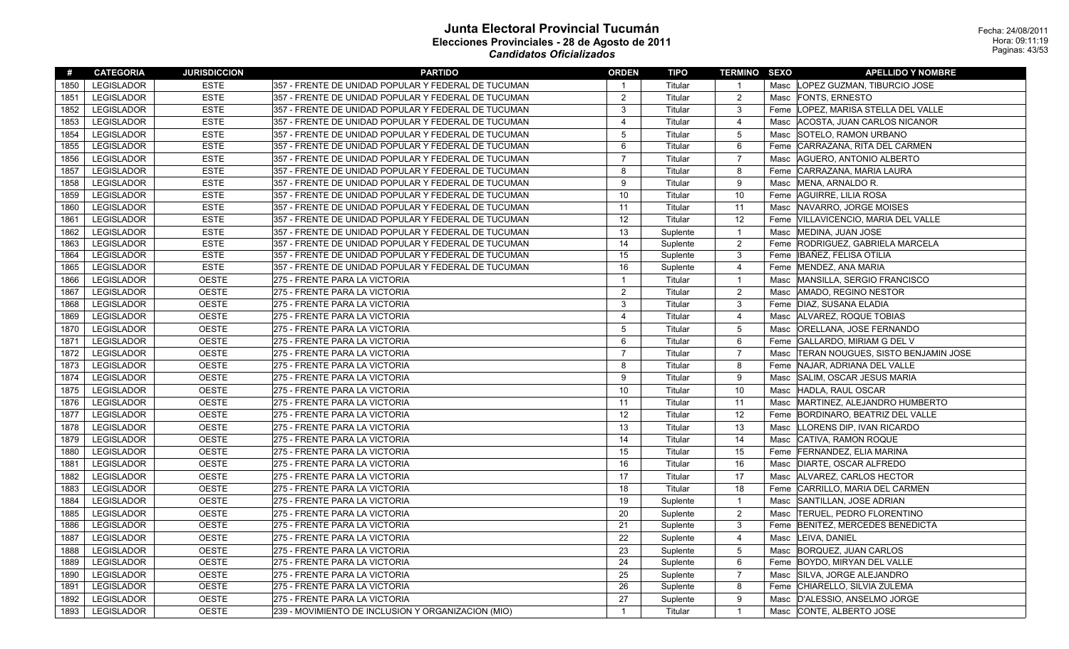# Junta Electoral Provincial Tucumán

## Elecciones Provinciales - 28 de Agosto de 2011

### *Candidatos Oficializados*

Fecha: 24/08/2011
Hora: 09:11:19

| # | CATEGORIA | JURISDICCION | PARTIDO | ORDEN | TIPO | TERMINO | SEXO | APELLIDO Y NOMBRE |
|---|---|---|---|---|---|---|---|---|
| 1850 | LEGISLADOR | ESTE | 357 - FRENTE DE UNIDAD POPULAR Y FEDERAL DE TUCUMAN | 1 | Titular | 1 | Masc | LOPEZ GUZMAN, TIBURCIO JOSE |
| 1851 | LEGISLADOR | ESTE | 357 - FRENTE DE UNIDAD POPULAR Y FEDERAL DE TUCUMAN | 2 | Titular | 2 | Masc | FONTS, ERNESTO |
| 1852 | LEGISLADOR | ESTE | 357 - FRENTE DE UNIDAD POPULAR Y FEDERAL DE TUCUMAN | 3 | Titular | 3 | Feme | LOPEZ, MARISA STELLA DEL VALLE |
| 1853 | LEGISLADOR | ESTE | 357 - FRENTE DE UNIDAD POPULAR Y FEDERAL DE TUCUMAN | 4 | Titular | 4 | Masc | ACOSTA, JUAN CARLOS NICANOR |
| 1854 | LEGISLADOR | ESTE | 357 - FRENTE DE UNIDAD POPULAR Y FEDERAL DE TUCUMAN | 5 | Titular | 5 | Masc | SOTELO, RAMON URBANO |
| 1855 | LEGISLADOR | ESTE | 357 - FRENTE DE UNIDAD POPULAR Y FEDERAL DE TUCUMAN | 6 | Titular | 6 | Feme | CARRAZANA, RITA DEL CARMEN |
| 1856 | LEGISLADOR | ESTE | 357 - FRENTE DE UNIDAD POPULAR Y FEDERAL DE TUCUMAN | 7 | Titular | 7 | Masc | AGUERO, ANTONIO ALBERTO |
| 1857 | LEGISLADOR | ESTE | 357 - FRENTE DE UNIDAD POPULAR Y FEDERAL DE TUCUMAN | 8 | Titular | 8 | Feme | CARRAZANA, MARIA LAURA |
| 1858 | LEGISLADOR | ESTE | 357 - FRENTE DE UNIDAD POPULAR Y FEDERAL DE TUCUMAN | 9 | Titular | 9 | Masc | MENA, ARNALDO R. |
| 1859 | LEGISLADOR | ESTE | 357 - FRENTE DE UNIDAD POPULAR Y FEDERAL DE TUCUMAN | 10 | Titular | 10 | Feme | AGUIRRE, LILIA ROSA |
| 1860 | LEGISLADOR | ESTE | 357 - FRENTE DE UNIDAD POPULAR Y FEDERAL DE TUCUMAN | 11 | Titular | 11 | Masc | NAVARRO, JORGE MOISES |
| 1861 | LEGISLADOR | ESTE | 357 - FRENTE DE UNIDAD POPULAR Y FEDERAL DE TUCUMAN | 12 | Titular | 12 | Feme | VILLAVICENCIO, MARIA DEL VALLE |
| 1862 | LEGISLADOR | ESTE | 357 - FRENTE DE UNIDAD POPULAR Y FEDERAL DE TUCUMAN | 13 | Suplente | 1 | Masc | MEDINA, JUAN JOSE |
| 1863 | LEGISLADOR | ESTE | 357 - FRENTE DE UNIDAD POPULAR Y FEDERAL DE TUCUMAN | 14 | Suplente | 2 | Feme | RODRIGUEZ, GABRIELA MARCELA |
| 1864 | LEGISLADOR | ESTE | 357 - FRENTE DE UNIDAD POPULAR Y FEDERAL DE TUCUMAN | 15 | Suplente | 3 | Feme | IBAÑEZ, FELISA OTILIA |
| 1865 | LEGISLADOR | ESTE | 357 - FRENTE DE UNIDAD POPULAR Y FEDERAL DE TUCUMAN | 16 | Suplente | 4 | Feme | MENDEZ, ANA MARIA |
| 1866 | LEGISLADOR | OESTE | 275 - FRENTE PARA LA VICTORIA | 1 | Titular | 1 | Masc | MANSILLA, SERGIO FRANCISCO |
| 1867 | LEGISLADOR | OESTE | 275 - FRENTE PARA LA VICTORIA | 2 | Titular | 2 | Masc | AMADO, REGINO NESTOR |
| 1868 | LEGISLADOR | OESTE | 275 - FRENTE PARA LA VICTORIA | 3 | Titular | 3 | Feme | DIAZ, SUSANA ELADIA |
| 1869 | LEGISLADOR | OESTE | 275 - FRENTE PARA LA VICTORIA | 4 | Titular | 4 | Masc | ALVAREZ, ROQUE TOBIAS |
| 1870 | LEGISLADOR | OESTE | 275 - FRENTE PARA LA VICTORIA | 5 | Titular | 5 | Masc | ORELLANA, JOSE FERNANDO |
| 1871 | LEGISLADOR | OESTE | 275 - FRENTE PARA LA VICTORIA | 6 | Titular | 6 | Feme | GALLARDO, MIRIAM G DEL V |
| 1872 | LEGISLADOR | OESTE | 275 - FRENTE PARA LA VICTORIA | 7 | Titular | 7 | Masc | TERAN NOUGUES, SISTO BENJAMIN JOSE |
| 1873 | LEGISLADOR | OESTE | 275 - FRENTE PARA LA VICTORIA | 8 | Titular | 8 | Feme | NAJAR, ADRIANA DEL VALLE |
| 1874 | LEGISLADOR | OESTE | 275 - FRENTE PARA LA VICTORIA | 9 | Titular | 9 | Masc | SALIM, OSCAR JESUS MARIA |
| 1875 | LEGISLADOR | OESTE | 275 - FRENTE PARA LA VICTORIA | 10 | Titular | 10 | Masc | HADLA, RAUL OSCAR |
| 1876 | LEGISLADOR | OESTE | 275 - FRENTE PARA LA VICTORIA | 11 | Titular | 11 | Masc | MARTINEZ, ALEJANDRO HUMBERTO |
| 1877 | LEGISLADOR | OESTE | 275 - FRENTE PARA LA VICTORIA | 12 | Titular | 12 | Feme | BORDINARO, BEATRIZ DEL VALLE |
| 1878 | LEGISLADOR | OESTE | 275 - FRENTE PARA LA VICTORIA | 13 | Titular | 13 | Masc | LLORENS DIP, IVAN RICARDO |
| 1879 | LEGISLADOR | OESTE | 275 - FRENTE PARA LA VICTORIA | 14 | Titular | 14 | Masc | CATIVA, RAMON ROQUE |
| 1880 | LEGISLADOR | OESTE | 275 - FRENTE PARA LA VICTORIA | 15 | Titular | 15 | Feme | FERNANDEZ, ELIA MARINA |
| 1881 | LEGISLADOR | OESTE | 275 - FRENTE PARA LA VICTORIA | 16 | Titular | 16 | Masc | DIARTE, OSCAR ALFREDO |
| 1882 | LEGISLADOR | OESTE | 275 - FRENTE PARA LA VICTORIA | 17 | Titular | 17 | Masc | ALVAREZ, CARLOS HECTOR |
| 1883 | LEGISLADOR | OESTE | 275 - FRENTE PARA LA VICTORIA | 18 | Titular | 18 | Feme | CARRILLO, MARIA DEL CARMEN |
| 1884 | LEGISLADOR | OESTE | 275 - FRENTE PARA LA VICTORIA | 19 | Suplente | 1 | Masc | SANTILLAN, JOSE ADRIAN |
| 1885 | LEGISLADOR | OESTE | 275 - FRENTE PARA LA VICTORIA | 20 | Suplente | 2 | Masc | TERUEL, PEDRO FLORENTINO |
| 1886 | LEGISLADOR | OESTE | 275 - FRENTE PARA LA VICTORIA | 21 | Suplente | 3 | Feme | BENITEZ, MERCEDES BENEDICTA |
| 1887 | LEGISLADOR | OESTE | 275 - FRENTE PARA LA VICTORIA | 22 | Suplente | 4 | Masc | LEIVA, DANIEL |
| 1888 | LEGISLADOR | OESTE | 275 - FRENTE PARA LA VICTORIA | 23 | Suplente | 5 | Masc | BORQUEZ, JUAN CARLOS |
| 1889 | LEGISLADOR | OESTE | 275 - FRENTE PARA LA VICTORIA | 24 | Suplente | 6 | Feme | BOYDO, MIRYAN DEL VALLE |
| 1890 | LEGISLADOR | OESTE | 275 - FRENTE PARA LA VICTORIA | 25 | Suplente | 7 | Masc | SILVA, JORGE ALEJANDRO |
| 1891 | LEGISLADOR | OESTE | 275 - FRENTE PARA LA VICTORIA | 26 | Suplente | 8 | Feme | CHIARELLO, SILVIA ZULEMA |
| 1892 | LEGISLADOR | OESTE | 275 - FRENTE PARA LA VICTORIA | 27 | Suplente | 9 | Masc | D'ALESSIO, ANSELMO JORGE |
| 1893 | LEGISLADOR | OESTE | 239 - MOVIMIENTO DE INCLUSION Y ORGANIZACION (MIO) | 1 | Titular | 1 | Masc | CONTE, ALBERTO JOSE |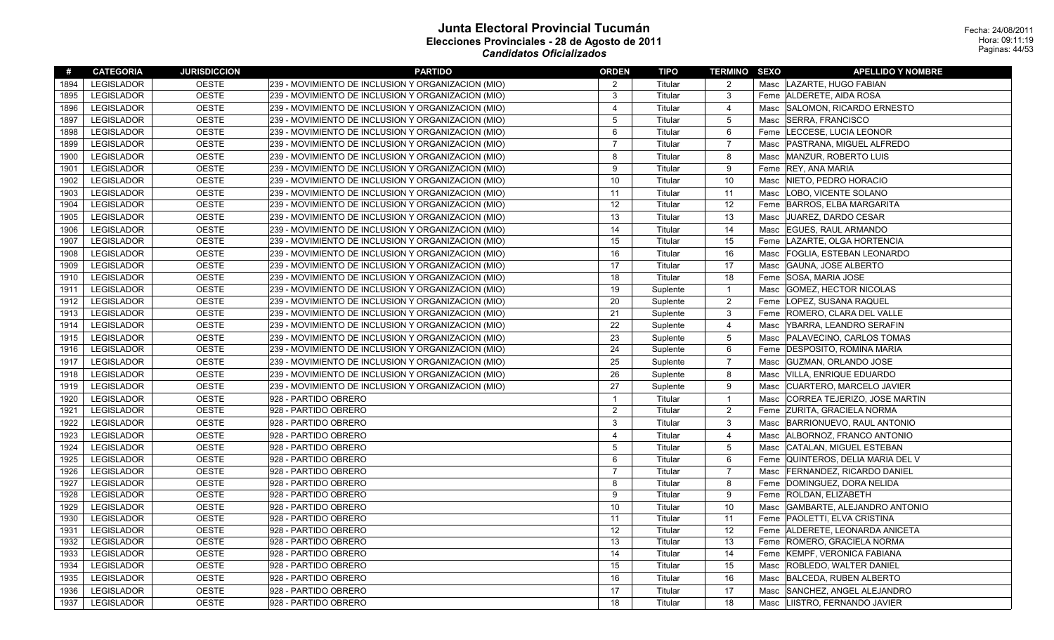# Junta Electoral Provincial Tucumán
## Elecciones Provinciales - 28 de Agosto de 2011
### *Candidatos Oficializados*

Fecha: 24/08/2011
Hora: 09:11:19

| # | CATEGORIA | JURISDICCION | PARTIDO | ORDEN | TIPO | TERMINO | SEXO | APELLIDO Y NOMBRE |
|---|---|---|---|---|---|---|---|---|
| 1894 | LEGISLADOR | OESTE | 239 - MOVIMIENTO DE INCLUSION Y ORGANIZACION (MIO) | 2 | Titular | 2 | Masc | LAZARTE, HUGO FABIAN |
| 1895 | LEGISLADOR | OESTE | 239 - MOVIMIENTO DE INCLUSION Y ORGANIZACION (MIO) | 3 | Titular | 3 | Feme | ALDERETE, AIDA ROSA |
| 1896 | LEGISLADOR | OESTE | 239 - MOVIMIENTO DE INCLUSION Y ORGANIZACION (MIO) | 4 | Titular | 4 | Masc | SALOMON, RICARDO ERNESTO |
| 1897 | LEGISLADOR | OESTE | 239 - MOVIMIENTO DE INCLUSION Y ORGANIZACION (MIO) | 5 | Titular | 5 | Masc | SERRA, FRANCISCO |
| 1898 | LEGISLADOR | OESTE | 239 - MOVIMIENTO DE INCLUSION Y ORGANIZACION (MIO) | 6 | Titular | 6 | Feme | LECCESE, LUCIA LEONOR |
| 1899 | LEGISLADOR | OESTE | 239 - MOVIMIENTO DE INCLUSION Y ORGANIZACION (MIO) | 7 | Titular | 7 | Masc | PASTRANA, MIGUEL ALFREDO |
| 1900 | LEGISLADOR | OESTE | 239 - MOVIMIENTO DE INCLUSION Y ORGANIZACION (MIO) | 8 | Titular | 8 | Masc | MANZUR, ROBERTO LUIS |
| 1901 | LEGISLADOR | OESTE | 239 - MOVIMIENTO DE INCLUSION Y ORGANIZACION (MIO) | 9 | Titular | 9 | Feme | REY, ANA MARIA |
| 1902 | LEGISLADOR | OESTE | 239 - MOVIMIENTO DE INCLUSION Y ORGANIZACION (MIO) | 10 | Titular | 10 | Masc | NIETO, PEDRO HORACIO |
| 1903 | LEGISLADOR | OESTE | 239 - MOVIMIENTO DE INCLUSION Y ORGANIZACION (MIO) | 11 | Titular | 11 | Masc | LOBO, VICENTE SOLANO |
| 1904 | LEGISLADOR | OESTE | 239 - MOVIMIENTO DE INCLUSION Y ORGANIZACION (MIO) | 12 | Titular | 12 | Feme | BARROS, ELBA MARGARITA |
| 1905 | LEGISLADOR | OESTE | 239 - MOVIMIENTO DE INCLUSION Y ORGANIZACION (MIO) | 13 | Titular | 13 | Masc | JUAREZ, DARDO CESAR |
| 1906 | LEGISLADOR | OESTE | 239 - MOVIMIENTO DE INCLUSION Y ORGANIZACION (MIO) | 14 | Titular | 14 | Masc | EGUES, RAUL ARMANDO |
| 1907 | LEGISLADOR | OESTE | 239 - MOVIMIENTO DE INCLUSION Y ORGANIZACION (MIO) | 15 | Titular | 15 | Feme | LAZARTE, OLGA HORTENCIA |
| 1908 | LEGISLADOR | OESTE | 239 - MOVIMIENTO DE INCLUSION Y ORGANIZACION (MIO) | 16 | Titular | 16 | Masc | FOGLIA, ESTEBAN LEONARDO |
| 1909 | LEGISLADOR | OESTE | 239 - MOVIMIENTO DE INCLUSION Y ORGANIZACION (MIO) | 17 | Titular | 17 | Masc | GAUNA, JOSE ALBERTO |
| 1910 | LEGISLADOR | OESTE | 239 - MOVIMIENTO DE INCLUSION Y ORGANIZACION (MIO) | 18 | Titular | 18 | Feme | SOSA, MARIA JOSE |
| 1911 | LEGISLADOR | OESTE | 239 - MOVIMIENTO DE INCLUSION Y ORGANIZACION (MIO) | 19 | Suplente | 1 | Masc | GOMEZ, HECTOR NICOLAS |
| 1912 | LEGISLADOR | OESTE | 239 - MOVIMIENTO DE INCLUSION Y ORGANIZACION (MIO) | 20 | Suplente | 2 | Feme | LOPEZ, SUSANA RAQUEL |
| 1913 | LEGISLADOR | OESTE | 239 - MOVIMIENTO DE INCLUSION Y ORGANIZACION (MIO) | 21 | Suplente | 3 | Feme | ROMERO, CLARA DEL VALLE |
| 1914 | LEGISLADOR | OESTE | 239 - MOVIMIENTO DE INCLUSION Y ORGANIZACION (MIO) | 22 | Suplente | 4 | Masc | YBARRA, LEANDRO SERAFIN |
| 1915 | LEGISLADOR | OESTE | 239 - MOVIMIENTO DE INCLUSION Y ORGANIZACION (MIO) | 23 | Suplente | 5 | Masc | PALAVECINO, CARLOS TOMAS |
| 1916 | LEGISLADOR | OESTE | 239 - MOVIMIENTO DE INCLUSION Y ORGANIZACION (MIO) | 24 | Suplente | 6 | Feme | DESPOSITO, ROMINA MARIA |
| 1917 | LEGISLADOR | OESTE | 239 - MOVIMIENTO DE INCLUSION Y ORGANIZACION (MIO) | 25 | Suplente | 7 | Masc | GUZMAN, ORLANDO JOSE |
| 1918 | LEGISLADOR | OESTE | 239 - MOVIMIENTO DE INCLUSION Y ORGANIZACION (MIO) | 26 | Suplente | 8 | Masc | VILLA, ENRIQUE EDUARDO |
| 1919 | LEGISLADOR | OESTE | 239 - MOVIMIENTO DE INCLUSION Y ORGANIZACION (MIO) | 27 | Suplente | 9 | Masc | CUARTERO, MARCELO JAVIER |
| 1920 | LEGISLADOR | OESTE | 928 - PARTIDO OBRERO | 1 | Titular | 1 | Masc | CORREA TEJERIZO, JOSE MARTIN |
| 1921 | LEGISLADOR | OESTE | 928 - PARTIDO OBRERO | 2 | Titular | 2 | Feme | ZURITA, GRACIELA NORMA |
| 1922 | LEGISLADOR | OESTE | 928 - PARTIDO OBRERO | 3 | Titular | 3 | Masc | BARRIONUEVO, RAUL ANTONIO |
| 1923 | LEGISLADOR | OESTE | 928 - PARTIDO OBRERO | 4 | Titular | 4 | Masc | ALBORNOZ, FRANCO ANTONIO |
| 1924 | LEGISLADOR | OESTE | 928 - PARTIDO OBRERO | 5 | Titular | 5 | Masc | CATALAN, MIGUEL ESTEBAN |
| 1925 | LEGISLADOR | OESTE | 928 - PARTIDO OBRERO | 6 | Titular | 6 | Feme | QUINTEROS, DELIA MARIA DEL V |
| 1926 | LEGISLADOR | OESTE | 928 - PARTIDO OBRERO | 7 | Titular | 7 | Masc | FERNANDEZ, RICARDO DANIEL |
| 1927 | LEGISLADOR | OESTE | 928 - PARTIDO OBRERO | 8 | Titular | 8 | Feme | DOMINGUEZ, DORA NELIDA |
| 1928 | LEGISLADOR | OESTE | 928 - PARTIDO OBRERO | 9 | Titular | 9 | Feme | ROLDAN, ELIZABETH |
| 1929 | LEGISLADOR | OESTE | 928 - PARTIDO OBRERO | 10 | Titular | 10 | Masc | GAMBARTE, ALEJANDRO ANTONIO |
| 1930 | LEGISLADOR | OESTE | 928 - PARTIDO OBRERO | 11 | Titular | 11 | Feme | PAOLETTI, ELVA CRISTINA |
| 1931 | LEGISLADOR | OESTE | 928 - PARTIDO OBRERO | 12 | Titular | 12 | Feme | ALDERETE, LEONARDA ANICETA |
| 1932 | LEGISLADOR | OESTE | 928 - PARTIDO OBRERO | 13 | Titular | 13 | Feme | ROMERO, GRACIELA NORMA |
| 1933 | LEGISLADOR | OESTE | 928 - PARTIDO OBRERO | 14 | Titular | 14 | Feme | KEMPF, VERONICA FABIANA |
| 1934 | LEGISLADOR | OESTE | 928 - PARTIDO OBRERO | 15 | Titular | 15 | Masc | ROBLEDO, WALTER DANIEL |
| 1935 | LEGISLADOR | OESTE | 928 - PARTIDO OBRERO | 16 | Titular | 16 | Masc | BALCEDA, RUBEN ALBERTO |
| 1936 | LEGISLADOR | OESTE | 928 - PARTIDO OBRERO | 17 | Titular | 17 | Masc | SANCHEZ, ANGEL ALEJANDRO |
| 1937 | LEGISLADOR | OESTE | 928 - PARTIDO OBRERO | 18 | Titular | 18 | Masc | LIISTRO, FERNANDO JAVIER |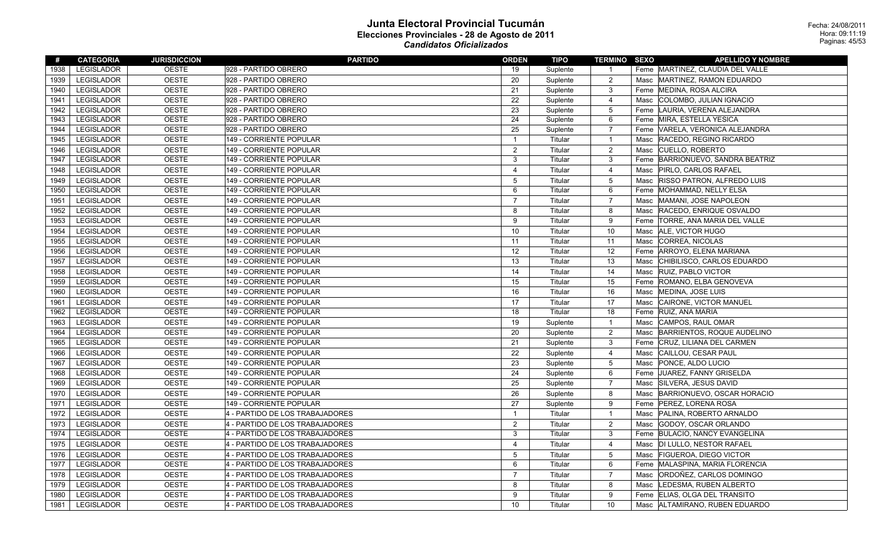# Junta Electoral Provincial Tucumán
## Elecciones Provinciales - 28 de Agosto de 2011
### *Candidatos Oficializados*

Fecha: 24/08/2011
Hora: 09:11:19

| # | CATEGORIA | JURISDICCION | PARTIDO | ORDEN | TIPO | TERMINO | SEXO | APELLIDO Y NOMBRE |
|---|---|---|---|---|---|---|---|---|
| 1938 | LEGISLADOR | OESTE | 928 - PARTIDO OBRERO | 19 | Suplente | 1 | Feme | MARTINEZ, CLAUDIA DEL VALLE |
| 1939 | LEGISLADOR | OESTE | 928 - PARTIDO OBRERO | 20 | Suplente | 2 | Masc | MARTINEZ, RAMON EDUARDO |
| 1940 | LEGISLADOR | OESTE | 928 - PARTIDO OBRERO | 21 | Suplente | 3 | Feme | MEDINA, ROSA ALCIRA |
| 1941 | LEGISLADOR | OESTE | 928 - PARTIDO OBRERO | 22 | Suplente | 4 | Masc | COLOMBO, JULIAN IGNACIO |
| 1942 | LEGISLADOR | OESTE | 928 - PARTIDO OBRERO | 23 | Suplente | 5 | Feme | LAURIA, VERENA ALEJANDRA |
| 1943 | LEGISLADOR | OESTE | 928 - PARTIDO OBRERO | 24 | Suplente | 6 | Feme | MIRA, ESTELLA YESICA |
| 1944 | LEGISLADOR | OESTE | 928 - PARTIDO OBRERO | 25 | Suplente | 7 | Feme | VARELA, VERONICA ALEJANDRA |
| 1945 | LEGISLADOR | OESTE | 149 - CORRIENTE POPULAR | 1 | Titular | 1 | Masc | RACEDO, REGINO RICARDO |
| 1946 | LEGISLADOR | OESTE | 149 - CORRIENTE POPULAR | 2 | Titular | 2 | Masc | CUELLO, ROBERTO |
| 1947 | LEGISLADOR | OESTE | 149 - CORRIENTE POPULAR | 3 | Titular | 3 | Feme | BARRIONUEVO, SANDRA BEATRIZ |
| 1948 | LEGISLADOR | OESTE | 149 - CORRIENTE POPULAR | 4 | Titular | 4 | Masc | PIRLO, CARLOS RAFAEL |
| 1949 | LEGISLADOR | OESTE | 149 - CORRIENTE POPULAR | 5 | Titular | 5 | Masc | RISSO PATRON, ALFREDO LUIS |
| 1950 | LEGISLADOR | OESTE | 149 - CORRIENTE POPULAR | 6 | Titular | 6 | Feme | MOHAMMAD, NELLY ELSA |
| 1951 | LEGISLADOR | OESTE | 149 - CORRIENTE POPULAR | 7 | Titular | 7 | Masc | MAMANI, JOSE NAPOLEON |
| 1952 | LEGISLADOR | OESTE | 149 - CORRIENTE POPULAR | 8 | Titular | 8 | Masc | RACEDO, ENRIQUE OSVALDO |
| 1953 | LEGISLADOR | OESTE | 149 - CORRIENTE POPULAR | 9 | Titular | 9 | Feme | TORRE, ANA MARIA DEL VALLE |
| 1954 | LEGISLADOR | OESTE | 149 - CORRIENTE POPULAR | 10 | Titular | 10 | Masc | ALE, VICTOR HUGO |
| 1955 | LEGISLADOR | OESTE | 149 - CORRIENTE POPULAR | 11 | Titular | 11 | Masc | CORREA, NICOLAS |
| 1956 | LEGISLADOR | OESTE | 149 - CORRIENTE POPULAR | 12 | Titular | 12 | Feme | ARROYO, ELENA MARIANA |
| 1957 | LEGISLADOR | OESTE | 149 - CORRIENTE POPULAR | 13 | Titular | 13 | Masc | CHIBILISCO, CARLOS EDUARDO |
| 1958 | LEGISLADOR | OESTE | 149 - CORRIENTE POPULAR | 14 | Titular | 14 | Masc | RUIZ, PABLO VICTOR |
| 1959 | LEGISLADOR | OESTE | 149 - CORRIENTE POPULAR | 15 | Titular | 15 | Feme | ROMANO, ELBA GENOVEVA |
| 1960 | LEGISLADOR | OESTE | 149 - CORRIENTE POPULAR | 16 | Titular | 16 | Masc | MEDINA, JOSE LUIS |
| 1961 | LEGISLADOR | OESTE | 149 - CORRIENTE POPULAR | 17 | Titular | 17 | Masc | CAIRONE, VICTOR MANUEL |
| 1962 | LEGISLADOR | OESTE | 149 - CORRIENTE POPULAR | 18 | Titular | 18 | Feme | RUIZ, ANA MARIA |
| 1963 | LEGISLADOR | OESTE | 149 - CORRIENTE POPULAR | 19 | Suplente | 1 | Masc | CAMPOS, RAUL OMAR |
| 1964 | LEGISLADOR | OESTE | 149 - CORRIENTE POPULAR | 20 | Suplente | 2 | Masc | BARRIENTOS, ROQUE AUDELINO |
| 1965 | LEGISLADOR | OESTE | 149 - CORRIENTE POPULAR | 21 | Suplente | 3 | Feme | CRUZ, LILIANA DEL CARMEN |
| 1966 | LEGISLADOR | OESTE | 149 - CORRIENTE POPULAR | 22 | Suplente | 4 | Masc | CAILLOU, CESAR PAUL |
| 1967 | LEGISLADOR | OESTE | 149 - CORRIENTE POPULAR | 23 | Suplente | 5 | Masc | PONCE, ALDO LUCIO |
| 1968 | LEGISLADOR | OESTE | 149 - CORRIENTE POPULAR | 24 | Suplente | 6 | Feme | JUAREZ, FANNY GRISELDA |
| 1969 | LEGISLADOR | OESTE | 149 - CORRIENTE POPULAR | 25 | Suplente | 7 | Masc | SILVERA, JESUS DAVID |
| 1970 | LEGISLADOR | OESTE | 149 - CORRIENTE POPULAR | 26 | Suplente | 8 | Masc | BARRIONUEVO, OSCAR HORACIO |
| 1971 | LEGISLADOR | OESTE | 149 - CORRIENTE POPULAR | 27 | Suplente | 9 | Feme | PEREZ, LORENA ROSA |
| 1972 | LEGISLADOR | OESTE | 4 - PARTIDO DE LOS TRABAJADORES | 1 | Titular | 1 | Masc | PALINA, ROBERTO ARNALDO |
| 1973 | LEGISLADOR | OESTE | 4 - PARTIDO DE LOS TRABAJADORES | 2 | Titular | 2 | Masc | GODOY, OSCAR ORLANDO |
| 1974 | LEGISLADOR | OESTE | 4 - PARTIDO DE LOS TRABAJADORES | 3 | Titular | 3 | Feme | BULACIO, NANCY EVANGELINA |
| 1975 | LEGISLADOR | OESTE | 4 - PARTIDO DE LOS TRABAJADORES | 4 | Titular | 4 | Masc | DI LULLO, NESTOR RAFAEL |
| 1976 | LEGISLADOR | OESTE | 4 - PARTIDO DE LOS TRABAJADORES | 5 | Titular | 5 | Masc | FIGUEROA, DIEGO VICTOR |
| 1977 | LEGISLADOR | OESTE | 4 - PARTIDO DE LOS TRABAJADORES | 6 | Titular | 6 | Feme | MALASPINA, MARIA FLORENCIA |
| 1978 | LEGISLADOR | OESTE | 4 - PARTIDO DE LOS TRABAJADORES | 7 | Titular | 7 | Masc | ORDOÑEZ, CARLOS DOMINGO |
| 1979 | LEGISLADOR | OESTE | 4 - PARTIDO DE LOS TRABAJADORES | 8 | Titular | 8 | Masc | LEDESMA, RUBEN ALBERTO |
| 1980 | LEGISLADOR | OESTE | 4 - PARTIDO DE LOS TRABAJADORES | 9 | Titular | 9 | Feme | ELIAS, OLGA DEL TRANSITO |
| 1981 | LEGISLADOR | OESTE | 4 - PARTIDO DE LOS TRABAJADORES | 10 | Titular | 10 | Masc | ALTAMIRANO, RUBEN EDUARDO |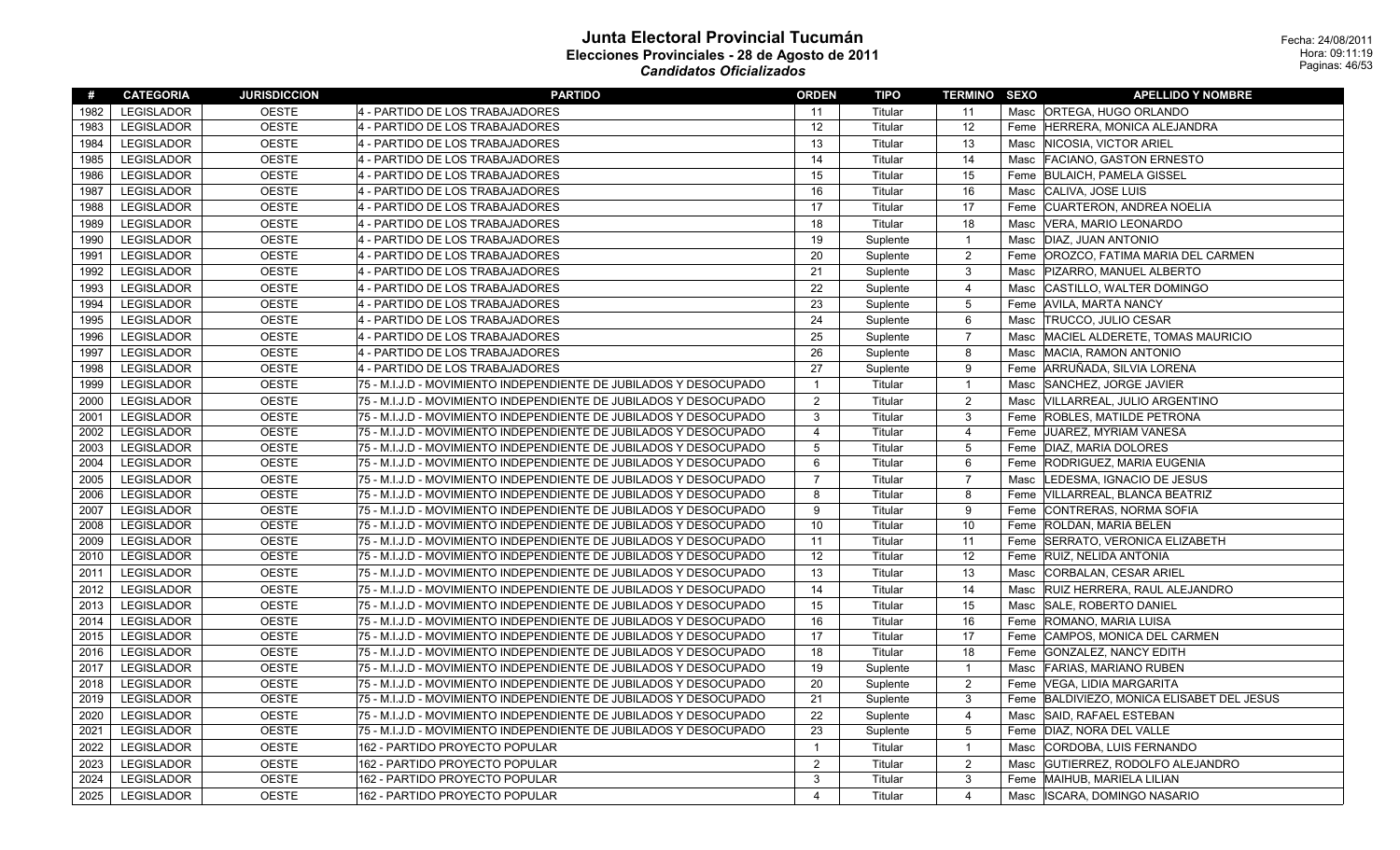# Junta Electoral Provincial Tucumán

## Elecciones Provinciales - 28 de Agosto de 2011

### *Candidatos Oficializados*

Fecha: 24/08/2011
Hora: 09:11:19

| # | CATEGORIA | JURISDICCION | PARTIDO | ORDEN | TIPO | TERMINO | SEXO | APELLIDO Y NOMBRE |
|---|---|---|---|---|---|---|---|---|
| 1982 | LEGISLADOR | OESTE | 4 - PARTIDO DE LOS TRABAJADORES | 11 | Titular | 11 | Masc | ORTEGA, HUGO ORLANDO |
| 1983 | LEGISLADOR | OESTE | 4 - PARTIDO DE LOS TRABAJADORES | 12 | Titular | 12 | Feme | HERRERA, MONICA ALEJANDRA |
| 1984 | LEGISLADOR | OESTE | 4 - PARTIDO DE LOS TRABAJADORES | 13 | Titular | 13 | Masc | NICOSIA, VICTOR ARIEL |
| 1985 | LEGISLADOR | OESTE | 4 - PARTIDO DE LOS TRABAJADORES | 14 | Titular | 14 | Masc | FACIANO, GASTON ERNESTO |
| 1986 | LEGISLADOR | OESTE | 4 - PARTIDO DE LOS TRABAJADORES | 15 | Titular | 15 | Feme | BULAICH, PAMELA GISSEL |
| 1987 | LEGISLADOR | OESTE | 4 - PARTIDO DE LOS TRABAJADORES | 16 | Titular | 16 | Masc | CALIVA, JOSE LUIS |
| 1988 | LEGISLADOR | OESTE | 4 - PARTIDO DE LOS TRABAJADORES | 17 | Titular | 17 | Feme | CUARTERON, ANDREA NOELIA |
| 1989 | LEGISLADOR | OESTE | 4 - PARTIDO DE LOS TRABAJADORES | 18 | Titular | 18 | Masc | VERA, MARIO LEONARDO |
| 1990 | LEGISLADOR | OESTE | 4 - PARTIDO DE LOS TRABAJADORES | 19 | Suplente | 1 | Masc | DIAZ, JUAN ANTONIO |
| 1991 | LEGISLADOR | OESTE | 4 - PARTIDO DE LOS TRABAJADORES | 20 | Suplente | 2 | Feme | OROZCO, FATIMA MARIA DEL CARMEN |
| 1992 | LEGISLADOR | OESTE | 4 - PARTIDO DE LOS TRABAJADORES | 21 | Suplente | 3 | Masc | PIZARRO, MANUEL ALBERTO |
| 1993 | LEGISLADOR | OESTE | 4 - PARTIDO DE LOS TRABAJADORES | 22 | Suplente | 4 | Masc | CASTILLO, WALTER DOMINGO |
| 1994 | LEGISLADOR | OESTE | 4 - PARTIDO DE LOS TRABAJADORES | 23 | Suplente | 5 | Feme | AVILA, MARTA NANCY |
| 1995 | LEGISLADOR | OESTE | 4 - PARTIDO DE LOS TRABAJADORES | 24 | Suplente | 6 | Masc | TRUCCO, JULIO CESAR |
| 1996 | LEGISLADOR | OESTE | 4 - PARTIDO DE LOS TRABAJADORES | 25 | Suplente | 7 | Masc | MACIEL ALDERETE, TOMAS MAURICIO |
| 1997 | LEGISLADOR | OESTE | 4 - PARTIDO DE LOS TRABAJADORES | 26 | Suplente | 8 | Masc | MACIA, RAMON ANTONIO |
| 1998 | LEGISLADOR | OESTE | 4 - PARTIDO DE LOS TRABAJADORES | 27 | Suplente | 9 | Feme | ARRUÑADA, SILVIA LORENA |
| 1999 | LEGISLADOR | OESTE | 75 - M.I.J.D - MOVIMIENTO INDEPENDIENTE DE JUBILADOS Y DESOCUPADO | 1 | Titular | 1 | Masc | SANCHEZ, JORGE JAVIER |
| 2000 | LEGISLADOR | OESTE | 75 - M.I.J.D - MOVIMIENTO INDEPENDIENTE DE JUBILADOS Y DESOCUPADO | 2 | Titular | 2 | Masc | VILLARREAL, JULIO ARGENTINO |
| 2001 | LEGISLADOR | OESTE | 75 - M.I.J.D - MOVIMIENTO INDEPENDIENTE DE JUBILADOS Y DESOCUPADO | 3 | Titular | 3 | Feme | ROBLES, MATILDE PETRONA |
| 2002 | LEGISLADOR | OESTE | 75 - M.I.J.D - MOVIMIENTO INDEPENDIENTE DE JUBILADOS Y DESOCUPADO | 4 | Titular | 4 | Feme | JUAREZ, MYRIAM VANESA |
| 2003 | LEGISLADOR | OESTE | 75 - M.I.J.D - MOVIMIENTO INDEPENDIENTE DE JUBILADOS Y DESOCUPADO | 5 | Titular | 5 | Feme | DIAZ, MARIA DOLORES |
| 2004 | LEGISLADOR | OESTE | 75 - M.I.J.D - MOVIMIENTO INDEPENDIENTE DE JUBILADOS Y DESOCUPADO | 6 | Titular | 6 | Feme | RODRIGUEZ, MARIA EUGENIA |
| 2005 | LEGISLADOR | OESTE | 75 - M.I.J.D - MOVIMIENTO INDEPENDIENTE DE JUBILADOS Y DESOCUPADO | 7 | Titular | 7 | Masc | LEDESMA, IGNACIO DE JESUS |
| 2006 | LEGISLADOR | OESTE | 75 - M.I.J.D - MOVIMIENTO INDEPENDIENTE DE JUBILADOS Y DESOCUPADO | 8 | Titular | 8 | Feme | VILLARREAL, BLANCA BEATRIZ |
| 2007 | LEGISLADOR | OESTE | 75 - M.I.J.D - MOVIMIENTO INDEPENDIENTE DE JUBILADOS Y DESOCUPADO | 9 | Titular | 9 | Feme | CONTRERAS, NORMA SOFIA |
| 2008 | LEGISLADOR | OESTE | 75 - M.I.J.D - MOVIMIENTO INDEPENDIENTE DE JUBILADOS Y DESOCUPADO | 10 | Titular | 10 | Feme | ROLDAN, MARIA BELEN |
| 2009 | LEGISLADOR | OESTE | 75 - M.I.J.D - MOVIMIENTO INDEPENDIENTE DE JUBILADOS Y DESOCUPADO | 11 | Titular | 11 | Feme | SERRATO, VERONICA ELIZABETH |
| 2010 | LEGISLADOR | OESTE | 75 - M.I.J.D - MOVIMIENTO INDEPENDIENTE DE JUBILADOS Y DESOCUPADO | 12 | Titular | 12 | Feme | RUIZ, NELIDA ANTONIA |
| 2011 | LEGISLADOR | OESTE | 75 - M.I.J.D - MOVIMIENTO INDEPENDIENTE DE JUBILADOS Y DESOCUPADO | 13 | Titular | 13 | Masc | CORBALAN, CESAR ARIEL |
| 2012 | LEGISLADOR | OESTE | 75 - M.I.J.D - MOVIMIENTO INDEPENDIENTE DE JUBILADOS Y DESOCUPADO | 14 | Titular | 14 | Masc | RUIZ HERRERA, RAUL ALEJANDRO |
| 2013 | LEGISLADOR | OESTE | 75 - M.I.J.D - MOVIMIENTO INDEPENDIENTE DE JUBILADOS Y DESOCUPADO | 15 | Titular | 15 | Masc | SALE, ROBERTO DANIEL |
| 2014 | LEGISLADOR | OESTE | 75 - M.I.J.D - MOVIMIENTO INDEPENDIENTE DE JUBILADOS Y DESOCUPADO | 16 | Titular | 16 | Feme | ROMANO, MARIA LUISA |
| 2015 | LEGISLADOR | OESTE | 75 - M.I.J.D - MOVIMIENTO INDEPENDIENTE DE JUBILADOS Y DESOCUPADO | 17 | Titular | 17 | Feme | CAMPOS, MONICA DEL CARMEN |
| 2016 | LEGISLADOR | OESTE | 75 - M.I.J.D - MOVIMIENTO INDEPENDIENTE DE JUBILADOS Y DESOCUPADO | 18 | Titular | 18 | Feme | GONZALEZ, NANCY EDITH |
| 2017 | LEGISLADOR | OESTE | 75 - M.I.J.D - MOVIMIENTO INDEPENDIENTE DE JUBILADOS Y DESOCUPADO | 19 | Suplente | 1 | Masc | FARIAS, MARIANO RUBEN |
| 2018 | LEGISLADOR | OESTE | 75 - M.I.J.D - MOVIMIENTO INDEPENDIENTE DE JUBILADOS Y DESOCUPADO | 20 | Suplente | 2 | Feme | VEGA, LIDIA MARGARITA |
| 2019 | LEGISLADOR | OESTE | 75 - M.I.J.D - MOVIMIENTO INDEPENDIENTE DE JUBILADOS Y DESOCUPADO | 21 | Suplente | 3 | Feme | BALDIVIEZO, MONICA ELISABET DEL JESUS |
| 2020 | LEGISLADOR | OESTE | 75 - M.I.J.D - MOVIMIENTO INDEPENDIENTE DE JUBILADOS Y DESOCUPADO | 22 | Suplente | 4 | Masc | SAID, RAFAEL ESTEBAN |
| 2021 | LEGISLADOR | OESTE | 75 - M.I.J.D - MOVIMIENTO INDEPENDIENTE DE JUBILADOS Y DESOCUPADO | 23 | Suplente | 5 | Feme | DIAZ, NORA DEL VALLE |
| 2022 | LEGISLADOR | OESTE | 162 - PARTIDO PROYECTO POPULAR | 1 | Titular | 1 | Masc | CORDOBA, LUIS FERNANDO |
| 2023 | LEGISLADOR | OESTE | 162 - PARTIDO PROYECTO POPULAR | 2 | Titular | 2 | Masc | GUTIERREZ, RODOLFO ALEJANDRO |
| 2024 | LEGISLADOR | OESTE | 162 - PARTIDO PROYECTO POPULAR | 3 | Titular | 3 | Feme | MAIHUB, MARIELA LILIAN |
| 2025 | LEGISLADOR | OESTE | 162 - PARTIDO PROYECTO POPULAR | 4 | Titular | 4 | Masc | ISCARA, DOMINGO NASARIO |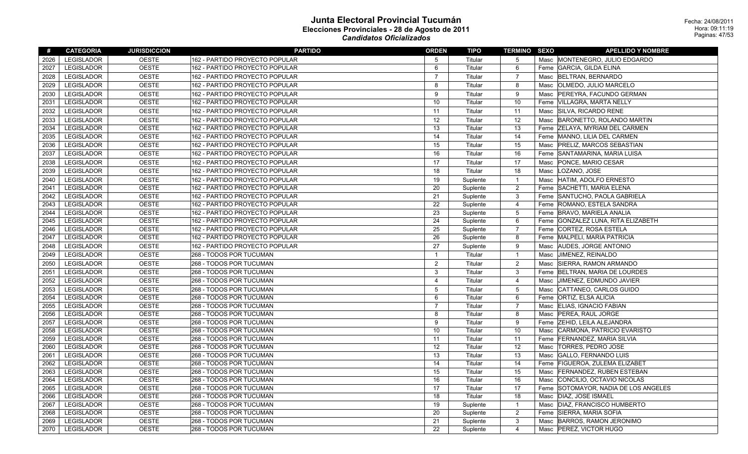# Junta Electoral Provincial Tucumán

## Elecciones Provinciales - 28 de Agosto de 2011

### *Candidatos Oficializados*

Fecha: 24/08/2011
Hora: 09:11:19

| # | CATEGORIA | JURISDICCION | PARTIDO | ORDEN | TIPO | TERMINO | SEXO | APELLIDO Y NOMBRE |
|---|---|---|---|---|---|---|---|---|
| 2026 | LEGISLADOR | OESTE | 162 - PARTIDO PROYECTO POPULAR | 5 | Titular | 5 | Masc | MONTENEGRO, JULIO EDGARDO |
| 2027 | LEGISLADOR | OESTE | 162 - PARTIDO PROYECTO POPULAR | 6 | Titular | 6 | Feme | GARCIA, GILDA ELINA |
| 2028 | LEGISLADOR | OESTE | 162 - PARTIDO PROYECTO POPULAR | 7 | Titular | 7 | Masc | BELTRAN, BERNARDO |
| 2029 | LEGISLADOR | OESTE | 162 - PARTIDO PROYECTO POPULAR | 8 | Titular | 8 | Masc | OLMEDO, JULIO MARCELO |
| 2030 | LEGISLADOR | OESTE | 162 - PARTIDO PROYECTO POPULAR | 9 | Titular | 9 | Masc | PEREYRA, FACUNDO GERMAN |
| 2031 | LEGISLADOR | OESTE | 162 - PARTIDO PROYECTO POPULAR | 10 | Titular | 10 | Feme | VILLAGRA, MARTA NELLY |
| 2032 | LEGISLADOR | OESTE | 162 - PARTIDO PROYECTO POPULAR | 11 | Titular | 11 | Masc | SILVA, RICARDO RENE |
| 2033 | LEGISLADOR | OESTE | 162 - PARTIDO PROYECTO POPULAR | 12 | Titular | 12 | Masc | BARONETTO, ROLANDO MARTIN |
| 2034 | LEGISLADOR | OESTE | 162 - PARTIDO PROYECTO POPULAR | 13 | Titular | 13 | Feme | ZELAYA, MYRIAM DEL CARMEN |
| 2035 | LEGISLADOR | OESTE | 162 - PARTIDO PROYECTO POPULAR | 14 | Titular | 14 | Feme | MANNO, LILIA DEL CARMEN |
| 2036 | LEGISLADOR | OESTE | 162 - PARTIDO PROYECTO POPULAR | 15 | Titular | 15 | Masc | PRELIZ, MARCOS SEBASTIAN |
| 2037 | LEGISLADOR | OESTE | 162 - PARTIDO PROYECTO POPULAR | 16 | Titular | 16 | Feme | SANTAMARINA, MARIA LUISA |
| 2038 | LEGISLADOR | OESTE | 162 - PARTIDO PROYECTO POPULAR | 17 | Titular | 17 | Masc | PONCE, MARIO CESAR |
| 2039 | LEGISLADOR | OESTE | 162 - PARTIDO PROYECTO POPULAR | 18 | Titular | 18 | Masc | LOZANO, JOSE |
| 2040 | LEGISLADOR | OESTE | 162 - PARTIDO PROYECTO POPULAR | 19 | Suplente | 1 | Masc | HATIM, ADOLFO ERNESTO |
| 2041 | LEGISLADOR | OESTE | 162 - PARTIDO PROYECTO POPULAR | 20 | Suplente | 2 | Feme | SACHETTI, MARIA ELENA |
| 2042 | LEGISLADOR | OESTE | 162 - PARTIDO PROYECTO POPULAR | 21 | Suplente | 3 | Feme | SANTUCHO, PAOLA GABRIELA |
| 2043 | LEGISLADOR | OESTE | 162 - PARTIDO PROYECTO POPULAR | 22 | Suplente | 4 | Feme | ROMANO, ESTELA SANDRA |
| 2044 | LEGISLADOR | OESTE | 162 - PARTIDO PROYECTO POPULAR | 23 | Suplente | 5 | Feme | BRAVO, MARIELA ANALIA |
| 2045 | LEGISLADOR | OESTE | 162 - PARTIDO PROYECTO POPULAR | 24 | Suplente | 6 | Feme | GONZALEZ LUNA, RITA ELIZABETH |
| 2046 | LEGISLADOR | OESTE | 162 - PARTIDO PROYECTO POPULAR | 25 | Suplente | 7 | Feme | CORTEZ, ROSA ESTELA |
| 2047 | LEGISLADOR | OESTE | 162 - PARTIDO PROYECTO POPULAR | 26 | Suplente | 8 | Feme | MALPELI, MARIA PATRICIA |
| 2048 | LEGISLADOR | OESTE | 162 - PARTIDO PROYECTO POPULAR | 27 | Suplente | 9 | Masc | AUDES, JORGE ANTONIO |
| 2049 | LEGISLADOR | OESTE | 268 - TODOS POR TUCUMAN | 1 | Titular | 1 | Masc | JIMENEZ, REINALDO |
| 2050 | LEGISLADOR | OESTE | 268 - TODOS POR TUCUMAN | 2 | Titular | 2 | Masc | SIERRA, RAMON ARMANDO |
| 2051 | LEGISLADOR | OESTE | 268 - TODOS POR TUCUMAN | 3 | Titular | 3 | Feme | BELTRAN, MARIA DE LOURDES |
| 2052 | LEGISLADOR | OESTE | 268 - TODOS POR TUCUMAN | 4 | Titular | 4 | Masc | JIMENEZ, EDMUNDO JAVIER |
| 2053 | LEGISLADOR | OESTE | 268 - TODOS POR TUCUMAN | 5 | Titular | 5 | Masc | CATTANEO, CARLOS GUIDO |
| 2054 | LEGISLADOR | OESTE | 268 - TODOS POR TUCUMAN | 6 | Titular | 6 | Feme | ORTIZ, ELSA ALICIA |
| 2055 | LEGISLADOR | OESTE | 268 - TODOS POR TUCUMAN | 7 | Titular | 7 | Masc | ELIAS, IGNACIO FABIAN |
| 2056 | LEGISLADOR | OESTE | 268 - TODOS POR TUCUMAN | 8 | Titular | 8 | Masc | PEREA, RAUL JORGE |
| 2057 | LEGISLADOR | OESTE | 268 - TODOS POR TUCUMAN | 9 | Titular | 9 | Feme | ZEHID, LEILA ALEJANDRA |
| 2058 | LEGISLADOR | OESTE | 268 - TODOS POR TUCUMAN | 10 | Titular | 10 | Masc | CARMONA, PATRICIO EVARISTO |
| 2059 | LEGISLADOR | OESTE | 268 - TODOS POR TUCUMAN | 11 | Titular | 11 | Feme | FERNANDEZ, MARIA SILVIA |
| 2060 | LEGISLADOR | OESTE | 268 - TODOS POR TUCUMAN | 12 | Titular | 12 | Masc | TORRES, PEDRO JOSE |
| 2061 | LEGISLADOR | OESTE | 268 - TODOS POR TUCUMAN | 13 | Titular | 13 | Masc | GALLO, FERNANDO LUIS |
| 2062 | LEGISLADOR | OESTE | 268 - TODOS POR TUCUMAN | 14 | Titular | 14 | Feme | FIGUEROA, ZULEMA ELIZABET |
| 2063 | LEGISLADOR | OESTE | 268 - TODOS POR TUCUMAN | 15 | Titular | 15 | Masc | FERNANDEZ, RUBEN ESTEBAN |
| 2064 | LEGISLADOR | OESTE | 268 - TODOS POR TUCUMAN | 16 | Titular | 16 | Masc | CONCILIO, OCTAVIO NICOLAS |
| 2065 | LEGISLADOR | OESTE | 268 - TODOS POR TUCUMAN | 17 | Titular | 17 | Feme | SOTOMAYOR, NADIA DE LOS ANGELES |
| 2066 | LEGISLADOR | OESTE | 268 - TODOS POR TUCUMAN | 18 | Titular | 18 | Masc | DIAZ, JOSE ISMAEL |
| 2067 | LEGISLADOR | OESTE | 268 - TODOS POR TUCUMAN | 19 | Suplente | 1 | Masc | DIAZ, FRANCISCO HUMBERTO |
| 2068 | LEGISLADOR | OESTE | 268 - TODOS POR TUCUMAN | 20 | Suplente | 2 | Feme | SIERRA, MARIA SOFIA |
| 2069 | LEGISLADOR | OESTE | 268 - TODOS POR TUCUMAN | 21 | Suplente | 3 | Masc | BARROS, RAMON JERONIMO |
| 2070 | LEGISLADOR | OESTE | 268 - TODOS POR TUCUMAN | 22 | Suplente | 4 | Masc | PEREZ, VICTOR HUGO |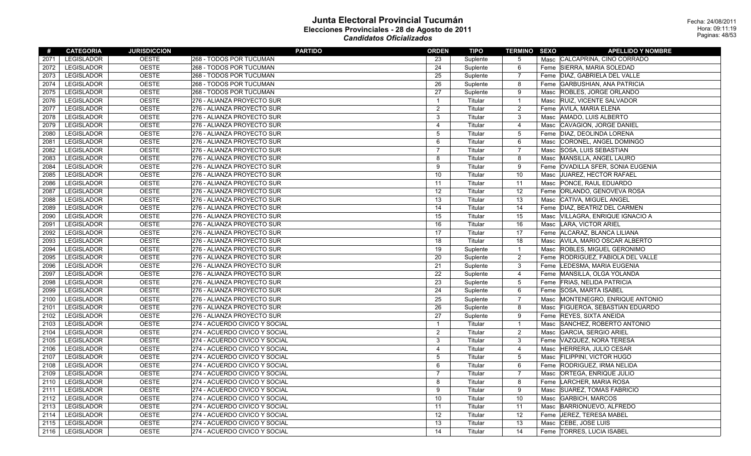# Junta Electoral Provincial Tucumán

## Elecciones Provinciales - 28 de Agosto de 2011

### *Candidatos Oficializados*

Fecha: 24/08/2011
Hora: 09:11:19

| # | CATEGORIA | JURISDICCION | PARTIDO | ORDEN | TIPO | TERMINO | SEXO | APELLIDO Y NOMBRE |
|---|---|---|---|---|---|---|---|---|
| 2071 | LEGISLADOR | OESTE | 268 - TODOS POR TUCUMAN | 23 | Suplente | 5 | Masc | CALCAPRINA, CINO CORRADO |
| 2072 | LEGISLADOR | OESTE | 268 - TODOS POR TUCUMAN | 24 | Suplente | 6 | Feme | SIERRA, MARIA SOLEDAD |
| 2073 | LEGISLADOR | OESTE | 268 - TODOS POR TUCUMAN | 25 | Suplente | 7 | Feme | DIAZ, GABRIELA DEL VALLE |
| 2074 | LEGISLADOR | OESTE | 268 - TODOS POR TUCUMAN | 26 | Suplente | 8 | Feme | GARBUSHIAN, ANA PATRICIA |
| 2075 | LEGISLADOR | OESTE | 268 - TODOS POR TUCUMAN | 27 | Suplente | 9 | Masc | ROBLES, JORGE ORLANDO |
| 2076 | LEGISLADOR | OESTE | 276 - ALIANZA PROYECTO SUR | 1 | Titular | 1 | Masc | RUIZ, VICENTE SALVADOR |
| 2077 | LEGISLADOR | OESTE | 276 - ALIANZA PROYECTO SUR | 2 | Titular | 2 | Feme | AVILA, MARIA ELENA |
| 2078 | LEGISLADOR | OESTE | 276 - ALIANZA PROYECTO SUR | 3 | Titular | 3 | Masc | AMADO, LUIS ALBERTO |
| 2079 | LEGISLADOR | OESTE | 276 - ALIANZA PROYECTO SUR | 4 | Titular | 4 | Masc | CAVAGION, JORGE DANIEL |
| 2080 | LEGISLADOR | OESTE | 276 - ALIANZA PROYECTO SUR | 5 | Titular | 5 | Feme | DIAZ, DEOLINDA LORENA |
| 2081 | LEGISLADOR | OESTE | 276 - ALIANZA PROYECTO SUR | 6 | Titular | 6 | Masc | CORONEL, ANGEL DOMINGO |
| 2082 | LEGISLADOR | OESTE | 276 - ALIANZA PROYECTO SUR | 7 | Titular | 7 | Masc | SOSA, LUIS SEBASTIAN |
| 2083 | LEGISLADOR | OESTE | 276 - ALIANZA PROYECTO SUR | 8 | Titular | 8 | Masc | MANSILLA, ANGEL LAURO |
| 2084 | LEGISLADOR | OESTE | 276 - ALIANZA PROYECTO SUR | 9 | Titular | 9 | Feme | OVADILLA SFER, SONIA EUGENIA |
| 2085 | LEGISLADOR | OESTE | 276 - ALIANZA PROYECTO SUR | 10 | Titular | 10 | Masc | JUAREZ, HECTOR RAFAEL |
| 2086 | LEGISLADOR | OESTE | 276 - ALIANZA PROYECTO SUR | 11 | Titular | 11 | Masc | PONCE, RAUL EDUARDO |
| 2087 | LEGISLADOR | OESTE | 276 - ALIANZA PROYECTO SUR | 12 | Titular | 12 | Feme | ORLANDO, GENOVEVA ROSA |
| 2088 | LEGISLADOR | OESTE | 276 - ALIANZA PROYECTO SUR | 13 | Titular | 13 | Masc | CATIVA, MIGUEL ANGEL |
| 2089 | LEGISLADOR | OESTE | 276 - ALIANZA PROYECTO SUR | 14 | Titular | 14 | Feme | DIAZ, BEATRIZ DEL CARMEN |
| 2090 | LEGISLADOR | OESTE | 276 - ALIANZA PROYECTO SUR | 15 | Titular | 15 | Masc | VILLAGRA, ENRIQUE IGNACIO A |
| 2091 | LEGISLADOR | OESTE | 276 - ALIANZA PROYECTO SUR | 16 | Titular | 16 | Masc | LARA, VICTOR ARIEL |
| 2092 | LEGISLADOR | OESTE | 276 - ALIANZA PROYECTO SUR | 17 | Titular | 17 | Feme | ALCARAZ, BLANCA LILIANA |
| 2093 | LEGISLADOR | OESTE | 276 - ALIANZA PROYECTO SUR | 18 | Titular | 18 | Masc | AVILA, MARIO OSCAR ALBERTO |
| 2094 | LEGISLADOR | OESTE | 276 - ALIANZA PROYECTO SUR | 19 | Suplente | 1 | Masc | ROBLES, MIGUEL GERONIMO |
| 2095 | LEGISLADOR | OESTE | 276 - ALIANZA PROYECTO SUR | 20 | Suplente | 2 | Feme | RODRIGUEZ, FABIOLA DEL VALLE |
| 2096 | LEGISLADOR | OESTE | 276 - ALIANZA PROYECTO SUR | 21 | Suplente | 3 | Feme | LEDESMA, MARIA EUGENIA |
| 2097 | LEGISLADOR | OESTE | 276 - ALIANZA PROYECTO SUR | 22 | Suplente | 4 | Feme | MANSILLA, OLGA YOLANDA |
| 2098 | LEGISLADOR | OESTE | 276 - ALIANZA PROYECTO SUR | 23 | Suplente | 5 | Feme | FRIAS, NELIDA PATRICIA |
| 2099 | LEGISLADOR | OESTE | 276 - ALIANZA PROYECTO SUR | 24 | Suplente | 6 | Feme | SOSA, MARTA ISABEL |
| 2100 | LEGISLADOR | OESTE | 276 - ALIANZA PROYECTO SUR | 25 | Suplente | 7 | Masc | MONTENEGRO, ENRIQUE ANTONIO |
| 2101 | LEGISLADOR | OESTE | 276 - ALIANZA PROYECTO SUR | 26 | Suplente | 8 | Masc | FIGUEROA, SEBASTIAN EDUARDO |
| 2102 | LEGISLADOR | OESTE | 276 - ALIANZA PROYECTO SUR | 27 | Suplente | 9 | Feme | REYES, SIXTA ANEIDA |
| 2103 | LEGISLADOR | OESTE | 274 - ACUERDO CIVICO Y SOCIAL | 1 | Titular | 1 | Masc | SANCHEZ, ROBERTO ANTONIO |
| 2104 | LEGISLADOR | OESTE | 274 - ACUERDO CIVICO Y SOCIAL | 2 | Titular | 2 | Masc | GARCIA, SERGIO ARIEL |
| 2105 | LEGISLADOR | OESTE | 274 - ACUERDO CIVICO Y SOCIAL | 3 | Titular | 3 | Feme | VAZQUEZ, NORA TERESA |
| 2106 | LEGISLADOR | OESTE | 274 - ACUERDO CIVICO Y SOCIAL | 4 | Titular | 4 | Masc | HERRERA, JULIO CESAR |
| 2107 | LEGISLADOR | OESTE | 274 - ACUERDO CIVICO Y SOCIAL | 5 | Titular | 5 | Masc | FILIPPINI, VICTOR HUGO |
| 2108 | LEGISLADOR | OESTE | 274 - ACUERDO CIVICO Y SOCIAL | 6 | Titular | 6 | Feme | RODRIGUEZ, IRMA NELIDA |
| 2109 | LEGISLADOR | OESTE | 274 - ACUERDO CIVICO Y SOCIAL | 7 | Titular | 7 | Masc | ORTEGA, ENRIQUE JULIO |
| 2110 | LEGISLADOR | OESTE | 274 - ACUERDO CIVICO Y SOCIAL | 8 | Titular | 8 | Feme | LARCHER, MARIA ROSA |
| 2111 | LEGISLADOR | OESTE | 274 - ACUERDO CIVICO Y SOCIAL | 9 | Titular | 9 | Masc | SUAREZ, TOMAS FABRICIO |
| 2112 | LEGISLADOR | OESTE | 274 - ACUERDO CIVICO Y SOCIAL | 10 | Titular | 10 | Masc | GARBICH, MARCOS |
| 2113 | LEGISLADOR | OESTE | 274 - ACUERDO CIVICO Y SOCIAL | 11 | Titular | 11 | Masc | BARRIONUEVO, ALFREDO |
| 2114 | LEGISLADOR | OESTE | 274 - ACUERDO CIVICO Y SOCIAL | 12 | Titular | 12 | Feme | JEREZ, TERESA MABEL |
| 2115 | LEGISLADOR | OESTE | 274 - ACUERDO CIVICO Y SOCIAL | 13 | Titular | 13 | Masc | CEBE, JOSE LUIS |
| 2116 | LEGISLADOR | OESTE | 274 - ACUERDO CIVICO Y SOCIAL | 14 | Titular | 14 | Feme | TORRES, LUCIA ISABEL |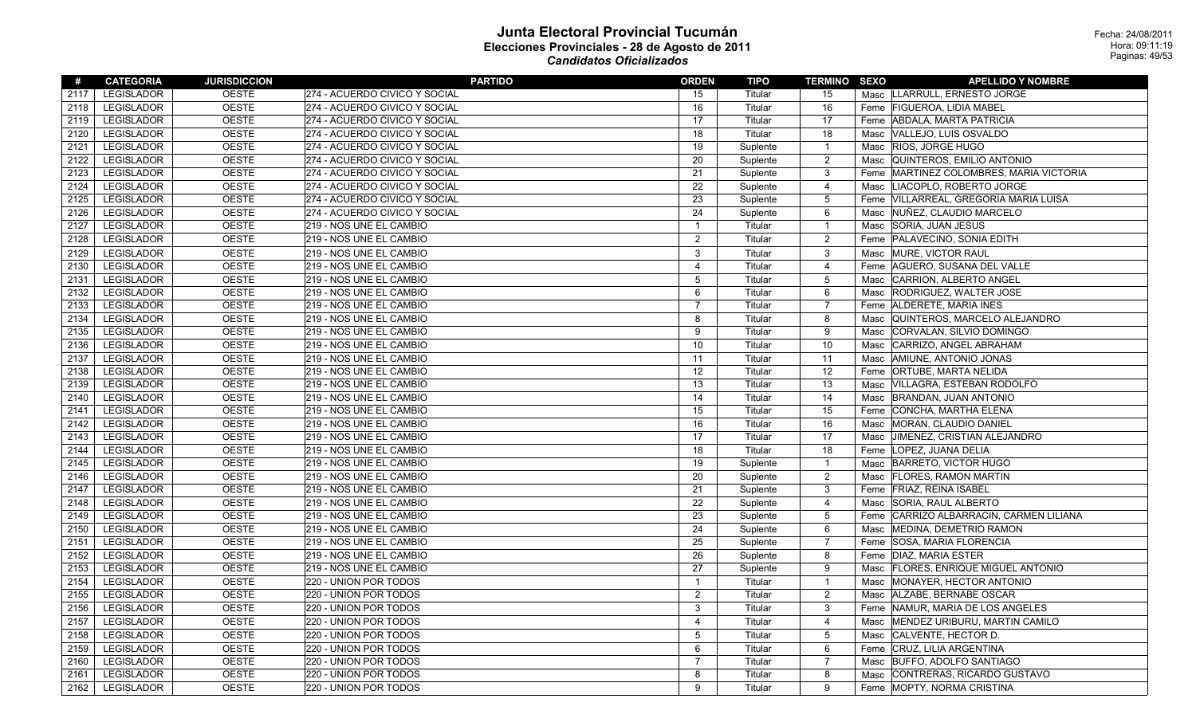# Junta Electoral Provincial Tucumán

## Elecciones Provinciales - 28 de Agosto de 2011

### *Candidatos Oficializados*

Fecha: 24/08/2011
Hora: 09:11:19

| # | CATEGORIA | JURISDICCION | PARTIDO | ORDEN | TIPO | TERMINO | SEXO | APELLIDO Y NOMBRE |
|---|---|---|---|---|---|---|---|---|
| 2117 | LEGISLADOR | OESTE | 274 - ACUERDO CIVICO Y SOCIAL | 15 | Titular | 15 | Masc | LLARRULL, ERNESTO JORGE |
| 2118 | LEGISLADOR | OESTE | 274 - ACUERDO CIVICO Y SOCIAL | 16 | Titular | 16 | Feme | FIGUEROA, LIDIA MABEL |
| 2119 | LEGISLADOR | OESTE | 274 - ACUERDO CIVICO Y SOCIAL | 17 | Titular | 17 | Feme | ABDALA, MARTA PATRICIA |
| 2120 | LEGISLADOR | OESTE | 274 - ACUERDO CIVICO Y SOCIAL | 18 | Titular | 18 | Masc | VALLEJO, LUIS OSVALDO |
| 2121 | LEGISLADOR | OESTE | 274 - ACUERDO CIVICO Y SOCIAL | 19 | Suplente | 1 | Masc | RIOS, JORGE HUGO |
| 2122 | LEGISLADOR | OESTE | 274 - ACUERDO CIVICO Y SOCIAL | 20 | Suplente | 2 | Masc | QUINTEROS, EMILIO ANTONIO |
| 2123 | LEGISLADOR | OESTE | 274 - ACUERDO CIVICO Y SOCIAL | 21 | Suplente | 3 | Feme | MARTINEZ COLOMBRES, MARIA VICTORIA |
| 2124 | LEGISLADOR | OESTE | 274 - ACUERDO CIVICO Y SOCIAL | 22 | Suplente | 4 | Masc | LIACOPLO, ROBERTO JORGE |
| 2125 | LEGISLADOR | OESTE | 274 - ACUERDO CIVICO Y SOCIAL | 23 | Suplente | 5 | Feme | VILLARREAL, GREGORIA MARIA LUISA |
| 2126 | LEGISLADOR | OESTE | 274 - ACUERDO CIVICO Y SOCIAL | 24 | Suplente | 6 | Masc | NUÑEZ, CLAUDIO MARCELO |
| 2127 | LEGISLADOR | OESTE | 219 - NOS UNE EL CAMBIO | 1 | Titular | 1 | Masc | SORIA, JUAN JESUS |
| 2128 | LEGISLADOR | OESTE | 219 - NOS UNE EL CAMBIO | 2 | Titular | 2 | Feme | PALAVECINO, SONIA EDITH |
| 2129 | LEGISLADOR | OESTE | 219 - NOS UNE EL CAMBIO | 3 | Titular | 3 | Masc | MURE, VICTOR RAUL |
| 2130 | LEGISLADOR | OESTE | 219 - NOS UNE EL CAMBIO | 4 | Titular | 4 | Feme | AGUERO, SUSANA DEL VALLE |
| 2131 | LEGISLADOR | OESTE | 219 - NOS UNE EL CAMBIO | 5 | Titular | 5 | Masc | CARRION, ALBERTO ANGEL |
| 2132 | LEGISLADOR | OESTE | 219 - NOS UNE EL CAMBIO | 6 | Titular | 6 | Masc | RODRIGUEZ, WALTER JOSE |
| 2133 | LEGISLADOR | OESTE | 219 - NOS UNE EL CAMBIO | 7 | Titular | 7 | Feme | ALDERETE, MARIA INES |
| 2134 | LEGISLADOR | OESTE | 219 - NOS UNE EL CAMBIO | 8 | Titular | 8 | Masc | QUINTEROS, MARCELO ALEJANDRO |
| 2135 | LEGISLADOR | OESTE | 219 - NOS UNE EL CAMBIO | 9 | Titular | 9 | Masc | CORVALAN, SILVIO DOMINGO |
| 2136 | LEGISLADOR | OESTE | 219 - NOS UNE EL CAMBIO | 10 | Titular | 10 | Masc | CARRIZO, ANGEL ABRAHAM |
| 2137 | LEGISLADOR | OESTE | 219 - NOS UNE EL CAMBIO | 11 | Titular | 11 | Masc | AMIUNE, ANTONIO JONAS |
| 2138 | LEGISLADOR | OESTE | 219 - NOS UNE EL CAMBIO | 12 | Titular | 12 | Feme | ORTUBE, MARTA NELIDA |
| 2139 | LEGISLADOR | OESTE | 219 - NOS UNE EL CAMBIO | 13 | Titular | 13 | Masc | VILLAGRA, ESTEBAN RODOLFO |
| 2140 | LEGISLADOR | OESTE | 219 - NOS UNE EL CAMBIO | 14 | Titular | 14 | Masc | BRANDAN, JUAN ANTONIO |
| 2141 | LEGISLADOR | OESTE | 219 - NOS UNE EL CAMBIO | 15 | Titular | 15 | Feme | CONCHA, MARTHA ELENA |
| 2142 | LEGISLADOR | OESTE | 219 - NOS UNE EL CAMBIO | 16 | Titular | 16 | Masc | MORAN, CLAUDIO DANIEL |
| 2143 | LEGISLADOR | OESTE | 219 - NOS UNE EL CAMBIO | 17 | Titular | 17 | Masc | JIMENEZ, CRISTIAN ALEJANDRO |
| 2144 | LEGISLADOR | OESTE | 219 - NOS UNE EL CAMBIO | 18 | Titular | 18 | Feme | LOPEZ, JUANA DELIA |
| 2145 | LEGISLADOR | OESTE | 219 - NOS UNE EL CAMBIO | 19 | Suplente | 1 | Masc | BARRETO, VICTOR HUGO |
| 2146 | LEGISLADOR | OESTE | 219 - NOS UNE EL CAMBIO | 20 | Suplente | 2 | Masc | FLORES, RAMON MARTIN |
| 2147 | LEGISLADOR | OESTE | 219 - NOS UNE EL CAMBIO | 21 | Suplente | 3 | Feme | FRIAZ, REINA ISABEL |
| 2148 | LEGISLADOR | OESTE | 219 - NOS UNE EL CAMBIO | 22 | Suplente | 4 | Masc | SORIA, RAUL ALBERTO |
| 2149 | LEGISLADOR | OESTE | 219 - NOS UNE EL CAMBIO | 23 | Suplente | 5 | Feme | CARRIZO ALBARRACIN, CARMEN LILIANA |
| 2150 | LEGISLADOR | OESTE | 219 - NOS UNE EL CAMBIO | 24 | Suplente | 6 | Masc | MEDINA, DEMETRIO RAMON |
| 2151 | LEGISLADOR | OESTE | 219 - NOS UNE EL CAMBIO | 25 | Suplente | 7 | Feme | SOSA, MARIA FLORENCIA |
| 2152 | LEGISLADOR | OESTE | 219 - NOS UNE EL CAMBIO | 26 | Suplente | 8 | Feme | DIAZ, MARIA ESTER |
| 2153 | LEGISLADOR | OESTE | 219 - NOS UNE EL CAMBIO | 27 | Suplente | 9 | Masc | FLORES, ENRIQUE MIGUEL ANTONIO |
| 2154 | LEGISLADOR | OESTE | 220 - UNION POR TODOS | 1 | Titular | 1 | Masc | MONAYER, HECTOR ANTONIO |
| 2155 | LEGISLADOR | OESTE | 220 - UNION POR TODOS | 2 | Titular | 2 | Masc | ALZABE, BERNABE OSCAR |
| 2156 | LEGISLADOR | OESTE | 220 - UNION POR TODOS | 3 | Titular | 3 | Feme | NAMUR, MARIA DE LOS ANGELES |
| 2157 | LEGISLADOR | OESTE | 220 - UNION POR TODOS | 4 | Titular | 4 | Masc | MENDEZ URIBURU, MARTIN CAMILO |
| 2158 | LEGISLADOR | OESTE | 220 - UNION POR TODOS | 5 | Titular | 5 | Masc | CALVENTE, HECTOR D. |
| 2159 | LEGISLADOR | OESTE | 220 - UNION POR TODOS | 6 | Titular | 6 | Feme | CRUZ, LILIA ARGENTINA |
| 2160 | LEGISLADOR | OESTE | 220 - UNION POR TODOS | 7 | Titular | 7 | Masc | BUFFO, ADOLFO SANTIAGO |
| 2161 | LEGISLADOR | OESTE | 220 - UNION POR TODOS | 8 | Titular | 8 | Masc | CONTRERAS, RICARDO GUSTAVO |
| 2162 | LEGISLADOR | OESTE | 220 - UNION POR TODOS | 9 | Titular | 9 | Feme | MOPTY, NORMA CRISTINA |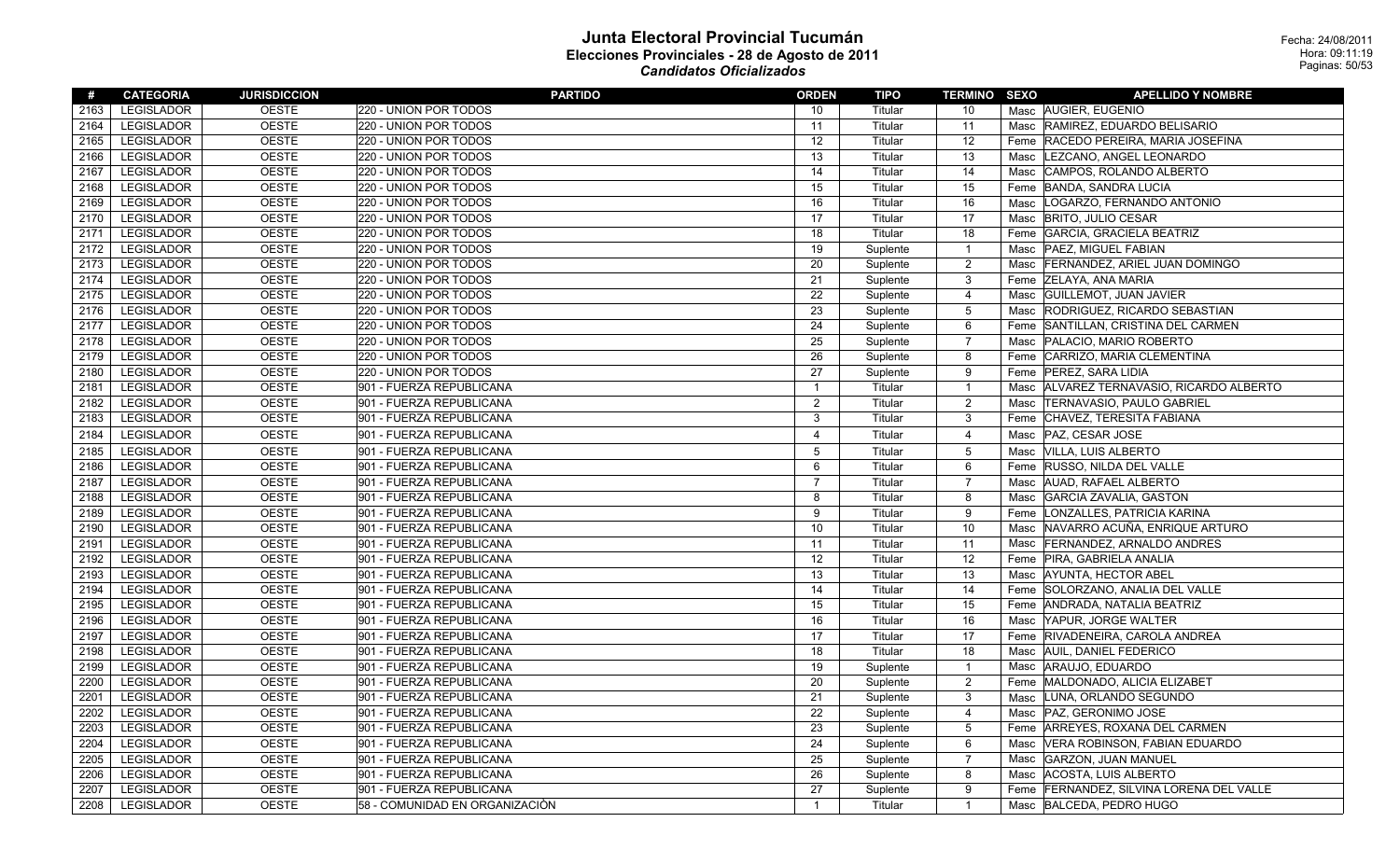# Junta Electoral Provincial Tucumán

## Elecciones Provinciales - 28 de Agosto de 2011

### *Candidatos Oficializados*

Fecha: 24/08/2011
Hora: 09:11:19

| # | CATEGORIA | JURISDICCION | PARTIDO | ORDEN | TIPO | TERMINO | SEXO | APELLIDO Y NOMBRE |
|---|---|---|---|---|---|---|---|---|
| 2163 | LEGISLADOR | OESTE | 220 - UNION POR TODOS | 10 | Titular | 10 | Masc | AUGIER, EUGENIO |
| 2164 | LEGISLADOR | OESTE | 220 - UNION POR TODOS | 11 | Titular | 11 | Masc | RAMIREZ, EDUARDO BELISARIO |
| 2165 | LEGISLADOR | OESTE | 220 - UNION POR TODOS | 12 | Titular | 12 | Feme | RACEDO PEREIRA, MARIA JOSEFINA |
| 2166 | LEGISLADOR | OESTE | 220 - UNION POR TODOS | 13 | Titular | 13 | Masc | LEZCANO, ANGEL LEONARDO |
| 2167 | LEGISLADOR | OESTE | 220 - UNION POR TODOS | 14 | Titular | 14 | Masc | CAMPOS, ROLANDO ALBERTO |
| 2168 | LEGISLADOR | OESTE | 220 - UNION POR TODOS | 15 | Titular | 15 | Feme | BANDA, SANDRA LUCIA |
| 2169 | LEGISLADOR | OESTE | 220 - UNION POR TODOS | 16 | Titular | 16 | Masc | LOGARZO, FERNANDO ANTONIO |
| 2170 | LEGISLADOR | OESTE | 220 - UNION POR TODOS | 17 | Titular | 17 | Masc | BRITO, JULIO CESAR |
| 2171 | LEGISLADOR | OESTE | 220 - UNION POR TODOS | 18 | Titular | 18 | Feme | GARCIA, GRACIELA BEATRIZ |
| 2172 | LEGISLADOR | OESTE | 220 - UNION POR TODOS | 19 | Suplente | 1 | Masc | PAEZ, MIGUEL FABIAN |
| 2173 | LEGISLADOR | OESTE | 220 - UNION POR TODOS | 20 | Suplente | 2 | Masc | FERNANDEZ, ARIEL JUAN DOMINGO |
| 2174 | LEGISLADOR | OESTE | 220 - UNION POR TODOS | 21 | Suplente | 3 | Feme | ZELAYA, ANA MARIA |
| 2175 | LEGISLADOR | OESTE | 220 - UNION POR TODOS | 22 | Suplente | 4 | Masc | GUILLEMOT, JUAN JAVIER |
| 2176 | LEGISLADOR | OESTE | 220 - UNION POR TODOS | 23 | Suplente | 5 | Masc | RODRIGUEZ, RICARDO SEBASTIAN |
| 2177 | LEGISLADOR | OESTE | 220 - UNION POR TODOS | 24 | Suplente | 6 | Feme | SANTILLAN, CRISTINA DEL CARMEN |
| 2178 | LEGISLADOR | OESTE | 220 - UNION POR TODOS | 25 | Suplente | 7 | Masc | PALACIO, MARIO ROBERTO |
| 2179 | LEGISLADOR | OESTE | 220 - UNION POR TODOS | 26 | Suplente | 8 | Feme | CARRIZO, MARIA CLEMENTINA |
| 2180 | LEGISLADOR | OESTE | 220 - UNION POR TODOS | 27 | Suplente | 9 | Feme | PEREZ, SARA LIDIA |
| 2181 | LEGISLADOR | OESTE | 901 - FUERZA REPUBLICANA | 1 | Titular | 1 | Masc | ALVAREZ TERNAVASIO, RICARDO ALBERTO |
| 2182 | LEGISLADOR | OESTE | 901 - FUERZA REPUBLICANA | 2 | Titular | 2 | Masc | TERNAVASIO, PAULO GABRIEL |
| 2183 | LEGISLADOR | OESTE | 901 - FUERZA REPUBLICANA | 3 | Titular | 3 | Feme | CHAVEZ, TERESITA FABIANA |
| 2184 | LEGISLADOR | OESTE | 901 - FUERZA REPUBLICANA | 4 | Titular | 4 | Masc | PAZ, CESAR JOSE |
| 2185 | LEGISLADOR | OESTE | 901 - FUERZA REPUBLICANA | 5 | Titular | 5 | Masc | VILLA, LUIS ALBERTO |
| 2186 | LEGISLADOR | OESTE | 901 - FUERZA REPUBLICANA | 6 | Titular | 6 | Feme | RUSSO, NILDA DEL VALLE |
| 2187 | LEGISLADOR | OESTE | 901 - FUERZA REPUBLICANA | 7 | Titular | 7 | Masc | AUAD, RAFAEL ALBERTO |
| 2188 | LEGISLADOR | OESTE | 901 - FUERZA REPUBLICANA | 8 | Titular | 8 | Masc | GARCIA ZAVALIA, GASTON |
| 2189 | LEGISLADOR | OESTE | 901 - FUERZA REPUBLICANA | 9 | Titular | 9 | Feme | LONZALLES, PATRICIA KARINA |
| 2190 | LEGISLADOR | OESTE | 901 - FUERZA REPUBLICANA | 10 | Titular | 10 | Masc | NAVARRO ACUÑA, ENRIQUE ARTURO |
| 2191 | LEGISLADOR | OESTE | 901 - FUERZA REPUBLICANA | 11 | Titular | 11 | Masc | FERNANDEZ, ARNALDO ANDRES |
| 2192 | LEGISLADOR | OESTE | 901 - FUERZA REPUBLICANA | 12 | Titular | 12 | Feme | PIRA, GABRIELA ANALIA |
| 2193 | LEGISLADOR | OESTE | 901 - FUERZA REPUBLICANA | 13 | Titular | 13 | Masc | AYUNTA, HECTOR ABEL |
| 2194 | LEGISLADOR | OESTE | 901 - FUERZA REPUBLICANA | 14 | Titular | 14 | Feme | SOLORZANO, ANALIA DEL VALLE |
| 2195 | LEGISLADOR | OESTE | 901 - FUERZA REPUBLICANA | 15 | Titular | 15 | Feme | ANDRADA, NATALIA BEATRIZ |
| 2196 | LEGISLADOR | OESTE | 901 - FUERZA REPUBLICANA | 16 | Titular | 16 | Masc | YAPUR, JORGE WALTER |
| 2197 | LEGISLADOR | OESTE | 901 - FUERZA REPUBLICANA | 17 | Titular | 17 | Feme | RIVADENEIRA, CAROLA ANDREA |
| 2198 | LEGISLADOR | OESTE | 901 - FUERZA REPUBLICANA | 18 | Titular | 18 | Masc | AUIL, DANIEL FEDERICO |
| 2199 | LEGISLADOR | OESTE | 901 - FUERZA REPUBLICANA | 19 | Suplente | 1 | Masc | ARAUJO, EDUARDO |
| 2200 | LEGISLADOR | OESTE | 901 - FUERZA REPUBLICANA | 20 | Suplente | 2 | Feme | MALDONADO, ALICIA ELIZABET |
| 2201 | LEGISLADOR | OESTE | 901 - FUERZA REPUBLICANA | 21 | Suplente | 3 | Masc | LUNA, ORLANDO SEGUNDO |
| 2202 | LEGISLADOR | OESTE | 901 - FUERZA REPUBLICANA | 22 | Suplente | 4 | Masc | PAZ, GERONIMO JOSE |
| 2203 | LEGISLADOR | OESTE | 901 - FUERZA REPUBLICANA | 23 | Suplente | 5 | Feme | ARREYES, ROXANA DEL CARMEN |
| 2204 | LEGISLADOR | OESTE | 901 - FUERZA REPUBLICANA | 24 | Suplente | 6 | Masc | VERA ROBINSON, FABIAN EDUARDO |
| 2205 | LEGISLADOR | OESTE | 901 - FUERZA REPUBLICANA | 25 | Suplente | 7 | Masc | GARZON, JUAN MANUEL |
| 2206 | LEGISLADOR | OESTE | 901 - FUERZA REPUBLICANA | 26 | Suplente | 8 | Masc | ACOSTA, LUIS ALBERTO |
| 2207 | LEGISLADOR | OESTE | 901 - FUERZA REPUBLICANA | 27 | Suplente | 9 | Feme | FERNANDEZ, SILVINA LORENA DEL VALLE |
| 2208 | LEGISLADOR | OESTE | 58 - COMUNIDAD EN ORGANIZACIÒN | 1 | Titular | 1 | Masc | BALCEDA, PEDRO HUGO |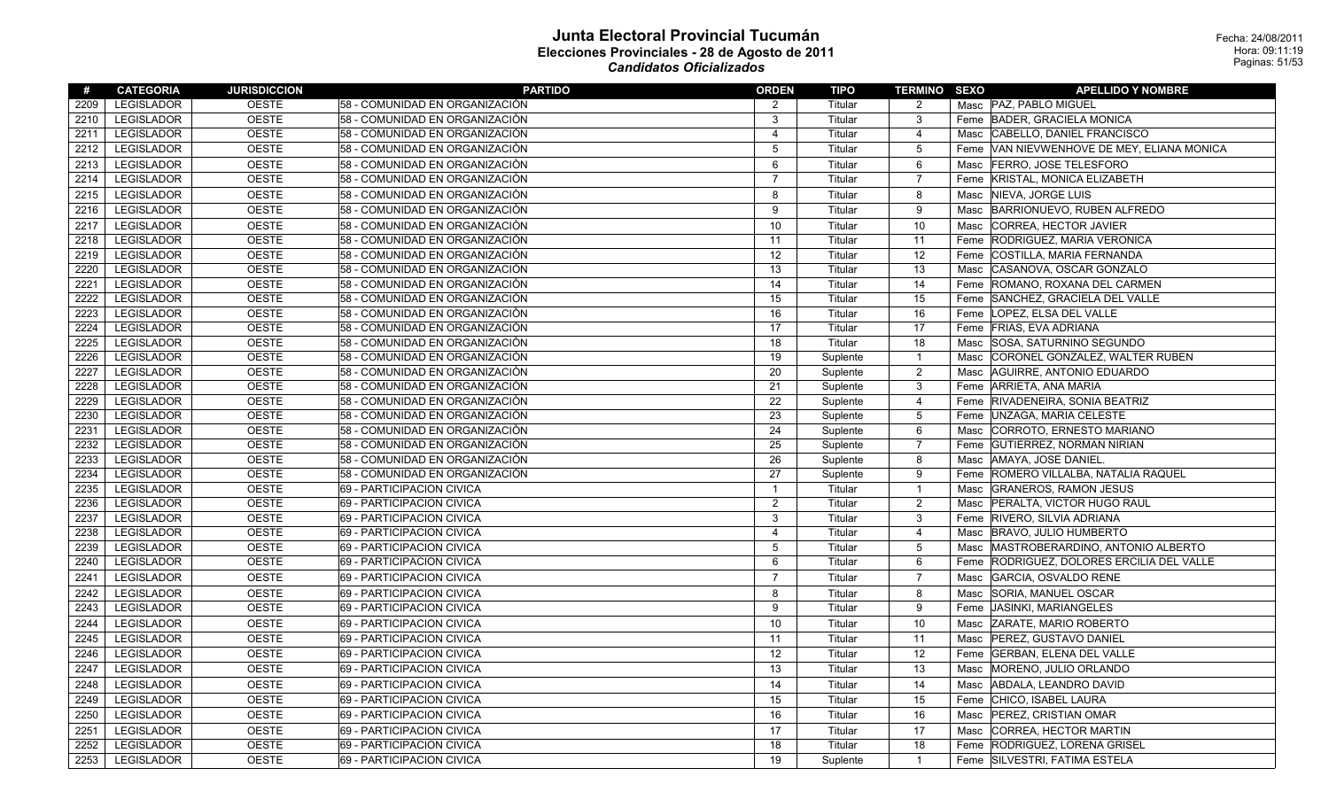# Junta Electoral Provincial Tucumán

## Elecciones Provinciales - 28 de Agosto de 2011

### *Candidatos Oficializados*

Fecha: 24/08/2011
Hora: 09:11:19

| # | CATEGORIA | JURISDICCION | PARTIDO | ORDEN | TIPO | TERMINO | SEXO | APELLIDO Y NOMBRE |
|---|---|---|---|---|---|---|---|---|
| 2209 | LEGISLADOR | OESTE | 58 - COMUNIDAD EN ORGANIZACIÒN | 2 | Titular | 2 | Masc | PAZ, PABLO MIGUEL |
| 2210 | LEGISLADOR | OESTE | 58 - COMUNIDAD EN ORGANIZACIÒN | 3 | Titular | 3 | Feme | BADER, GRACIELA MONICA |
| 2211 | LEGISLADOR | OESTE | 58 - COMUNIDAD EN ORGANIZACIÒN | 4 | Titular | 4 | Masc | CABELLO, DANIEL FRANCISCO |
| 2212 | LEGISLADOR | OESTE | 58 - COMUNIDAD EN ORGANIZACIÒN | 5 | Titular | 5 | Feme | VAN NIEVWENHOVE DE MEY, ELIANA MONICA |
| 2213 | LEGISLADOR | OESTE | 58 - COMUNIDAD EN ORGANIZACIÒN | 6 | Titular | 6 | Masc | FERRO, JOSE TELESFORO |
| 2214 | LEGISLADOR | OESTE | 58 - COMUNIDAD EN ORGANIZACIÒN | 7 | Titular | 7 | Feme | KRISTAL, MONICA ELIZABETH |
| 2215 | LEGISLADOR | OESTE | 58 - COMUNIDAD EN ORGANIZACIÒN | 8 | Titular | 8 | Masc | NIEVA, JORGE LUIS |
| 2216 | LEGISLADOR | OESTE | 58 - COMUNIDAD EN ORGANIZACIÒN | 9 | Titular | 9 | Masc | BARRIONUEVO, RUBEN ALFREDO |
| 2217 | LEGISLADOR | OESTE | 58 - COMUNIDAD EN ORGANIZACIÒN | 10 | Titular | 10 | Masc | CORREA, HECTOR JAVIER |
| 2218 | LEGISLADOR | OESTE | 58 - COMUNIDAD EN ORGANIZACIÒN | 11 | Titular | 11 | Feme | RODRIGUEZ, MARIA VERONICA |
| 2219 | LEGISLADOR | OESTE | 58 - COMUNIDAD EN ORGANIZACIÒN | 12 | Titular | 12 | Feme | COSTILLA, MARIA FERNANDA |
| 2220 | LEGISLADOR | OESTE | 58 - COMUNIDAD EN ORGANIZACIÒN | 13 | Titular | 13 | Masc | CASANOVA, OSCAR GONZALO |
| 2221 | LEGISLADOR | OESTE | 58 - COMUNIDAD EN ORGANIZACIÒN | 14 | Titular | 14 | Feme | ROMANO, ROXANA DEL CARMEN |
| 2222 | LEGISLADOR | OESTE | 58 - COMUNIDAD EN ORGANIZACIÒN | 15 | Titular | 15 | Feme | SANCHEZ, GRACIELA DEL VALLE |
| 2223 | LEGISLADOR | OESTE | 58 - COMUNIDAD EN ORGANIZACIÒN | 16 | Titular | 16 | Feme | LOPEZ, ELSA DEL VALLE |
| 2224 | LEGISLADOR | OESTE | 58 - COMUNIDAD EN ORGANIZACIÒN | 17 | Titular | 17 | Feme | FRIAS, EVA ADRIANA |
| 2225 | LEGISLADOR | OESTE | 58 - COMUNIDAD EN ORGANIZACIÒN | 18 | Titular | 18 | Masc | SOSA, SATURNINO SEGUNDO |
| 2226 | LEGISLADOR | OESTE | 58 - COMUNIDAD EN ORGANIZACIÒN | 19 | Suplente | 1 | Masc | CORONEL GONZALEZ, WALTER RUBEN |
| 2227 | LEGISLADOR | OESTE | 58 - COMUNIDAD EN ORGANIZACIÒN | 20 | Suplente | 2 | Masc | AGUIRRE, ANTONIO EDUARDO |
| 2228 | LEGISLADOR | OESTE | 58 - COMUNIDAD EN ORGANIZACIÒN | 21 | Suplente | 3 | Feme | ARRIETA, ANA MARIA |
| 2229 | LEGISLADOR | OESTE | 58 - COMUNIDAD EN ORGANIZACIÒN | 22 | Suplente | 4 | Feme | RIVADENEIRA, SONIA BEATRIZ |
| 2230 | LEGISLADOR | OESTE | 58 - COMUNIDAD EN ORGANIZACIÒN | 23 | Suplente | 5 | Feme | UNZAGA, MARIA CELESTE |
| 2231 | LEGISLADOR | OESTE | 58 - COMUNIDAD EN ORGANIZACIÒN | 24 | Suplente | 6 | Masc | CORROTO, ERNESTO MARIANO |
| 2232 | LEGISLADOR | OESTE | 58 - COMUNIDAD EN ORGANIZACIÒN | 25 | Suplente | 7 | Feme | GUTIERREZ, NORMAN NIRIAN |
| 2233 | LEGISLADOR | OESTE | 58 - COMUNIDAD EN ORGANIZACIÒN | 26 | Suplente | 8 | Masc | AMAYA, JOSE DANIEL. |
| 2234 | LEGISLADOR | OESTE | 58 - COMUNIDAD EN ORGANIZACIÒN | 27 | Suplente | 9 | Feme | ROMERO VILLALBA, NATALIA RAQUEL |
| 2235 | LEGISLADOR | OESTE | 69 - PARTICIPACION CIVICA | 1 | Titular | 1 | Masc | GRANEROS, RAMON JESUS |
| 2236 | LEGISLADOR | OESTE | 69 - PARTICIPACION CIVICA | 2 | Titular | 2 | Masc | PERALTA, VICTOR HUGO RAUL |
| 2237 | LEGISLADOR | OESTE | 69 - PARTICIPACION CIVICA | 3 | Titular | 3 | Feme | RIVERO, SILVIA ADRIANA |
| 2238 | LEGISLADOR | OESTE | 69 - PARTICIPACION CIVICA | 4 | Titular | 4 | Masc | BRAVO, JULIO HUMBERTO |
| 2239 | LEGISLADOR | OESTE | 69 - PARTICIPACION CIVICA | 5 | Titular | 5 | Masc | MASTROBERARDINO, ANTONIO ALBERTO |
| 2240 | LEGISLADOR | OESTE | 69 - PARTICIPACION CIVICA | 6 | Titular | 6 | Feme | RODRIGUEZ, DOLORES ERCILIA DEL VALLE |
| 2241 | LEGISLADOR | OESTE | 69 - PARTICIPACION CIVICA | 7 | Titular | 7 | Masc | GARCIA, OSVALDO RENE |
| 2242 | LEGISLADOR | OESTE | 69 - PARTICIPACION CIVICA | 8 | Titular | 8 | Masc | SORIA, MANUEL OSCAR |
| 2243 | LEGISLADOR | OESTE | 69 - PARTICIPACION CIVICA | 9 | Titular | 9 | Feme | JASINKI, MARIANGELES |
| 2244 | LEGISLADOR | OESTE | 69 - PARTICIPACION CIVICA | 10 | Titular | 10 | Masc | ZARATE, MARIO ROBERTO |
| 2245 | LEGISLADOR | OESTE | 69 - PARTICIPACION CIVICA | 11 | Titular | 11 | Masc | PEREZ, GUSTAVO DANIEL |
| 2246 | LEGISLADOR | OESTE | 69 - PARTICIPACION CIVICA | 12 | Titular | 12 | Feme | GERBAN, ELENA DEL VALLE |
| 2247 | LEGISLADOR | OESTE | 69 - PARTICIPACION CIVICA | 13 | Titular | 13 | Masc | MORENO, JULIO ORLANDO |
| 2248 | LEGISLADOR | OESTE | 69 - PARTICIPACION CIVICA | 14 | Titular | 14 | Masc | ABDALA, LEANDRO DAVID |
| 2249 | LEGISLADOR | OESTE | 69 - PARTICIPACION CIVICA | 15 | Titular | 15 | Feme | CHICO, ISABEL LAURA |
| 2250 | LEGISLADOR | OESTE | 69 - PARTICIPACION CIVICA | 16 | Titular | 16 | Masc | PEREZ, CRISTIAN OMAR |
| 2251 | LEGISLADOR | OESTE | 69 - PARTICIPACION CIVICA | 17 | Titular | 17 | Masc | CORREA, HECTOR MARTIN |
| 2252 | LEGISLADOR | OESTE | 69 - PARTICIPACION CIVICA | 18 | Titular | 18 | Feme | RODRIGUEZ, LORENA GRISEL |
| 2253 | LEGISLADOR | OESTE | 69 - PARTICIPACION CIVICA | 19 | Suplente | 1 | Feme | SILVESTRI, FATIMA ESTELA |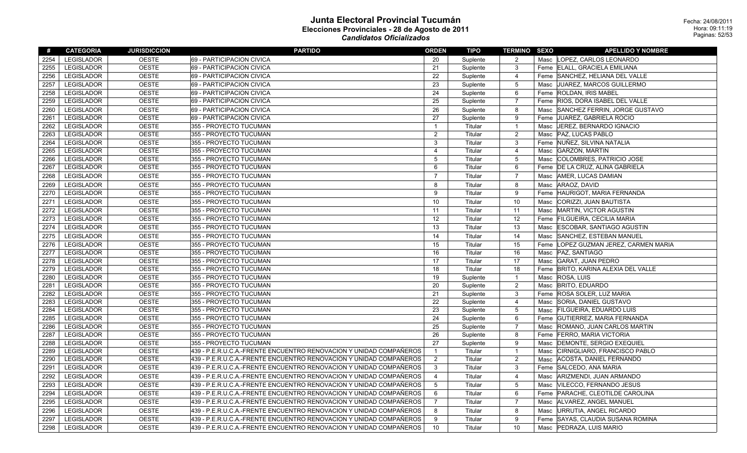# Junta Electoral Provincial Tucumán

## Elecciones Provinciales - 28 de Agosto de 2011

### *Candidatos Oficializados*

Fecha: 24/08/2011
Hora: 09:11:19

| # | CATEGORIA | JURISDICCION | PARTIDO | ORDEN | TIPO | TERMINO | SEXO | APELLIDO Y NOMBRE |
|---|---|---|---|---|---|---|---|---|
| 2254 | LEGISLADOR | OESTE | 69 - PARTICIPACION CIVICA | 20 | Suplente | 2 | Masc | LOPEZ, CARLOS LEONARDO |
| 2255 | LEGISLADOR | OESTE | 69 - PARTICIPACION CIVICA | 21 | Suplente | 3 | Feme | ELALL, GRACIELA EMILIANA |
| 2256 | LEGISLADOR | OESTE | 69 - PARTICIPACION CIVICA | 22 | Suplente | 4 | Feme | SANCHEZ, HELIANA DEL VALLE |
| 2257 | LEGISLADOR | OESTE | 69 - PARTICIPACION CIVICA | 23 | Suplente | 5 | Masc | JUAREZ, MARCOS GUILLERMO |
| 2258 | LEGISLADOR | OESTE | 69 - PARTICIPACION CIVICA | 24 | Suplente | 6 | Feme | ROLDAN, IRIS MABEL |
| 2259 | LEGISLADOR | OESTE | 69 - PARTICIPACION CIVICA | 25 | Suplente | 7 | Feme | RIOS, DORA ISABEL DEL VALLE |
| 2260 | LEGISLADOR | OESTE | 69 - PARTICIPACION CIVICA | 26 | Suplente | 8 | Masc | SANCHEZ FERRIN, JORGE GUSTAVO |
| 2261 | LEGISLADOR | OESTE | 69 - PARTICIPACION CIVICA | 27 | Suplente | 9 | Feme | JUAREZ, GABRIELA ROCIO |
| 2262 | LEGISLADOR | OESTE | 355 - PROYECTO TUCUMAN | 1 | Titular | 1 | Masc | JEREZ, BERNARDO IGNACIO |
| 2263 | LEGISLADOR | OESTE | 355 - PROYECTO TUCUMAN | 2 | Titular | 2 | Masc | PAZ, LUCAS PABLO |
| 2264 | LEGISLADOR | OESTE | 355 - PROYECTO TUCUMAN | 3 | Titular | 3 | Feme | NUÑEZ, SILVINA NATALIA |
| 2265 | LEGISLADOR | OESTE | 355 - PROYECTO TUCUMAN | 4 | Titular | 4 | Masc | GARZON, MARTIN |
| 2266 | LEGISLADOR | OESTE | 355 - PROYECTO TUCUMAN | 5 | Titular | 5 | Masc | COLOMBRES, PATRICIO JOSE |
| 2267 | LEGISLADOR | OESTE | 355 - PROYECTO TUCUMAN | 6 | Titular | 6 | Feme | DE LA CRUZ, ALINA GABRIELA |
| 2268 | LEGISLADOR | OESTE | 355 - PROYECTO TUCUMAN | 7 | Titular | 7 | Masc | AMER, LUCAS DAMIAN |
| 2269 | LEGISLADOR | OESTE | 355 - PROYECTO TUCUMAN | 8 | Titular | 8 | Masc | ARAOZ, DAVID |
| 2270 | LEGISLADOR | OESTE | 355 - PROYECTO TUCUMAN | 9 | Titular | 9 | Feme | HAURIGOT, MARIA FERNANDA |
| 2271 | LEGISLADOR | OESTE | 355 - PROYECTO TUCUMAN | 10 | Titular | 10 | Masc | CORIZZI, JUAN BAUTISTA |
| 2272 | LEGISLADOR | OESTE | 355 - PROYECTO TUCUMAN | 11 | Titular | 11 | Masc | MARTIN, VICTOR AGUSTIN |
| 2273 | LEGISLADOR | OESTE | 355 - PROYECTO TUCUMAN | 12 | Titular | 12 | Feme | FILGUEIRA, CECILIA MARIA |
| 2274 | LEGISLADOR | OESTE | 355 - PROYECTO TUCUMAN | 13 | Titular | 13 | Masc | ESCOBAR, SANTIAGO AGUSTIN |
| 2275 | LEGISLADOR | OESTE | 355 - PROYECTO TUCUMAN | 14 | Titular | 14 | Masc | SANCHEZ, ESTEBAN MANUEL |
| 2276 | LEGISLADOR | OESTE | 355 - PROYECTO TUCUMAN | 15 | Titular | 15 | Feme | LOPEZ GUZMAN JEREZ, CARMEN MARIA |
| 2277 | LEGISLADOR | OESTE | 355 - PROYECTO TUCUMAN | 16 | Titular | 16 | Masc | PAZ, SANTIAGO |
| 2278 | LEGISLADOR | OESTE | 355 - PROYECTO TUCUMAN | 17 | Titular | 17 | Masc | GARAT, JUAN PEDRO |
| 2279 | LEGISLADOR | OESTE | 355 - PROYECTO TUCUMAN | 18 | Titular | 18 | Feme | BRITO, KARINA ALEXIA DEL VALLE |
| 2280 | LEGISLADOR | OESTE | 355 - PROYECTO TUCUMAN | 19 | Suplente | 1 | Masc | ROSA, LUIS |
| 2281 | LEGISLADOR | OESTE | 355 - PROYECTO TUCUMAN | 20 | Suplente | 2 | Masc | BRITO, EDUARDO |
| 2282 | LEGISLADOR | OESTE | 355 - PROYECTO TUCUMAN | 21 | Suplente | 3 | Feme | ROSA SOLER, LUZ MARIA |
| 2283 | LEGISLADOR | OESTE | 355 - PROYECTO TUCUMAN | 22 | Suplente | 4 | Masc | SORIA, DANIEL GUSTAVO |
| 2284 | LEGISLADOR | OESTE | 355 - PROYECTO TUCUMAN | 23 | Suplente | 5 | Masc | FILGUEIRA, EDUARDO LUIS |
| 2285 | LEGISLADOR | OESTE | 355 - PROYECTO TUCUMAN | 24 | Suplente | 6 | Feme | GUTIERREZ, MARIA FERNANDA |
| 2286 | LEGISLADOR | OESTE | 355 - PROYECTO TUCUMAN | 25 | Suplente | 7 | Masc | ROMANO, JUAN CARLOS MARTIN |
| 2287 | LEGISLADOR | OESTE | 355 - PROYECTO TUCUMAN | 26 | Suplente | 8 | Feme | FERRO, MARIA VICTORIA |
| 2288 | LEGISLADOR | OESTE | 355 - PROYECTO TUCUMAN | 27 | Suplente | 9 | Masc | DEMONTE, SERGIO EXEQUIEL |
| 2289 | LEGISLADOR | OESTE | 439 - P.E.R.U.C.A.-FRENTE ENCUENTRO RENOVACION Y UNIDAD COMPAÑEROS | 1 | Titular | 1 | Masc | CIRNIGLIARO, FRANCISCO PABLO |
| 2290 | LEGISLADOR | OESTE | 439 - P.E.R.U.C.A.-FRENTE ENCUENTRO RENOVACION Y UNIDAD COMPAÑEROS | 2 | Titular | 2 | Masc | ACOSTA, DANIEL FERNANDO |
| 2291 | LEGISLADOR | OESTE | 439 - P.E.R.U.C.A.-FRENTE ENCUENTRO RENOVACION Y UNIDAD COMPAÑEROS | 3 | Titular | 3 | Feme | SALCEDO, ANA MARIA |
| 2292 | LEGISLADOR | OESTE | 439 - P.E.R.U.C.A.-FRENTE ENCUENTRO RENOVACION Y UNIDAD COMPAÑEROS | 4 | Titular | 4 | Masc | ARIZMENDI, JUAN ARMANDO |
| 2293 | LEGISLADOR | OESTE | 439 - P.E.R.U.C.A.-FRENTE ENCUENTRO RENOVACION Y UNIDAD COMPAÑEROS | 5 | Titular | 5 | Masc | VILECCO, FERNANDO JESUS |
| 2294 | LEGISLADOR | OESTE | 439 - P.E.R.U.C.A.-FRENTE ENCUENTRO RENOVACION Y UNIDAD COMPAÑEROS | 6 | Titular | 6 | Feme | PARACHE, CLEOTILDE CAROLINA |
| 2295 | LEGISLADOR | OESTE | 439 - P.E.R.U.C.A.-FRENTE ENCUENTRO RENOVACION Y UNIDAD COMPAÑEROS | 7 | Titular | 7 | Masc | ALVAREZ, ANGEL MANUEL |
| 2296 | LEGISLADOR | OESTE | 439 - P.E.R.U.C.A.-FRENTE ENCUENTRO RENOVACION Y UNIDAD COMPAÑEROS | 8 | Titular | 8 | Masc | URRUTIA, ANGEL RICARDO |
| 2297 | LEGISLADOR | OESTE | 439 - P.E.R.U.C.A.-FRENTE ENCUENTRO RENOVACION Y UNIDAD COMPAÑEROS | 9 | Titular | 9 | Feme | SAYAS, CLAUDIA SUSANA ROMINA |
| 2298 | LEGISLADOR | OESTE | 439 - P.E.R.U.C.A.-FRENTE ENCUENTRO RENOVACION Y UNIDAD COMPAÑEROS | 10 | Titular | 10 | Masc | PEDRAZA, LUIS MARIO |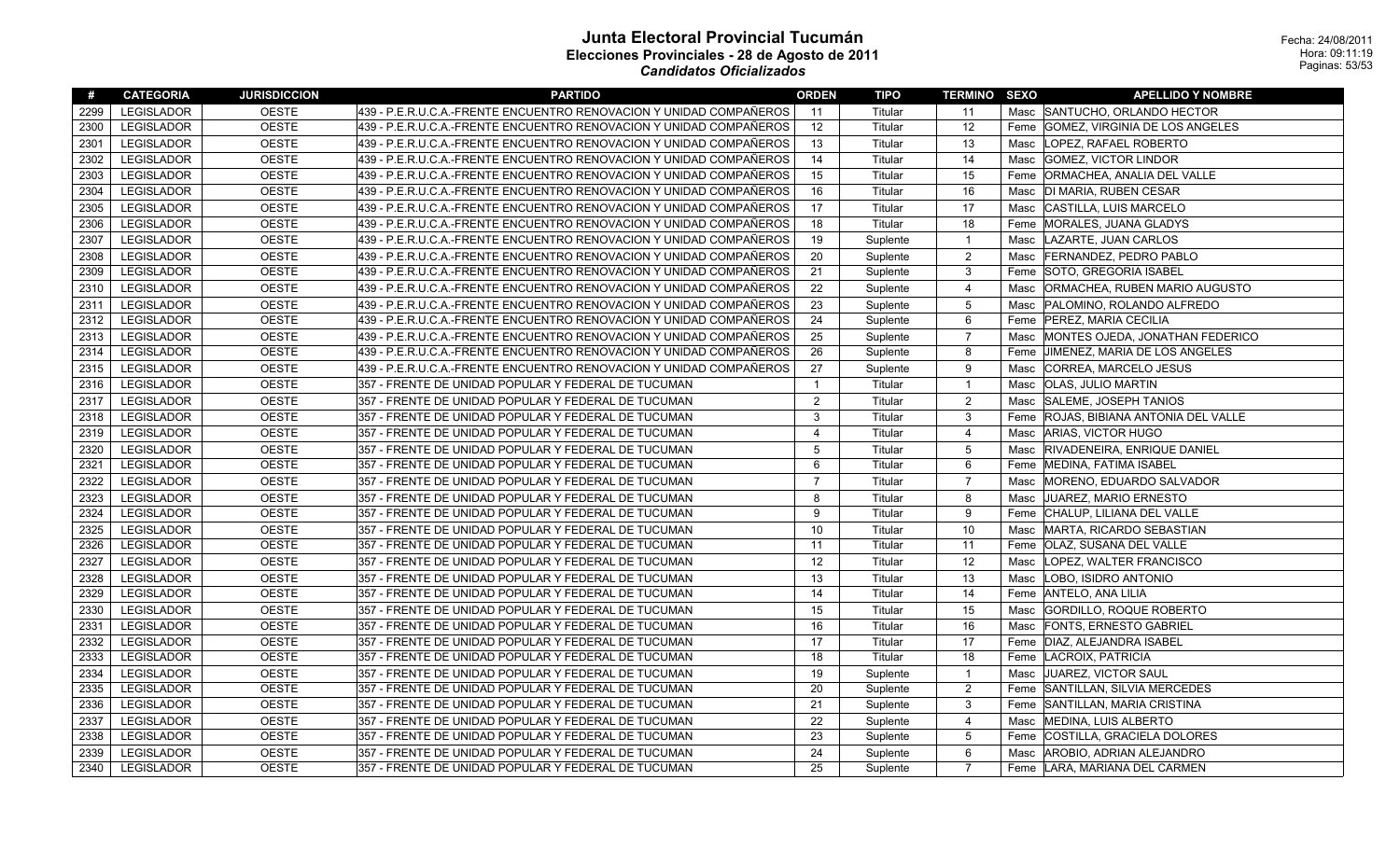# Junta Electoral Provincial Tucumán

## Elecciones Provinciales - 28 de Agosto de 2011

### *Candidatos Oficializados*

Fecha: 24/08/2011
Hora: 09:11:19

| # | CATEGORIA | JURISDICCION | PARTIDO | ORDEN | TIPO | TERMINO | SEXO | APELLIDO Y NOMBRE |
|---|---|---|---|---|---|---|---|---|
| 2299 | LEGISLADOR | OESTE | 439 - P.E.R.U.C.A.-FRENTE ENCUENTRO RENOVACION Y UNIDAD COMPAÑEROS | 11 | Titular | 11 | Masc | SANTUCHO, ORLANDO HECTOR |
| 2300 | LEGISLADOR | OESTE | 439 - P.E.R.U.C.A.-FRENTE ENCUENTRO RENOVACION Y UNIDAD COMPAÑEROS | 12 | Titular | 12 | Feme | GOMEZ, VIRGINIA DE LOS ANGELES |
| 2301 | LEGISLADOR | OESTE | 439 - P.E.R.U.C.A.-FRENTE ENCUENTRO RENOVACION Y UNIDAD COMPAÑEROS | 13 | Titular | 13 | Masc | LOPEZ, RAFAEL ROBERTO |
| 2302 | LEGISLADOR | OESTE | 439 - P.E.R.U.C.A.-FRENTE ENCUENTRO RENOVACION Y UNIDAD COMPAÑEROS | 14 | Titular | 14 | Masc | GOMEZ, VICTOR LINDOR |
| 2303 | LEGISLADOR | OESTE | 439 - P.E.R.U.C.A.-FRENTE ENCUENTRO RENOVACION Y UNIDAD COMPAÑEROS | 15 | Titular | 15 | Feme | ORMACHEA, ANALIA DEL VALLE |
| 2304 | LEGISLADOR | OESTE | 439 - P.E.R.U.C.A.-FRENTE ENCUENTRO RENOVACION Y UNIDAD COMPAÑEROS | 16 | Titular | 16 | Masc | DI MARIA, RUBEN CESAR |
| 2305 | LEGISLADOR | OESTE | 439 - P.E.R.U.C.A.-FRENTE ENCUENTRO RENOVACION Y UNIDAD COMPAÑEROS | 17 | Titular | 17 | Masc | CASTILLA, LUIS MARCELO |
| 2306 | LEGISLADOR | OESTE | 439 - P.E.R.U.C.A.-FRENTE ENCUENTRO RENOVACION Y UNIDAD COMPAÑEROS | 18 | Titular | 18 | Feme | MORALES, JUANA GLADYS |
| 2307 | LEGISLADOR | OESTE | 439 - P.E.R.U.C.A.-FRENTE ENCUENTRO RENOVACION Y UNIDAD COMPAÑEROS | 19 | Suplente | 1 | Masc | LAZARTE, JUAN CARLOS |
| 2308 | LEGISLADOR | OESTE | 439 - P.E.R.U.C.A.-FRENTE ENCUENTRO RENOVACION Y UNIDAD COMPAÑEROS | 20 | Suplente | 2 | Masc | FERNANDEZ, PEDRO PABLO |
| 2309 | LEGISLADOR | OESTE | 439 - P.E.R.U.C.A.-FRENTE ENCUENTRO RENOVACION Y UNIDAD COMPAÑEROS | 21 | Suplente | 3 | Feme | SOTO, GREGORIA ISABEL |
| 2310 | LEGISLADOR | OESTE | 439 - P.E.R.U.C.A.-FRENTE ENCUENTRO RENOVACION Y UNIDAD COMPAÑEROS | 22 | Suplente | 4 | Masc | ORMACHEA, RUBEN MARIO AUGUSTO |
| 2311 | LEGISLADOR | OESTE | 439 - P.E.R.U.C.A.-FRENTE ENCUENTRO RENOVACION Y UNIDAD COMPAÑEROS | 23 | Suplente | 5 | Masc | PALOMINO, ROLANDO ALFREDO |
| 2312 | LEGISLADOR | OESTE | 439 - P.E.R.U.C.A.-FRENTE ENCUENTRO RENOVACION Y UNIDAD COMPAÑEROS | 24 | Suplente | 6 | Feme | PEREZ, MARIA CECILIA |
| 2313 | LEGISLADOR | OESTE | 439 - P.E.R.U.C.A.-FRENTE ENCUENTRO RENOVACION Y UNIDAD COMPAÑEROS | 25 | Suplente | 7 | Masc | MONTES OJEDA, JONATHAN FEDERICO |
| 2314 | LEGISLADOR | OESTE | 439 - P.E.R.U.C.A.-FRENTE ENCUENTRO RENOVACION Y UNIDAD COMPAÑEROS | 26 | Suplente | 8 | Feme | JIMENEZ, MARIA DE LOS ANGELES |
| 2315 | LEGISLADOR | OESTE | 439 - P.E.R.U.C.A.-FRENTE ENCUENTRO RENOVACION Y UNIDAD COMPAÑEROS | 27 | Suplente | 9 | Masc | CORREA, MARCELO JESUS |
| 2316 | LEGISLADOR | OESTE | 357 - FRENTE DE UNIDAD POPULAR Y FEDERAL DE TUCUMAN | 1 | Titular | 1 | Masc | OLAS, JULIO MARTIN |
| 2317 | LEGISLADOR | OESTE | 357 - FRENTE DE UNIDAD POPULAR Y FEDERAL DE TUCUMAN | 2 | Titular | 2 | Masc | SALEME, JOSEPH TANIOS |
| 2318 | LEGISLADOR | OESTE | 357 - FRENTE DE UNIDAD POPULAR Y FEDERAL DE TUCUMAN | 3 | Titular | 3 | Feme | ROJAS, BIBIANA ANTONIA DEL VALLE |
| 2319 | LEGISLADOR | OESTE | 357 - FRENTE DE UNIDAD POPULAR Y FEDERAL DE TUCUMAN | 4 | Titular | 4 | Masc | ARIAS, VICTOR HUGO |
| 2320 | LEGISLADOR | OESTE | 357 - FRENTE DE UNIDAD POPULAR Y FEDERAL DE TUCUMAN | 5 | Titular | 5 | Masc | RIVADENEIRA, ENRIQUE DANIEL |
| 2321 | LEGISLADOR | OESTE | 357 - FRENTE DE UNIDAD POPULAR Y FEDERAL DE TUCUMAN | 6 | Titular | 6 | Feme | MEDINA, FATIMA ISABEL |
| 2322 | LEGISLADOR | OESTE | 357 - FRENTE DE UNIDAD POPULAR Y FEDERAL DE TUCUMAN | 7 | Titular | 7 | Masc | MORENO, EDUARDO SALVADOR |
| 2323 | LEGISLADOR | OESTE | 357 - FRENTE DE UNIDAD POPULAR Y FEDERAL DE TUCUMAN | 8 | Titular | 8 | Masc | JUAREZ, MARIO ERNESTO |
| 2324 | LEGISLADOR | OESTE | 357 - FRENTE DE UNIDAD POPULAR Y FEDERAL DE TUCUMAN | 9 | Titular | 9 | Feme | CHALUP, LILIANA DEL VALLE |
| 2325 | LEGISLADOR | OESTE | 357 - FRENTE DE UNIDAD POPULAR Y FEDERAL DE TUCUMAN | 10 | Titular | 10 | Masc | MARTA, RICARDO SEBASTIAN |
| 2326 | LEGISLADOR | OESTE | 357 - FRENTE DE UNIDAD POPULAR Y FEDERAL DE TUCUMAN | 11 | Titular | 11 | Feme | OLAZ, SUSANA DEL VALLE |
| 2327 | LEGISLADOR | OESTE | 357 - FRENTE DE UNIDAD POPULAR Y FEDERAL DE TUCUMAN | 12 | Titular | 12 | Masc | LOPEZ, WALTER FRANCISCO |
| 2328 | LEGISLADOR | OESTE | 357 - FRENTE DE UNIDAD POPULAR Y FEDERAL DE TUCUMAN | 13 | Titular | 13 | Masc | LOBO, ISIDRO ANTONIO |
| 2329 | LEGISLADOR | OESTE | 357 - FRENTE DE UNIDAD POPULAR Y FEDERAL DE TUCUMAN | 14 | Titular | 14 | Feme | ANTELO, ANA LILIA |
| 2330 | LEGISLADOR | OESTE | 357 - FRENTE DE UNIDAD POPULAR Y FEDERAL DE TUCUMAN | 15 | Titular | 15 | Masc | GORDILLO, ROQUE ROBERTO |
| 2331 | LEGISLADOR | OESTE | 357 - FRENTE DE UNIDAD POPULAR Y FEDERAL DE TUCUMAN | 16 | Titular | 16 | Masc | FONTS, ERNESTO GABRIEL |
| 2332 | LEGISLADOR | OESTE | 357 - FRENTE DE UNIDAD POPULAR Y FEDERAL DE TUCUMAN | 17 | Titular | 17 | Feme | DIAZ, ALEJANDRA ISABEL |
| 2333 | LEGISLADOR | OESTE | 357 - FRENTE DE UNIDAD POPULAR Y FEDERAL DE TUCUMAN | 18 | Titular | 18 | Feme | LACROIX, PATRICIA |
| 2334 | LEGISLADOR | OESTE | 357 - FRENTE DE UNIDAD POPULAR Y FEDERAL DE TUCUMAN | 19 | Suplente | 1 | Masc | JUAREZ, VICTOR SAUL |
| 2335 | LEGISLADOR | OESTE | 357 - FRENTE DE UNIDAD POPULAR Y FEDERAL DE TUCUMAN | 20 | Suplente | 2 | Feme | SANTILLAN, SILVIA MERCEDES |
| 2336 | LEGISLADOR | OESTE | 357 - FRENTE DE UNIDAD POPULAR Y FEDERAL DE TUCUMAN | 21 | Suplente | 3 | Feme | SANTILLAN, MARIA CRISTINA |
| 2337 | LEGISLADOR | OESTE | 357 - FRENTE DE UNIDAD POPULAR Y FEDERAL DE TUCUMAN | 22 | Suplente | 4 | Masc | MEDINA, LUIS ALBERTO |
| 2338 | LEGISLADOR | OESTE | 357 - FRENTE DE UNIDAD POPULAR Y FEDERAL DE TUCUMAN | 23 | Suplente | 5 | Feme | COSTILLA, GRACIELA DOLORES |
| 2339 | LEGISLADOR | OESTE | 357 - FRENTE DE UNIDAD POPULAR Y FEDERAL DE TUCUMAN | 24 | Suplente | 6 | Masc | AROBIO, ADRIAN ALEJANDRO |
| 2340 | LEGISLADOR | OESTE | 357 - FRENTE DE UNIDAD POPULAR Y FEDERAL DE TUCUMAN | 25 | Suplente | 7 | Feme | LARA, MARIANA DEL CARMEN |